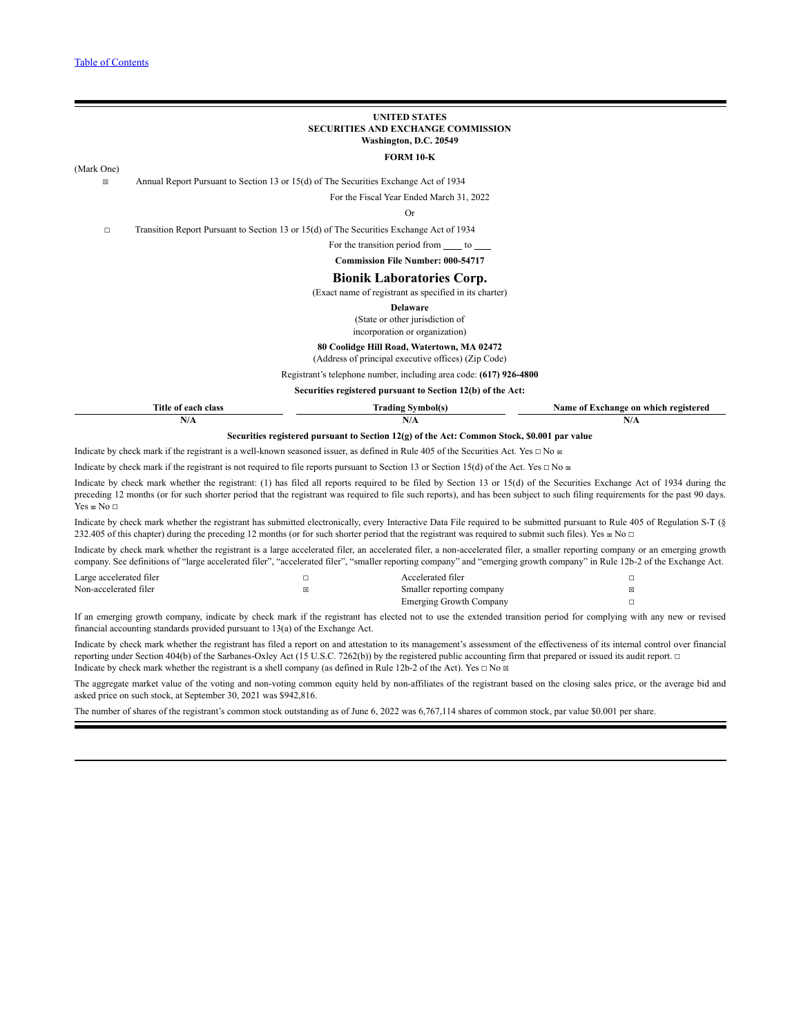[Table of Contents](#)

**UNITED STATES**
**SECURITIES AND EXCHANGE COMMISSION**
**Washington, D.C. 20549**

**FORM 10-K**

(Mark One)

☒ Annual Report Pursuant to Section 13 or 15(d) of The Securities Exchange Act of 1934

For the Fiscal Year Ended March 31, 2022

Or

☐ Transition Report Pursuant to Section 13 or 15(d) of The Securities Exchange Act of 1934

For the transition period from \_\_\_\_ to \_\_\_\_

**Commission File Number: 000-54717**

# Bionik Laboratories Corp.

(Exact name of registrant as specified in its charter)

**Delaware**
(State or other jurisdiction of
incorporation or organization)

**80 Coolidge Hill Road, Watertown, MA 02472**
(Address of principal executive offices) (Zip Code)

Registrant's telephone number, including area code: **(617) 926-4800**

**Securities registered pursuant to Section 12(b) of the Act:**

| Title of each class | Trading Symbol(s) | Name of Exchange on which registered |
|---|---|---|
| N/A | N/A | N/A |

**Securities registered pursuant to Section 12(g) of the Act: Common Stock, $0.001 par value**

Indicate by check mark if the registrant is a well-known seasoned issuer, as defined in Rule 405 of the Securities Act. Yes ☐ No ☒

Indicate by check mark if the registrant is not required to file reports pursuant to Section 13 or Section 15(d) of the Act. Yes ☐ No ☒

Indicate by check mark whether the registrant: (1) has filed all reports required to be filed by Section 13 or 15(d) of the Securities Exchange Act of 1934 during the preceding 12 months (or for such shorter period that the registrant was required to file such reports), and has been subject to such filing requirements for the past 90 days. Yes ☒ No ☐

Indicate by check mark whether the registrant has submitted electronically, every Interactive Data File required to be submitted pursuant to Rule 405 of Regulation S-T (§ 232.405 of this chapter) during the preceding 12 months (or for such shorter period that the registrant was required to submit such files). Yes ☒ No ☐

Indicate by check mark whether the registrant is a large accelerated filer, an accelerated filer, a non-accelerated filer, a smaller reporting company or an emerging growth company. See definitions of "large accelerated filer", "accelerated filer", "smaller reporting company" and "emerging growth company" in Rule 12b-2 of the Exchange Act.

| | | | |
|---|---|---|---|
| Large accelerated filer | ☐ | Accelerated filer | ☐ |
| Non-accelerated filer | ☒ | Smaller reporting company | ☒ |
| | | Emerging Growth Company | ☐ |

If an emerging growth company, indicate by check mark if the registrant has elected not to use the extended transition period for complying with any new or revised financial accounting standards provided pursuant to 13(a) of the Exchange Act.

Indicate by check mark whether the registrant has filed a report on and attestation to its management's assessment of the effectiveness of its internal control over financial reporting under Section 404(b) of the Sarbanes-Oxley Act (15 U.S.C. 7262(b)) by the registered public accounting firm that prepared or issued its audit report. ☐

Indicate by check mark whether the registrant is a shell company (as defined in Rule 12b-2 of the Act). Yes ☐ No ☒

The aggregate market value of the voting and non-voting common equity held by non-affiliates of the registrant based on the closing sales price, or the average bid and asked price on such stock, at September 30, 2021 was $942,816.

The number of shares of the registrant's common stock outstanding as of June 6, 2022 was 6,767,114 shares of common stock, par value $0.001 per share.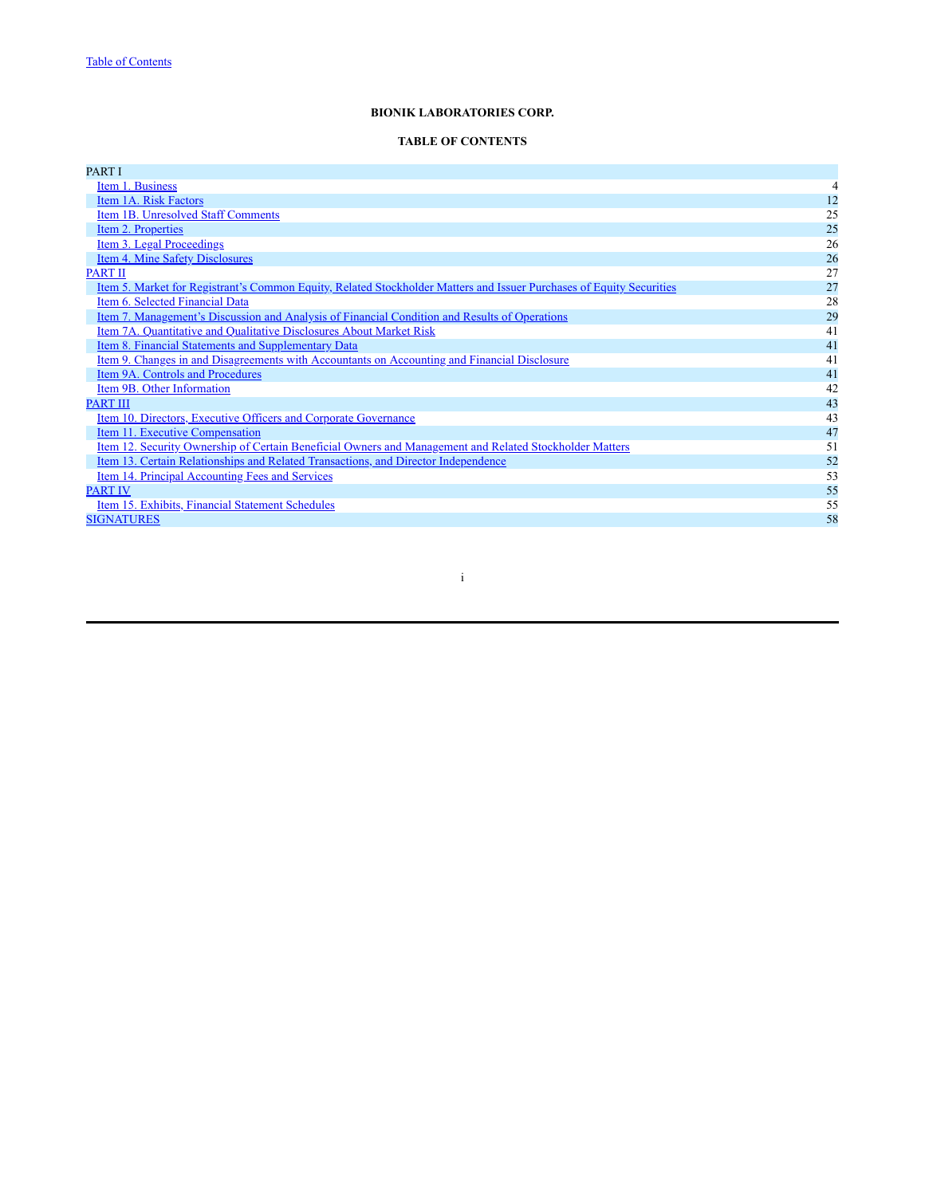Table of Contents

**BIONIK LABORATORIES CORP.**

**TABLE OF CONTENTS**

| | |
|---|---|
| PART I | |
| Item 1. Business | 4 |
| Item 1A. Risk Factors | 12 |
| Item 1B. Unresolved Staff Comments | 25 |
| Item 2. Properties | 25 |
| Item 3. Legal Proceedings | 26 |
| Item 4. Mine Safety Disclosures | 26 |
| PART II | 27 |
| Item 5. Market for Registrant's Common Equity, Related Stockholder Matters and Issuer Purchases of Equity Securities | 27 |
| Item 6. Selected Financial Data | 28 |
| Item 7. Management's Discussion and Analysis of Financial Condition and Results of Operations | 29 |
| Item 7A. Quantitative and Qualitative Disclosures About Market Risk | 41 |
| Item 8. Financial Statements and Supplementary Data | 41 |
| Item 9. Changes in and Disagreements with Accountants on Accounting and Financial Disclosure | 41 |
| Item 9A. Controls and Procedures | 41 |
| Item 9B. Other Information | 42 |
| PART III | 43 |
| Item 10. Directors, Executive Officers and Corporate Governance | 43 |
| Item 11. Executive Compensation | 47 |
| Item 12. Security Ownership of Certain Beneficial Owners and Management and Related Stockholder Matters | 51 |
| Item 13. Certain Relationships and Related Transactions, and Director Independence | 52 |
| Item 14. Principal Accounting Fees and Services | 53 |
| PART IV | 55 |
| Item 15. Exhibits, Financial Statement Schedules | 55 |
| SIGNATURES | 58 |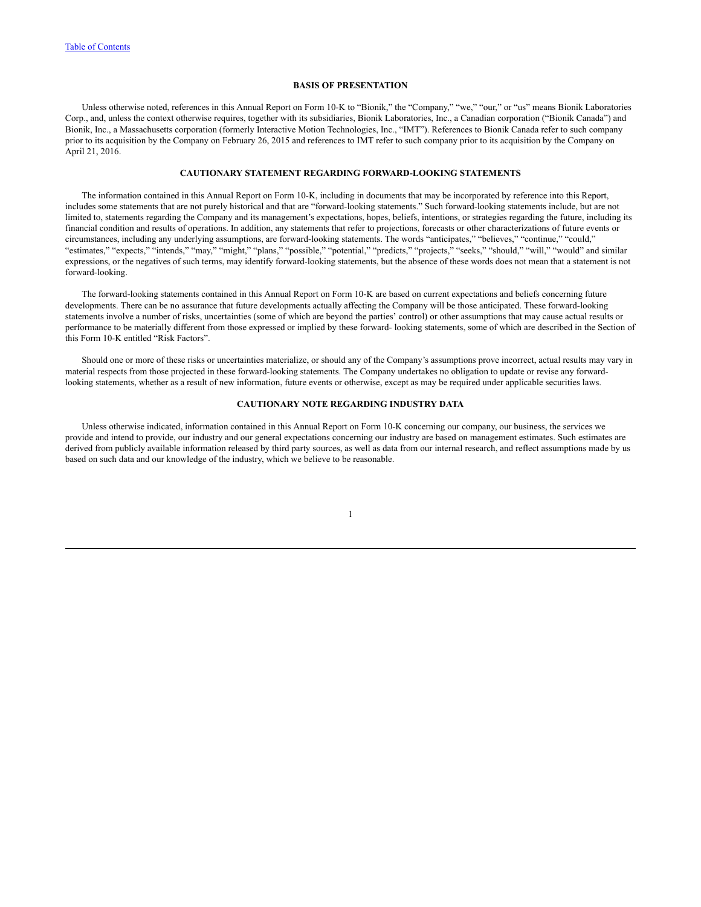## BASIS OF PRESENTATION

Unless otherwise noted, references in this Annual Report on Form 10-K to "Bionik," the "Company," "we," "our," or "us" means Bionik Laboratories Corp., and, unless the context otherwise requires, together with its subsidiaries, Bionik Laboratories, Inc., a Canadian corporation ("Bionik Canada") and Bionik, Inc., a Massachusetts corporation (formerly Interactive Motion Technologies, Inc., "IMT"). References to Bionik Canada refer to such company prior to its acquisition by the Company on February 26, 2015 and references to IMT refer to such company prior to its acquisition by the Company on April 21, 2016.

## CAUTIONARY STATEMENT REGARDING FORWARD-LOOKING STATEMENTS

The information contained in this Annual Report on Form 10-K, including in documents that may be incorporated by reference into this Report, includes some statements that are not purely historical and that are "forward-looking statements." Such forward-looking statements include, but are not limited to, statements regarding the Company and its management's expectations, hopes, beliefs, intentions, or strategies regarding the future, including its financial condition and results of operations. In addition, any statements that refer to projections, forecasts or other characterizations of future events or circumstances, including any underlying assumptions, are forward-looking statements. The words "anticipates," "believes," "continue," "could," "estimates," "expects," "intends," "may," "might," "plans," "possible," "potential," "predicts," "projects," "seeks," "should," "will," "would" and similar expressions, or the negatives of such terms, may identify forward-looking statements, but the absence of these words does not mean that a statement is not forward-looking.

The forward-looking statements contained in this Annual Report on Form 10-K are based on current expectations and beliefs concerning future developments. There can be no assurance that future developments actually affecting the Company will be those anticipated. These forward-looking statements involve a number of risks, uncertainties (some of which are beyond the parties' control) or other assumptions that may cause actual results or performance to be materially different from those expressed or implied by these forward- looking statements, some of which are described in the Section of this Form 10-K entitled "Risk Factors".

Should one or more of these risks or uncertainties materialize, or should any of the Company's assumptions prove incorrect, actual results may vary in material respects from those projected in these forward-looking statements. The Company undertakes no obligation to update or revise any forward-looking statements, whether as a result of new information, future events or otherwise, except as may be required under applicable securities laws.

## CAUTIONARY NOTE REGARDING INDUSTRY DATA

Unless otherwise indicated, information contained in this Annual Report on Form 10-K concerning our company, our business, the services we provide and intend to provide, our industry and our general expectations concerning our industry are based on management estimates. Such estimates are derived from publicly available information released by third party sources, as well as data from our internal research, and reflect assumptions made by us based on such data and our knowledge of the industry, which we believe to be reasonable.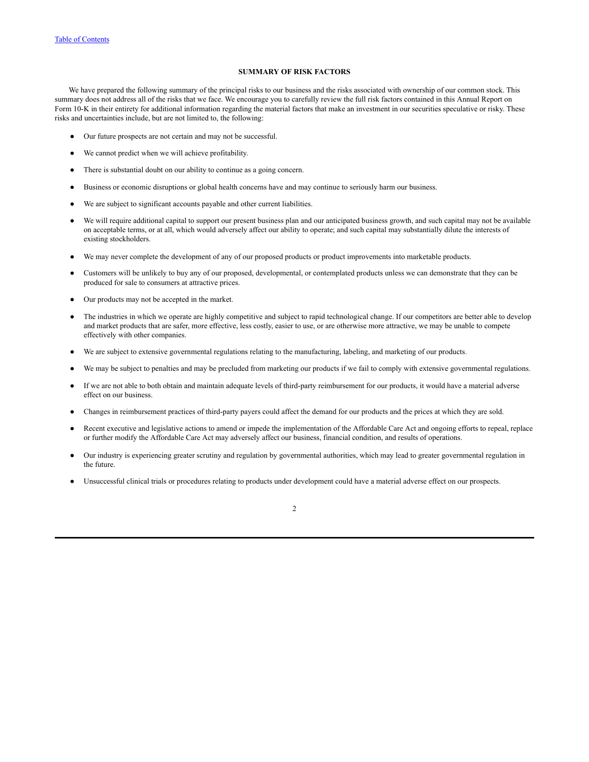## SUMMARY OF RISK FACTORS

We have prepared the following summary of the principal risks to our business and the risks associated with ownership of our common stock. This summary does not address all of the risks that we face. We encourage you to carefully review the full risk factors contained in this Annual Report on Form 10-K in their entirety for additional information regarding the material factors that make an investment in our securities speculative or risky. These risks and uncertainties include, but are not limited to, the following:

- Our future prospects are not certain and may not be successful.
- We cannot predict when we will achieve profitability.
- There is substantial doubt on our ability to continue as a going concern.
- Business or economic disruptions or global health concerns have and may continue to seriously harm our business.
- We are subject to significant accounts payable and other current liabilities.
- We will require additional capital to support our present business plan and our anticipated business growth, and such capital may not be available on acceptable terms, or at all, which would adversely affect our ability to operate; and such capital may substantially dilute the interests of existing stockholders.
- We may never complete the development of any of our proposed products or product improvements into marketable products.
- Customers will be unlikely to buy any of our proposed, developmental, or contemplated products unless we can demonstrate that they can be produced for sale to consumers at attractive prices.
- Our products may not be accepted in the market.
- The industries in which we operate are highly competitive and subject to rapid technological change. If our competitors are better able to develop and market products that are safer, more effective, less costly, easier to use, or are otherwise more attractive, we may be unable to compete effectively with other companies.
- We are subject to extensive governmental regulations relating to the manufacturing, labeling, and marketing of our products.
- We may be subject to penalties and may be precluded from marketing our products if we fail to comply with extensive governmental regulations.
- If we are not able to both obtain and maintain adequate levels of third-party reimbursement for our products, it would have a material adverse effect on our business.
- Changes in reimbursement practices of third-party payers could affect the demand for our products and the prices at which they are sold.
- Recent executive and legislative actions to amend or impede the implementation of the Affordable Care Act and ongoing efforts to repeal, replace or further modify the Affordable Care Act may adversely affect our business, financial condition, and results of operations.
- Our industry is experiencing greater scrutiny and regulation by governmental authorities, which may lead to greater governmental regulation in the future.
- Unsuccessful clinical trials or procedures relating to products under development could have a material adverse effect on our prospects.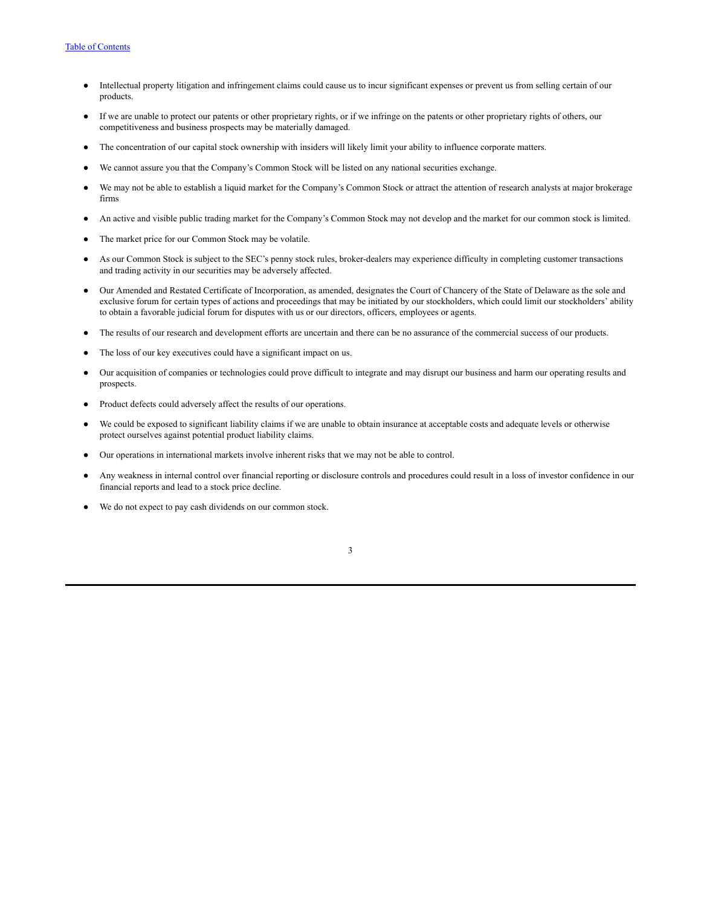- Intellectual property litigation and infringement claims could cause us to incur significant expenses or prevent us from selling certain of our products.
- If we are unable to protect our patents or other proprietary rights, or if we infringe on the patents or other proprietary rights of others, our competitiveness and business prospects may be materially damaged.
- The concentration of our capital stock ownership with insiders will likely limit your ability to influence corporate matters.
- We cannot assure you that the Company's Common Stock will be listed on any national securities exchange.
- We may not be able to establish a liquid market for the Company's Common Stock or attract the attention of research analysts at major brokerage firms
- An active and visible public trading market for the Company's Common Stock may not develop and the market for our common stock is limited.
- The market price for our Common Stock may be volatile.
- As our Common Stock is subject to the SEC's penny stock rules, broker-dealers may experience difficulty in completing customer transactions and trading activity in our securities may be adversely affected.
- Our Amended and Restated Certificate of Incorporation, as amended, designates the Court of Chancery of the State of Delaware as the sole and exclusive forum for certain types of actions and proceedings that may be initiated by our stockholders, which could limit our stockholders' ability to obtain a favorable judicial forum for disputes with us or our directors, officers, employees or agents.
- The results of our research and development efforts are uncertain and there can be no assurance of the commercial success of our products.
- The loss of our key executives could have a significant impact on us.
- Our acquisition of companies or technologies could prove difficult to integrate and may disrupt our business and harm our operating results and prospects.
- Product defects could adversely affect the results of our operations.
- We could be exposed to significant liability claims if we are unable to obtain insurance at acceptable costs and adequate levels or otherwise protect ourselves against potential product liability claims.
- Our operations in international markets involve inherent risks that we may not be able to control.
- Any weakness in internal control over financial reporting or disclosure controls and procedures could result in a loss of investor confidence in our financial reports and lead to a stock price decline.
- We do not expect to pay cash dividends on our common stock.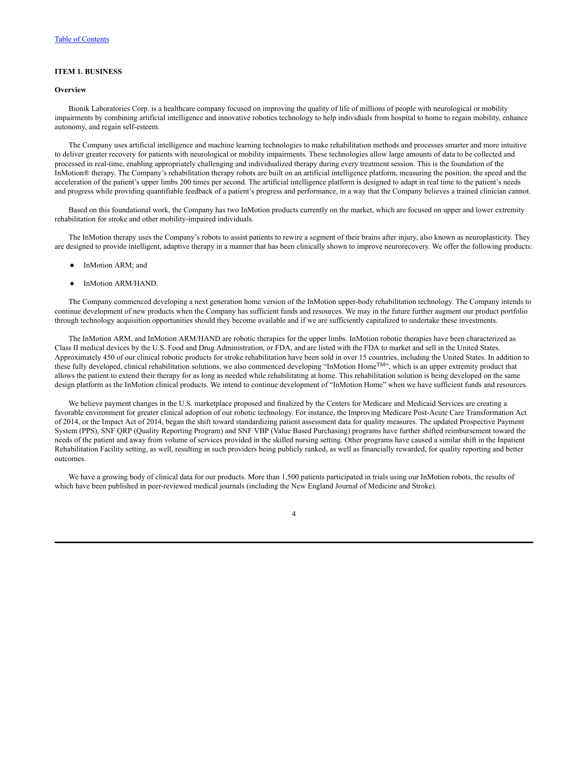## ITEM 1. BUSINESS

### Overview

Bionik Laboratories Corp. is a healthcare company focused on improving the quality of life of millions of people with neurological or mobility impairments by combining artificial intelligence and innovative robotics technology to help individuals from hospital to home to regain mobility, enhance autonomy, and regain self-esteem.

The Company uses artificial intelligence and machine learning technologies to make rehabilitation methods and processes smarter and more intuitive to deliver greater recovery for patients with neurological or mobility impairments. These technologies allow large amounts of data to be collected and processed in real-time, enabling appropriately challenging and individualized therapy during every treatment session. This is the foundation of the InMotion® therapy. The Company's rehabilitation therapy robots are built on an artificial intelligence platform, measuring the position, the speed and the acceleration of the patient's upper limbs 200 times per second. The artificial intelligence platform is designed to adapt in real time to the patient's needs and progress while providing quantifiable feedback of a patient's progress and performance, in a way that the Company believes a trained clinician cannot.

Based on this foundational work, the Company has two InMotion products currently on the market, which are focused on upper and lower extremity rehabilitation for stroke and other mobility-impaired individuals.

The InMotion therapy uses the Company's robots to assist patients to rewire a segment of their brains after injury, also known as neuroplasticity. They are designed to provide intelligent, adaptive therapy in a manner that has been clinically shown to improve neurorecovery. We offer the following products:

- InMotion ARM; and
- InMotion ARM/HAND.

The Company commenced developing a next generation home version of the InMotion upper-body rehabilitation technology. The Company intends to continue development of new products when the Company has sufficient funds and resources. We may in the future further augment our product portfolio through technology acquisition opportunities should they become available and if we are sufficiently capitalized to undertake these investments.

The InMotion ARM, and InMotion ARM/HAND are robotic therapies for the upper limbs. InMotion robotic therapies have been characterized as Class II medical devices by the U.S. Food and Drug Administration, or FDA, and are listed with the FDA to market and sell in the United States. Approximately 450 of our clinical robotic products for stroke rehabilitation have been sold in over 15 countries, including the United States. In addition to these fully developed, clinical rehabilitation solutions, we also commenced developing "InMotion Home™", which is an upper extremity product that allows the patient to extend their therapy for as long as needed while rehabilitating at home. This rehabilitation solution is being developed on the same design platform as the InMotion clinical products. We intend to continue development of "InMotion Home" when we have sufficient funds and resources.

We believe payment changes in the U.S. marketplace proposed and finalized by the Centers for Medicare and Medicaid Services are creating a favorable environment for greater clinical adoption of our robotic technology. For instance, the Improving Medicare Post-Acute Care Transformation Act of 2014, or the Impact Act of 2014, began the shift toward standardizing patient assessment data for quality measures. The updated Prospective Payment System (PPS), SNF QRP (Quality Reporting Program) and SNF VBP (Value Based Purchasing) programs have further shifted reimbursement toward the needs of the patient and away from volume of services provided in the skilled nursing setting. Other programs have caused a similar shift in the Inpatient Rehabilitation Facility setting, as well, resulting in such providers being publicly ranked, as well as financially rewarded, for quality reporting and better outcomes.

We have a growing body of clinical data for our products. More than 1,500 patients participated in trials using our InMotion robots, the results of which have been published in peer-reviewed medical journals (including the New England Journal of Medicine and Stroke).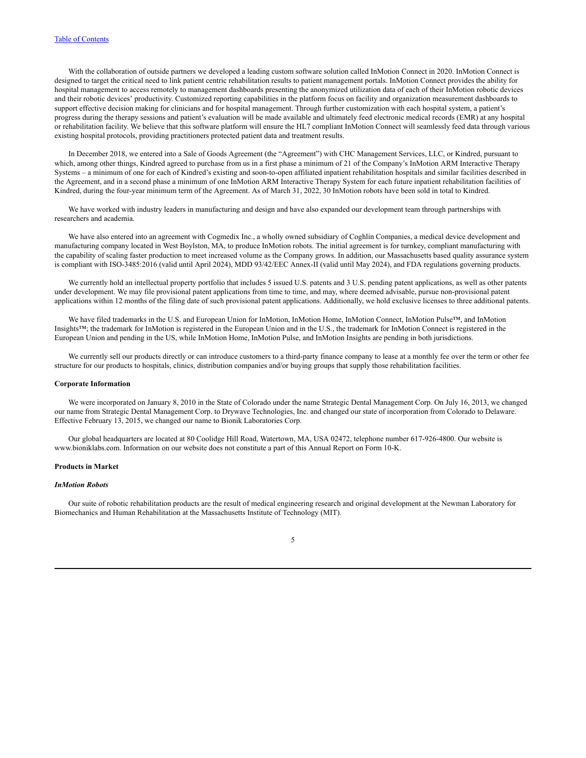With the collaboration of outside partners we developed a leading custom software solution called InMotion Connect in 2020. InMotion Connect is designed to target the critical need to link patient centric rehabilitation results to patient management portals. InMotion Connect provides the ability for hospital management to access remotely to management dashboards presenting the anonymized utilization data of each of their InMotion robotic devices and their robotic devices' productivity. Customized reporting capabilities in the platform focus on facility and organization measurement dashboards to support effective decision making for clinicians and for hospital management. Through further customization with each hospital system, a patient's progress during the therapy sessions and patient's evaluation will be made available and ultimately feed electronic medical records (EMR) at any hospital or rehabilitation facility. We believe that this software platform will ensure the HL7 compliant InMotion Connect will seamlessly feed data through various existing hospital protocols, providing practitioners protected patient data and treatment results.

In December 2018, we entered into a Sale of Goods Agreement (the "Agreement") with CHC Management Services, LLC, or Kindred, pursuant to which, among other things, Kindred agreed to purchase from us in a first phase a minimum of 21 of the Company's InMotion ARM Interactive Therapy Systems – a minimum of one for each of Kindred's existing and soon-to-open affiliated inpatient rehabilitation hospitals and similar facilities described in the Agreement, and in a second phase a minimum of one InMotion ARM Interactive Therapy System for each future inpatient rehabilitation facilities of Kindred, during the four-year minimum term of the Agreement. As of March 31, 2022, 30 InMotion robots have been sold in total to Kindred.

We have worked with industry leaders in manufacturing and design and have also expanded our development team through partnerships with researchers and academia.

We have also entered into an agreement with Cogmedix Inc., a wholly owned subsidiary of Coghlin Companies, a medical device development and manufacturing company located in West Boylston, MA, to produce InMotion robots. The initial agreement is for turnkey, compliant manufacturing with the capability of scaling faster production to meet increased volume as the Company grows. In addition, our Massachusetts based quality assurance system is compliant with ISO-3485:2016 (valid until April 2024), MDD 93/42/EEC Annex-II (valid until May 2024), and FDA regulations governing products.

We currently hold an intellectual property portfolio that includes 5 issued U.S. patents and 3 U.S. pending patent applications, as well as other patents under development. We may file provisional patent applications from time to time, and may, where deemed advisable, pursue non-provisional patent applications within 12 months of the filing date of such provisional patent applications. Additionally, we hold exclusive licenses to three additional patents.

We have filed trademarks in the U.S. and European Union for InMotion, InMotion Home, InMotion Connect, InMotion Pulse™, and InMotion Insights™; the trademark for InMotion is registered in the European Union and in the U.S., the trademark for InMotion Connect is registered in the European Union and pending in the US, while InMotion Home, InMotion Pulse, and InMotion Insights are pending in both jurisdictions.

We currently sell our products directly or can introduce customers to a third-party finance company to lease at a monthly fee over the term or other fee structure for our products to hospitals, clinics, distribution companies and/or buying groups that supply those rehabilitation facilities.

**Corporate Information**

We were incorporated on January 8, 2010 in the State of Colorado under the name Strategic Dental Management Corp. On July 16, 2013, we changed our name from Strategic Dental Management Corp. to Drywave Technologies, Inc. and changed our state of incorporation from Colorado to Delaware. Effective February 13, 2015, we changed our name to Bionik Laboratories Corp.

Our global headquarters are located at 80 Coolidge Hill Road, Watertown, MA, USA 02472, telephone number 617-926-4800. Our website is www.bioniklabs.com. Information on our website does not constitute a part of this Annual Report on Form 10-K.

**Products in Market**

***InMotion Robots***

Our suite of robotic rehabilitation products are the result of medical engineering research and original development at the Newman Laboratory for Biomechanics and Human Rehabilitation at the Massachusetts Institute of Technology (MIT).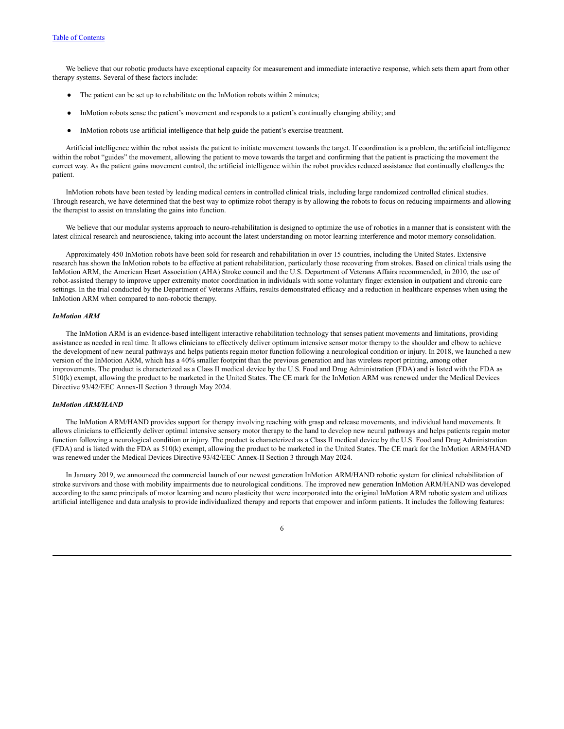We believe that our robotic products have exceptional capacity for measurement and immediate interactive response, which sets them apart from other therapy systems. Several of these factors include:

- The patient can be set up to rehabilitate on the InMotion robots within 2 minutes;
- InMotion robots sense the patient's movement and responds to a patient's continually changing ability; and
- InMotion robots use artificial intelligence that help guide the patient's exercise treatment.

Artificial intelligence within the robot assists the patient to initiate movement towards the target. If coordination is a problem, the artificial intelligence within the robot "guides" the movement, allowing the patient to move towards the target and confirming that the patient is practicing the movement the correct way. As the patient gains movement control, the artificial intelligence within the robot provides reduced assistance that continually challenges the patient.

InMotion robots have been tested by leading medical centers in controlled clinical trials, including large randomized controlled clinical studies. Through research, we have determined that the best way to optimize robot therapy is by allowing the robots to focus on reducing impairments and allowing the therapist to assist on translating the gains into function.

We believe that our modular systems approach to neuro-rehabilitation is designed to optimize the use of robotics in a manner that is consistent with the latest clinical research and neuroscience, taking into account the latest understanding on motor learning interference and motor memory consolidation.

Approximately 450 InMotion robots have been sold for research and rehabilitation in over 15 countries, including the United States. Extensive research has shown the InMotion robots to be effective at patient rehabilitation, particularly those recovering from strokes. Based on clinical trials using the InMotion ARM, the American Heart Association (AHA) Stroke council and the U.S. Department of Veterans Affairs recommended, in 2010, the use of robot-assisted therapy to improve upper extremity motor coordination in individuals with some voluntary finger extension in outpatient and chronic care settings. In the trial conducted by the Department of Veterans Affairs, results demonstrated efficacy and a reduction in healthcare expenses when using the InMotion ARM when compared to non-robotic therapy.

***InMotion ARM***

The InMotion ARM is an evidence-based intelligent interactive rehabilitation technology that senses patient movements and limitations, providing assistance as needed in real time. It allows clinicians to effectively deliver optimum intensive sensor motor therapy to the shoulder and elbow to achieve the development of new neural pathways and helps patients regain motor function following a neurological condition or injury. In 2018, we launched a new version of the InMotion ARM, which has a 40% smaller footprint than the previous generation and has wireless report printing, among other improvements. The product is characterized as a Class II medical device by the U.S. Food and Drug Administration (FDA) and is listed with the FDA as 510(k) exempt, allowing the product to be marketed in the United States. The CE mark for the InMotion ARM was renewed under the Medical Devices Directive 93/42/EEC Annex-II Section 3 through May 2024.

***InMotion ARM/HAND***

The InMotion ARM/HAND provides support for therapy involving reaching with grasp and release movements, and individual hand movements. It allows clinicians to efficiently deliver optimal intensive sensory motor therapy to the hand to develop new neural pathways and helps patients regain motor function following a neurological condition or injury. The product is characterized as a Class II medical device by the U.S. Food and Drug Administration (FDA) and is listed with the FDA as 510(k) exempt, allowing the product to be marketed in the United States. The CE mark for the InMotion ARM/HAND was renewed under the Medical Devices Directive 93/42/EEC Annex-II Section 3 through May 2024.

In January 2019, we announced the commercial launch of our newest generation InMotion ARM/HAND robotic system for clinical rehabilitation of stroke survivors and those with mobility impairments due to neurological conditions. The improved new generation InMotion ARM/HAND was developed according to the same principals of motor learning and neuro plasticity that were incorporated into the original InMotion ARM robotic system and utilizes artificial intelligence and data analysis to provide individualized therapy and reports that empower and inform patients. It includes the following features: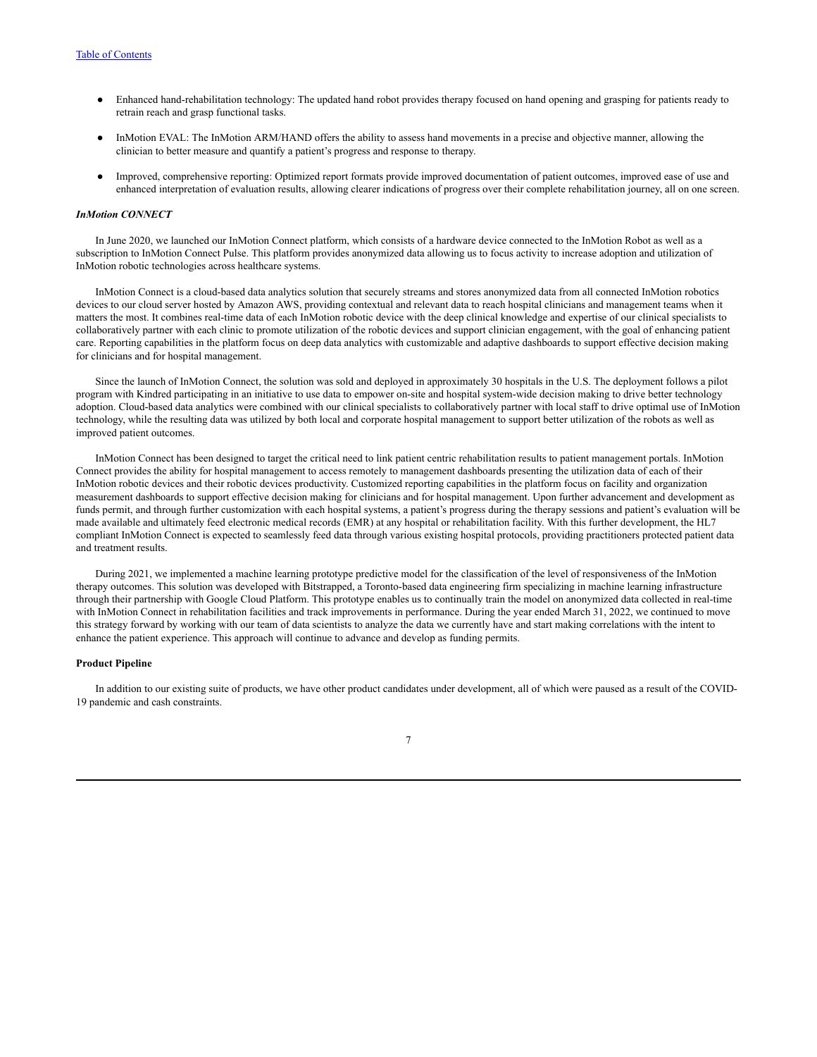- Enhanced hand-rehabilitation technology: The updated hand robot provides therapy focused on hand opening and grasping for patients ready to retrain reach and grasp functional tasks.

- InMotion EVAL: The InMotion ARM/HAND offers the ability to assess hand movements in a precise and objective manner, allowing the clinician to better measure and quantify a patient's progress and response to therapy.

- Improved, comprehensive reporting: Optimized report formats provide improved documentation of patient outcomes, improved ease of use and enhanced interpretation of evaluation results, allowing clearer indications of progress over their complete rehabilitation journey, all on one screen.

***InMotion CONNECT***

In June 2020, we launched our InMotion Connect platform, which consists of a hardware device connected to the InMotion Robot as well as a subscription to InMotion Connect Pulse. This platform provides anonymized data allowing us to focus activity to increase adoption and utilization of InMotion robotic technologies across healthcare systems.

InMotion Connect is a cloud-based data analytics solution that securely streams and stores anonymized data from all connected InMotion robotics devices to our cloud server hosted by Amazon AWS, providing contextual and relevant data to reach hospital clinicians and management teams when it matters the most. It combines real-time data of each InMotion robotic device with the deep clinical knowledge and expertise of our clinical specialists to collaboratively partner with each clinic to promote utilization of the robotic devices and support clinician engagement, with the goal of enhancing patient care. Reporting capabilities in the platform focus on deep data analytics with customizable and adaptive dashboards to support effective decision making for clinicians and for hospital management.

Since the launch of InMotion Connect, the solution was sold and deployed in approximately 30 hospitals in the U.S. The deployment follows a pilot program with Kindred participating in an initiative to use data to empower on-site and hospital system-wide decision making to drive better technology adoption. Cloud-based data analytics were combined with our clinical specialists to collaboratively partner with local staff to drive optimal use of InMotion technology, while the resulting data was utilized by both local and corporate hospital management to support better utilization of the robots as well as improved patient outcomes.

InMotion Connect has been designed to target the critical need to link patient centric rehabilitation results to patient management portals. InMotion Connect provides the ability for hospital management to access remotely to management dashboards presenting the utilization data of each of their InMotion robotic devices and their robotic devices productivity. Customized reporting capabilities in the platform focus on facility and organization measurement dashboards to support effective decision making for clinicians and for hospital management. Upon further advancement and development as funds permit, and through further customization with each hospital systems, a patient's progress during the therapy sessions and patient's evaluation will be made available and ultimately feed electronic medical records (EMR) at any hospital or rehabilitation facility. With this further development, the HL7 compliant InMotion Connect is expected to seamlessly feed data through various existing hospital protocols, providing practitioners protected patient data and treatment results.

During 2021, we implemented a machine learning prototype predictive model for the classification of the level of responsiveness of the InMotion therapy outcomes. This solution was developed with Bitstrapped, a Toronto-based data engineering firm specializing in machine learning infrastructure through their partnership with Google Cloud Platform. This prototype enables us to continually train the model on anonymized data collected in real-time with InMotion Connect in rehabilitation facilities and track improvements in performance. During the year ended March 31, 2022, we continued to move this strategy forward by working with our team of data scientists to analyze the data we currently have and start making correlations with the intent to enhance the patient experience. This approach will continue to advance and develop as funding permits.

**Product Pipeline**

In addition to our existing suite of products, we have other product candidates under development, all of which were paused as a result of the COVID-19 pandemic and cash constraints.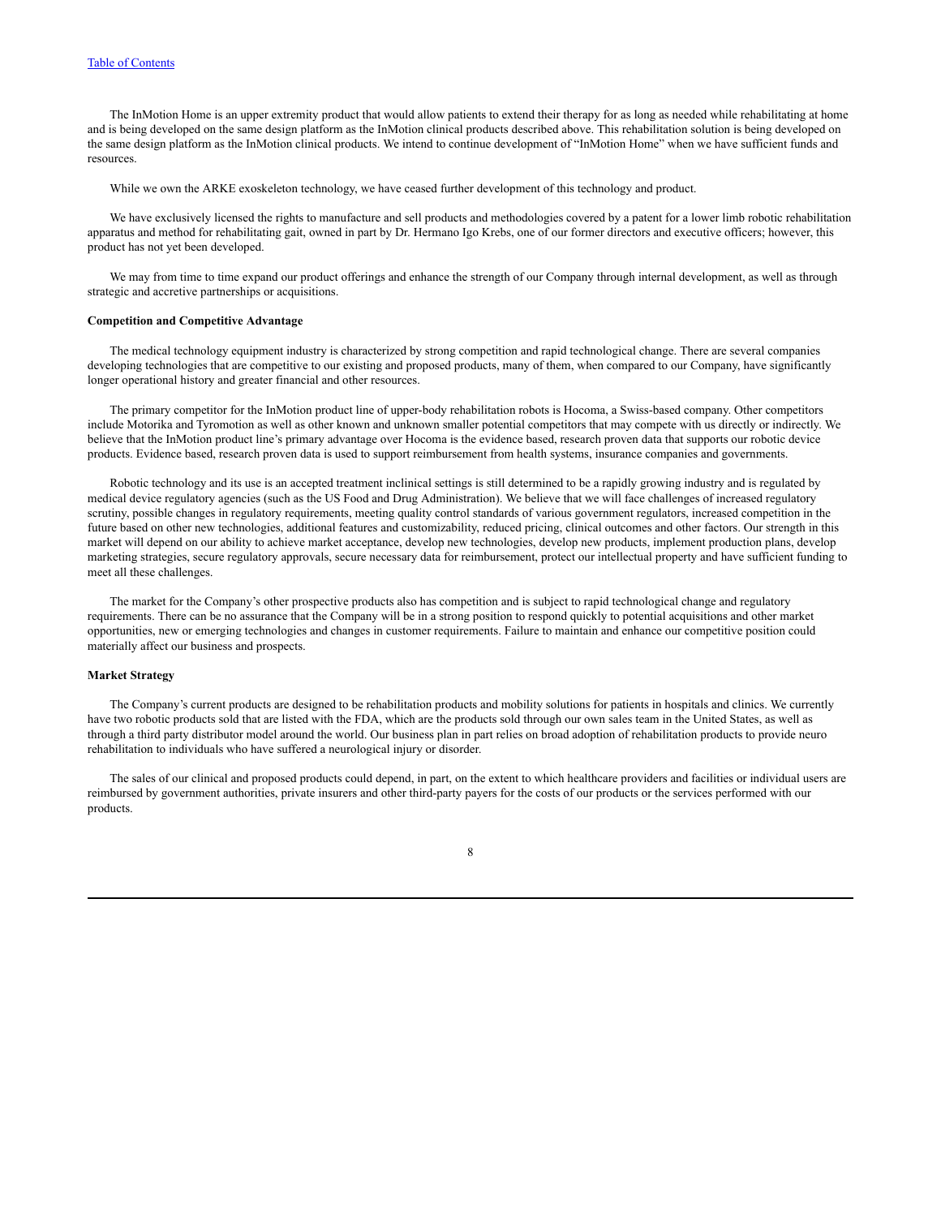The InMotion Home is an upper extremity product that would allow patients to extend their therapy for as long as needed while rehabilitating at home and is being developed on the same design platform as the InMotion clinical products described above. This rehabilitation solution is being developed on the same design platform as the InMotion clinical products. We intend to continue development of "InMotion Home" when we have sufficient funds and resources.

While we own the ARKE exoskeleton technology, we have ceased further development of this technology and product.

We have exclusively licensed the rights to manufacture and sell products and methodologies covered by a patent for a lower limb robotic rehabilitation apparatus and method for rehabilitating gait, owned in part by Dr. Hermano Igo Krebs, one of our former directors and executive officers; however, this product has not yet been developed.

We may from time to time expand our product offerings and enhance the strength of our Company through internal development, as well as through strategic and accretive partnerships or acquisitions.

**Competition and Competitive Advantage**

The medical technology equipment industry is characterized by strong competition and rapid technological change. There are several companies developing technologies that are competitive to our existing and proposed products, many of them, when compared to our Company, have significantly longer operational history and greater financial and other resources.

The primary competitor for the InMotion product line of upper-body rehabilitation robots is Hocoma, a Swiss-based company. Other competitors include Motorika and Tyromotion as well as other known and unknown smaller potential competitors that may compete with us directly or indirectly. We believe that the InMotion product line's primary advantage over Hocoma is the evidence based, research proven data that supports our robotic device products. Evidence based, research proven data is used to support reimbursement from health systems, insurance companies and governments.

Robotic technology and its use is an accepted treatment inclinical settings is still determined to be a rapidly growing industry and is regulated by medical device regulatory agencies (such as the US Food and Drug Administration). We believe that we will face challenges of increased regulatory scrutiny, possible changes in regulatory requirements, meeting quality control standards of various government regulators, increased competition in the future based on other new technologies, additional features and customizability, reduced pricing, clinical outcomes and other factors. Our strength in this market will depend on our ability to achieve market acceptance, develop new technologies, develop new products, implement production plans, develop marketing strategies, secure regulatory approvals, secure necessary data for reimbursement, protect our intellectual property and have sufficient funding to meet all these challenges.

The market for the Company's other prospective products also has competition and is subject to rapid technological change and regulatory requirements. There can be no assurance that the Company will be in a strong position to respond quickly to potential acquisitions and other market opportunities, new or emerging technologies and changes in customer requirements. Failure to maintain and enhance our competitive position could materially affect our business and prospects.

**Market Strategy**

The Company's current products are designed to be rehabilitation products and mobility solutions for patients in hospitals and clinics. We currently have two robotic products sold that are listed with the FDA, which are the products sold through our own sales team in the United States, as well as through a third party distributor model around the world. Our business plan in part relies on broad adoption of rehabilitation products to provide neuro rehabilitation to individuals who have suffered a neurological injury or disorder.

The sales of our clinical and proposed products could depend, in part, on the extent to which healthcare providers and facilities or individual users are reimbursed by government authorities, private insurers and other third-party payers for the costs of our products or the services performed with our products.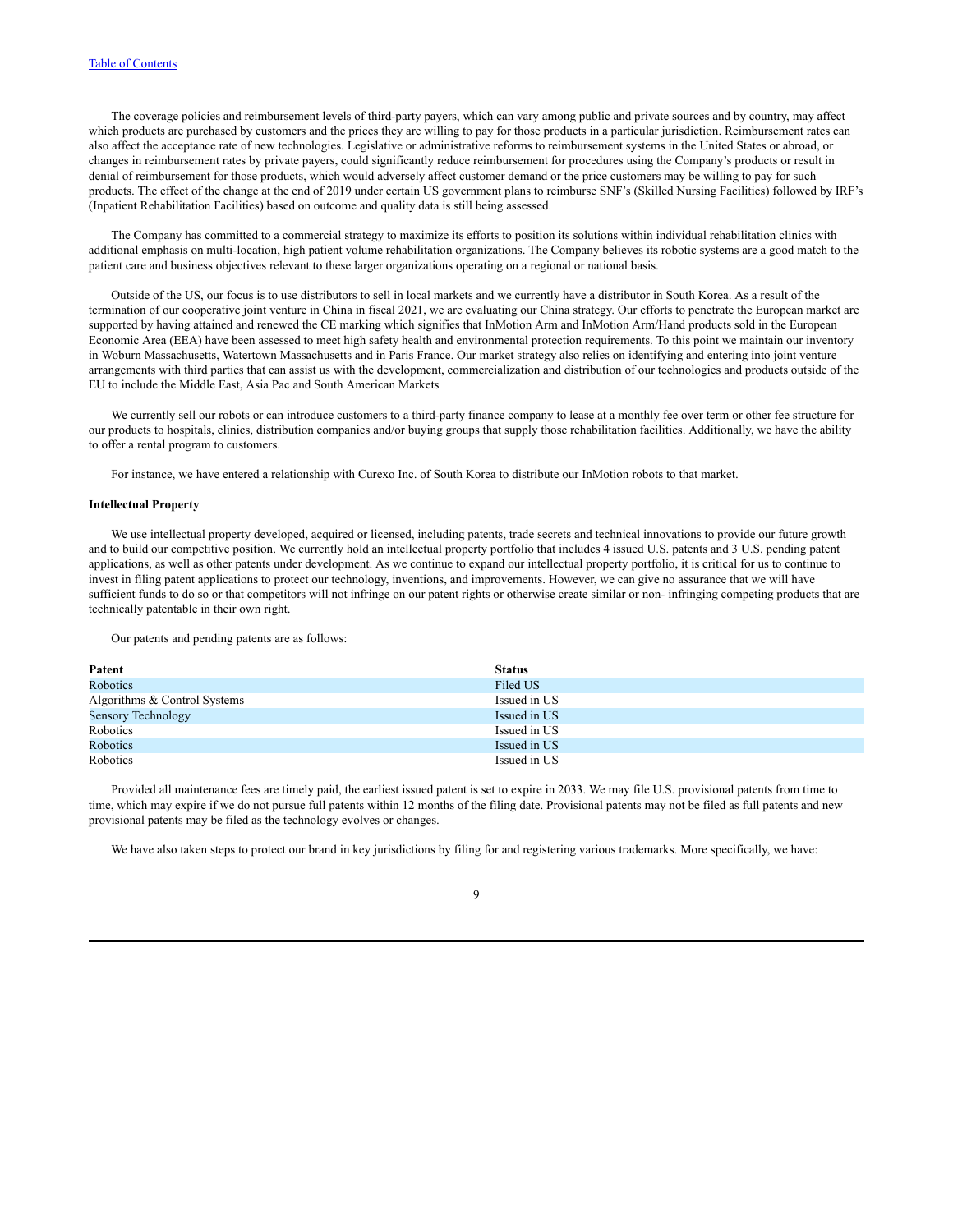The coverage policies and reimbursement levels of third-party payers, which can vary among public and private sources and by country, may affect which products are purchased by customers and the prices they are willing to pay for those products in a particular jurisdiction. Reimbursement rates can also affect the acceptance rate of new technologies. Legislative or administrative reforms to reimbursement systems in the United States or abroad, or changes in reimbursement rates by private payers, could significantly reduce reimbursement for procedures using the Company's products or result in denial of reimbursement for those products, which would adversely affect customer demand or the price customers may be willing to pay for such products. The effect of the change at the end of 2019 under certain US government plans to reimburse SNF's (Skilled Nursing Facilities) followed by IRF's (Inpatient Rehabilitation Facilities) based on outcome and quality data is still being assessed.

The Company has committed to a commercial strategy to maximize its efforts to position its solutions within individual rehabilitation clinics with additional emphasis on multi-location, high patient volume rehabilitation organizations. The Company believes its robotic systems are a good match to the patient care and business objectives relevant to these larger organizations operating on a regional or national basis.

Outside of the US, our focus is to use distributors to sell in local markets and we currently have a distributor in South Korea. As a result of the termination of our cooperative joint venture in China in fiscal 2021, we are evaluating our China strategy. Our efforts to penetrate the European market are supported by having attained and renewed the CE marking which signifies that InMotion Arm and InMotion Arm/Hand products sold in the European Economic Area (EEA) have been assessed to meet high safety health and environmental protection requirements. To this point we maintain our inventory in Woburn Massachusetts, Watertown Massachusetts and in Paris France. Our market strategy also relies on identifying and entering into joint venture arrangements with third parties that can assist us with the development, commercialization and distribution of our technologies and products outside of the EU to include the Middle East, Asia Pac and South American Markets

We currently sell our robots or can introduce customers to a third-party finance company to lease at a monthly fee over term or other fee structure for our products to hospitals, clinics, distribution companies and/or buying groups that supply those rehabilitation facilities. Additionally, we have the ability to offer a rental program to customers.

For instance, we have entered a relationship with Curexo Inc. of South Korea to distribute our InMotion robots to that market.

**Intellectual Property**

We use intellectual property developed, acquired or licensed, including patents, trade secrets and technical innovations to provide our future growth and to build our competitive position. We currently hold an intellectual property portfolio that includes 4 issued U.S. patents and 3 U.S. pending patent applications, as well as other patents under development. As we continue to expand our intellectual property portfolio, it is critical for us to continue to invest in filing patent applications to protect our technology, inventions, and improvements. However, we can give no assurance that we will have sufficient funds to do so or that competitors will not infringe on our patent rights or otherwise create similar or non- infringing competing products that are technically patentable in their own right.

Our patents and pending patents are as follows:

| Patent | Status |
|---|---|
| Robotics | Filed US |
| Algorithms & Control Systems | Issued in US |
| Sensory Technology | Issued in US |
| Robotics | Issued in US |
| Robotics | Issued in US |
| Robotics | Issued in US |

Provided all maintenance fees are timely paid, the earliest issued patent is set to expire in 2033. We may file U.S. provisional patents from time to time, which may expire if we do not pursue full patents within 12 months of the filing date. Provisional patents may not be filed as full patents and new provisional patents may be filed as the technology evolves or changes.

We have also taken steps to protect our brand in key jurisdictions by filing for and registering various trademarks. More specifically, we have: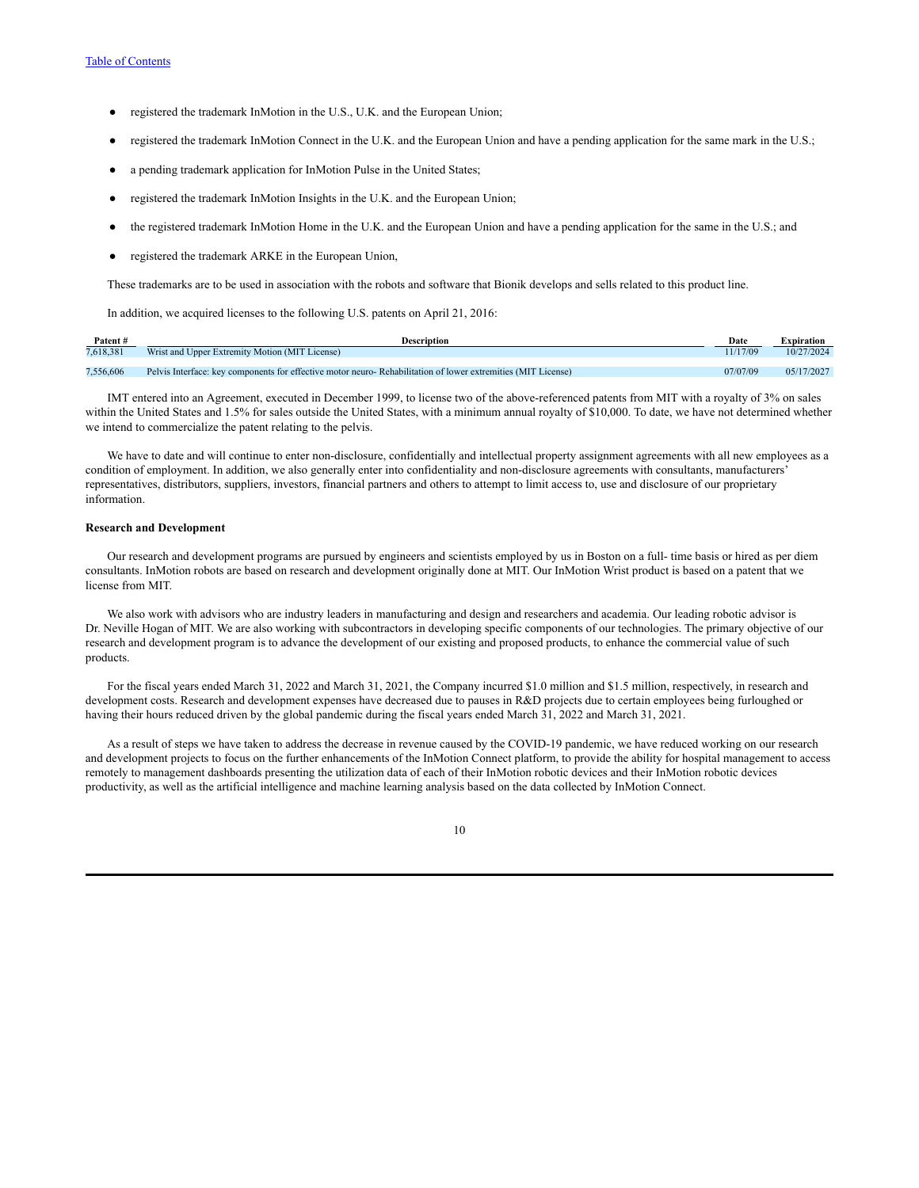- registered the trademark InMotion in the U.S., U.K. and the European Union;
- registered the trademark InMotion Connect in the U.K. and the European Union and have a pending application for the same mark in the U.S.;
- a pending trademark application for InMotion Pulse in the United States;
- registered the trademark InMotion Insights in the U.K. and the European Union;
- the registered trademark InMotion Home in the U.K. and the European Union and have a pending application for the same in the U.S.; and
- registered the trademark ARKE in the European Union,

These trademarks are to be used in association with the robots and software that Bionik develops and sells related to this product line.

In addition, we acquired licenses to the following U.S. patents on April 21, 2016:

| Patent # | Description | Date | Expiration |
|---|---|---|---|
| 7,618,381 | Wrist and Upper Extremity Motion (MIT License) | 11/17/09 | 10/27/2024 |
| 7,556,606 | Pelvis Interface: key components for effective motor neuro- Rehabilitation of lower extremities (MIT License) | 07/07/09 | 05/17/2027 |

IMT entered into an Agreement, executed in December 1999, to license two of the above-referenced patents from MIT with a royalty of 3% on sales within the United States and 1.5% for sales outside the United States, with a minimum annual royalty of $10,000. To date, we have not determined whether we intend to commercialize the patent relating to the pelvis.

We have to date and will continue to enter non-disclosure, confidentially and intellectual property assignment agreements with all new employees as a condition of employment. In addition, we also generally enter into confidentiality and non-disclosure agreements with consultants, manufacturers' representatives, distributors, suppliers, investors, financial partners and others to attempt to limit access to, use and disclosure of our proprietary information.

**Research and Development**

Our research and development programs are pursued by engineers and scientists employed by us in Boston on a full- time basis or hired as per diem consultants. InMotion robots are based on research and development originally done at MIT. Our InMotion Wrist product is based on a patent that we license from MIT.

We also work with advisors who are industry leaders in manufacturing and design and researchers and academia. Our leading robotic advisor is Dr. Neville Hogan of MIT. We are also working with subcontractors in developing specific components of our technologies. The primary objective of our research and development program is to advance the development of our existing and proposed products, to enhance the commercial value of such products.

For the fiscal years ended March 31, 2022 and March 31, 2021, the Company incurred $1.0 million and $1.5 million, respectively, in research and development costs. Research and development expenses have decreased due to pauses in R&D projects due to certain employees being furloughed or having their hours reduced driven by the global pandemic during the fiscal years ended March 31, 2022 and March 31, 2021.

As a result of steps we have taken to address the decrease in revenue caused by the COVID-19 pandemic, we have reduced working on our research and development projects to focus on the further enhancements of the InMotion Connect platform, to provide the ability for hospital management to access remotely to management dashboards presenting the utilization data of each of their InMotion robotic devices and their InMotion robotic devices productivity, as well as the artificial intelligence and machine learning analysis based on the data collected by InMotion Connect.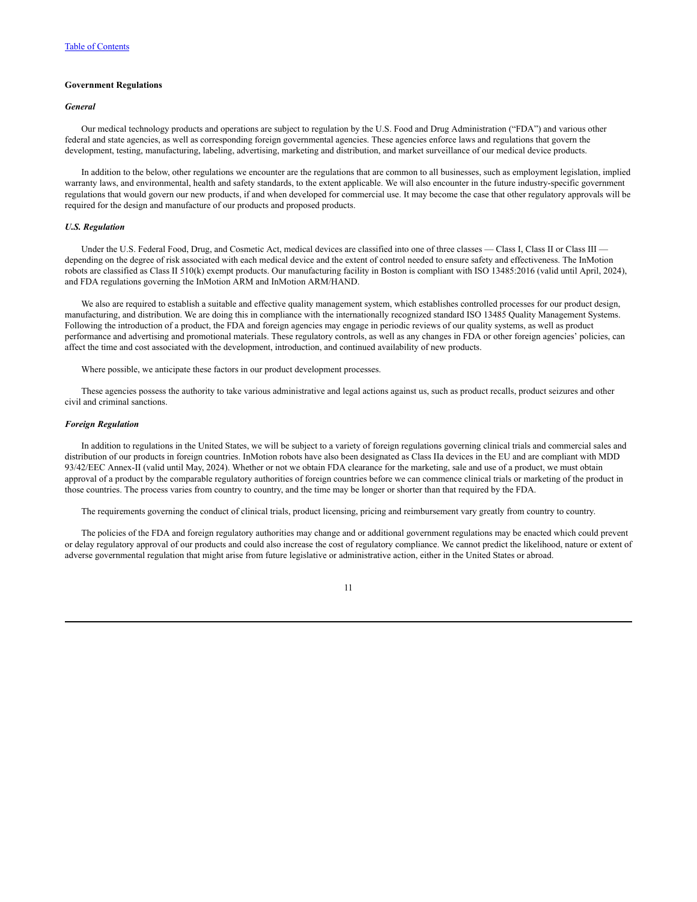**Government Regulations**

***General***

Our medical technology products and operations are subject to regulation by the U.S. Food and Drug Administration ("FDA") and various other federal and state agencies, as well as corresponding foreign governmental agencies. These agencies enforce laws and regulations that govern the development, testing, manufacturing, labeling, advertising, marketing and distribution, and market surveillance of our medical device products.

In addition to the below, other regulations we encounter are the regulations that are common to all businesses, such as employment legislation, implied warranty laws, and environmental, health and safety standards, to the extent applicable. We will also encounter in the future industry-specific government regulations that would govern our new products, if and when developed for commercial use. It may become the case that other regulatory approvals will be required for the design and manufacture of our products and proposed products.

***U.S. Regulation***

Under the U.S. Federal Food, Drug, and Cosmetic Act, medical devices are classified into one of three classes — Class I, Class II or Class III — depending on the degree of risk associated with each medical device and the extent of control needed to ensure safety and effectiveness. The InMotion robots are classified as Class II 510(k) exempt products. Our manufacturing facility in Boston is compliant with ISO 13485:2016 (valid until April, 2024), and FDA regulations governing the InMotion ARM and InMotion ARM/HAND.

We also are required to establish a suitable and effective quality management system, which establishes controlled processes for our product design, manufacturing, and distribution. We are doing this in compliance with the internationally recognized standard ISO 13485 Quality Management Systems. Following the introduction of a product, the FDA and foreign agencies may engage in periodic reviews of our quality systems, as well as product performance and advertising and promotional materials. These regulatory controls, as well as any changes in FDA or other foreign agencies' policies, can affect the time and cost associated with the development, introduction, and continued availability of new products.

Where possible, we anticipate these factors in our product development processes.

These agencies possess the authority to take various administrative and legal actions against us, such as product recalls, product seizures and other civil and criminal sanctions.

***Foreign Regulation***

In addition to regulations in the United States, we will be subject to a variety of foreign regulations governing clinical trials and commercial sales and distribution of our products in foreign countries. InMotion robots have also been designated as Class IIa devices in the EU and are compliant with MDD 93/42/EEC Annex-II (valid until May, 2024). Whether or not we obtain FDA clearance for the marketing, sale and use of a product, we must obtain approval of a product by the comparable regulatory authorities of foreign countries before we can commence clinical trials or marketing of the product in those countries. The process varies from country to country, and the time may be longer or shorter than that required by the FDA.

The requirements governing the conduct of clinical trials, product licensing, pricing and reimbursement vary greatly from country to country.

The policies of the FDA and foreign regulatory authorities may change and or additional government regulations may be enacted which could prevent or delay regulatory approval of our products and could also increase the cost of regulatory compliance. We cannot predict the likelihood, nature or extent of adverse governmental regulation that might arise from future legislative or administrative action, either in the United States or abroad.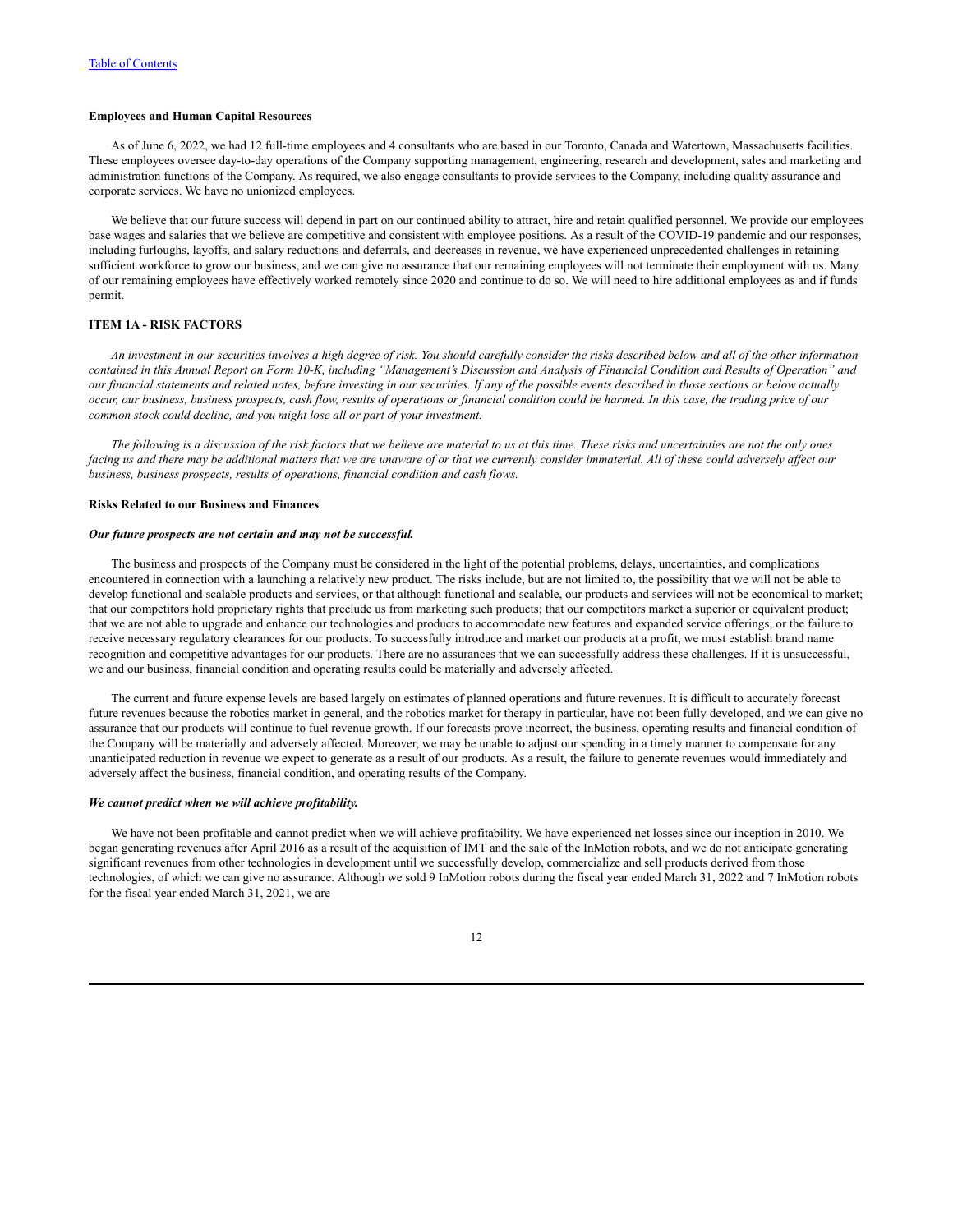**Employees and Human Capital Resources**

As of June 6, 2022, we had 12 full-time employees and 4 consultants who are based in our Toronto, Canada and Watertown, Massachusetts facilities. These employees oversee day-to-day operations of the Company supporting management, engineering, research and development, sales and marketing and administration functions of the Company. As required, we also engage consultants to provide services to the Company, including quality assurance and corporate services. We have no unionized employees.

We believe that our future success will depend in part on our continued ability to attract, hire and retain qualified personnel. We provide our employees base wages and salaries that we believe are competitive and consistent with employee positions. As a result of the COVID-19 pandemic and our responses, including furloughs, layoffs, and salary reductions and deferrals, and decreases in revenue, we have experienced unprecedented challenges in retaining sufficient workforce to grow our business, and we can give no assurance that our remaining employees will not terminate their employment with us. Many of our remaining employees have effectively worked remotely since 2020 and continue to do so. We will need to hire additional employees as and if funds permit.

## ITEM 1A - RISK FACTORS

*An investment in our securities involves a high degree of risk. You should carefully consider the risks described below and all of the other information contained in this Annual Report on Form 10-K, including "Management's Discussion and Analysis of Financial Condition and Results of Operation" and our financial statements and related notes, before investing in our securities. If any of the possible events described in those sections or below actually occur, our business, business prospects, cash flow, results of operations or financial condition could be harmed. In this case, the trading price of our common stock could decline, and you might lose all or part of your investment.*

*The following is a discussion of the risk factors that we believe are material to us at this time. These risks and uncertainties are not the only ones facing us and there may be additional matters that we are unaware of or that we currently consider immaterial. All of these could adversely affect our business, business prospects, results of operations, financial condition and cash flows.*

**Risks Related to our Business and Finances**

***Our future prospects are not certain and may not be successful.***

The business and prospects of the Company must be considered in the light of the potential problems, delays, uncertainties, and complications encountered in connection with a launching a relatively new product. The risks include, but are not limited to, the possibility that we will not be able to develop functional and scalable products and services, or that although functional and scalable, our products and services will not be economical to market; that our competitors hold proprietary rights that preclude us from marketing such products; that our competitors market a superior or equivalent product; that we are not able to upgrade and enhance our technologies and products to accommodate new features and expanded service offerings; or the failure to receive necessary regulatory clearances for our products. To successfully introduce and market our products at a profit, we must establish brand name recognition and competitive advantages for our products. There are no assurances that we can successfully address these challenges. If it is unsuccessful, we and our business, financial condition and operating results could be materially and adversely affected.

The current and future expense levels are based largely on estimates of planned operations and future revenues. It is difficult to accurately forecast future revenues because the robotics market in general, and the robotics market for therapy in particular, have not been fully developed, and we can give no assurance that our products will continue to fuel revenue growth. If our forecasts prove incorrect, the business, operating results and financial condition of the Company will be materially and adversely affected. Moreover, we may be unable to adjust our spending in a timely manner to compensate for any unanticipated reduction in revenue we expect to generate as a result of our products. As a result, the failure to generate revenues would immediately and adversely affect the business, financial condition, and operating results of the Company.

***We cannot predict when we will achieve profitability.***

We have not been profitable and cannot predict when we will achieve profitability. We have experienced net losses since our inception in 2010. We began generating revenues after April 2016 as a result of the acquisition of IMT and the sale of the InMotion robots, and we do not anticipate generating significant revenues from other technologies in development until we successfully develop, commercialize and sell products derived from those technologies, of which we can give no assurance. Although we sold 9 InMotion robots during the fiscal year ended March 31, 2022 and 7 InMotion robots for the fiscal year ended March 31, 2021, we are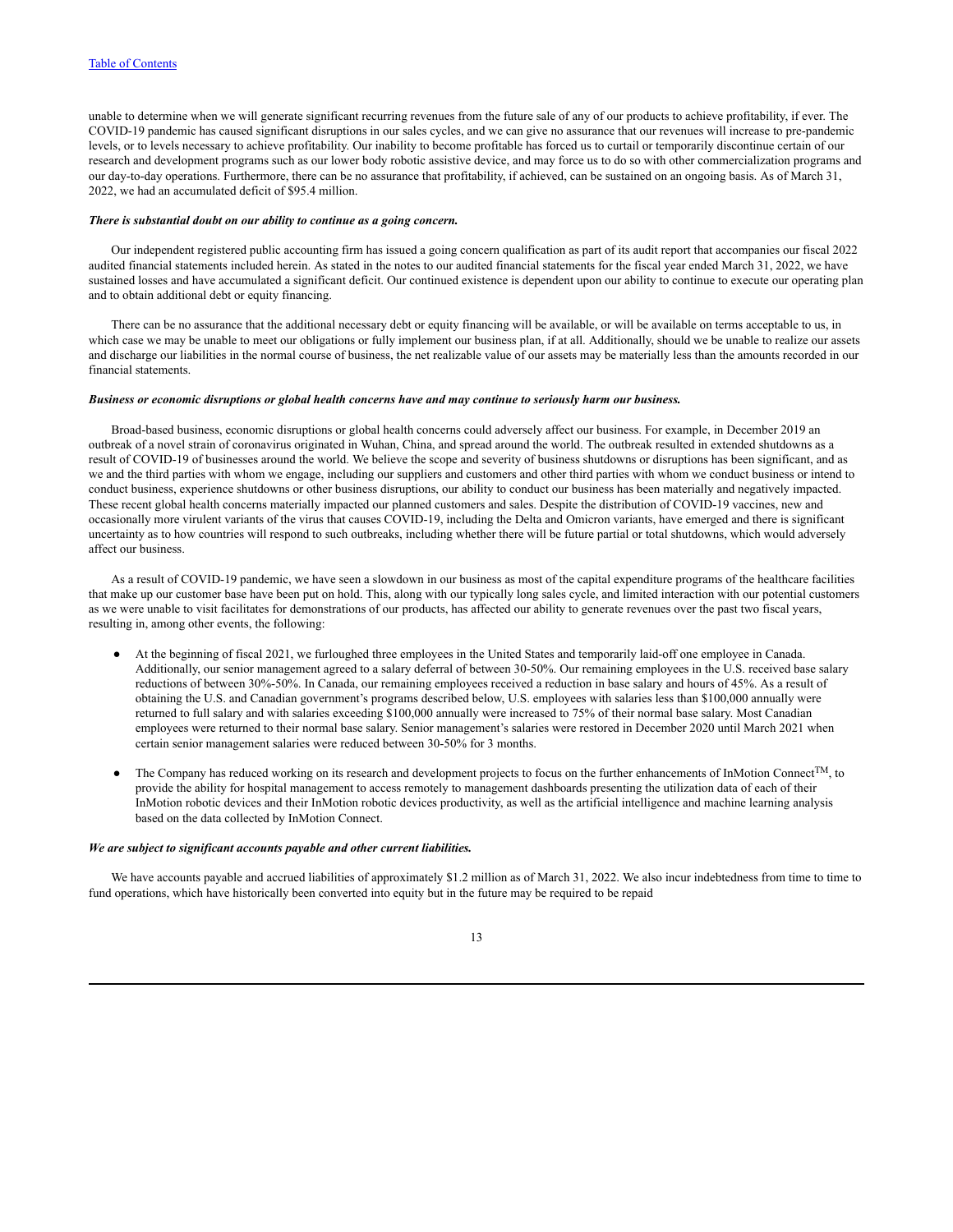unable to determine when we will generate significant recurring revenues from the future sale of any of our products to achieve profitability, if ever. The COVID-19 pandemic has caused significant disruptions in our sales cycles, and we can give no assurance that our revenues will increase to pre-pandemic levels, or to levels necessary to achieve profitability. Our inability to become profitable has forced us to curtail or temporarily discontinue certain of our research and development programs such as our lower body robotic assistive device, and may force us to do so with other commercialization programs and our day-to-day operations. Furthermore, there can be no assurance that profitability, if achieved, can be sustained on an ongoing basis. As of March 31, 2022, we had an accumulated deficit of $95.4 million.

***There is substantial doubt on our ability to continue as a going concern.***

Our independent registered public accounting firm has issued a going concern qualification as part of its audit report that accompanies our fiscal 2022 audited financial statements included herein. As stated in the notes to our audited financial statements for the fiscal year ended March 31, 2022, we have sustained losses and have accumulated a significant deficit. Our continued existence is dependent upon our ability to continue to execute our operating plan and to obtain additional debt or equity financing.

There can be no assurance that the additional necessary debt or equity financing will be available, or will be available on terms acceptable to us, in which case we may be unable to meet our obligations or fully implement our business plan, if at all. Additionally, should we be unable to realize our assets and discharge our liabilities in the normal course of business, the net realizable value of our assets may be materially less than the amounts recorded in our financial statements.

***Business or economic disruptions or global health concerns have and may continue to seriously harm our business.***

Broad-based business, economic disruptions or global health concerns could adversely affect our business. For example, in December 2019 an outbreak of a novel strain of coronavirus originated in Wuhan, China, and spread around the world. The outbreak resulted in extended shutdowns as a result of COVID-19 of businesses around the world. We believe the scope and severity of business shutdowns or disruptions has been significant, and as we and the third parties with whom we engage, including our suppliers and customers and other third parties with whom we conduct business or intend to conduct business, experience shutdowns or other business disruptions, our ability to conduct our business has been materially and negatively impacted. These recent global health concerns materially impacted our planned customers and sales. Despite the distribution of COVID-19 vaccines, new and occasionally more virulent variants of the virus that causes COVID-19, including the Delta and Omicron variants, have emerged and there is significant uncertainty as to how countries will respond to such outbreaks, including whether there will be future partial or total shutdowns, which would adversely affect our business.

As a result of COVID-19 pandemic, we have seen a slowdown in our business as most of the capital expenditure programs of the healthcare facilities that make up our customer base have been put on hold. This, along with our typically long sales cycle, and limited interaction with our potential customers as we were unable to visit facilitates for demonstrations of our products, has affected our ability to generate revenues over the past two fiscal years, resulting in, among other events, the following:

- At the beginning of fiscal 2021, we furloughed three employees in the United States and temporarily laid-off one employee in Canada. Additionally, our senior management agreed to a salary deferral of between 30-50%. Our remaining employees in the U.S. received base salary reductions of between 30%-50%. In Canada, our remaining employees received a reduction in base salary and hours of 45%. As a result of obtaining the U.S. and Canadian government's programs described below, U.S. employees with salaries less than $100,000 annually were returned to full salary and with salaries exceeding $100,000 annually were increased to 75% of their normal base salary. Most Canadian employees were returned to their normal base salary. Senior management's salaries were restored in December 2020 until March 2021 when certain senior management salaries were reduced between 30-50% for 3 months.
- The Company has reduced working on its research and development projects to focus on the further enhancements of InMotion Connect™, to provide the ability for hospital management to access remotely to management dashboards presenting the utilization data of each of their InMotion robotic devices and their InMotion robotic devices productivity, as well as the artificial intelligence and machine learning analysis based on the data collected by InMotion Connect.

***We are subject to significant accounts payable and other current liabilities.***

We have accounts payable and accrued liabilities of approximately $1.2 million as of March 31, 2022. We also incur indebtedness from time to time to fund operations, which have historically been converted into equity but in the future may be required to be repaid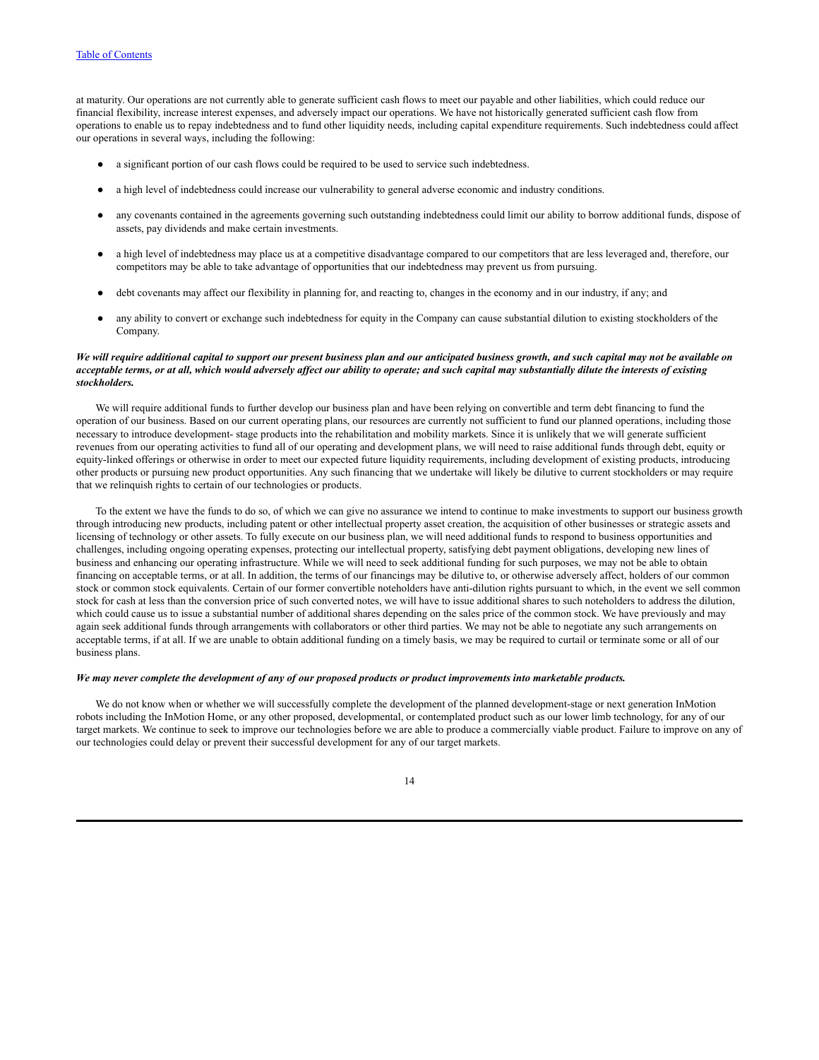at maturity. Our operations are not currently able to generate sufficient cash flows to meet our payable and other liabilities, which could reduce our financial flexibility, increase interest expenses, and adversely impact our operations. We have not historically generated sufficient cash flow from operations to enable us to repay indebtedness and to fund other liquidity needs, including capital expenditure requirements. Such indebtedness could affect our operations in several ways, including the following:

- a significant portion of our cash flows could be required to be used to service such indebtedness.
- a high level of indebtedness could increase our vulnerability to general adverse economic and industry conditions.
- any covenants contained in the agreements governing such outstanding indebtedness could limit our ability to borrow additional funds, dispose of assets, pay dividends and make certain investments.
- a high level of indebtedness may place us at a competitive disadvantage compared to our competitors that are less leveraged and, therefore, our competitors may be able to take advantage of opportunities that our indebtedness may prevent us from pursuing.
- debt covenants may affect our flexibility in planning for, and reacting to, changes in the economy and in our industry, if any; and
- any ability to convert or exchange such indebtedness for equity in the Company can cause substantial dilution to existing stockholders of the Company.

***We will require additional capital to support our present business plan and our anticipated business growth, and such capital may not be available on acceptable terms, or at all, which would adversely affect our ability to operate; and such capital may substantially dilute the interests of existing stockholders.***

We will require additional funds to further develop our business plan and have been relying on convertible and term debt financing to fund the operation of our business. Based on our current operating plans, our resources are currently not sufficient to fund our planned operations, including those necessary to introduce development- stage products into the rehabilitation and mobility markets. Since it is unlikely that we will generate sufficient revenues from our operating activities to fund all of our operating and development plans, we will need to raise additional funds through debt, equity or equity-linked offerings or otherwise in order to meet our expected future liquidity requirements, including development of existing products, introducing other products or pursuing new product opportunities. Any such financing that we undertake will likely be dilutive to current stockholders or may require that we relinquish rights to certain of our technologies or products.

To the extent we have the funds to do so, of which we can give no assurance we intend to continue to make investments to support our business growth through introducing new products, including patent or other intellectual property asset creation, the acquisition of other businesses or strategic assets and licensing of technology or other assets. To fully execute on our business plan, we will need additional funds to respond to business opportunities and challenges, including ongoing operating expenses, protecting our intellectual property, satisfying debt payment obligations, developing new lines of business and enhancing our operating infrastructure. While we will need to seek additional funding for such purposes, we may not be able to obtain financing on acceptable terms, or at all. In addition, the terms of our financings may be dilutive to, or otherwise adversely affect, holders of our common stock or common stock equivalents. Certain of our former convertible noteholders have anti-dilution rights pursuant to which, in the event we sell common stock for cash at less than the conversion price of such converted notes, we will have to issue additional shares to such noteholders to address the dilution, which could cause us to issue a substantial number of additional shares depending on the sales price of the common stock. We have previously and may again seek additional funds through arrangements with collaborators or other third parties. We may not be able to negotiate any such arrangements on acceptable terms, if at all. If we are unable to obtain additional funding on a timely basis, we may be required to curtail or terminate some or all of our business plans.

***We may never complete the development of any of our proposed products or product improvements into marketable products.***

We do not know when or whether we will successfully complete the development of the planned development-stage or next generation InMotion robots including the InMotion Home, or any other proposed, developmental, or contemplated product such as our lower limb technology, for any of our target markets. We continue to seek to improve our technologies before we are able to produce a commercially viable product. Failure to improve on any of our technologies could delay or prevent their successful development for any of our target markets.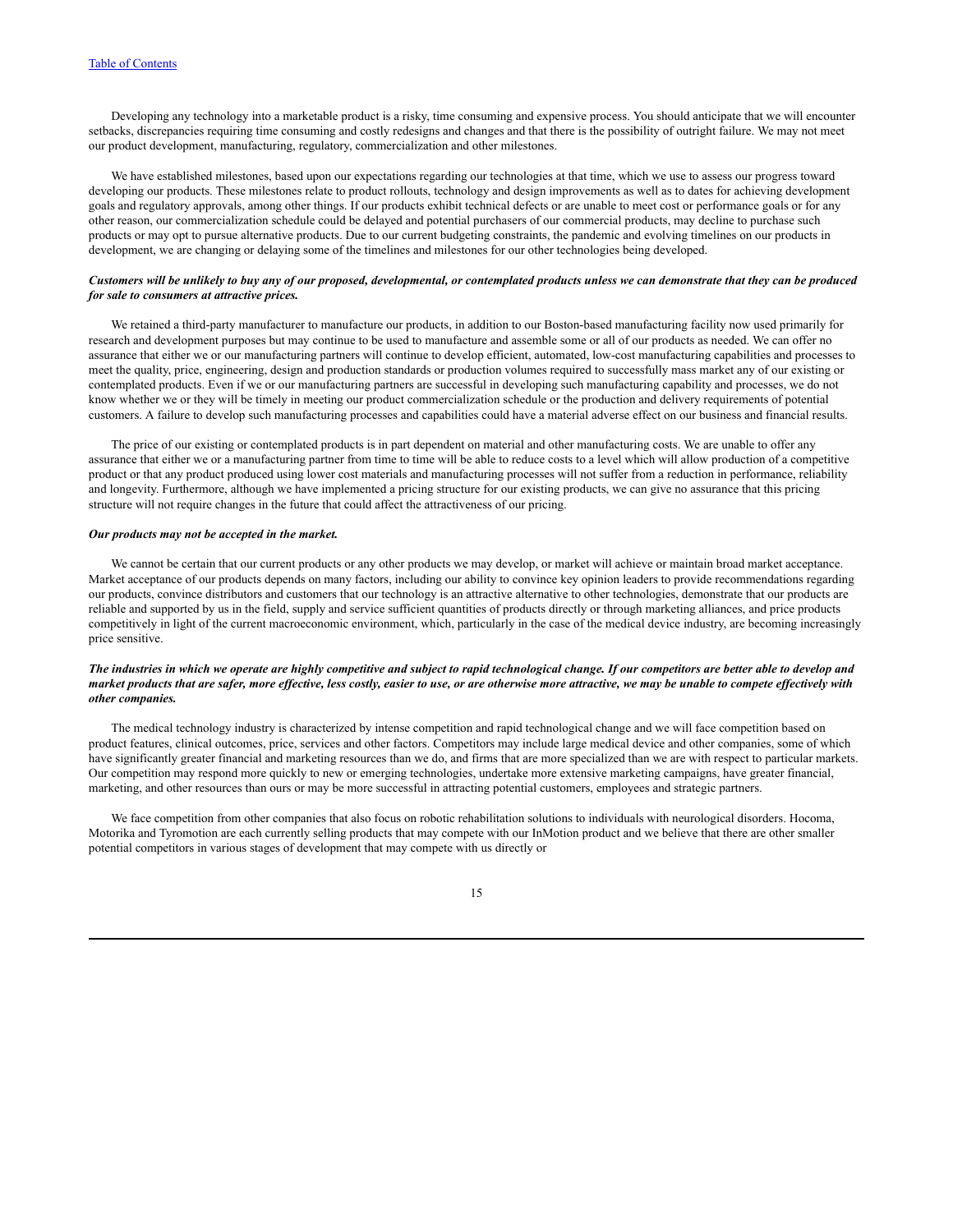Developing any technology into a marketable product is a risky, time consuming and expensive process. You should anticipate that we will encounter setbacks, discrepancies requiring time consuming and costly redesigns and changes and that there is the possibility of outright failure. We may not meet our product development, manufacturing, regulatory, commercialization and other milestones.

We have established milestones, based upon our expectations regarding our technologies at that time, which we use to assess our progress toward developing our products. These milestones relate to product rollouts, technology and design improvements as well as to dates for achieving development goals and regulatory approvals, among other things. If our products exhibit technical defects or are unable to meet cost or performance goals or for any other reason, our commercialization schedule could be delayed and potential purchasers of our commercial products, may decline to purchase such products or may opt to pursue alternative products. Due to our current budgeting constraints, the pandemic and evolving timelines on our products in development, we are changing or delaying some of the timelines and milestones for our other technologies being developed.

***Customers will be unlikely to buy any of our proposed, developmental, or contemplated products unless we can demonstrate that they can be produced for sale to consumers at attractive prices.***

We retained a third-party manufacturer to manufacture our products, in addition to our Boston-based manufacturing facility now used primarily for research and development purposes but may continue to be used to manufacture and assemble some or all of our products as needed. We can offer no assurance that either we or our manufacturing partners will continue to develop efficient, automated, low-cost manufacturing capabilities and processes to meet the quality, price, engineering, design and production standards or production volumes required to successfully mass market any of our existing or contemplated products. Even if we or our manufacturing partners are successful in developing such manufacturing capability and processes, we do not know whether we or they will be timely in meeting our product commercialization schedule or the production and delivery requirements of potential customers. A failure to develop such manufacturing processes and capabilities could have a material adverse effect on our business and financial results.

The price of our existing or contemplated products is in part dependent on material and other manufacturing costs. We are unable to offer any assurance that either we or a manufacturing partner from time to time will be able to reduce costs to a level which will allow production of a competitive product or that any product produced using lower cost materials and manufacturing processes will not suffer from a reduction in performance, reliability and longevity. Furthermore, although we have implemented a pricing structure for our existing products, we can give no assurance that this pricing structure will not require changes in the future that could affect the attractiveness of our pricing.

***Our products may not be accepted in the market.***

We cannot be certain that our current products or any other products we may develop, or market will achieve or maintain broad market acceptance. Market acceptance of our products depends on many factors, including our ability to convince key opinion leaders to provide recommendations regarding our products, convince distributors and customers that our technology is an attractive alternative to other technologies, demonstrate that our products are reliable and supported by us in the field, supply and service sufficient quantities of products directly or through marketing alliances, and price products competitively in light of the current macroeconomic environment, which, particularly in the case of the medical device industry, are becoming increasingly price sensitive.

***The industries in which we operate are highly competitive and subject to rapid technological change. If our competitors are better able to develop and market products that are safer, more effective, less costly, easier to use, or are otherwise more attractive, we may be unable to compete effectively with other companies.***

The medical technology industry is characterized by intense competition and rapid technological change and we will face competition based on product features, clinical outcomes, price, services and other factors. Competitors may include large medical device and other companies, some of which have significantly greater financial and marketing resources than we do, and firms that are more specialized than we are with respect to particular markets. Our competition may respond more quickly to new or emerging technologies, undertake more extensive marketing campaigns, have greater financial, marketing, and other resources than ours or may be more successful in attracting potential customers, employees and strategic partners.

We face competition from other companies that also focus on robotic rehabilitation solutions to individuals with neurological disorders. Hocoma, Motorika and Tyromotion are each currently selling products that may compete with our InMotion product and we believe that there are other smaller potential competitors in various stages of development that may compete with us directly or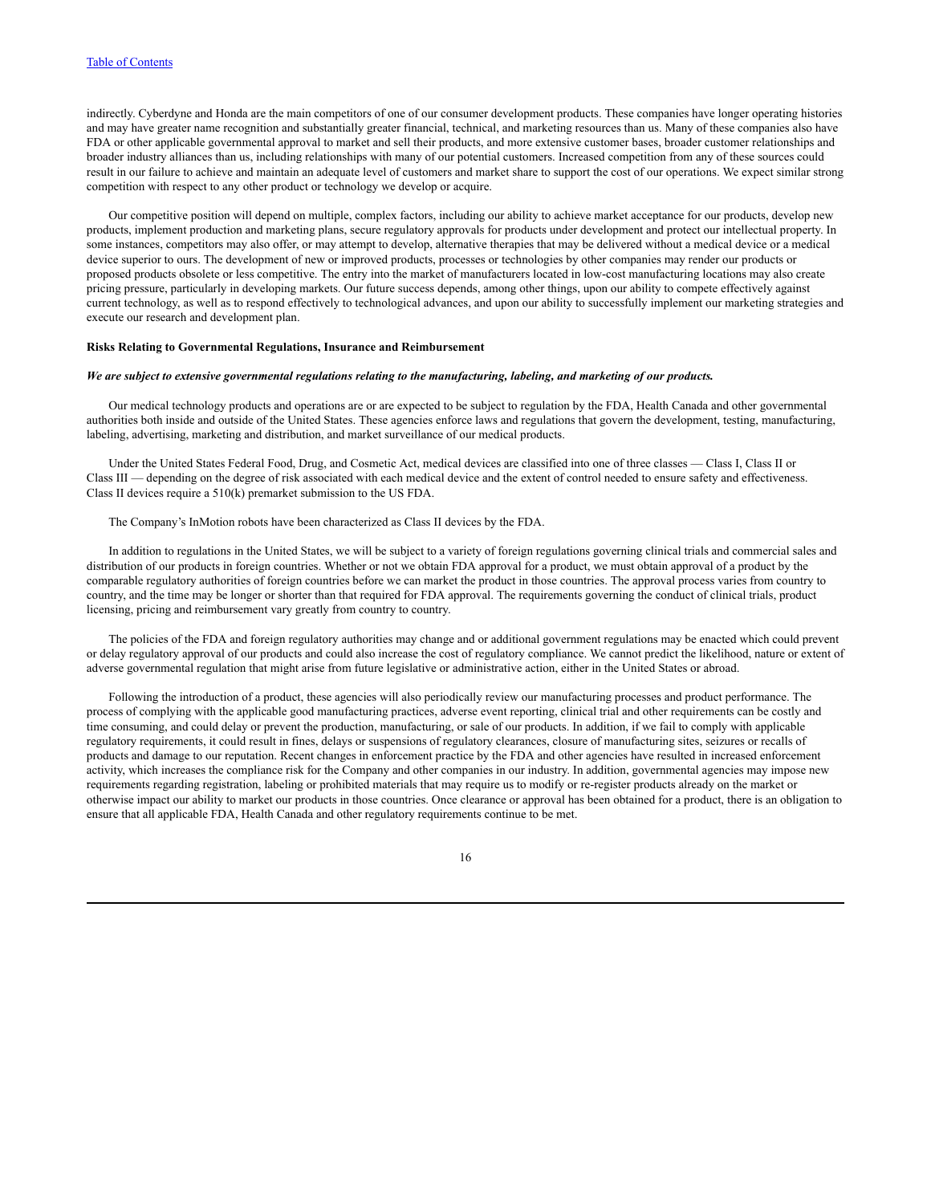indirectly. Cyberdyne and Honda are the main competitors of one of our consumer development products. These companies have longer operating histories and may have greater name recognition and substantially greater financial, technical, and marketing resources than us. Many of these companies also have FDA or other applicable governmental approval to market and sell their products, and more extensive customer bases, broader customer relationships and broader industry alliances than us, including relationships with many of our potential customers. Increased competition from any of these sources could result in our failure to achieve and maintain an adequate level of customers and market share to support the cost of our operations. We expect similar strong competition with respect to any other product or technology we develop or acquire.

Our competitive position will depend on multiple, complex factors, including our ability to achieve market acceptance for our products, develop new products, implement production and marketing plans, secure regulatory approvals for products under development and protect our intellectual property. In some instances, competitors may also offer, or may attempt to develop, alternative therapies that may be delivered without a medical device or a medical device superior to ours. The development of new or improved products, processes or technologies by other companies may render our products or proposed products obsolete or less competitive. The entry into the market of manufacturers located in low-cost manufacturing locations may also create pricing pressure, particularly in developing markets. Our future success depends, among other things, upon our ability to compete effectively against current technology, as well as to respond effectively to technological advances, and upon our ability to successfully implement our marketing strategies and execute our research and development plan.

**Risks Relating to Governmental Regulations, Insurance and Reimbursement**

***We are subject to extensive governmental regulations relating to the manufacturing, labeling, and marketing of our products.***

Our medical technology products and operations are or are expected to be subject to regulation by the FDA, Health Canada and other governmental authorities both inside and outside of the United States. These agencies enforce laws and regulations that govern the development, testing, manufacturing, labeling, advertising, marketing and distribution, and market surveillance of our medical products.

Under the United States Federal Food, Drug, and Cosmetic Act, medical devices are classified into one of three classes — Class I, Class II or Class III — depending on the degree of risk associated with each medical device and the extent of control needed to ensure safety and effectiveness. Class II devices require a 510(k) premarket submission to the US FDA.

The Company's InMotion robots have been characterized as Class II devices by the FDA.

In addition to regulations in the United States, we will be subject to a variety of foreign regulations governing clinical trials and commercial sales and distribution of our products in foreign countries. Whether or not we obtain FDA approval for a product, we must obtain approval of a product by the comparable regulatory authorities of foreign countries before we can market the product in those countries. The approval process varies from country to country, and the time may be longer or shorter than that required for FDA approval. The requirements governing the conduct of clinical trials, product licensing, pricing and reimbursement vary greatly from country to country.

The policies of the FDA and foreign regulatory authorities may change and or additional government regulations may be enacted which could prevent or delay regulatory approval of our products and could also increase the cost of regulatory compliance. We cannot predict the likelihood, nature or extent of adverse governmental regulation that might arise from future legislative or administrative action, either in the United States or abroad.

Following the introduction of a product, these agencies will also periodically review our manufacturing processes and product performance. The process of complying with the applicable good manufacturing practices, adverse event reporting, clinical trial and other requirements can be costly and time consuming, and could delay or prevent the production, manufacturing, or sale of our products. In addition, if we fail to comply with applicable regulatory requirements, it could result in fines, delays or suspensions of regulatory clearances, closure of manufacturing sites, seizures or recalls of products and damage to our reputation. Recent changes in enforcement practice by the FDA and other agencies have resulted in increased enforcement activity, which increases the compliance risk for the Company and other companies in our industry. In addition, governmental agencies may impose new requirements regarding registration, labeling or prohibited materials that may require us to modify or re-register products already on the market or otherwise impact our ability to market our products in those countries. Once clearance or approval has been obtained for a product, there is an obligation to ensure that all applicable FDA, Health Canada and other regulatory requirements continue to be met.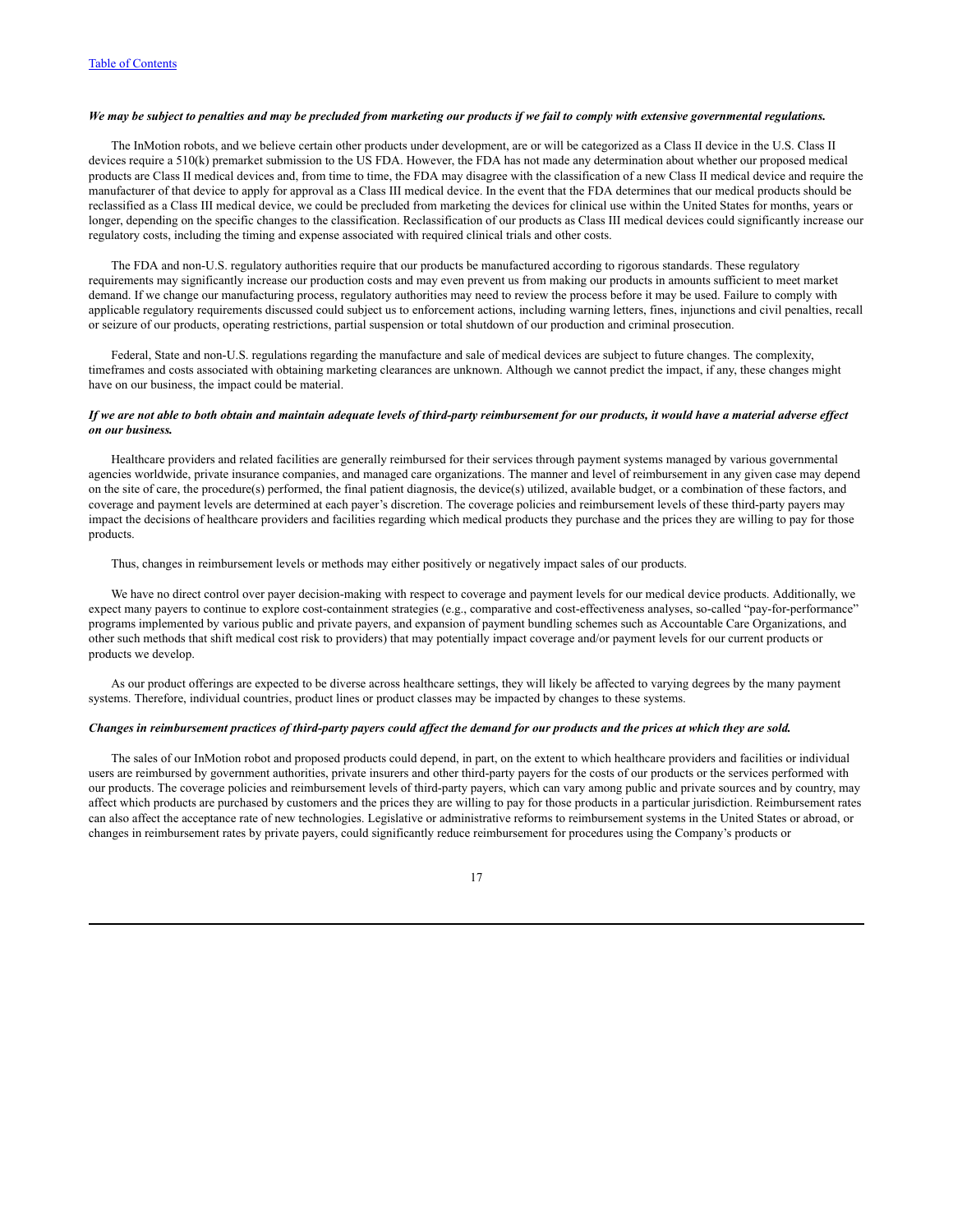*We may be subject to penalties and may be precluded from marketing our products if we fail to comply with extensive governmental regulations.*

The InMotion robots, and we believe certain other products under development, are or will be categorized as a Class II device in the U.S. Class II devices require a 510(k) premarket submission to the US FDA. However, the FDA has not made any determination about whether our proposed medical products are Class II medical devices and, from time to time, the FDA may disagree with the classification of a new Class II medical device and require the manufacturer of that device to apply for approval as a Class III medical device. In the event that the FDA determines that our medical products should be reclassified as a Class III medical device, we could be precluded from marketing the devices for clinical use within the United States for months, years or longer, depending on the specific changes to the classification. Reclassification of our products as Class III medical devices could significantly increase our regulatory costs, including the timing and expense associated with required clinical trials and other costs.

The FDA and non-U.S. regulatory authorities require that our products be manufactured according to rigorous standards. These regulatory requirements may significantly increase our production costs and may even prevent us from making our products in amounts sufficient to meet market demand. If we change our manufacturing process, regulatory authorities may need to review the process before it may be used. Failure to comply with applicable regulatory requirements discussed could subject us to enforcement actions, including warning letters, fines, injunctions and civil penalties, recall or seizure of our products, operating restrictions, partial suspension or total shutdown of our production and criminal prosecution.

Federal, State and non-U.S. regulations regarding the manufacture and sale of medical devices are subject to future changes. The complexity, timeframes and costs associated with obtaining marketing clearances are unknown. Although we cannot predict the impact, if any, these changes might have on our business, the impact could be material.

*If we are not able to both obtain and maintain adequate levels of third-party reimbursement for our products, it would have a material adverse effect on our business.*

Healthcare providers and related facilities are generally reimbursed for their services through payment systems managed by various governmental agencies worldwide, private insurance companies, and managed care organizations. The manner and level of reimbursement in any given case may depend on the site of care, the procedure(s) performed, the final patient diagnosis, the device(s) utilized, available budget, or a combination of these factors, and coverage and payment levels are determined at each payer's discretion. The coverage policies and reimbursement levels of these third-party payers may impact the decisions of healthcare providers and facilities regarding which medical products they purchase and the prices they are willing to pay for those products.

Thus, changes in reimbursement levels or methods may either positively or negatively impact sales of our products.

We have no direct control over payer decision-making with respect to coverage and payment levels for our medical device products. Additionally, we expect many payers to continue to explore cost-containment strategies (e.g., comparative and cost-effectiveness analyses, so-called "pay-for-performance" programs implemented by various public and private payers, and expansion of payment bundling schemes such as Accountable Care Organizations, and other such methods that shift medical cost risk to providers) that may potentially impact coverage and/or payment levels for our current products or products we develop.

As our product offerings are expected to be diverse across healthcare settings, they will likely be affected to varying degrees by the many payment systems. Therefore, individual countries, product lines or product classes may be impacted by changes to these systems.

*Changes in reimbursement practices of third-party payers could affect the demand for our products and the prices at which they are sold.*

The sales of our InMotion robot and proposed products could depend, in part, on the extent to which healthcare providers and facilities or individual users are reimbursed by government authorities, private insurers and other third-party payers for the costs of our products or the services performed with our products. The coverage policies and reimbursement levels of third-party payers, which can vary among public and private sources and by country, may affect which products are purchased by customers and the prices they are willing to pay for those products in a particular jurisdiction. Reimbursement rates can also affect the acceptance rate of new technologies. Legislative or administrative reforms to reimbursement systems in the United States or abroad, or changes in reimbursement rates by private payers, could significantly reduce reimbursement for procedures using the Company's products or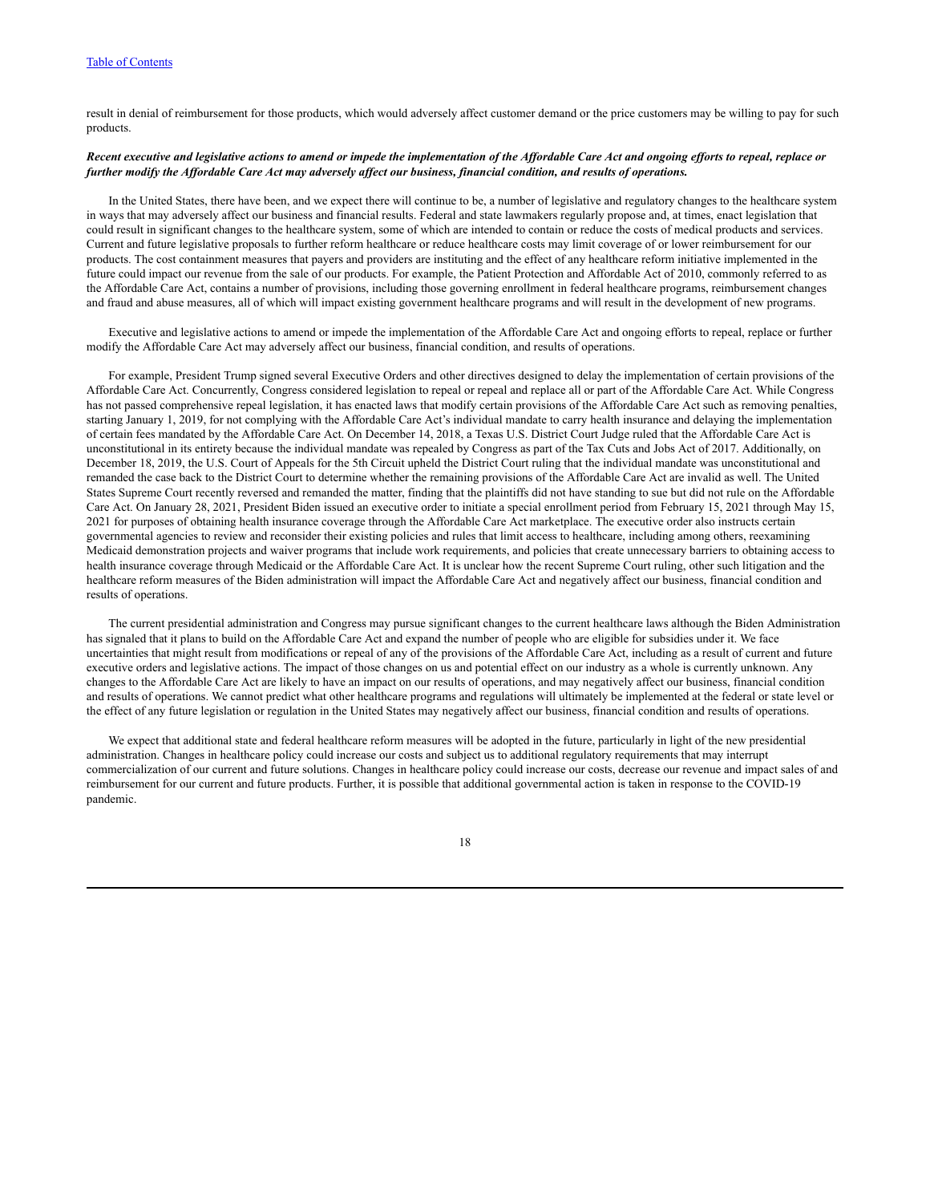result in denial of reimbursement for those products, which would adversely affect customer demand or the price customers may be willing to pay for such products.

***Recent executive and legislative actions to amend or impede the implementation of the Affordable Care Act and ongoing efforts to repeal, replace or further modify the Affordable Care Act may adversely affect our business, financial condition, and results of operations.***

In the United States, there have been, and we expect there will continue to be, a number of legislative and regulatory changes to the healthcare system in ways that may adversely affect our business and financial results. Federal and state lawmakers regularly propose and, at times, enact legislation that could result in significant changes to the healthcare system, some of which are intended to contain or reduce the costs of medical products and services. Current and future legislative proposals to further reform healthcare or reduce healthcare costs may limit coverage of or lower reimbursement for our products. The cost containment measures that payers and providers are instituting and the effect of any healthcare reform initiative implemented in the future could impact our revenue from the sale of our products. For example, the Patient Protection and Affordable Act of 2010, commonly referred to as the Affordable Care Act, contains a number of provisions, including those governing enrollment in federal healthcare programs, reimbursement changes and fraud and abuse measures, all of which will impact existing government healthcare programs and will result in the development of new programs.

Executive and legislative actions to amend or impede the implementation of the Affordable Care Act and ongoing efforts to repeal, replace or further modify the Affordable Care Act may adversely affect our business, financial condition, and results of operations.

For example, President Trump signed several Executive Orders and other directives designed to delay the implementation of certain provisions of the Affordable Care Act. Concurrently, Congress considered legislation to repeal or repeal and replace all or part of the Affordable Care Act. While Congress has not passed comprehensive repeal legislation, it has enacted laws that modify certain provisions of the Affordable Care Act such as removing penalties, starting January 1, 2019, for not complying with the Affordable Care Act's individual mandate to carry health insurance and delaying the implementation of certain fees mandated by the Affordable Care Act. On December 14, 2018, a Texas U.S. District Court Judge ruled that the Affordable Care Act is unconstitutional in its entirety because the individual mandate was repealed by Congress as part of the Tax Cuts and Jobs Act of 2017. Additionally, on December 18, 2019, the U.S. Court of Appeals for the 5th Circuit upheld the District Court ruling that the individual mandate was unconstitutional and remanded the case back to the District Court to determine whether the remaining provisions of the Affordable Care Act are invalid as well. The United States Supreme Court recently reversed and remanded the matter, finding that the plaintiffs did not have standing to sue but did not rule on the Affordable Care Act. On January 28, 2021, President Biden issued an executive order to initiate a special enrollment period from February 15, 2021 through May 15, 2021 for purposes of obtaining health insurance coverage through the Affordable Care Act marketplace. The executive order also instructs certain governmental agencies to review and reconsider their existing policies and rules that limit access to healthcare, including among others, reexamining Medicaid demonstration projects and waiver programs that include work requirements, and policies that create unnecessary barriers to obtaining access to health insurance coverage through Medicaid or the Affordable Care Act. It is unclear how the recent Supreme Court ruling, other such litigation and the healthcare reform measures of the Biden administration will impact the Affordable Care Act and negatively affect our business, financial condition and results of operations.

The current presidential administration and Congress may pursue significant changes to the current healthcare laws although the Biden Administration has signaled that it plans to build on the Affordable Care Act and expand the number of people who are eligible for subsidies under it. We face uncertainties that might result from modifications or repeal of any of the provisions of the Affordable Care Act, including as a result of current and future executive orders and legislative actions. The impact of those changes on us and potential effect on our industry as a whole is currently unknown. Any changes to the Affordable Care Act are likely to have an impact on our results of operations, and may negatively affect our business, financial condition and results of operations. We cannot predict what other healthcare programs and regulations will ultimately be implemented at the federal or state level or the effect of any future legislation or regulation in the United States may negatively affect our business, financial condition and results of operations.

We expect that additional state and federal healthcare reform measures will be adopted in the future, particularly in light of the new presidential administration. Changes in healthcare policy could increase our costs and subject us to additional regulatory requirements that may interrupt commercialization of our current and future solutions. Changes in healthcare policy could increase our costs, decrease our revenue and impact sales of and reimbursement for our current and future products. Further, it is possible that additional governmental action is taken in response to the COVID-19 pandemic.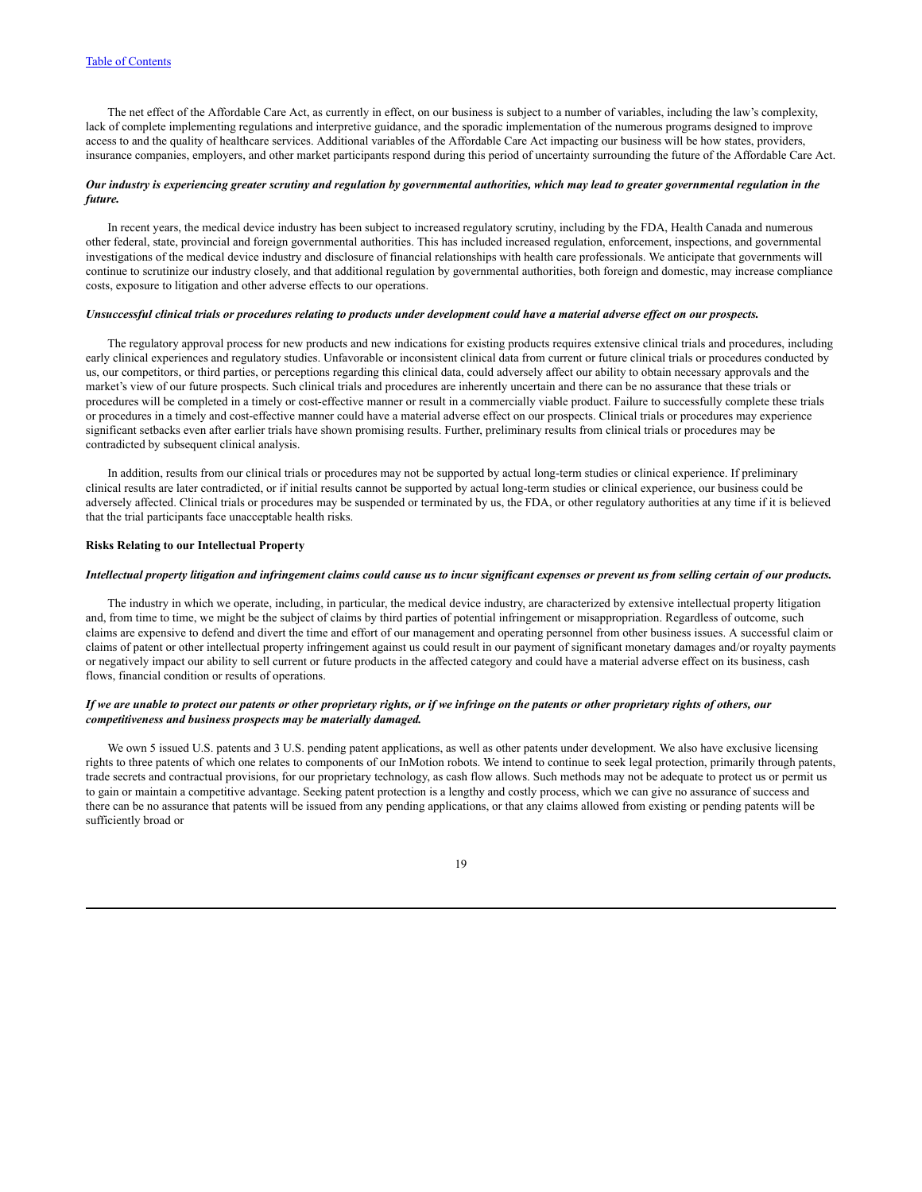The net effect of the Affordable Care Act, as currently in effect, on our business is subject to a number of variables, including the law's complexity, lack of complete implementing regulations and interpretive guidance, and the sporadic implementation of the numerous programs designed to improve access to and the quality of healthcare services. Additional variables of the Affordable Care Act impacting our business will be how states, providers, insurance companies, employers, and other market participants respond during this period of uncertainty surrounding the future of the Affordable Care Act.

***Our industry is experiencing greater scrutiny and regulation by governmental authorities, which may lead to greater governmental regulation in the future.***

In recent years, the medical device industry has been subject to increased regulatory scrutiny, including by the FDA, Health Canada and numerous other federal, state, provincial and foreign governmental authorities. This has included increased regulation, enforcement, inspections, and governmental investigations of the medical device industry and disclosure of financial relationships with health care professionals. We anticipate that governments will continue to scrutinize our industry closely, and that additional regulation by governmental authorities, both foreign and domestic, may increase compliance costs, exposure to litigation and other adverse effects to our operations.

***Unsuccessful clinical trials or procedures relating to products under development could have a material adverse effect on our prospects.***

The regulatory approval process for new products and new indications for existing products requires extensive clinical trials and procedures, including early clinical experiences and regulatory studies. Unfavorable or inconsistent clinical data from current or future clinical trials or procedures conducted by us, our competitors, or third parties, or perceptions regarding this clinical data, could adversely affect our ability to obtain necessary approvals and the market's view of our future prospects. Such clinical trials and procedures are inherently uncertain and there can be no assurance that these trials or procedures will be completed in a timely or cost-effective manner or result in a commercially viable product. Failure to successfully complete these trials or procedures in a timely and cost-effective manner could have a material adverse effect on our prospects. Clinical trials or procedures may experience significant setbacks even after earlier trials have shown promising results. Further, preliminary results from clinical trials or procedures may be contradicted by subsequent clinical analysis.

In addition, results from our clinical trials or procedures may not be supported by actual long-term studies or clinical experience. If preliminary clinical results are later contradicted, or if initial results cannot be supported by actual long-term studies or clinical experience, our business could be adversely affected. Clinical trials or procedures may be suspended or terminated by us, the FDA, or other regulatory authorities at any time if it is believed that the trial participants face unacceptable health risks.

**Risks Relating to our Intellectual Property**

***Intellectual property litigation and infringement claims could cause us to incur significant expenses or prevent us from selling certain of our products.***

The industry in which we operate, including, in particular, the medical device industry, are characterized by extensive intellectual property litigation and, from time to time, we might be the subject of claims by third parties of potential infringement or misappropriation. Regardless of outcome, such claims are expensive to defend and divert the time and effort of our management and operating personnel from other business issues. A successful claim or claims of patent or other intellectual property infringement against us could result in our payment of significant monetary damages and/or royalty payments or negatively impact our ability to sell current or future products in the affected category and could have a material adverse effect on its business, cash flows, financial condition or results of operations.

***If we are unable to protect our patents or other proprietary rights, or if we infringe on the patents or other proprietary rights of others, our competitiveness and business prospects may be materially damaged.***

We own 5 issued U.S. patents and 3 U.S. pending patent applications, as well as other patents under development. We also have exclusive licensing rights to three patents of which one relates to components of our InMotion robots. We intend to continue to seek legal protection, primarily through patents, trade secrets and contractual provisions, for our proprietary technology, as cash flow allows. Such methods may not be adequate to protect us or permit us to gain or maintain a competitive advantage. Seeking patent protection is a lengthy and costly process, which we can give no assurance of success and there can be no assurance that patents will be issued from any pending applications, or that any claims allowed from existing or pending patents will be sufficiently broad or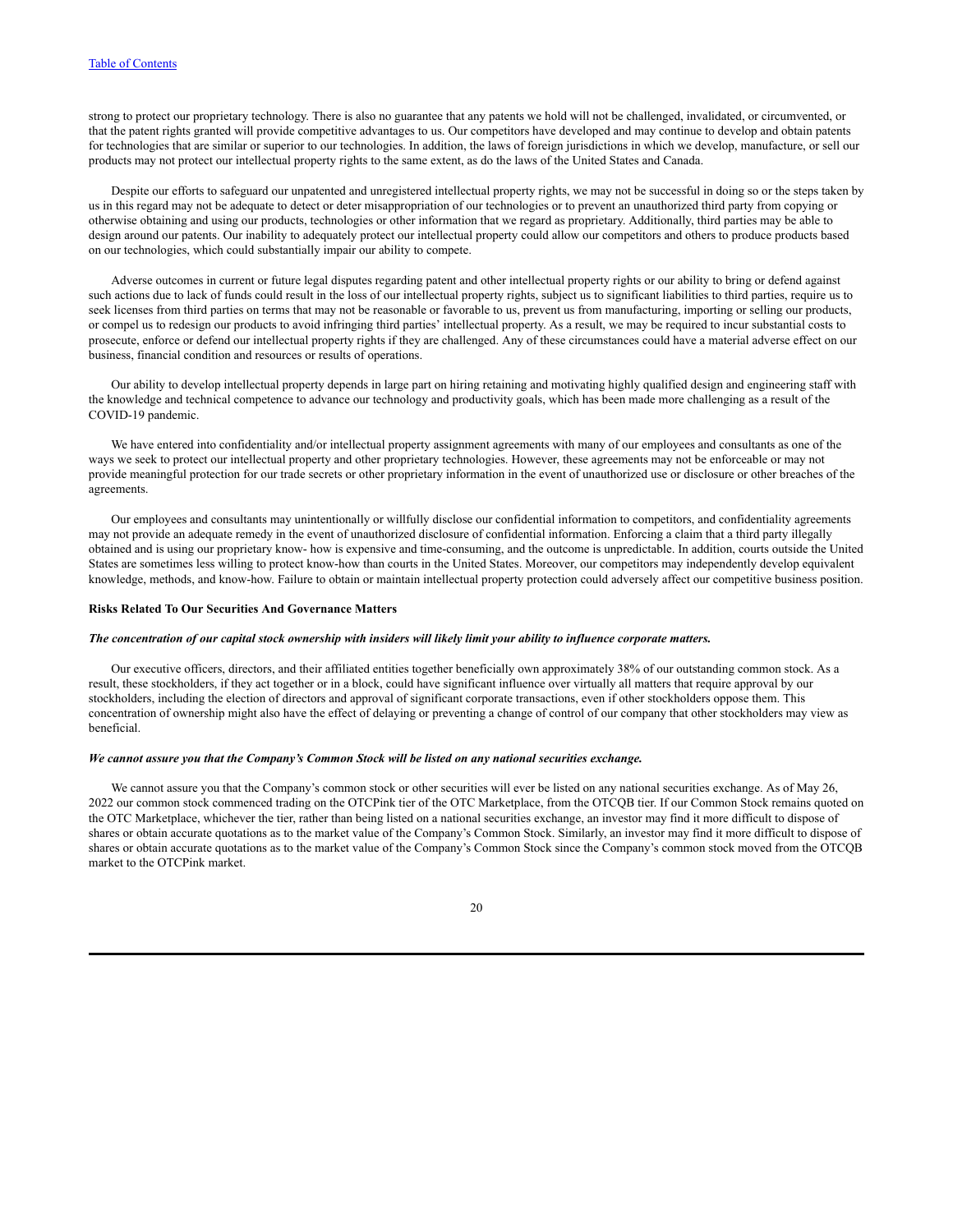strong to protect our proprietary technology. There is also no guarantee that any patents we hold will not be challenged, invalidated, or circumvented, or that the patent rights granted will provide competitive advantages to us. Our competitors have developed and may continue to develop and obtain patents for technologies that are similar or superior to our technologies. In addition, the laws of foreign jurisdictions in which we develop, manufacture, or sell our products may not protect our intellectual property rights to the same extent, as do the laws of the United States and Canada.

Despite our efforts to safeguard our unpatented and unregistered intellectual property rights, we may not be successful in doing so or the steps taken by us in this regard may not be adequate to detect or deter misappropriation of our technologies or to prevent an unauthorized third party from copying or otherwise obtaining and using our products, technologies or other information that we regard as proprietary. Additionally, third parties may be able to design around our patents. Our inability to adequately protect our intellectual property could allow our competitors and others to produce products based on our technologies, which could substantially impair our ability to compete.

Adverse outcomes in current or future legal disputes regarding patent and other intellectual property rights or our ability to bring or defend against such actions due to lack of funds could result in the loss of our intellectual property rights, subject us to significant liabilities to third parties, require us to seek licenses from third parties on terms that may not be reasonable or favorable to us, prevent us from manufacturing, importing or selling our products, or compel us to redesign our products to avoid infringing third parties' intellectual property. As a result, we may be required to incur substantial costs to prosecute, enforce or defend our intellectual property rights if they are challenged. Any of these circumstances could have a material adverse effect on our business, financial condition and resources or results of operations.

Our ability to develop intellectual property depends in large part on hiring retaining and motivating highly qualified design and engineering staff with the knowledge and technical competence to advance our technology and productivity goals, which has been made more challenging as a result of the COVID-19 pandemic.

We have entered into confidentiality and/or intellectual property assignment agreements with many of our employees and consultants as one of the ways we seek to protect our intellectual property and other proprietary technologies. However, these agreements may not be enforceable or may not provide meaningful protection for our trade secrets or other proprietary information in the event of unauthorized use or disclosure or other breaches of the agreements.

Our employees and consultants may unintentionally or willfully disclose our confidential information to competitors, and confidentiality agreements may not provide an adequate remedy in the event of unauthorized disclosure of confidential information. Enforcing a claim that a third party illegally obtained and is using our proprietary know- how is expensive and time-consuming, and the outcome is unpredictable. In addition, courts outside the United States are sometimes less willing to protect know-how than courts in the United States. Moreover, our competitors may independently develop equivalent knowledge, methods, and know-how. Failure to obtain or maintain intellectual property protection could adversely affect our competitive business position.

**Risks Related To Our Securities And Governance Matters**

***The concentration of our capital stock ownership with insiders will likely limit your ability to influence corporate matters.***

Our executive officers, directors, and their affiliated entities together beneficially own approximately 38% of our outstanding common stock. As a result, these stockholders, if they act together or in a block, could have significant influence over virtually all matters that require approval by our stockholders, including the election of directors and approval of significant corporate transactions, even if other stockholders oppose them. This concentration of ownership might also have the effect of delaying or preventing a change of control of our company that other stockholders may view as beneficial.

***We cannot assure you that the Company's Common Stock will be listed on any national securities exchange.***

We cannot assure you that the Company's common stock or other securities will ever be listed on any national securities exchange. As of May 26, 2022 our common stock commenced trading on the OTCPink tier of the OTC Marketplace, from the OTCQB tier. If our Common Stock remains quoted on the OTC Marketplace, whichever the tier, rather than being listed on a national securities exchange, an investor may find it more difficult to dispose of shares or obtain accurate quotations as to the market value of the Company's Common Stock. Similarly, an investor may find it more difficult to dispose of shares or obtain accurate quotations as to the market value of the Company's Common Stock since the Company's common stock moved from the OTCQB market to the OTCPink market.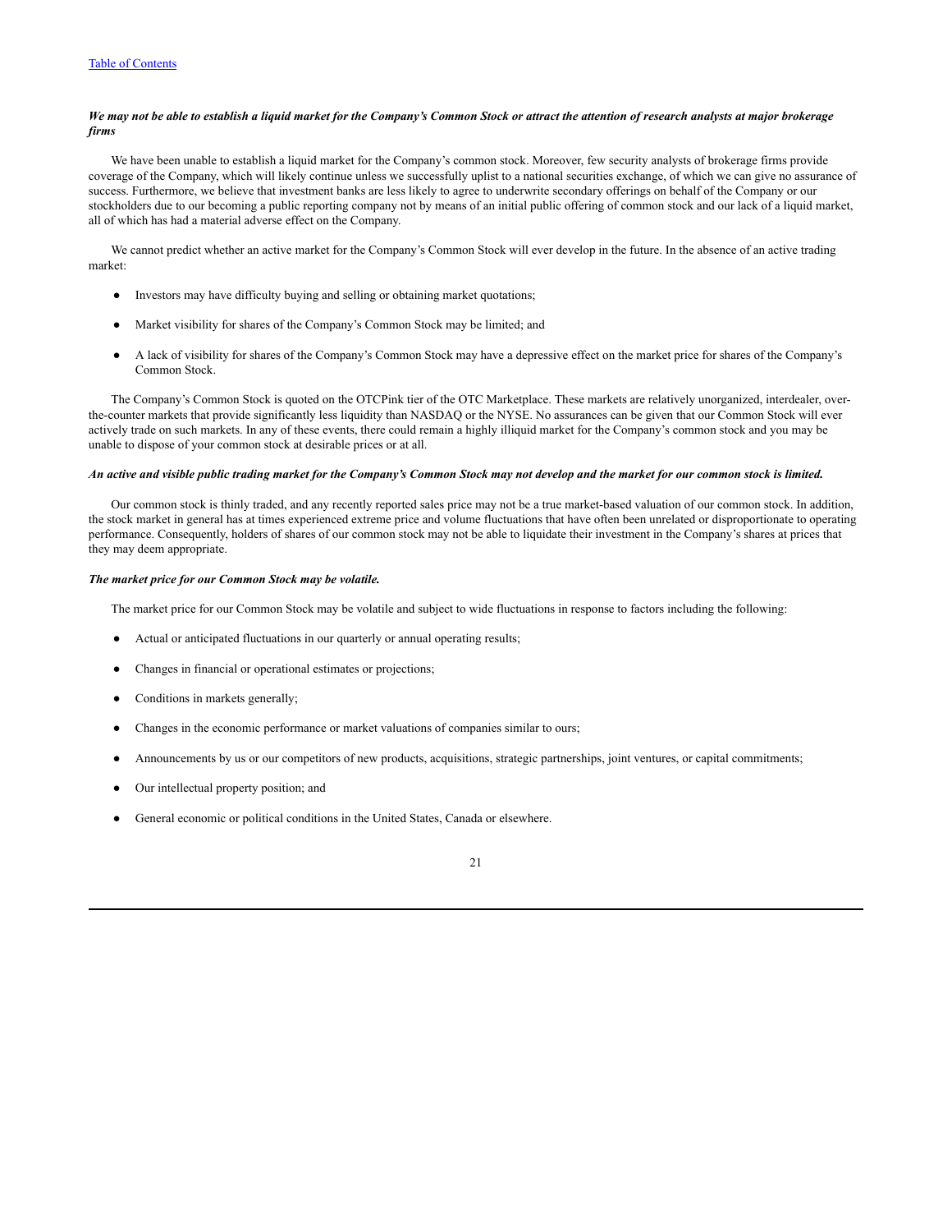***We may not be able to establish a liquid market for the Company's Common Stock or attract the attention of research analysts at major brokerage firms***

We have been unable to establish a liquid market for the Company's common stock. Moreover, few security analysts of brokerage firms provide coverage of the Company, which will likely continue unless we successfully uplist to a national securities exchange, of which we can give no assurance of success. Furthermore, we believe that investment banks are less likely to agree to underwrite secondary offerings on behalf of the Company or our stockholders due to our becoming a public reporting company not by means of an initial public offering of common stock and our lack of a liquid market, all of which has had a material adverse effect on the Company.

We cannot predict whether an active market for the Company's Common Stock will ever develop in the future. In the absence of an active trading market:

- Investors may have difficulty buying and selling or obtaining market quotations;
- Market visibility for shares of the Company's Common Stock may be limited; and
- A lack of visibility for shares of the Company's Common Stock may have a depressive effect on the market price for shares of the Company's Common Stock.

The Company's Common Stock is quoted on the OTCPink tier of the OTC Marketplace. These markets are relatively unorganized, interdealer, over-the-counter markets that provide significantly less liquidity than NASDAQ or the NYSE. No assurances can be given that our Common Stock will ever actively trade on such markets. In any of these events, there could remain a highly illiquid market for the Company's common stock and you may be unable to dispose of your common stock at desirable prices or at all.

***An active and visible public trading market for the Company's Common Stock may not develop and the market for our common stock is limited.***

Our common stock is thinly traded, and any recently reported sales price may not be a true market-based valuation of our common stock. In addition, the stock market in general has at times experienced extreme price and volume fluctuations that have often been unrelated or disproportionate to operating performance. Consequently, holders of shares of our common stock may not be able to liquidate their investment in the Company's shares at prices that they may deem appropriate.

***The market price for our Common Stock may be volatile.***

The market price for our Common Stock may be volatile and subject to wide fluctuations in response to factors including the following:

- Actual or anticipated fluctuations in our quarterly or annual operating results;
- Changes in financial or operational estimates or projections;
- Conditions in markets generally;
- Changes in the economic performance or market valuations of companies similar to ours;
- Announcements by us or our competitors of new products, acquisitions, strategic partnerships, joint ventures, or capital commitments;
- Our intellectual property position; and
- General economic or political conditions in the United States, Canada or elsewhere.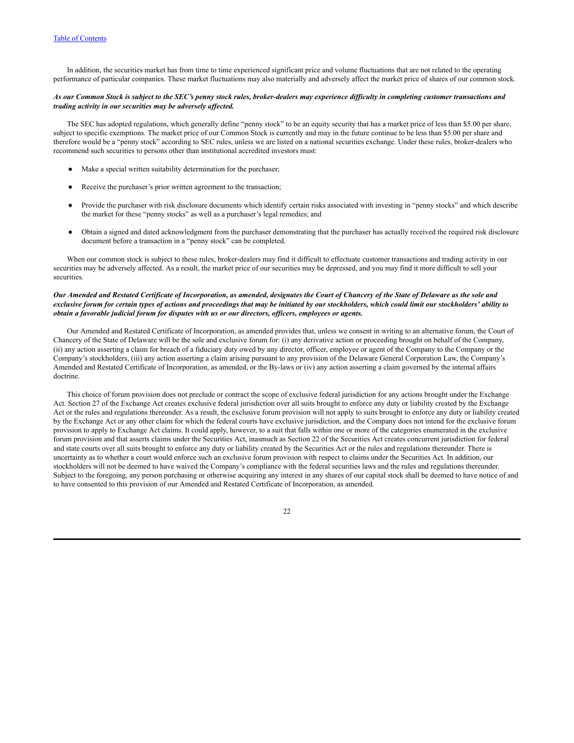In addition, the securities market has from time to time experienced significant price and volume fluctuations that are not related to the operating performance of particular companies. These market fluctuations may also materially and adversely affect the market price of shares of our common stock.

***As our Common Stock is subject to the SEC's penny stock rules, broker-dealers may experience difficulty in completing customer transactions and trading activity in our securities may be adversely affected.***

The SEC has adopted regulations, which generally define "penny stock" to be an equity security that has a market price of less than $5.00 per share, subject to specific exemptions. The market price of our Common Stock is currently and may in the future continue to be less than $5.00 per share and therefore would be a "penny stock" according to SEC rules, unless we are listed on a national securities exchange. Under these rules, broker-dealers who recommend such securities to persons other than institutional accredited investors must:

- Make a special written suitability determination for the purchaser;
- Receive the purchaser's prior written agreement to the transaction;
- Provide the purchaser with risk disclosure documents which identify certain risks associated with investing in "penny stocks" and which describe the market for these "penny stocks" as well as a purchaser's legal remedies; and
- Obtain a signed and dated acknowledgment from the purchaser demonstrating that the purchaser has actually received the required risk disclosure document before a transaction in a "penny stock" can be completed.

When our common stock is subject to these rules, broker-dealers may find it difficult to effectuate customer transactions and trading activity in our securities may be adversely affected. As a result, the market price of our securities may be depressed, and you may find it more difficult to sell your securities.

***Our Amended and Restated Certificate of Incorporation, as amended, designates the Court of Chancery of the State of Delaware as the sole and exclusive forum for certain types of actions and proceedings that may be initiated by our stockholders, which could limit our stockholders' ability to obtain a favorable judicial forum for disputes with us or our directors, officers, employees or agents.***

Our Amended and Restated Certificate of Incorporation, as amended provides that, unless we consent in writing to an alternative forum, the Court of Chancery of the State of Delaware will be the sole and exclusive forum for: (i) any derivative action or proceeding brought on behalf of the Company, (ii) any action asserting a claim for breach of a fiduciary duty owed by any director, officer, employee or agent of the Company to the Company or the Company's stockholders, (iii) any action asserting a claim arising pursuant to any provision of the Delaware General Corporation Law, the Company's Amended and Restated Certificate of Incorporation, as amended, or the By-laws or (iv) any action asserting a claim governed by the internal affairs doctrine.

This choice of forum provision does not preclude or contract the scope of exclusive federal jurisdiction for any actions brought under the Exchange Act. Section 27 of the Exchange Act creates exclusive federal jurisdiction over all suits brought to enforce any duty or liability created by the Exchange Act or the rules and regulations thereunder. As a result, the exclusive forum provision will not apply to suits brought to enforce any duty or liability created by the Exchange Act or any other claim for which the federal courts have exclusive jurisdiction, and the Company does not intend for the exclusive forum provision to apply to Exchange Act claims. It could apply, however, to a suit that falls within one or more of the categories enumerated in the exclusive forum provision and that asserts claims under the Securities Act, inasmuch as Section 22 of the Securities Act creates concurrent jurisdiction for federal and state courts over all suits brought to enforce any duty or liability created by the Securities Act or the rules and regulations thereunder. There is uncertainty as to whether a court would enforce such an exclusive forum provision with respect to claims under the Securities Act. In addition, our stockholders will not be deemed to have waived the Company's compliance with the federal securities laws and the rules and regulations thereunder. Subject to the foregoing, any person purchasing or otherwise acquiring any interest in any shares of our capital stock shall be deemed to have notice of and to have consented to this provision of our Amended and Restated Certificate of Incorporation, as amended.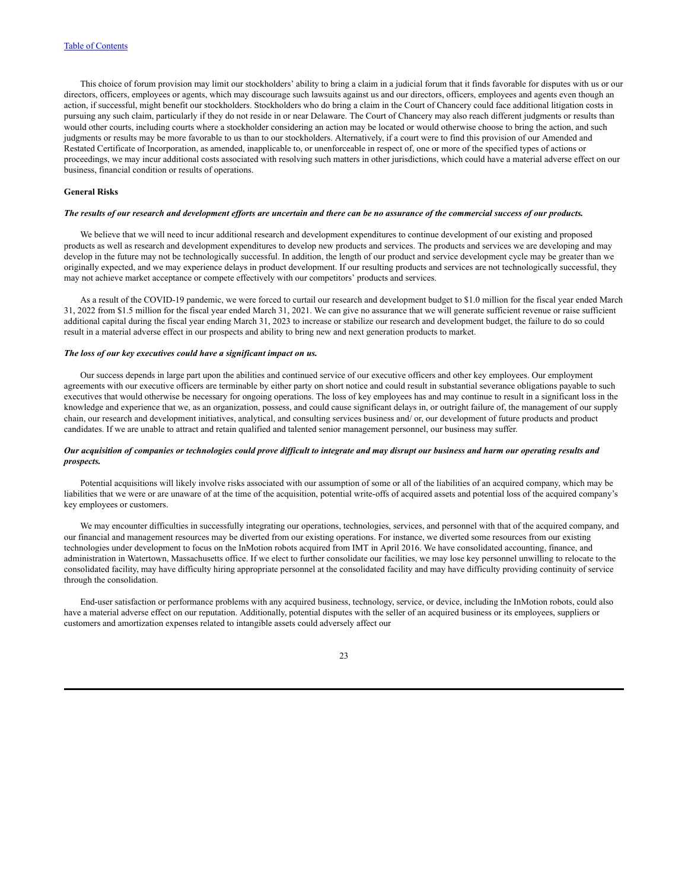This choice of forum provision may limit our stockholders' ability to bring a claim in a judicial forum that it finds favorable for disputes with us or our directors, officers, employees or agents, which may discourage such lawsuits against us and our directors, officers, employees and agents even though an action, if successful, might benefit our stockholders. Stockholders who do bring a claim in the Court of Chancery could face additional litigation costs in pursuing any such claim, particularly if they do not reside in or near Delaware. The Court of Chancery may also reach different judgments or results than would other courts, including courts where a stockholder considering an action may be located or would otherwise choose to bring the action, and such judgments or results may be more favorable to us than to our stockholders. Alternatively, if a court were to find this provision of our Amended and Restated Certificate of Incorporation, as amended, inapplicable to, or unenforceable in respect of, one or more of the specified types of actions or proceedings, we may incur additional costs associated with resolving such matters in other jurisdictions, which could have a material adverse effect on our business, financial condition or results of operations.

**General Risks**

***The results of our research and development efforts are uncertain and there can be no assurance of the commercial success of our products.***

We believe that we will need to incur additional research and development expenditures to continue development of our existing and proposed products as well as research and development expenditures to develop new products and services. The products and services we are developing and may develop in the future may not be technologically successful. In addition, the length of our product and service development cycle may be greater than we originally expected, and we may experience delays in product development. If our resulting products and services are not technologically successful, they may not achieve market acceptance or compete effectively with our competitors' products and services.

As a result of the COVID-19 pandemic, we were forced to curtail our research and development budget to $1.0 million for the fiscal year ended March 31, 2022 from $1.5 million for the fiscal year ended March 31, 2021. We can give no assurance that we will generate sufficient revenue or raise sufficient additional capital during the fiscal year ending March 31, 2023 to increase or stabilize our research and development budget, the failure to do so could result in a material adverse effect in our prospects and ability to bring new and next generation products to market.

***The loss of our key executives could have a significant impact on us.***

Our success depends in large part upon the abilities and continued service of our executive officers and other key employees. Our employment agreements with our executive officers are terminable by either party on short notice and could result in substantial severance obligations payable to such executives that would otherwise be necessary for ongoing operations. The loss of key employees has and may continue to result in a significant loss in the knowledge and experience that we, as an organization, possess, and could cause significant delays in, or outright failure of, the management of our supply chain, our research and development initiatives, analytical, and consulting services business and/ or, our development of future products and product candidates. If we are unable to attract and retain qualified and talented senior management personnel, our business may suffer.

***Our acquisition of companies or technologies could prove difficult to integrate and may disrupt our business and harm our operating results and prospects.***

Potential acquisitions will likely involve risks associated with our assumption of some or all of the liabilities of an acquired company, which may be liabilities that we were or are unaware of at the time of the acquisition, potential write-offs of acquired assets and potential loss of the acquired company's key employees or customers.

We may encounter difficulties in successfully integrating our operations, technologies, services, and personnel with that of the acquired company, and our financial and management resources may be diverted from our existing operations. For instance, we diverted some resources from our existing technologies under development to focus on the InMotion robots acquired from IMT in April 2016. We have consolidated accounting, finance, and administration in Watertown, Massachusetts office. If we elect to further consolidate our facilities, we may lose key personnel unwilling to relocate to the consolidated facility, may have difficulty hiring appropriate personnel at the consolidated facility and may have difficulty providing continuity of service through the consolidation.

End-user satisfaction or performance problems with any acquired business, technology, service, or device, including the InMotion robots, could also have a material adverse effect on our reputation. Additionally, potential disputes with the seller of an acquired business or its employees, suppliers or customers and amortization expenses related to intangible assets could adversely affect our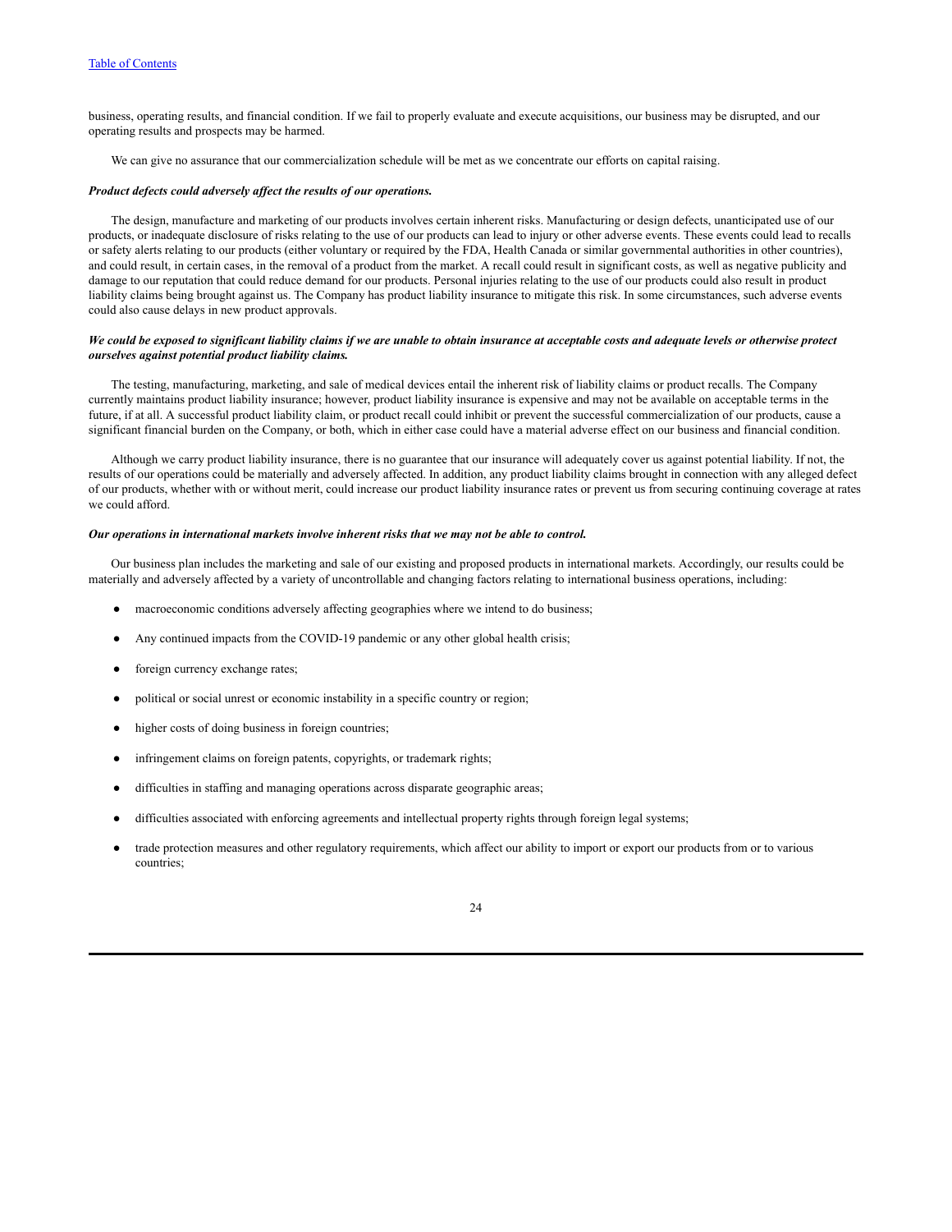business, operating results, and financial condition. If we fail to properly evaluate and execute acquisitions, our business may be disrupted, and our operating results and prospects may be harmed.

We can give no assurance that our commercialization schedule will be met as we concentrate our efforts on capital raising.

***Product defects could adversely affect the results of our operations.***

The design, manufacture and marketing of our products involves certain inherent risks. Manufacturing or design defects, unanticipated use of our products, or inadequate disclosure of risks relating to the use of our products can lead to injury or other adverse events. These events could lead to recalls or safety alerts relating to our products (either voluntary or required by the FDA, Health Canada or similar governmental authorities in other countries), and could result, in certain cases, in the removal of a product from the market. A recall could result in significant costs, as well as negative publicity and damage to our reputation that could reduce demand for our products. Personal injuries relating to the use of our products could also result in product liability claims being brought against us. The Company has product liability insurance to mitigate this risk. In some circumstances, such adverse events could also cause delays in new product approvals.

***We could be exposed to significant liability claims if we are unable to obtain insurance at acceptable costs and adequate levels or otherwise protect ourselves against potential product liability claims.***

The testing, manufacturing, marketing, and sale of medical devices entail the inherent risk of liability claims or product recalls. The Company currently maintains product liability insurance; however, product liability insurance is expensive and may not be available on acceptable terms in the future, if at all. A successful product liability claim, or product recall could inhibit or prevent the successful commercialization of our products, cause a significant financial burden on the Company, or both, which in either case could have a material adverse effect on our business and financial condition.

Although we carry product liability insurance, there is no guarantee that our insurance will adequately cover us against potential liability. If not, the results of our operations could be materially and adversely affected. In addition, any product liability claims brought in connection with any alleged defect of our products, whether with or without merit, could increase our product liability insurance rates or prevent us from securing continuing coverage at rates we could afford.

***Our operations in international markets involve inherent risks that we may not be able to control.***

Our business plan includes the marketing and sale of our existing and proposed products in international markets. Accordingly, our results could be materially and adversely affected by a variety of uncontrollable and changing factors relating to international business operations, including:

- macroeconomic conditions adversely affecting geographies where we intend to do business;
- Any continued impacts from the COVID-19 pandemic or any other global health crisis;
- foreign currency exchange rates;
- political or social unrest or economic instability in a specific country or region;
- higher costs of doing business in foreign countries;
- infringement claims on foreign patents, copyrights, or trademark rights;
- difficulties in staffing and managing operations across disparate geographic areas;
- difficulties associated with enforcing agreements and intellectual property rights through foreign legal systems;
- trade protection measures and other regulatory requirements, which affect our ability to import or export our products from or to various countries;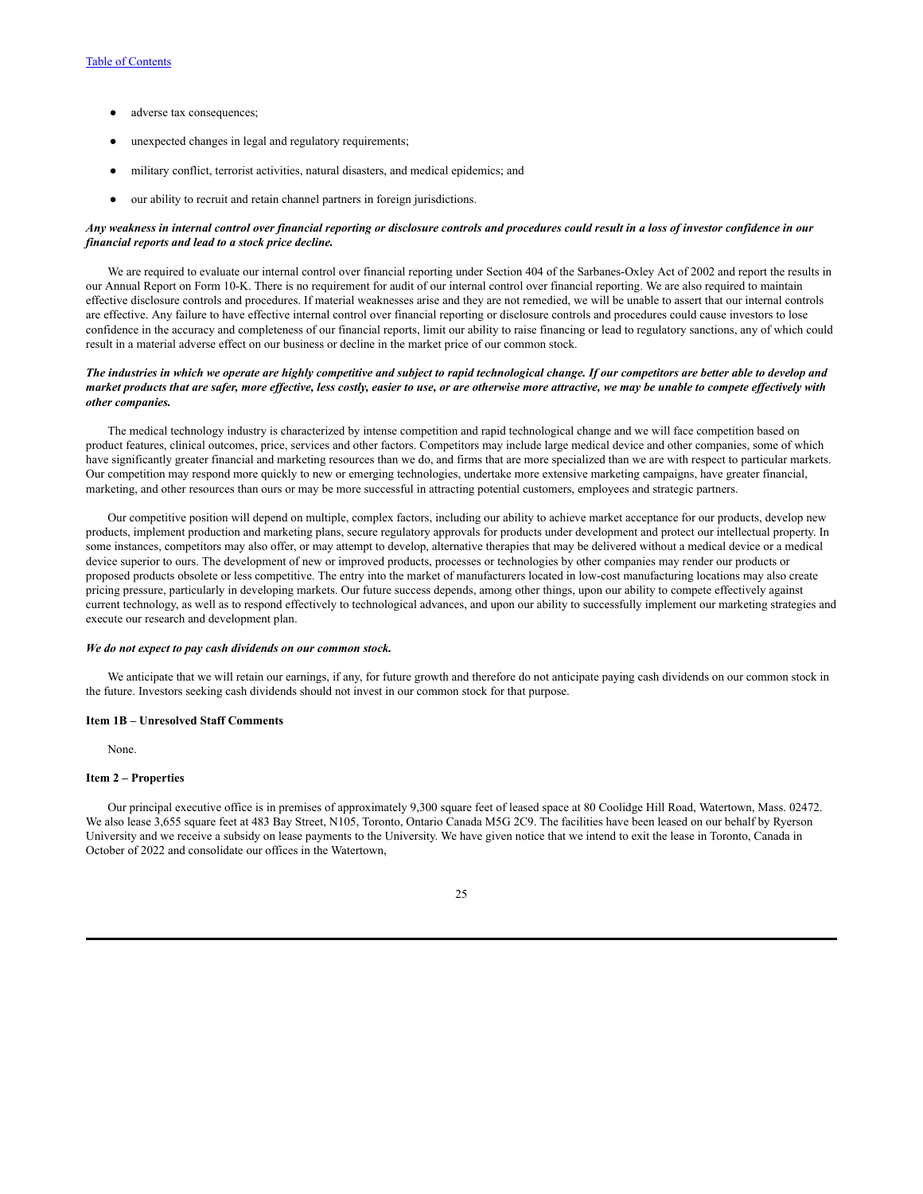- adverse tax consequences;
- unexpected changes in legal and regulatory requirements;
- military conflict, terrorist activities, natural disasters, and medical epidemics; and
- our ability to recruit and retain channel partners in foreign jurisdictions.

***Any weakness in internal control over financial reporting or disclosure controls and procedures could result in a loss of investor confidence in our financial reports and lead to a stock price decline.***

We are required to evaluate our internal control over financial reporting under Section 404 of the Sarbanes-Oxley Act of 2002 and report the results in our Annual Report on Form 10-K. There is no requirement for audit of our internal control over financial reporting. We are also required to maintain effective disclosure controls and procedures. If material weaknesses arise and they are not remedied, we will be unable to assert that our internal controls are effective. Any failure to have effective internal control over financial reporting or disclosure controls and procedures could cause investors to lose confidence in the accuracy and completeness of our financial reports, limit our ability to raise financing or lead to regulatory sanctions, any of which could result in a material adverse effect on our business or decline in the market price of our common stock.

***The industries in which we operate are highly competitive and subject to rapid technological change. If our competitors are better able to develop and market products that are safer, more effective, less costly, easier to use, or are otherwise more attractive, we may be unable to compete effectively with other companies.***

The medical technology industry is characterized by intense competition and rapid technological change and we will face competition based on product features, clinical outcomes, price, services and other factors. Competitors may include large medical device and other companies, some of which have significantly greater financial and marketing resources than we do, and firms that are more specialized than we are with respect to particular markets. Our competition may respond more quickly to new or emerging technologies, undertake more extensive marketing campaigns, have greater financial, marketing, and other resources than ours or may be more successful in attracting potential customers, employees and strategic partners.

Our competitive position will depend on multiple, complex factors, including our ability to achieve market acceptance for our products, develop new products, implement production and marketing plans, secure regulatory approvals for products under development and protect our intellectual property. In some instances, competitors may also offer, or may attempt to develop, alternative therapies that may be delivered without a medical device or a medical device superior to ours. The development of new or improved products, processes or technologies by other companies may render our products or proposed products obsolete or less competitive. The entry into the market of manufacturers located in low-cost manufacturing locations may also create pricing pressure, particularly in developing markets. Our future success depends, among other things, upon our ability to compete effectively against current technology, as well as to respond effectively to technological advances, and upon our ability to successfully implement our marketing strategies and execute our research and development plan.

***We do not expect to pay cash dividends on our common stock.***

We anticipate that we will retain our earnings, if any, for future growth and therefore do not anticipate paying cash dividends on our common stock in the future. Investors seeking cash dividends should not invest in our common stock for that purpose.

**Item 1B – Unresolved Staff Comments**

None.

**Item 2 – Properties**

Our principal executive office is in premises of approximately 9,300 square feet of leased space at 80 Coolidge Hill Road, Watertown, Mass. 02472. We also lease 3,655 square feet at 483 Bay Street, N105, Toronto, Ontario Canada M5G 2C9. The facilities have been leased on our behalf by Ryerson University and we receive a subsidy on lease payments to the University. We have given notice that we intend to exit the lease in Toronto, Canada in October of 2022 and consolidate our offices in the Watertown,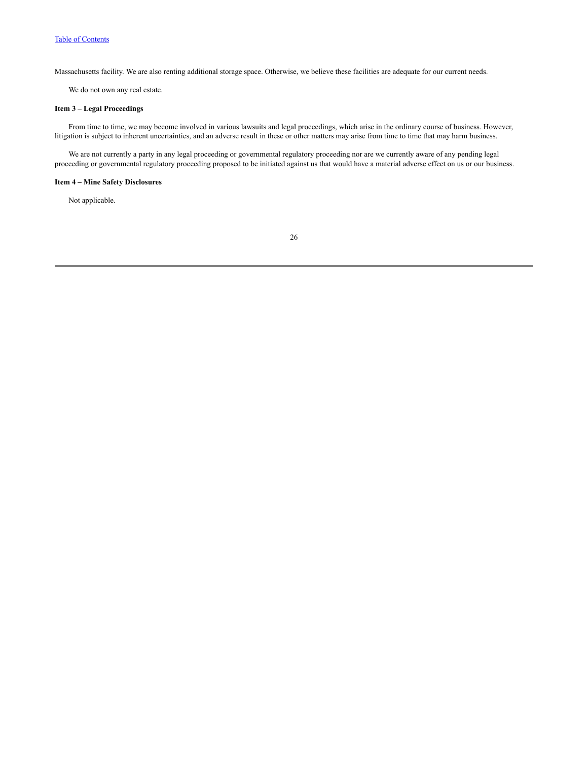Massachusetts facility. We are also renting additional storage space. Otherwise, we believe these facilities are adequate for our current needs.

We do not own any real estate.

**Item 3 – Legal Proceedings**

From time to time, we may become involved in various lawsuits and legal proceedings, which arise in the ordinary course of business. However, litigation is subject to inherent uncertainties, and an adverse result in these or other matters may arise from time to time that may harm business.

We are not currently a party in any legal proceeding or governmental regulatory proceeding nor are we currently aware of any pending legal proceeding or governmental regulatory proceeding proposed to be initiated against us that would have a material adverse effect on us or our business.

**Item 4 – Mine Safety Disclosures**

Not applicable.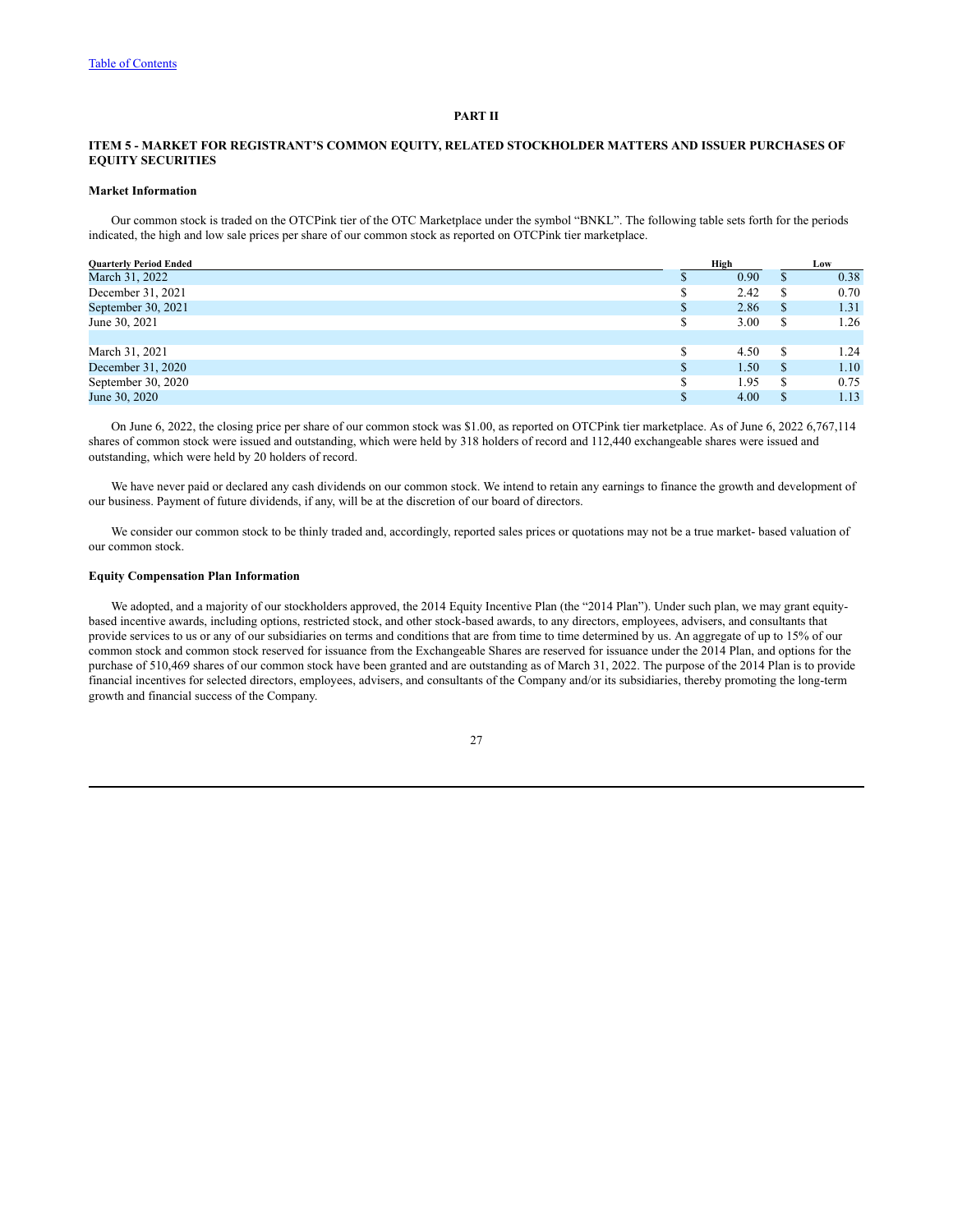"Table of Contents" link at top — it's a running header link; omit.

## PART II

## ITEM 5 - MARKET FOR REGISTRANT'S COMMON EQUITY, RELATED STOCKHOLDER MATTERS AND ISSUER PURCHASES OF EQUITY SECURITIES

### Market Information

Our common stock is traded on the OTCPink tier of the OTC Marketplace under the symbol "BNKL". The following table sets forth for the periods indicated, the high and low sale prices per share of our common stock as reported on OTCPink tier marketplace.

| Quarterly Period Ended | High | Low |
|---|---|---|
| March 31, 2022 | $ 0.90 | $ 0.38 |
| December 31, 2021 | $ 2.42 | $ 0.70 |
| September 30, 2021 | $ 2.86 | $ 1.31 |
| June 30, 2021 | $ 3.00 | $ 1.26 |
| | | |
| March 31, 2021 | $ 4.50 | $ 1.24 |
| December 31, 2020 | $ 1.50 | $ 1.10 |
| September 30, 2020 | $ 1.95 | $ 0.75 |
| June 30, 2020 | $ 4.00 | $ 1.13 |

On June 6, 2022, the closing price per share of our common stock was $1.00, as reported on OTCPink tier marketplace. As of June 6, 2022 6,767,114 shares of common stock were issued and outstanding, which were held by 318 holders of record and 112,440 exchangeable shares were issued and outstanding, which were held by 20 holders of record.

We have never paid or declared any cash dividends on our common stock. We intend to retain any earnings to finance the growth and development of our business. Payment of future dividends, if any, will be at the discretion of our board of directors.

We consider our common stock to be thinly traded and, accordingly, reported sales prices or quotations may not be a true market- based valuation of our common stock.

### Equity Compensation Plan Information

We adopted, and a majority of our stockholders approved, the 2014 Equity Incentive Plan (the "2014 Plan"). Under such plan, we may grant equity-based incentive awards, including options, restricted stock, and other stock-based awards, to any directors, employees, advisers, and consultants that provide services to us or any of our subsidiaries on terms and conditions that are from time to time determined by us. An aggregate of up to 15% of our common stock and common stock reserved for issuance from the Exchangeable Shares are reserved for issuance under the 2014 Plan, and options for the purchase of 510,469 shares of our common stock have been granted and are outstanding as of March 31, 2022. The purpose of the 2014 Plan is to provide financial incentives for selected directors, employees, advisers, and consultants of the Company and/or its subsidiaries, thereby promoting the long-term growth and financial success of the Company.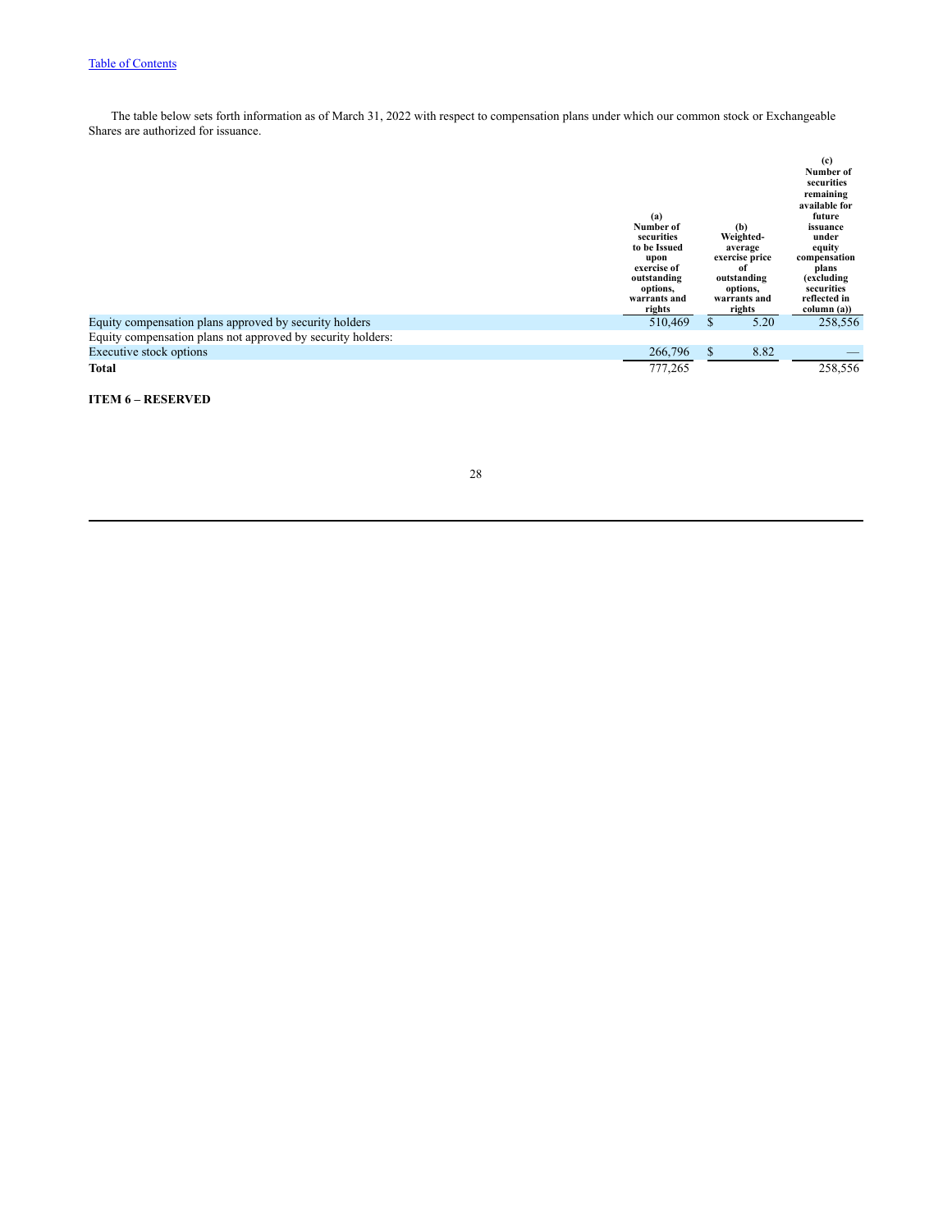The table below sets forth information as of March 31, 2022 with respect to compensation plans under which our common stock or Exchangeable Shares are authorized for issuance.

| | (a) Number of securities to be Issued upon exercise of outstanding options, warrants and rights | (b) Weighted-average exercise price of outstanding options, warrants and rights | (c) Number of securities remaining available for future issuance under equity compensation plans (excluding securities reflected in column (a)) |
|---|---|---|---|
| Equity compensation plans approved by security holders | 510,469 | $ 5.20 | 258,556 |
| Equity compensation plans not approved by security holders: | | | |
| Executive stock options | 266,796 | $ 8.82 | — |
| **Total** | 777,265 | | 258,556 |

**ITEM 6 – RESERVED**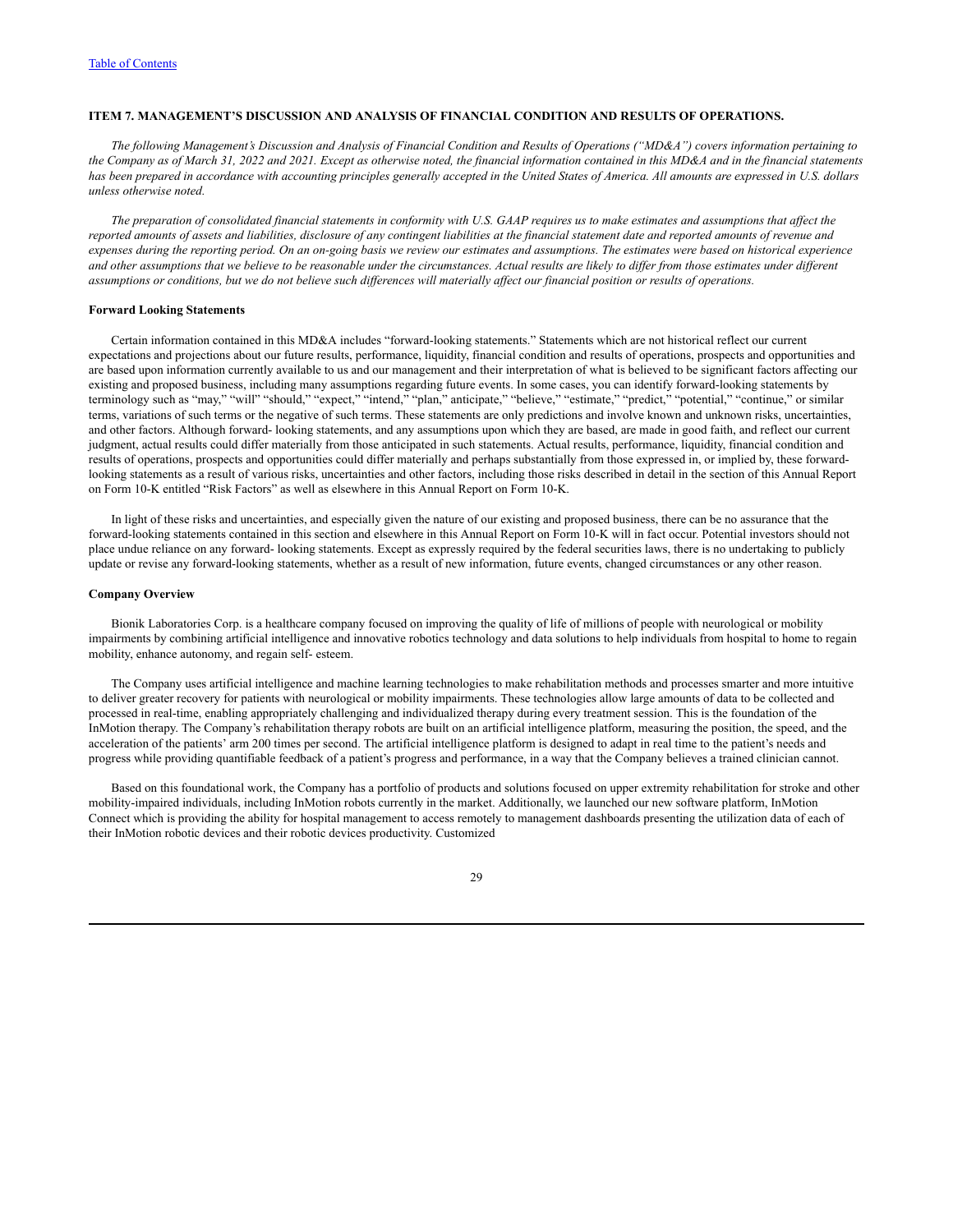## ITEM 7. MANAGEMENT'S DISCUSSION AND ANALYSIS OF FINANCIAL CONDITION AND RESULTS OF OPERATIONS.

*The following Management's Discussion and Analysis of Financial Condition and Results of Operations ("MD&A") covers information pertaining to the Company as of March 31, 2022 and 2021. Except as otherwise noted, the financial information contained in this MD&A and in the financial statements has been prepared in accordance with accounting principles generally accepted in the United States of America. All amounts are expressed in U.S. dollars unless otherwise noted.*

*The preparation of consolidated financial statements in conformity with U.S. GAAP requires us to make estimates and assumptions that affect the reported amounts of assets and liabilities, disclosure of any contingent liabilities at the financial statement date and reported amounts of revenue and expenses during the reporting period. On an on-going basis we review our estimates and assumptions. The estimates were based on historical experience and other assumptions that we believe to be reasonable under the circumstances. Actual results are likely to differ from those estimates under different assumptions or conditions, but we do not believe such differences will materially affect our financial position or results of operations.*

**Forward Looking Statements**

Certain information contained in this MD&A includes "forward-looking statements." Statements which are not historical reflect our current expectations and projections about our future results, performance, liquidity, financial condition and results of operations, prospects and opportunities and are based upon information currently available to us and our management and their interpretation of what is believed to be significant factors affecting our existing and proposed business, including many assumptions regarding future events. In some cases, you can identify forward-looking statements by terminology such as "may," "will" "should," "expect," "intend," "plan," anticipate," "believe," "estimate," "predict," "potential," "continue," or similar terms, variations of such terms or the negative of such terms. These statements are only predictions and involve known and unknown risks, uncertainties, and other factors. Although forward- looking statements, and any assumptions upon which they are based, are made in good faith, and reflect our current judgment, actual results could differ materially from those anticipated in such statements. Actual results, performance, liquidity, financial condition and results of operations, prospects and opportunities could differ materially and perhaps substantially from those expressed in, or implied by, these forward-looking statements as a result of various risks, uncertainties and other factors, including those risks described in detail in the section of this Annual Report on Form 10-K entitled "Risk Factors" as well as elsewhere in this Annual Report on Form 10-K.

In light of these risks and uncertainties, and especially given the nature of our existing and proposed business, there can be no assurance that the forward-looking statements contained in this section and elsewhere in this Annual Report on Form 10-K will in fact occur. Potential investors should not place undue reliance on any forward- looking statements. Except as expressly required by the federal securities laws, there is no undertaking to publicly update or revise any forward-looking statements, whether as a result of new information, future events, changed circumstances or any other reason.

**Company Overview**

Bionik Laboratories Corp. is a healthcare company focused on improving the quality of life of millions of people with neurological or mobility impairments by combining artificial intelligence and innovative robotics technology and data solutions to help individuals from hospital to home to regain mobility, enhance autonomy, and regain self- esteem.

The Company uses artificial intelligence and machine learning technologies to make rehabilitation methods and processes smarter and more intuitive to deliver greater recovery for patients with neurological or mobility impairments. These technologies allow large amounts of data to be collected and processed in real-time, enabling appropriately challenging and individualized therapy during every treatment session. This is the foundation of the InMotion therapy. The Company's rehabilitation therapy robots are built on an artificial intelligence platform, measuring the position, the speed, and the acceleration of the patients' arm 200 times per second. The artificial intelligence platform is designed to adapt in real time to the patient's needs and progress while providing quantifiable feedback of a patient's progress and performance, in a way that the Company believes a trained clinician cannot.

Based on this foundational work, the Company has a portfolio of products and solutions focused on upper extremity rehabilitation for stroke and other mobility-impaired individuals, including InMotion robots currently in the market. Additionally, we launched our new software platform, InMotion Connect which is providing the ability for hospital management to access remotely to management dashboards presenting the utilization data of each of their InMotion robotic devices and their robotic devices productivity. Customized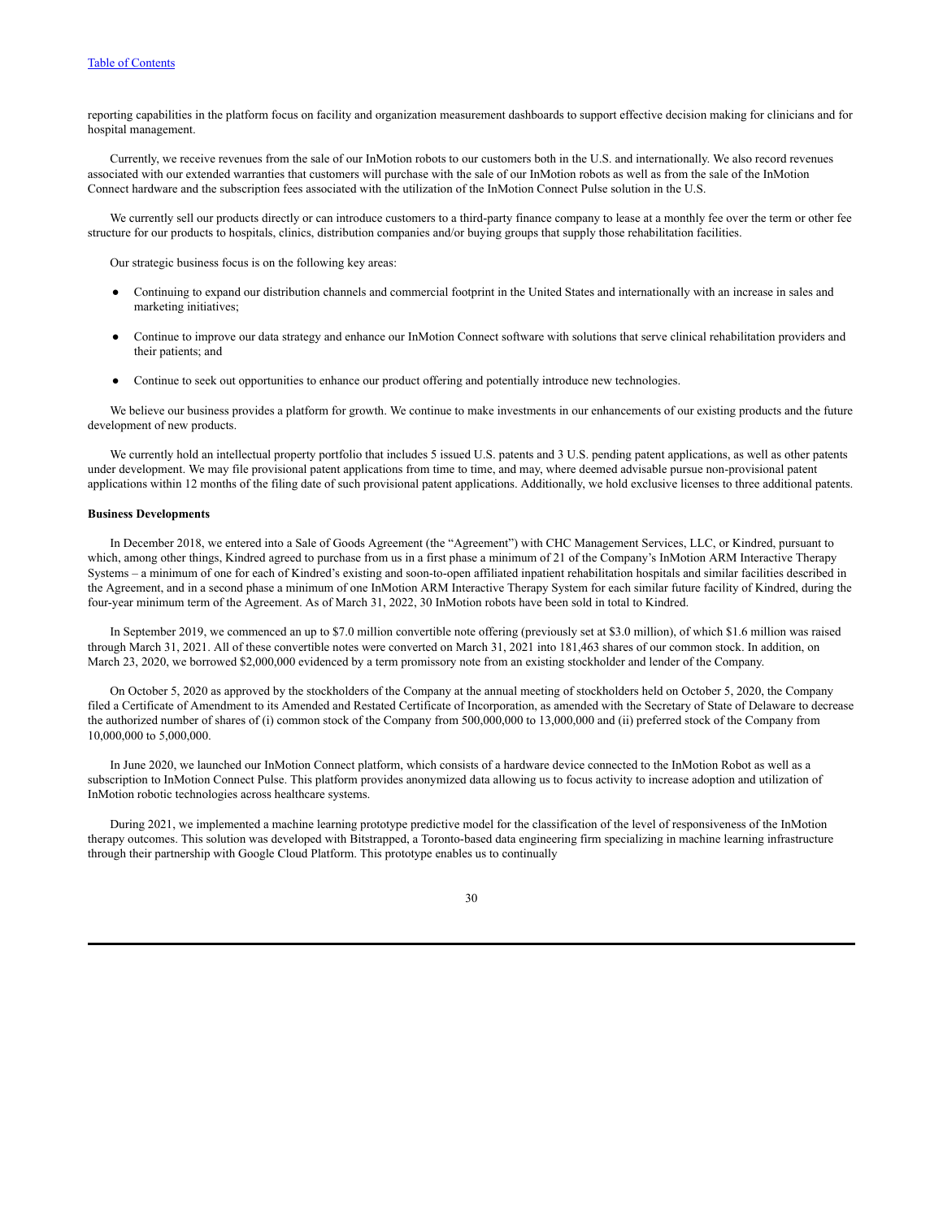reporting capabilities in the platform focus on facility and organization measurement dashboards to support effective decision making for clinicians and for hospital management.

Currently, we receive revenues from the sale of our InMotion robots to our customers both in the U.S. and internationally. We also record revenues associated with our extended warranties that customers will purchase with the sale of our InMotion robots as well as from the sale of the InMotion Connect hardware and the subscription fees associated with the utilization of the InMotion Connect Pulse solution in the U.S.

We currently sell our products directly or can introduce customers to a third-party finance company to lease at a monthly fee over the term or other fee structure for our products to hospitals, clinics, distribution companies and/or buying groups that supply those rehabilitation facilities.

Our strategic business focus is on the following key areas:

- Continuing to expand our distribution channels and commercial footprint in the United States and internationally with an increase in sales and marketing initiatives;
- Continue to improve our data strategy and enhance our InMotion Connect software with solutions that serve clinical rehabilitation providers and their patients; and
- Continue to seek out opportunities to enhance our product offering and potentially introduce new technologies.

We believe our business provides a platform for growth. We continue to make investments in our enhancements of our existing products and the future development of new products.

We currently hold an intellectual property portfolio that includes 5 issued U.S. patents and 3 U.S. pending patent applications, as well as other patents under development. We may file provisional patent applications from time to time, and may, where deemed advisable pursue non-provisional patent applications within 12 months of the filing date of such provisional patent applications. Additionally, we hold exclusive licenses to three additional patents.

**Business Developments**

In December 2018, we entered into a Sale of Goods Agreement (the "Agreement") with CHC Management Services, LLC, or Kindred, pursuant to which, among other things, Kindred agreed to purchase from us in a first phase a minimum of 21 of the Company's InMotion ARM Interactive Therapy Systems – a minimum of one for each of Kindred's existing and soon-to-open affiliated inpatient rehabilitation hospitals and similar facilities described in the Agreement, and in a second phase a minimum of one InMotion ARM Interactive Therapy System for each similar future facility of Kindred, during the four-year minimum term of the Agreement. As of March 31, 2022, 30 InMotion robots have been sold in total to Kindred.

In September 2019, we commenced an up to $7.0 million convertible note offering (previously set at $3.0 million), of which $1.6 million was raised through March 31, 2021. All of these convertible notes were converted on March 31, 2021 into 181,463 shares of our common stock. In addition, on March 23, 2020, we borrowed $2,000,000 evidenced by a term promissory note from an existing stockholder and lender of the Company.

On October 5, 2020 as approved by the stockholders of the Company at the annual meeting of stockholders held on October 5, 2020, the Company filed a Certificate of Amendment to its Amended and Restated Certificate of Incorporation, as amended with the Secretary of State of Delaware to decrease the authorized number of shares of (i) common stock of the Company from 500,000,000 to 13,000,000 and (ii) preferred stock of the Company from 10,000,000 to 5,000,000.

In June 2020, we launched our InMotion Connect platform, which consists of a hardware device connected to the InMotion Robot as well as a subscription to InMotion Connect Pulse. This platform provides anonymized data allowing us to focus activity to increase adoption and utilization of InMotion robotic technologies across healthcare systems.

During 2021, we implemented a machine learning prototype predictive model for the classification of the level of responsiveness of the InMotion therapy outcomes. This solution was developed with Bitstrapped, a Toronto-based data engineering firm specializing in machine learning infrastructure through their partnership with Google Cloud Platform. This prototype enables us to continually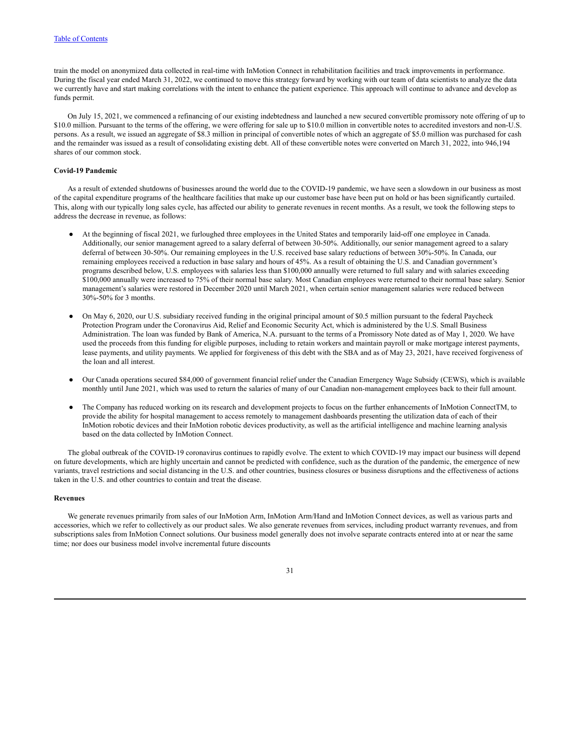train the model on anonymized data collected in real-time with InMotion Connect in rehabilitation facilities and track improvements in performance. During the fiscal year ended March 31, 2022, we continued to move this strategy forward by working with our team of data scientists to analyze the data we currently have and start making correlations with the intent to enhance the patient experience. This approach will continue to advance and develop as funds permit.

On July 15, 2021, we commenced a refinancing of our existing indebtedness and launched a new secured convertible promissory note offering of up to $10.0 million. Pursuant to the terms of the offering, we were offering for sale up to $10.0 million in convertible notes to accredited investors and non-U.S. persons. As a result, we issued an aggregate of $8.3 million in principal of convertible notes of which an aggregate of $5.0 million was purchased for cash and the remainder was issued as a result of consolidating existing debt. All of these convertible notes were converted on March 31, 2022, into 946,194 shares of our common stock.

**Covid-19 Pandemic**

As a result of extended shutdowns of businesses around the world due to the COVID-19 pandemic, we have seen a slowdown in our business as most of the capital expenditure programs of the healthcare facilities that make up our customer base have been put on hold or has been significantly curtailed. This, along with our typically long sales cycle, has affected our ability to generate revenues in recent months. As a result, we took the following steps to address the decrease in revenue, as follows:

- At the beginning of fiscal 2021, we furloughed three employees in the United States and temporarily laid-off one employee in Canada. Additionally, our senior management agreed to a salary deferral of between 30-50%. Additionally, our senior management agreed to a salary deferral of between 30-50%. Our remaining employees in the U.S. received base salary reductions of between 30%-50%. In Canada, our remaining employees received a reduction in base salary and hours of 45%. As a result of obtaining the U.S. and Canadian government's programs described below, U.S. employees with salaries less than $100,000 annually were returned to full salary and with salaries exceeding $100,000 annually were increased to 75% of their normal base salary. Most Canadian employees were returned to their normal base salary. Senior management's salaries were restored in December 2020 until March 2021, when certain senior management salaries were reduced between 30%-50% for 3 months.

- On May 6, 2020, our U.S. subsidiary received funding in the original principal amount of $0.5 million pursuant to the federal Paycheck Protection Program under the Coronavirus Aid, Relief and Economic Security Act, which is administered by the U.S. Small Business Administration. The loan was funded by Bank of America, N.A. pursuant to the terms of a Promissory Note dated as of May 1, 2020. We have used the proceeds from this funding for eligible purposes, including to retain workers and maintain payroll or make mortgage interest payments, lease payments, and utility payments. We applied for forgiveness of this debt with the SBA and as of May 23, 2021, have received forgiveness of the loan and all interest.

- Our Canada operations secured $84,000 of government financial relief under the Canadian Emergency Wage Subsidy (CEWS), which is available monthly until June 2021, which was used to return the salaries of many of our Canadian non-management employees back to their full amount.

- The Company has reduced working on its research and development projects to focus on the further enhancements of InMotion ConnectTM, to provide the ability for hospital management to access remotely to management dashboards presenting the utilization data of each of their InMotion robotic devices and their InMotion robotic devices productivity, as well as the artificial intelligence and machine learning analysis based on the data collected by InMotion Connect.

The global outbreak of the COVID-19 coronavirus continues to rapidly evolve. The extent to which COVID-19 may impact our business will depend on future developments, which are highly uncertain and cannot be predicted with confidence, such as the duration of the pandemic, the emergence of new variants, travel restrictions and social distancing in the U.S. and other countries, business closures or business disruptions and the effectiveness of actions taken in the U.S. and other countries to contain and treat the disease.

**Revenues**

We generate revenues primarily from sales of our InMotion Arm, InMotion Arm/Hand and InMotion Connect devices, as well as various parts and accessories, which we refer to collectively as our product sales. We also generate revenues from services, including product warranty revenues, and from subscriptions sales from InMotion Connect solutions. Our business model generally does not involve separate contracts entered into at or near the same time; nor does our business model involve incremental future discounts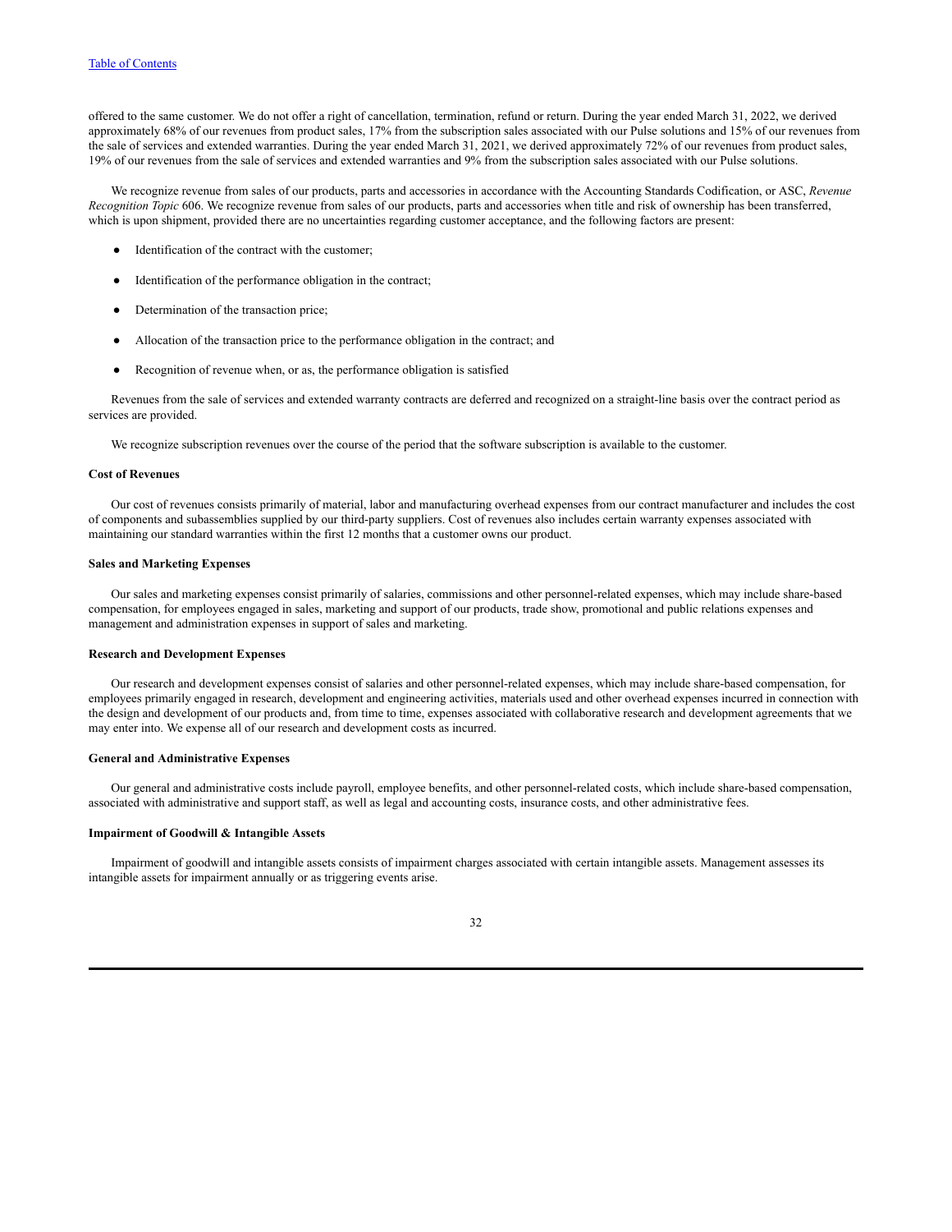offered to the same customer. We do not offer a right of cancellation, termination, refund or return. During the year ended March 31, 2022, we derived approximately 68% of our revenues from product sales, 17% from the subscription sales associated with our Pulse solutions and 15% of our revenues from the sale of services and extended warranties. During the year ended March 31, 2021, we derived approximately 72% of our revenues from product sales, 19% of our revenues from the sale of services and extended warranties and 9% from the subscription sales associated with our Pulse solutions.

We recognize revenue from sales of our products, parts and accessories in accordance with the Accounting Standards Codification, or ASC, *Revenue Recognition Topic* 606. We recognize revenue from sales of our products, parts and accessories when title and risk of ownership has been transferred, which is upon shipment, provided there are no uncertainties regarding customer acceptance, and the following factors are present:

- Identification of the contract with the customer;
- Identification of the performance obligation in the contract;
- Determination of the transaction price;
- Allocation of the transaction price to the performance obligation in the contract; and
- Recognition of revenue when, or as, the performance obligation is satisfied

Revenues from the sale of services and extended warranty contracts are deferred and recognized on a straight-line basis over the contract period as services are provided.

We recognize subscription revenues over the course of the period that the software subscription is available to the customer.

**Cost of Revenues**

Our cost of revenues consists primarily of material, labor and manufacturing overhead expenses from our contract manufacturer and includes the cost of components and subassemblies supplied by our third-party suppliers. Cost of revenues also includes certain warranty expenses associated with maintaining our standard warranties within the first 12 months that a customer owns our product.

**Sales and Marketing Expenses**

Our sales and marketing expenses consist primarily of salaries, commissions and other personnel-related expenses, which may include share-based compensation, for employees engaged in sales, marketing and support of our products, trade show, promotional and public relations expenses and management and administration expenses in support of sales and marketing.

**Research and Development Expenses**

Our research and development expenses consist of salaries and other personnel-related expenses, which may include share-based compensation, for employees primarily engaged in research, development and engineering activities, materials used and other overhead expenses incurred in connection with the design and development of our products and, from time to time, expenses associated with collaborative research and development agreements that we may enter into. We expense all of our research and development costs as incurred.

**General and Administrative Expenses**

Our general and administrative costs include payroll, employee benefits, and other personnel-related costs, which include share-based compensation, associated with administrative and support staff, as well as legal and accounting costs, insurance costs, and other administrative fees.

**Impairment of Goodwill & Intangible Assets**

Impairment of goodwill and intangible assets consists of impairment charges associated with certain intangible assets. Management assesses its intangible assets for impairment annually or as triggering events arise.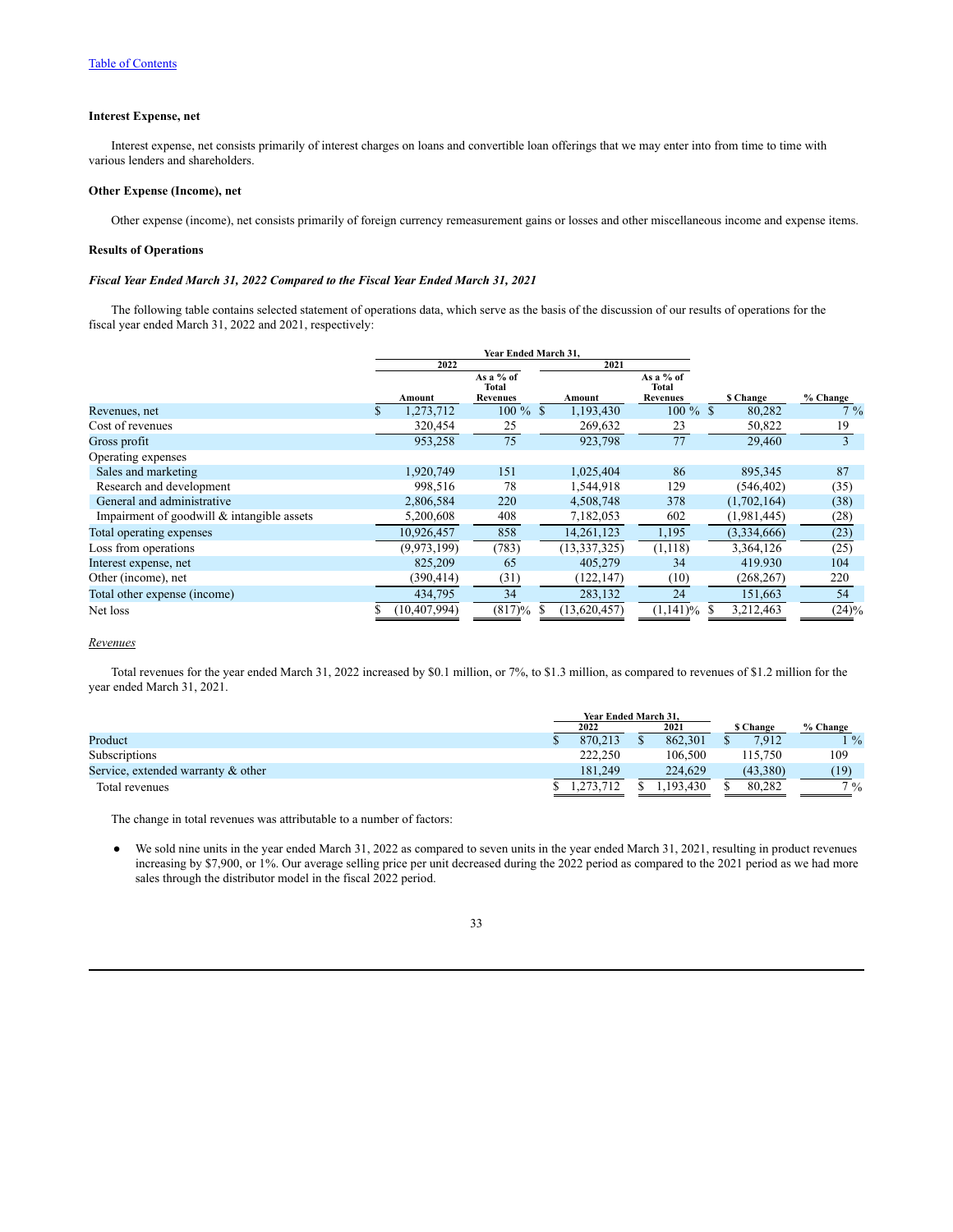[Table of Contents](#)

**Interest Expense, net**

Interest expense, net consists primarily of interest charges on loans and convertible loan offerings that we may enter into from time to time with various lenders and shareholders.

**Other Expense (Income), net**

Other expense (income), net consists primarily of foreign currency remeasurement gains or losses and other miscellaneous income and expense items.

**Results of Operations**

***Fiscal Year Ended March 31, 2022 Compared to the Fiscal Year Ended March 31, 2021***

The following table contains selected statement of operations data, which serve as the basis of the discussion of our results of operations for the fiscal year ended March 31, 2022 and 2021, respectively:

| | Year Ended March 31, | | | | | |
|---|---|---|---|---|---|---|
| | 2022 | | 2021 | | | |
| | Amount | As a % of Total Revenues | Amount | As a % of Total Revenues | $ Change | % Change |
| Revenues, net | $ 1,273,712 | 100 % | $ 1,193,430 | 100 % | $ 80,282 | 7 % |
| Cost of revenues | 320,454 | 25 | 269,632 | 23 | 50,822 | 19 |
| Gross profit | 953,258 | 75 | 923,798 | 77 | 29,460 | 3 |
| Operating expenses | | | | | | |
| Sales and marketing | 1,920,749 | 151 | 1,025,404 | 86 | 895,345 | 87 |
| Research and development | 998,516 | 78 | 1,544,918 | 129 | (546,402) | (35) |
| General and administrative | 2,806,584 | 220 | 4,508,748 | 378 | (1,702,164) | (38) |
| Impairment of goodwill & intangible assets | 5,200,608 | 408 | 7,182,053 | 602 | (1,981,445) | (28) |
| Total operating expenses | 10,926,457 | 858 | 14,261,123 | 1,195 | (3,334,666) | (23) |
| Loss from operations | (9,973,199) | (783) | (13,337,325) | (1,118) | 3,364,126 | (25) |
| Interest expense, net | 825,209 | 65 | 405,279 | 34 | 419.930 | 104 |
| Other (income), net | (390,414) | (31) | (122,147) | (10) | (268,267) | 220 |
| Total other expense (income) | 434,795 | 34 | 283,132 | 24 | 151,663 | 54 |
| Net loss | $ (10,407,994) | (817)% | $ (13,620,457) | (1,141)% | $ 3,212,463 | (24)% |

*Revenues*

Total revenues for the year ended March 31, 2022 increased by $0.1 million, or 7%, to $1.3 million, as compared to revenues of $1.2 million for the year ended March 31, 2021.

| | Year Ended March 31, | | | |
|---|---|---|---|---|
| | 2022 | 2021 | $ Change | % Change |
| Product | $ 870,213 | $ 862,301 | $ 7,912 | 1 % |
| Subscriptions | 222,250 | 106,500 | 115,750 | 109 |
| Service, extended warranty & other | 181,249 | 224,629 | (43,380) | (19) |
| Total revenues | $ 1,273,712 | $ 1,193,430 | $ 80,282 | 7 % |

The change in total revenues was attributable to a number of factors:

- We sold nine units in the year ended March 31, 2022 as compared to seven units in the year ended March 31, 2021, resulting in product revenues increasing by $7,900, or 1%. Our average selling price per unit decreased during the 2022 period as compared to the 2021 period as we had more sales through the distributor model in the fiscal 2022 period.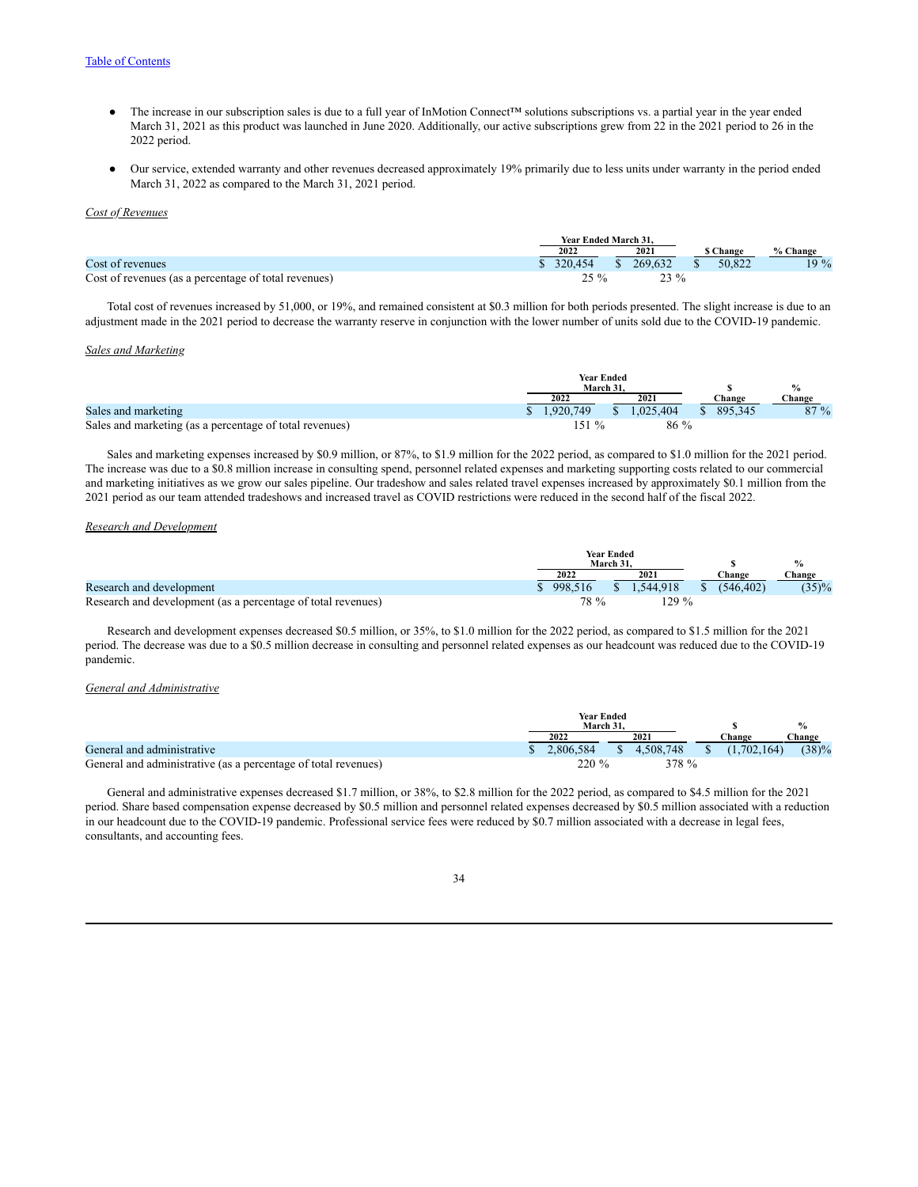[Table of Contents](#)

- The increase in our subscription sales is due to a full year of InMotion Connect™ solutions subscriptions vs. a partial year in the year ended March 31, 2021 as this product was launched in June 2020. Additionally, our active subscriptions grew from 22 in the 2021 period to 26 in the 2022 period.

- Our service, extended warranty and other revenues decreased approximately 19% primarily due to less units under warranty in the period ended March 31, 2022 as compared to the March 31, 2021 period.

*Cost of Revenues*

| | Year Ended March 31, | | | |
|---|---|---|---|---|
| | 2022 | 2021 | $ Change | % Change |
| Cost of revenues | $ 320,454 | $ 269,632 | $ 50,822 | 19 % |
| Cost of revenues (as a percentage of total revenues) | 25 % | 23 % | | |

Total cost of revenues increased by 51,000, or 19%, and remained consistent at $0.3 million for both periods presented. The slight increase is due to an adjustment made in the 2021 period to decrease the warranty reserve in conjunction with the lower number of units sold due to the COVID-19 pandemic.

*Sales and Marketing*

| | Year Ended March 31, | | | |
|---|---|---|---|---|
| | 2022 | 2021 | $ Change | % Change |
| Sales and marketing | $ 1,920,749 | $ 1,025,404 | $ 895,345 | 87 % |
| Sales and marketing (as a percentage of total revenues) | 151 % | 86 % | | |

Sales and marketing expenses increased by $0.9 million, or 87%, to $1.9 million for the 2022 period, as compared to $1.0 million for the 2021 period. The increase was due to a $0.8 million increase in consulting spend, personnel related expenses and marketing supporting costs related to our commercial and marketing initiatives as we grow our sales pipeline. Our tradeshow and sales related travel expenses increased by approximately $0.1 million from the 2021 period as our team attended tradeshows and increased travel as COVID restrictions were reduced in the second half of the fiscal 2022.

*Research and Development*

| | Year Ended March 31, | | | |
|---|---|---|---|---|
| | 2022 | 2021 | $ Change | % Change |
| Research and development | $ 998,516 | $ 1,544,918 | $ (546,402) | (35)% |
| Research and development (as a percentage of total revenues) | 78 % | 129 % | | |

Research and development expenses decreased $0.5 million, or 35%, to $1.0 million for the 2022 period, as compared to $1.5 million for the 2021 period. The decrease was due to a $0.5 million decrease in consulting and personnel related expenses as our headcount was reduced due to the COVID-19 pandemic.

*General and Administrative*

| | Year Ended March 31, | | | |
|---|---|---|---|---|
| | 2022 | 2021 | $ Change | % Change |
| General and administrative | $ 2,806,584 | $ 4,508,748 | $ (1,702,164) | (38)% |
| General and administrative (as a percentage of total revenues) | 220 % | 378 % | | |

General and administrative expenses decreased $1.7 million, or 38%, to $2.8 million for the 2022 period, as compared to $4.5 million for the 2021 period. Share based compensation expense decreased by $0.5 million and personnel related expenses decreased by $0.5 million associated with a reduction in our headcount due to the COVID-19 pandemic. Professional service fees were reduced by $0.7 million associated with a decrease in legal fees, consultants, and accounting fees.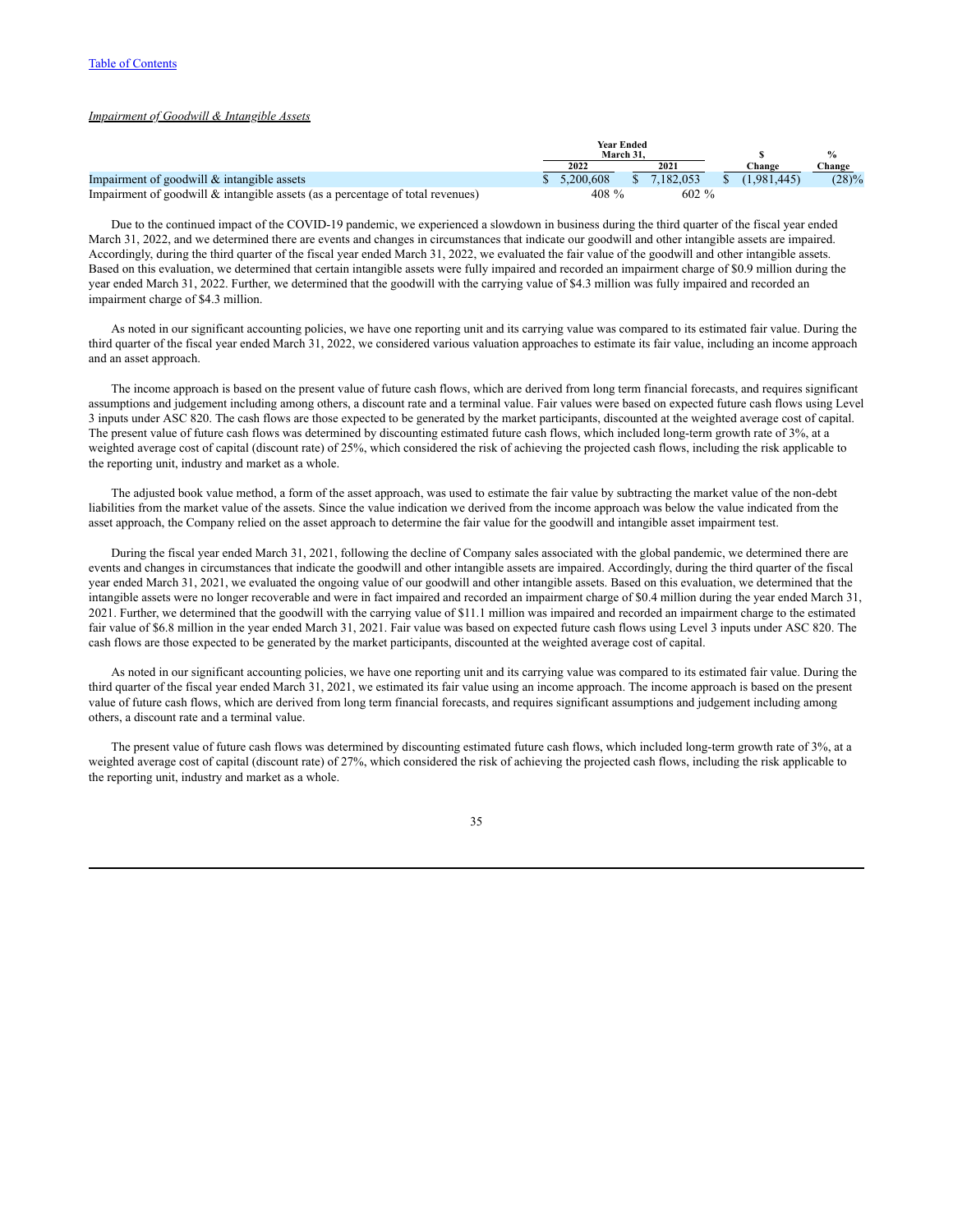*Impairment of Goodwill & Intangible Assets*

| | Year Ended March 31, | | | |
|---|---|---|---|---|
| | 2022 | 2021 | $ Change | % Change |
| Impairment of goodwill & intangible assets | $ 5,200,608 | $ 7,182,053 | $ (1,981,445) | (28)% |
| Impairment of goodwill & intangible assets (as a percentage of total revenues) | 408 % | 602 % | | |

Due to the continued impact of the COVID-19 pandemic, we experienced a slowdown in business during the third quarter of the fiscal year ended March 31, 2022, and we determined there are events and changes in circumstances that indicate our goodwill and other intangible assets are impaired. Accordingly, during the third quarter of the fiscal year ended March 31, 2022, we evaluated the fair value of the goodwill and other intangible assets. Based on this evaluation, we determined that certain intangible assets were fully impaired and recorded an impairment charge of $0.9 million during the year ended March 31, 2022. Further, we determined that the goodwill with the carrying value of $4.3 million was fully impaired and recorded an impairment charge of $4.3 million.

As noted in our significant accounting policies, we have one reporting unit and its carrying value was compared to its estimated fair value. During the third quarter of the fiscal year ended March 31, 2022, we considered various valuation approaches to estimate its fair value, including an income approach and an asset approach.

The income approach is based on the present value of future cash flows, which are derived from long term financial forecasts, and requires significant assumptions and judgement including among others, a discount rate and a terminal value. Fair values were based on expected future cash flows using Level 3 inputs under ASC 820. The cash flows are those expected to be generated by the market participants, discounted at the weighted average cost of capital. The present value of future cash flows was determined by discounting estimated future cash flows, which included long-term growth rate of 3%, at a weighted average cost of capital (discount rate) of 25%, which considered the risk of achieving the projected cash flows, including the risk applicable to the reporting unit, industry and market as a whole.

The adjusted book value method, a form of the asset approach, was used to estimate the fair value by subtracting the market value of the non-debt liabilities from the market value of the assets. Since the value indication we derived from the income approach was below the value indicated from the asset approach, the Company relied on the asset approach to determine the fair value for the goodwill and intangible asset impairment test.

During the fiscal year ended March 31, 2021, following the decline of Company sales associated with the global pandemic, we determined there are events and changes in circumstances that indicate the goodwill and other intangible assets are impaired. Accordingly, during the third quarter of the fiscal year ended March 31, 2021, we evaluated the ongoing value of our goodwill and other intangible assets. Based on this evaluation, we determined that the intangible assets were no longer recoverable and were in fact impaired and recorded an impairment charge of $0.4 million during the year ended March 31, 2021. Further, we determined that the goodwill with the carrying value of $11.1 million was impaired and recorded an impairment charge to the estimated fair value of $6.8 million in the year ended March 31, 2021. Fair value was based on expected future cash flows using Level 3 inputs under ASC 820. The cash flows are those expected to be generated by the market participants, discounted at the weighted average cost of capital.

As noted in our significant accounting policies, we have one reporting unit and its carrying value was compared to its estimated fair value. During the third quarter of the fiscal year ended March 31, 2021, we estimated its fair value using an income approach. The income approach is based on the present value of future cash flows, which are derived from long term financial forecasts, and requires significant assumptions and judgement including among others, a discount rate and a terminal value.

The present value of future cash flows was determined by discounting estimated future cash flows, which included long-term growth rate of 3%, at a weighted average cost of capital (discount rate) of 27%, which considered the risk of achieving the projected cash flows, including the risk applicable to the reporting unit, industry and market as a whole.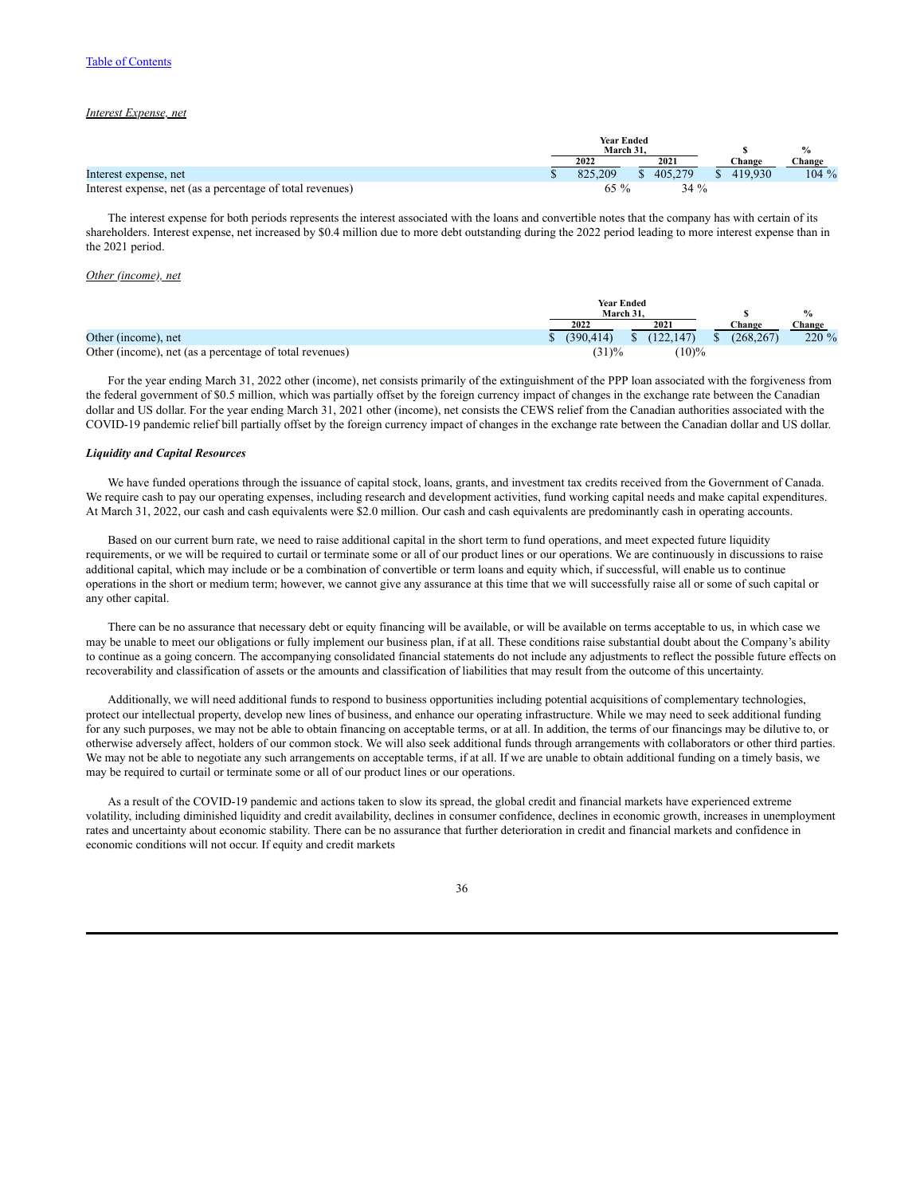[Table of Contents](#)

*Interest Expense, net*

| | Year Ended March 31, | | $ | % |
|---|---|---|---|---|
| | 2022 | 2021 | Change | Change |
| Interest expense, net | $ 825,209 | $ 405,279 | $ 419,930 | 104 % |
| Interest expense, net (as a percentage of total revenues) | 65 % | 34 % | | |

The interest expense for both periods represents the interest associated with the loans and convertible notes that the company has with certain of its shareholders. Interest expense, net increased by $0.4 million due to more debt outstanding during the 2022 period leading to more interest expense than in the 2021 period.

*Other (income), net*

| | Year Ended March 31, | | $ | % |
|---|---|---|---|---|
| | 2022 | 2021 | Change | Change |
| Other (income), net | $ (390,414) | $ (122,147) | $ (268,267) | 220 % |
| Other (income), net (as a percentage of total revenues) | (31)% | (10)% | | |

For the year ending March 31, 2022 other (income), net consists primarily of the extinguishment of the PPP loan associated with the forgiveness from the federal government of $0.5 million, which was partially offset by the foreign currency impact of changes in the exchange rate between the Canadian dollar and US dollar. For the year ending March 31, 2021 other (income), net consists the CEWS relief from the Canadian authorities associated with the COVID-19 pandemic relief bill partially offset by the foreign currency impact of changes in the exchange rate between the Canadian dollar and US dollar.

***Liquidity and Capital Resources***

We have funded operations through the issuance of capital stock, loans, grants, and investment tax credits received from the Government of Canada. We require cash to pay our operating expenses, including research and development activities, fund working capital needs and make capital expenditures. At March 31, 2022, our cash and cash equivalents were $2.0 million. Our cash and cash equivalents are predominantly cash in operating accounts.

Based on our current burn rate, we need to raise additional capital in the short term to fund operations, and meet expected future liquidity requirements, or we will be required to curtail or terminate some or all of our product lines or our operations. We are continuously in discussions to raise additional capital, which may include or be a combination of convertible or term loans and equity which, if successful, will enable us to continue operations in the short or medium term; however, we cannot give any assurance at this time that we will successfully raise all or some of such capital or any other capital.

There can be no assurance that necessary debt or equity financing will be available, or will be available on terms acceptable to us, in which case we may be unable to meet our obligations or fully implement our business plan, if at all. These conditions raise substantial doubt about the Company's ability to continue as a going concern. The accompanying consolidated financial statements do not include any adjustments to reflect the possible future effects on recoverability and classification of assets or the amounts and classification of liabilities that may result from the outcome of this uncertainty.

Additionally, we will need additional funds to respond to business opportunities including potential acquisitions of complementary technologies, protect our intellectual property, develop new lines of business, and enhance our operating infrastructure. While we may need to seek additional funding for any such purposes, we may not be able to obtain financing on acceptable terms, or at all. In addition, the terms of our financings may be dilutive to, or otherwise adversely affect, holders of our common stock. We will also seek additional funds through arrangements with collaborators or other third parties. We may not be able to negotiate any such arrangements on acceptable terms, if at all. If we are unable to obtain additional funding on a timely basis, we may be required to curtail or terminate some or all of our product lines or our operations.

As a result of the COVID-19 pandemic and actions taken to slow its spread, the global credit and financial markets have experienced extreme volatility, including diminished liquidity and credit availability, declines in consumer confidence, declines in economic growth, increases in unemployment rates and uncertainty about economic stability. There can be no assurance that further deterioration in credit and financial markets and confidence in economic conditions will not occur. If equity and credit markets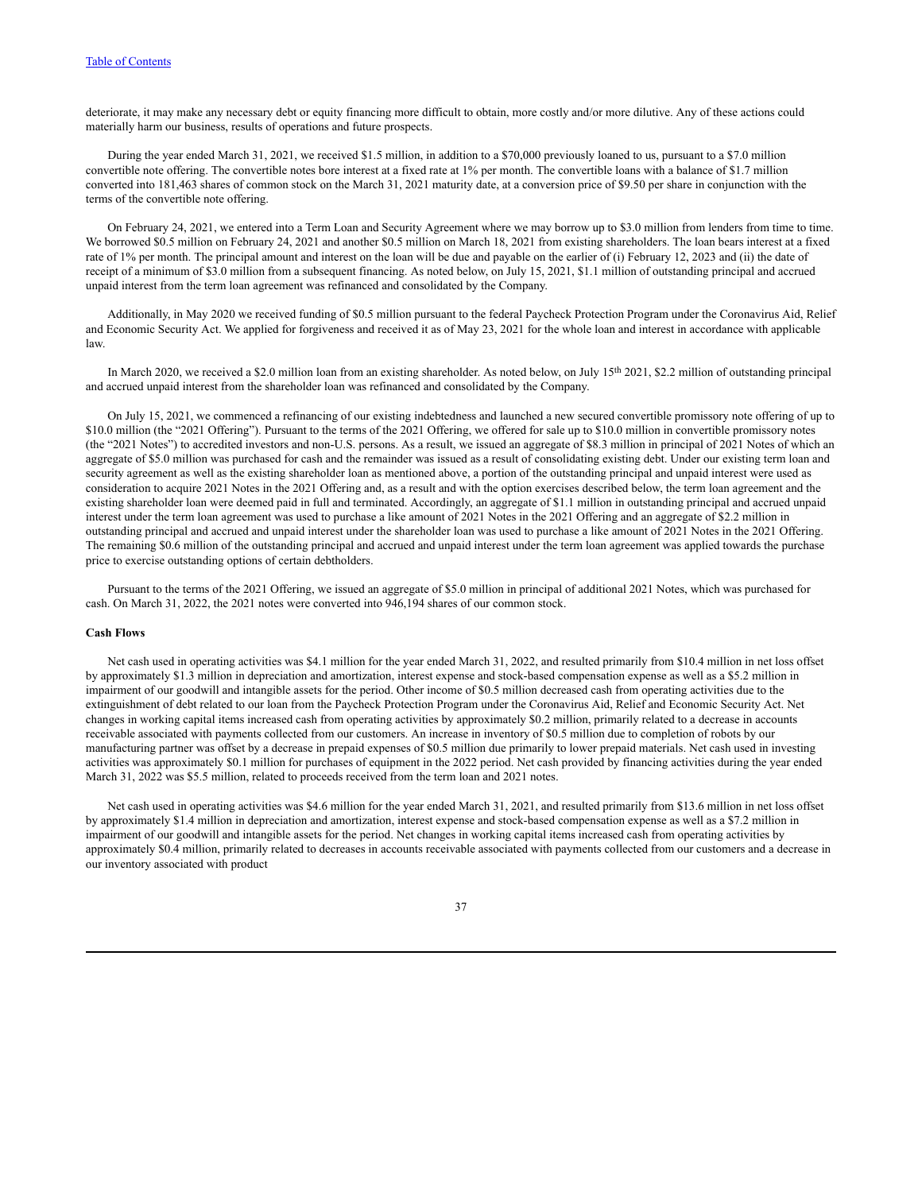deteriorate, it may make any necessary debt or equity financing more difficult to obtain, more costly and/or more dilutive. Any of these actions could materially harm our business, results of operations and future prospects.

During the year ended March 31, 2021, we received \$1.5 million, in addition to a \$70,000 previously loaned to us, pursuant to a \$7.0 million convertible note offering. The convertible notes bore interest at a fixed rate at 1% per month. The convertible loans with a balance of \$1.7 million converted into 181,463 shares of common stock on the March 31, 2021 maturity date, at a conversion price of \$9.50 per share in conjunction with the terms of the convertible note offering.

On February 24, 2021, we entered into a Term Loan and Security Agreement where we may borrow up to \$3.0 million from lenders from time to time. We borrowed \$0.5 million on February 24, 2021 and another \$0.5 million on March 18, 2021 from existing shareholders. The loan bears interest at a fixed rate of 1% per month. The principal amount and interest on the loan will be due and payable on the earlier of (i) February 12, 2023 and (ii) the date of receipt of a minimum of \$3.0 million from a subsequent financing. As noted below, on July 15, 2021, \$1.1 million of outstanding principal and accrued unpaid interest from the term loan agreement was refinanced and consolidated by the Company.

Additionally, in May 2020 we received funding of \$0.5 million pursuant to the federal Paycheck Protection Program under the Coronavirus Aid, Relief and Economic Security Act. We applied for forgiveness and received it as of May 23, 2021 for the whole loan and interest in accordance with applicable law.

In March 2020, we received a \$2.0 million loan from an existing shareholder. As noted below, on July 15th 2021, \$2.2 million of outstanding principal and accrued unpaid interest from the shareholder loan was refinanced and consolidated by the Company.

On July 15, 2021, we commenced a refinancing of our existing indebtedness and launched a new secured convertible promissory note offering of up to \$10.0 million (the "2021 Offering"). Pursuant to the terms of the 2021 Offering, we offered for sale up to \$10.0 million in convertible promissory notes (the "2021 Notes") to accredited investors and non-U.S. persons. As a result, we issued an aggregate of \$8.3 million in principal of 2021 Notes of which an aggregate of \$5.0 million was purchased for cash and the remainder was issued as a result of consolidating existing debt. Under our existing term loan and security agreement as well as the existing shareholder loan as mentioned above, a portion of the outstanding principal and unpaid interest were used as consideration to acquire 2021 Notes in the 2021 Offering and, as a result and with the option exercises described below, the term loan agreement and the existing shareholder loan were deemed paid in full and terminated. Accordingly, an aggregate of \$1.1 million in outstanding principal and accrued unpaid interest under the term loan agreement was used to purchase a like amount of 2021 Notes in the 2021 Offering and an aggregate of \$2.2 million in outstanding principal and accrued and unpaid interest under the shareholder loan was used to purchase a like amount of 2021 Notes in the 2021 Offering. The remaining \$0.6 million of the outstanding principal and accrued and unpaid interest under the term loan agreement was applied towards the purchase price to exercise outstanding options of certain debtholders.

Pursuant to the terms of the 2021 Offering, we issued an aggregate of \$5.0 million in principal of additional 2021 Notes, which was purchased for cash. On March 31, 2022, the 2021 notes were converted into 946,194 shares of our common stock.

**Cash Flows**

Net cash used in operating activities was \$4.1 million for the year ended March 31, 2022, and resulted primarily from \$10.4 million in net loss offset by approximately \$1.3 million in depreciation and amortization, interest expense and stock-based compensation expense as well as a \$5.2 million in impairment of our goodwill and intangible assets for the period. Other income of \$0.5 million decreased cash from operating activities due to the extinguishment of debt related to our loan from the Paycheck Protection Program under the Coronavirus Aid, Relief and Economic Security Act. Net changes in working capital items increased cash from operating activities by approximately \$0.2 million, primarily related to a decrease in accounts receivable associated with payments collected from our customers. An increase in inventory of \$0.5 million due to completion of robots by our manufacturing partner was offset by a decrease in prepaid expenses of \$0.5 million due primarily to lower prepaid materials. Net cash used in investing activities was approximately \$0.1 million for purchases of equipment in the 2022 period. Net cash provided by financing activities during the year ended March 31, 2022 was \$5.5 million, related to proceeds received from the term loan and 2021 notes.

Net cash used in operating activities was \$4.6 million for the year ended March 31, 2021, and resulted primarily from \$13.6 million in net loss offset by approximately \$1.4 million in depreciation and amortization, interest expense and stock-based compensation expense as well as a \$7.2 million in impairment of our goodwill and intangible assets for the period. Net changes in working capital items increased cash from operating activities by approximately \$0.4 million, primarily related to decreases in accounts receivable associated with payments collected from our customers and a decrease in our inventory associated with product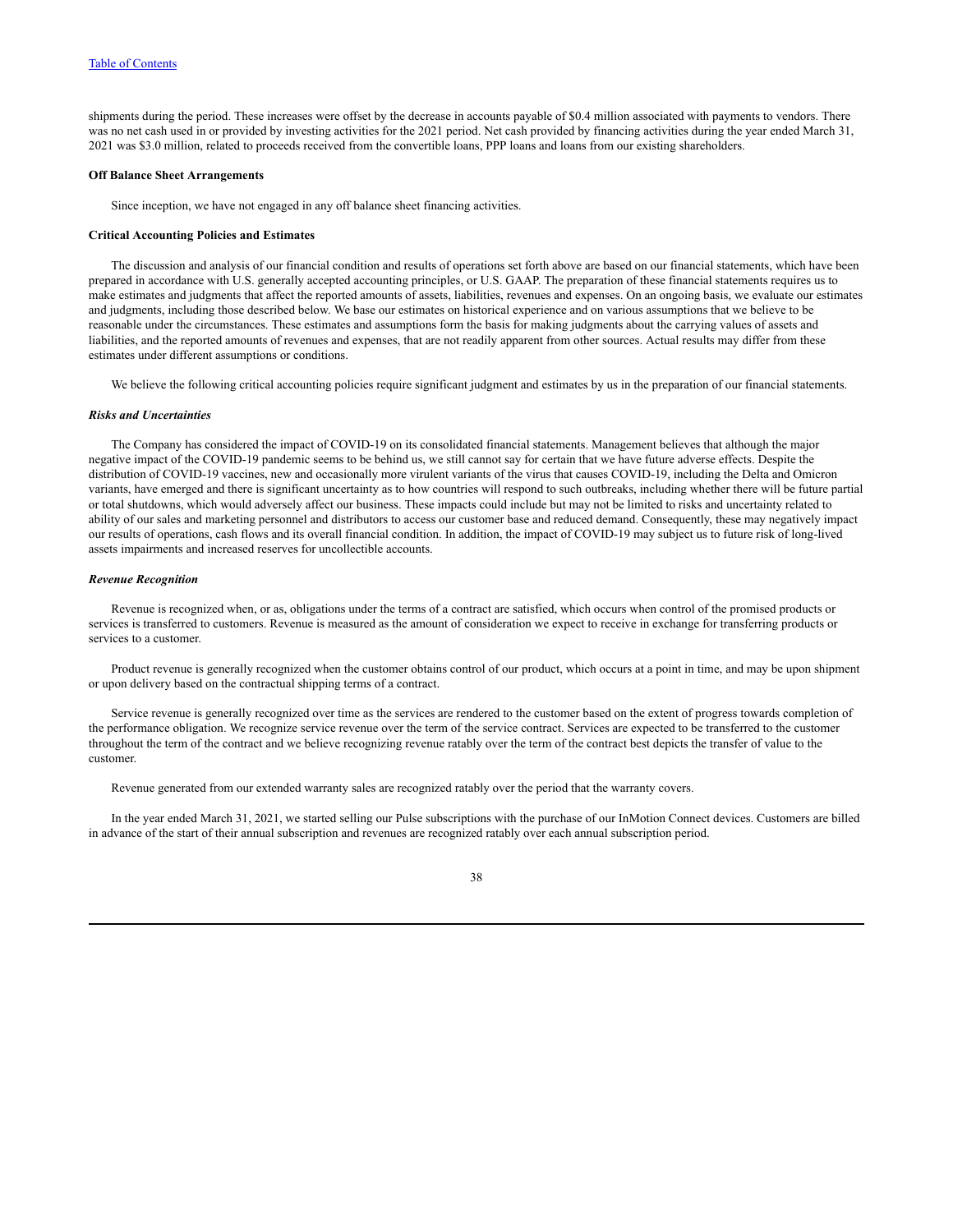shipments during the period. These increases were offset by the decrease in accounts payable of $0.4 million associated with payments to vendors. There was no net cash used in or provided by investing activities for the 2021 period. Net cash provided by financing activities during the year ended March 31, 2021 was $3.0 million, related to proceeds received from the convertible loans, PPP loans and loans from our existing shareholders.

**Off Balance Sheet Arrangements**

Since inception, we have not engaged in any off balance sheet financing activities.

**Critical Accounting Policies and Estimates**

The discussion and analysis of our financial condition and results of operations set forth above are based on our financial statements, which have been prepared in accordance with U.S. generally accepted accounting principles, or U.S. GAAP. The preparation of these financial statements requires us to make estimates and judgments that affect the reported amounts of assets, liabilities, revenues and expenses. On an ongoing basis, we evaluate our estimates and judgments, including those described below. We base our estimates on historical experience and on various assumptions that we believe to be reasonable under the circumstances. These estimates and assumptions form the basis for making judgments about the carrying values of assets and liabilities, and the reported amounts of revenues and expenses, that are not readily apparent from other sources. Actual results may differ from these estimates under different assumptions or conditions.

We believe the following critical accounting policies require significant judgment and estimates by us in the preparation of our financial statements.

***Risks and Uncertainties***

The Company has considered the impact of COVID-19 on its consolidated financial statements. Management believes that although the major negative impact of the COVID-19 pandemic seems to be behind us, we still cannot say for certain that we have future adverse effects. Despite the distribution of COVID-19 vaccines, new and occasionally more virulent variants of the virus that causes COVID-19, including the Delta and Omicron variants, have emerged and there is significant uncertainty as to how countries will respond to such outbreaks, including whether there will be future partial or total shutdowns, which would adversely affect our business. These impacts could include but may not be limited to risks and uncertainty related to ability of our sales and marketing personnel and distributors to access our customer base and reduced demand. Consequently, these may negatively impact our results of operations, cash flows and its overall financial condition. In addition, the impact of COVID-19 may subject us to future risk of long-lived assets impairments and increased reserves for uncollectible accounts.

***Revenue Recognition***

Revenue is recognized when, or as, obligations under the terms of a contract are satisfied, which occurs when control of the promised products or services is transferred to customers. Revenue is measured as the amount of consideration we expect to receive in exchange for transferring products or services to a customer.

Product revenue is generally recognized when the customer obtains control of our product, which occurs at a point in time, and may be upon shipment or upon delivery based on the contractual shipping terms of a contract.

Service revenue is generally recognized over time as the services are rendered to the customer based on the extent of progress towards completion of the performance obligation. We recognize service revenue over the term of the service contract. Services are expected to be transferred to the customer throughout the term of the contract and we believe recognizing revenue ratably over the term of the contract best depicts the transfer of value to the customer.

Revenue generated from our extended warranty sales are recognized ratably over the period that the warranty covers.

In the year ended March 31, 2021, we started selling our Pulse subscriptions with the purchase of our InMotion Connect devices. Customers are billed in advance of the start of their annual subscription and revenues are recognized ratably over each annual subscription period.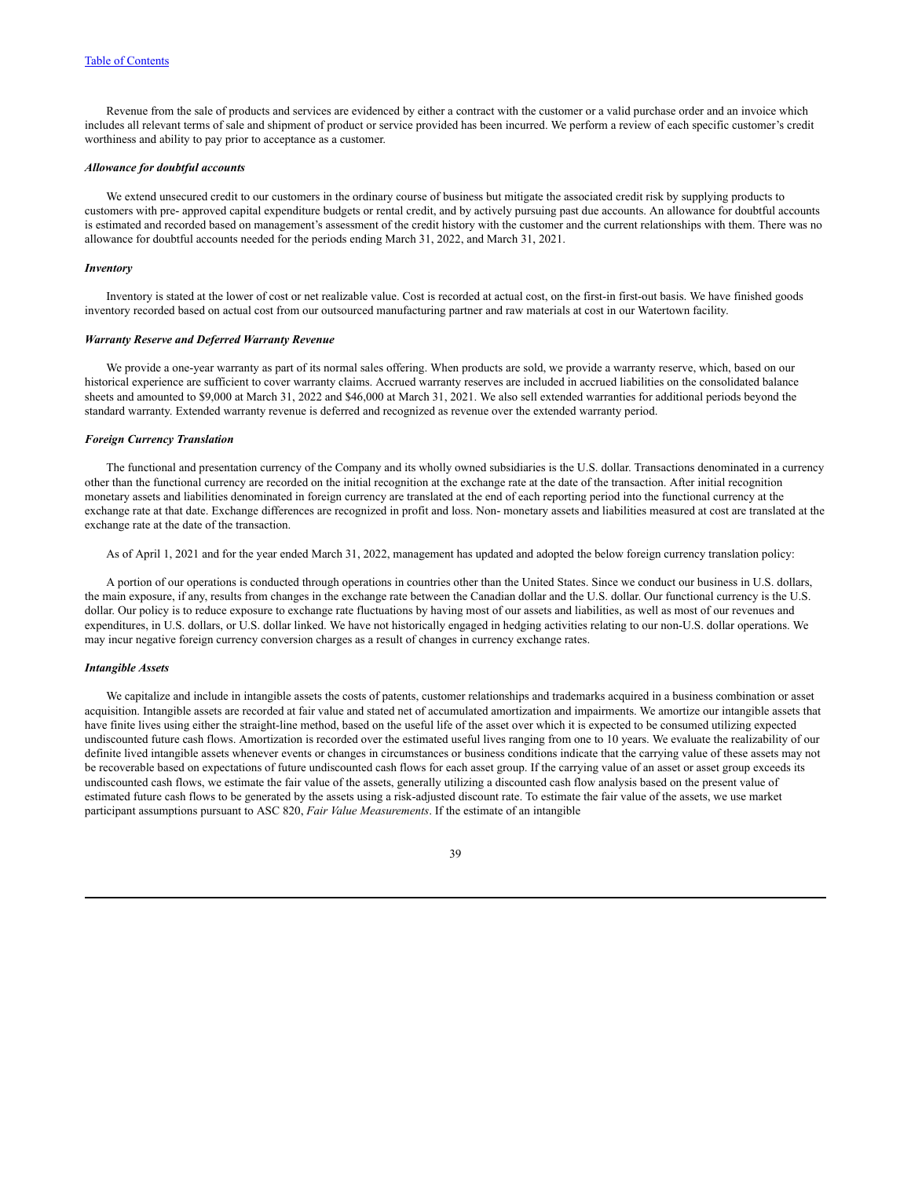Revenue from the sale of products and services are evidenced by either a contract with the customer or a valid purchase order and an invoice which includes all relevant terms of sale and shipment of product or service provided has been incurred. We perform a review of each specific customer's credit worthiness and ability to pay prior to acceptance as a customer.

***Allowance for doubtful accounts***

We extend unsecured credit to our customers in the ordinary course of business but mitigate the associated credit risk by supplying products to customers with pre- approved capital expenditure budgets or rental credit, and by actively pursuing past due accounts. An allowance for doubtful accounts is estimated and recorded based on management's assessment of the credit history with the customer and the current relationships with them. There was no allowance for doubtful accounts needed for the periods ending March 31, 2022, and March 31, 2021.

***Inventory***

Inventory is stated at the lower of cost or net realizable value. Cost is recorded at actual cost, on the first-in first-out basis. We have finished goods inventory recorded based on actual cost from our outsourced manufacturing partner and raw materials at cost in our Watertown facility.

***Warranty Reserve and Deferred Warranty Revenue***

We provide a one-year warranty as part of its normal sales offering. When products are sold, we provide a warranty reserve, which, based on our historical experience are sufficient to cover warranty claims. Accrued warranty reserves are included in accrued liabilities on the consolidated balance sheets and amounted to $9,000 at March 31, 2022 and $46,000 at March 31, 2021. We also sell extended warranties for additional periods beyond the standard warranty. Extended warranty revenue is deferred and recognized as revenue over the extended warranty period.

***Foreign Currency Translation***

The functional and presentation currency of the Company and its wholly owned subsidiaries is the U.S. dollar. Transactions denominated in a currency other than the functional currency are recorded on the initial recognition at the exchange rate at the date of the transaction. After initial recognition monetary assets and liabilities denominated in foreign currency are translated at the end of each reporting period into the functional currency at the exchange rate at that date. Exchange differences are recognized in profit and loss. Non- monetary assets and liabilities measured at cost are translated at the exchange rate at the date of the transaction.

As of April 1, 2021 and for the year ended March 31, 2022, management has updated and adopted the below foreign currency translation policy:

A portion of our operations is conducted through operations in countries other than the United States. Since we conduct our business in U.S. dollars, the main exposure, if any, results from changes in the exchange rate between the Canadian dollar and the U.S. dollar. Our functional currency is the U.S. dollar. Our policy is to reduce exposure to exchange rate fluctuations by having most of our assets and liabilities, as well as most of our revenues and expenditures, in U.S. dollars, or U.S. dollar linked. We have not historically engaged in hedging activities relating to our non-U.S. dollar operations. We may incur negative foreign currency conversion charges as a result of changes in currency exchange rates.

***Intangible Assets***

We capitalize and include in intangible assets the costs of patents, customer relationships and trademarks acquired in a business combination or asset acquisition. Intangible assets are recorded at fair value and stated net of accumulated amortization and impairments. We amortize our intangible assets that have finite lives using either the straight-line method, based on the useful life of the asset over which it is expected to be consumed utilizing expected undiscounted future cash flows. Amortization is recorded over the estimated useful lives ranging from one to 10 years. We evaluate the realizability of our definite lived intangible assets whenever events or changes in circumstances or business conditions indicate that the carrying value of these assets may not be recoverable based on expectations of future undiscounted cash flows for each asset group. If the carrying value of an asset or asset group exceeds its undiscounted cash flows, we estimate the fair value of the assets, generally utilizing a discounted cash flow analysis based on the present value of estimated future cash flows to be generated by the assets using a risk-adjusted discount rate. To estimate the fair value of the assets, we use market participant assumptions pursuant to ASC 820, *Fair Value Measurements*. If the estimate of an intangible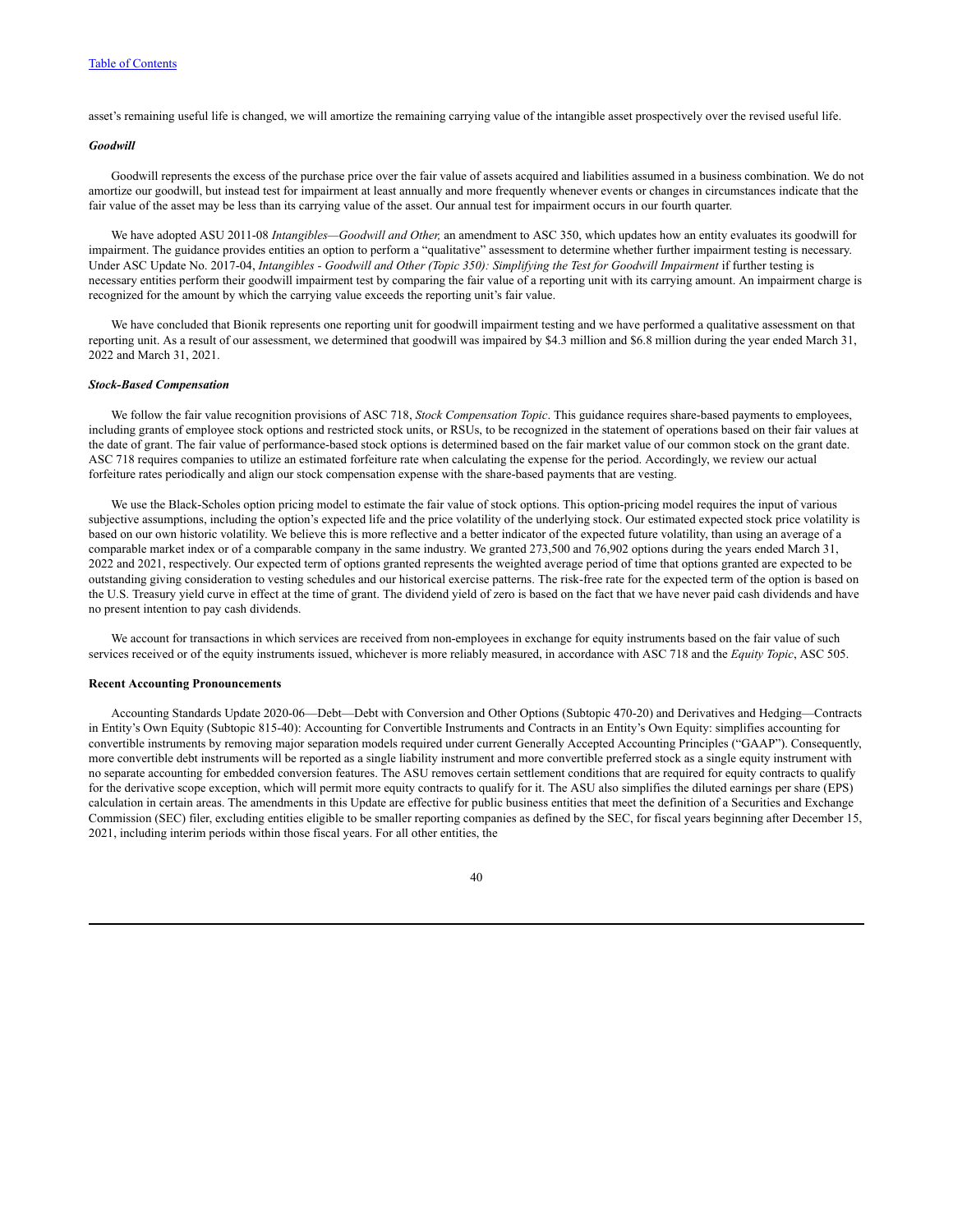asset's remaining useful life is changed, we will amortize the remaining carrying value of the intangible asset prospectively over the revised useful life.

***Goodwill***

Goodwill represents the excess of the purchase price over the fair value of assets acquired and liabilities assumed in a business combination. We do not amortize our goodwill, but instead test for impairment at least annually and more frequently whenever events or changes in circumstances indicate that the fair value of the asset may be less than its carrying value of the asset. Our annual test for impairment occurs in our fourth quarter.

We have adopted ASU 2011-08 *Intangibles—Goodwill and Other,* an amendment to ASC 350, which updates how an entity evaluates its goodwill for impairment. The guidance provides entities an option to perform a "qualitative" assessment to determine whether further impairment testing is necessary. Under ASC Update No. 2017-04, *Intangibles - Goodwill and Other (Topic 350): Simplifying the Test for Goodwill Impairment* if further testing is necessary entities perform their goodwill impairment test by comparing the fair value of a reporting unit with its carrying amount. An impairment charge is recognized for the amount by which the carrying value exceeds the reporting unit's fair value.

We have concluded that Bionik represents one reporting unit for goodwill impairment testing and we have performed a qualitative assessment on that reporting unit. As a result of our assessment, we determined that goodwill was impaired by $4.3 million and $6.8 million during the year ended March 31, 2022 and March 31, 2021.

***Stock-Based Compensation***

We follow the fair value recognition provisions of ASC 718, *Stock Compensation Topic*. This guidance requires share-based payments to employees, including grants of employee stock options and restricted stock units, or RSUs, to be recognized in the statement of operations based on their fair values at the date of grant. The fair value of performance-based stock options is determined based on the fair market value of our common stock on the grant date. ASC 718 requires companies to utilize an estimated forfeiture rate when calculating the expense for the period. Accordingly, we review our actual forfeiture rates periodically and align our stock compensation expense with the share-based payments that are vesting.

We use the Black-Scholes option pricing model to estimate the fair value of stock options. This option-pricing model requires the input of various subjective assumptions, including the option's expected life and the price volatility of the underlying stock. Our estimated expected stock price volatility is based on our own historic volatility. We believe this is more reflective and a better indicator of the expected future volatility, than using an average of a comparable market index or of a comparable company in the same industry. We granted 273,500 and 76,902 options during the years ended March 31, 2022 and 2021, respectively. Our expected term of options granted represents the weighted average period of time that options granted are expected to be outstanding giving consideration to vesting schedules and our historical exercise patterns. The risk-free rate for the expected term of the option is based on the U.S. Treasury yield curve in effect at the time of grant. The dividend yield of zero is based on the fact that we have never paid cash dividends and have no present intention to pay cash dividends.

We account for transactions in which services are received from non-employees in exchange for equity instruments based on the fair value of such services received or of the equity instruments issued, whichever is more reliably measured, in accordance with ASC 718 and the *Equity Topic*, ASC 505.

**Recent Accounting Pronouncements**

Accounting Standards Update 2020-06—Debt—Debt with Conversion and Other Options (Subtopic 470-20) and Derivatives and Hedging—Contracts in Entity's Own Equity (Subtopic 815-40): Accounting for Convertible Instruments and Contracts in an Entity's Own Equity: simplifies accounting for convertible instruments by removing major separation models required under current Generally Accepted Accounting Principles ("GAAP"). Consequently, more convertible debt instruments will be reported as a single liability instrument and more convertible preferred stock as a single equity instrument with no separate accounting for embedded conversion features. The ASU removes certain settlement conditions that are required for equity contracts to qualify for the derivative scope exception, which will permit more equity contracts to qualify for it. The ASU also simplifies the diluted earnings per share (EPS) calculation in certain areas. The amendments in this Update are effective for public business entities that meet the definition of a Securities and Exchange Commission (SEC) filer, excluding entities eligible to be smaller reporting companies as defined by the SEC, for fiscal years beginning after December 15, 2021, including interim periods within those fiscal years. For all other entities, the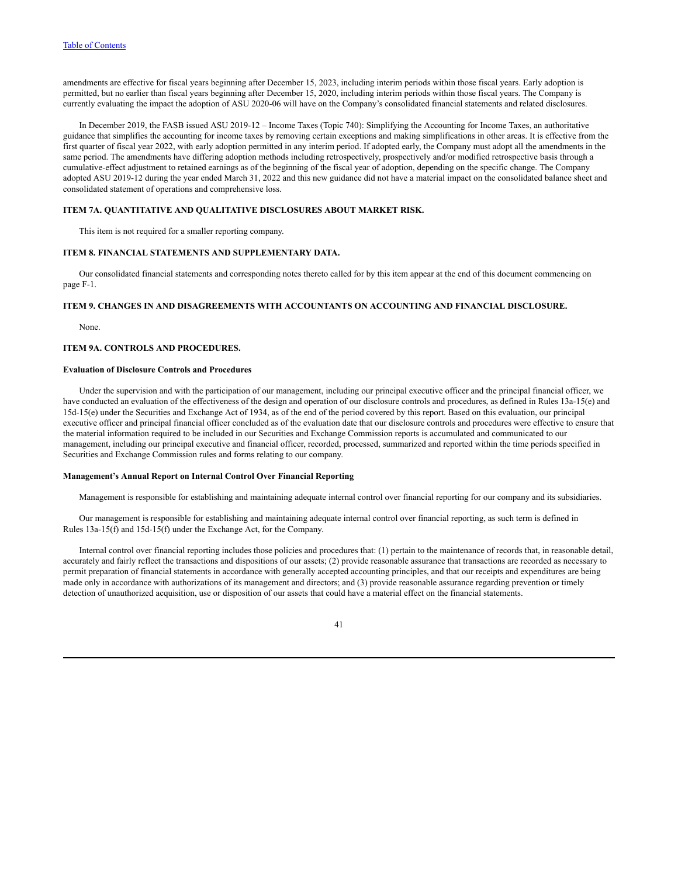amendments are effective for fiscal years beginning after December 15, 2023, including interim periods within those fiscal years. Early adoption is permitted, but no earlier than fiscal years beginning after December 15, 2020, including interim periods within those fiscal years. The Company is currently evaluating the impact the adoption of ASU 2020-06 will have on the Company's consolidated financial statements and related disclosures.

In December 2019, the FASB issued ASU 2019-12 – Income Taxes (Topic 740): Simplifying the Accounting for Income Taxes, an authoritative guidance that simplifies the accounting for income taxes by removing certain exceptions and making simplifications in other areas. It is effective from the first quarter of fiscal year 2022, with early adoption permitted in any interim period. If adopted early, the Company must adopt all the amendments in the same period. The amendments have differing adoption methods including retrospectively, prospectively and/or modified retrospective basis through a cumulative-effect adjustment to retained earnings as of the beginning of the fiscal year of adoption, depending on the specific change. The Company adopted ASU 2019-12 during the year ended March 31, 2022 and this new guidance did not have a material impact on the consolidated balance sheet and consolidated statement of operations and comprehensive loss.

## ITEM 7A. QUANTITATIVE AND QUALITATIVE DISCLOSURES ABOUT MARKET RISK.

This item is not required for a smaller reporting company.

## ITEM 8. FINANCIAL STATEMENTS AND SUPPLEMENTARY DATA.

Our consolidated financial statements and corresponding notes thereto called for by this item appear at the end of this document commencing on page F-1.

## ITEM 9. CHANGES IN AND DISAGREEMENTS WITH ACCOUNTANTS ON ACCOUNTING AND FINANCIAL DISCLOSURE.

None.

## ITEM 9A. CONTROLS AND PROCEDURES.

### Evaluation of Disclosure Controls and Procedures

Under the supervision and with the participation of our management, including our principal executive officer and the principal financial officer, we have conducted an evaluation of the effectiveness of the design and operation of our disclosure controls and procedures, as defined in Rules 13a-15(e) and 15d-15(e) under the Securities and Exchange Act of 1934, as of the end of the period covered by this report. Based on this evaluation, our principal executive officer and principal financial officer concluded as of the evaluation date that our disclosure controls and procedures were effective to ensure that the material information required to be included in our Securities and Exchange Commission reports is accumulated and communicated to our management, including our principal executive and financial officer, recorded, processed, summarized and reported within the time periods specified in Securities and Exchange Commission rules and forms relating to our company.

### Management's Annual Report on Internal Control Over Financial Reporting

Management is responsible for establishing and maintaining adequate internal control over financial reporting for our company and its subsidiaries.

Our management is responsible for establishing and maintaining adequate internal control over financial reporting, as such term is defined in Rules 13a-15(f) and 15d-15(f) under the Exchange Act, for the Company.

Internal control over financial reporting includes those policies and procedures that: (1) pertain to the maintenance of records that, in reasonable detail, accurately and fairly reflect the transactions and dispositions of our assets; (2) provide reasonable assurance that transactions are recorded as necessary to permit preparation of financial statements in accordance with generally accepted accounting principles, and that our receipts and expenditures are being made only in accordance with authorizations of its management and directors; and (3) provide reasonable assurance regarding prevention or timely detection of unauthorized acquisition, use or disposition of our assets that could have a material effect on the financial statements.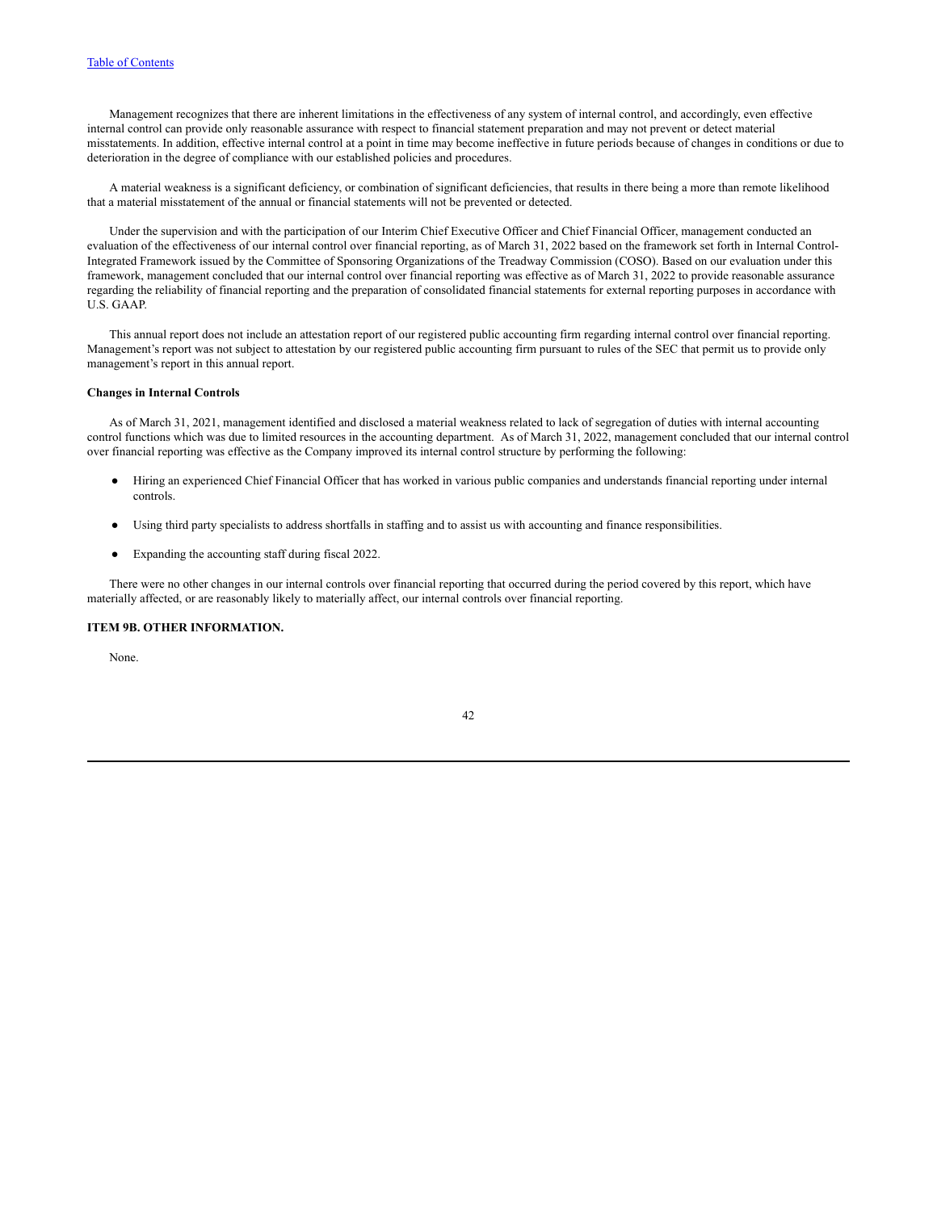Management recognizes that there are inherent limitations in the effectiveness of any system of internal control, and accordingly, even effective internal control can provide only reasonable assurance with respect to financial statement preparation and may not prevent or detect material misstatements. In addition, effective internal control at a point in time may become ineffective in future periods because of changes in conditions or due to deterioration in the degree of compliance with our established policies and procedures.

A material weakness is a significant deficiency, or combination of significant deficiencies, that results in there being a more than remote likelihood that a material misstatement of the annual or financial statements will not be prevented or detected.

Under the supervision and with the participation of our Interim Chief Executive Officer and Chief Financial Officer, management conducted an evaluation of the effectiveness of our internal control over financial reporting, as of March 31, 2022 based on the framework set forth in Internal Control-Integrated Framework issued by the Committee of Sponsoring Organizations of the Treadway Commission (COSO). Based on our evaluation under this framework, management concluded that our internal control over financial reporting was effective as of March 31, 2022 to provide reasonable assurance regarding the reliability of financial reporting and the preparation of consolidated financial statements for external reporting purposes in accordance with U.S. GAAP.

This annual report does not include an attestation report of our registered public accounting firm regarding internal control over financial reporting. Management's report was not subject to attestation by our registered public accounting firm pursuant to rules of the SEC that permit us to provide only management's report in this annual report.

**Changes in Internal Controls**

As of March 31, 2021, management identified and disclosed a material weakness related to lack of segregation of duties with internal accounting control functions which was due to limited resources in the accounting department. As of March 31, 2022, management concluded that our internal control over financial reporting was effective as the Company improved its internal control structure by performing the following:

- Hiring an experienced Chief Financial Officer that has worked in various public companies and understands financial reporting under internal controls.
- Using third party specialists to address shortfalls in staffing and to assist us with accounting and finance responsibilities.
- Expanding the accounting staff during fiscal 2022.

There were no other changes in our internal controls over financial reporting that occurred during the period covered by this report, which have materially affected, or are reasonably likely to materially affect, our internal controls over financial reporting.

**ITEM 9B. OTHER INFORMATION.**

None.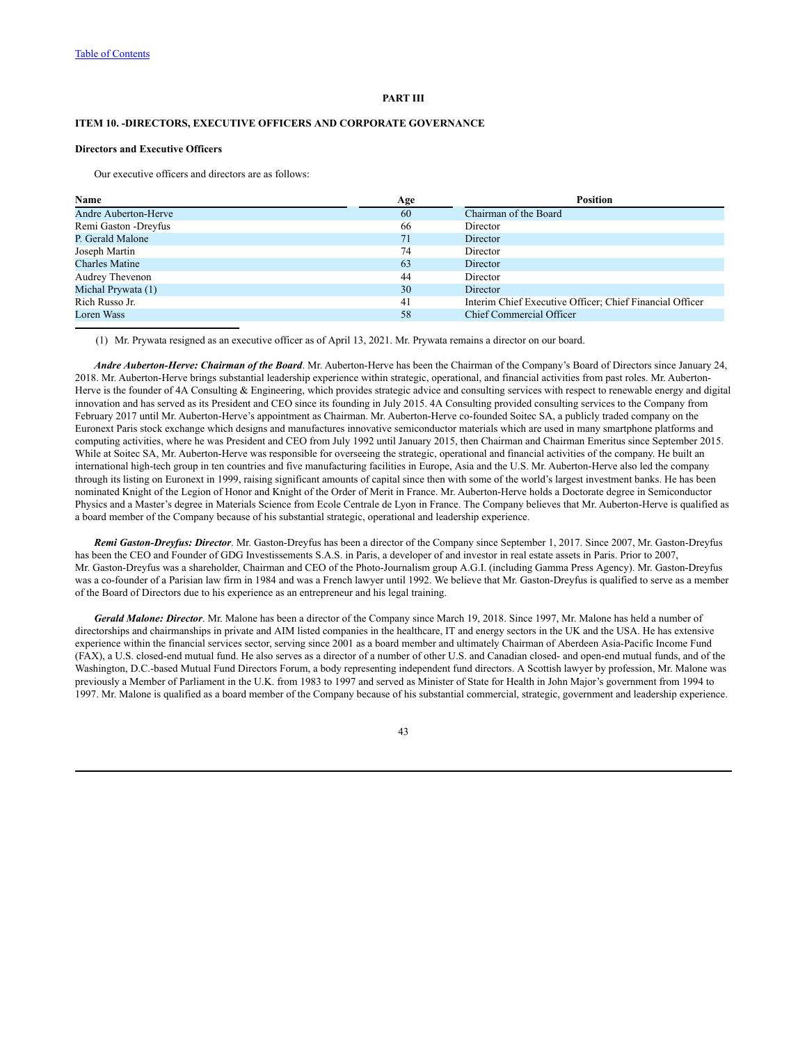[Table of Contents](#)

# PART III

## ITEM 10. -DIRECTORS, EXECUTIVE OFFICERS AND CORPORATE GOVERNANCE

### Directors and Executive Officers

Our executive officers and directors are as follows:

| Name | Age | Position |
|---|---|---|
| Andre Auberton-Herve | 60 | Chairman of the Board |
| Remi Gaston -Dreyfus | 66 | Director |
| P. Gerald Malone | 71 | Director |
| Joseph Martin | 74 | Director |
| Charles Matine | 63 | Director |
| Audrey Thevenon | 44 | Director |
| Michal Prywata (1) | 30 | Director |
| Rich Russo Jr. | 41 | Interim Chief Executive Officer; Chief Financial Officer |
| Loren Wass | 58 | Chief Commercial Officer |

(1) Mr. Prywata resigned as an executive officer as of April 13, 2021. Mr. Prywata remains a director on our board.

***Andre Auberton-Herve: Chairman of the Board***. Mr. Auberton-Herve has been the Chairman of the Company's Board of Directors since January 24, 2018. Mr. Auberton-Herve brings substantial leadership experience within strategic, operational, and financial activities from past roles. Mr. Auberton-Herve is the founder of 4A Consulting & Engineering, which provides strategic advice and consulting services with respect to renewable energy and digital innovation and has served as its President and CEO since its founding in July 2015. 4A Consulting provided consulting services to the Company from February 2017 until Mr. Auberton-Herve's appointment as Chairman. Mr. Auberton-Herve co-founded Soitec SA, a publicly traded company on the Euronext Paris stock exchange which designs and manufactures innovative semiconductor materials which are used in many smartphone platforms and computing activities, where he was President and CEO from July 1992 until January 2015, then Chairman and Chairman Emeritus since September 2015. While at Soitec SA, Mr. Auberton-Herve was responsible for overseeing the strategic, operational and financial activities of the company. He built an international high-tech group in ten countries and five manufacturing facilities in Europe, Asia and the U.S. Mr. Auberton-Herve also led the company through its listing on Euronext in 1999, raising significant amounts of capital since then with some of the world's largest investment banks. He has been nominated Knight of the Legion of Honor and Knight of the Order of Merit in France. Mr. Auberton-Herve holds a Doctorate degree in Semiconductor Physics and a Master's degree in Materials Science from Ecole Centrale de Lyon in France. The Company believes that Mr. Auberton-Herve is qualified as a board member of the Company because of his substantial strategic, operational and leadership experience.

***Remi Gaston-Dreyfus: Director***. Mr. Gaston-Dreyfus has been a director of the Company since September 1, 2017. Since 2007, Mr. Gaston-Dreyfus has been the CEO and Founder of GDG Investissements S.A.S. in Paris, a developer of and investor in real estate assets in Paris. Prior to 2007, Mr. Gaston-Dreyfus was a shareholder, Chairman and CEO of the Photo-Journalism group A.G.I. (including Gamma Press Agency). Mr. Gaston-Dreyfus was a co-founder of a Parisian law firm in 1984 and was a French lawyer until 1992. We believe that Mr. Gaston-Dreyfus is qualified to serve as a member of the Board of Directors due to his experience as an entrepreneur and his legal training.

***Gerald Malone: Director***. Mr. Malone has been a director of the Company since March 19, 2018. Since 1997, Mr. Malone has held a number of directorships and chairmanships in private and AIM listed companies in the healthcare, IT and energy sectors in the UK and the USA. He has extensive experience within the financial services sector, serving since 2001 as a board member and ultimately Chairman of Aberdeen Asia-Pacific Income Fund (FAX), a U.S. closed-end mutual fund. He also serves as a director of a number of other U.S. and Canadian closed- and open-end mutual funds, and of the Washington, D.C.-based Mutual Fund Directors Forum, a body representing independent fund directors. A Scottish lawyer by profession, Mr. Malone was previously a Member of Parliament in the U.K. from 1983 to 1997 and served as Minister of State for Health in John Major's government from 1994 to 1997. Mr. Malone is qualified as a board member of the Company because of his substantial commercial, strategic, government and leadership experience.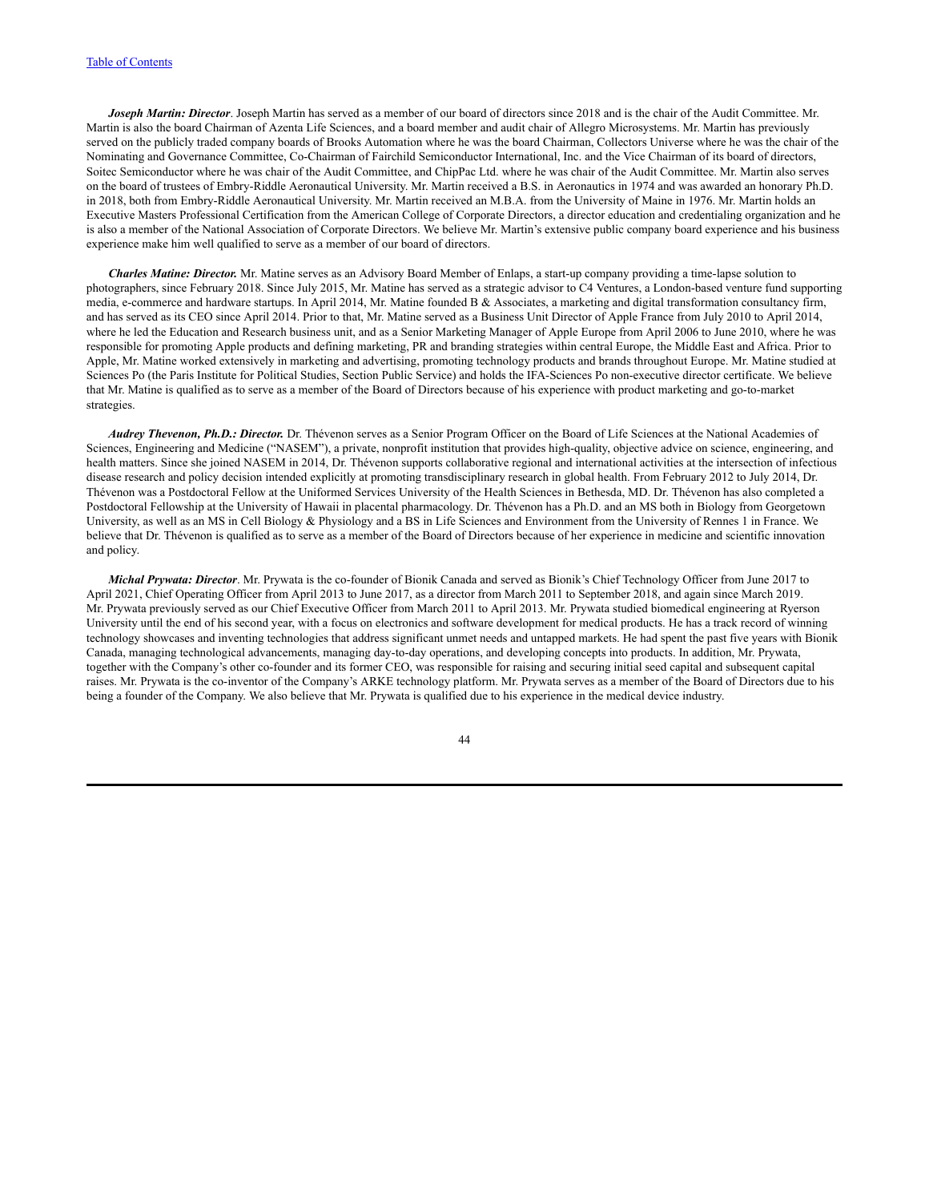***Joseph Martin: Director***. Joseph Martin has served as a member of our board of directors since 2018 and is the chair of the Audit Committee. Mr. Martin is also the board Chairman of Azenta Life Sciences, and a board member and audit chair of Allegro Microsystems. Mr. Martin has previously served on the publicly traded company boards of Brooks Automation where he was the board Chairman, Collectors Universe where he was the chair of the Nominating and Governance Committee, Co-Chairman of Fairchild Semiconductor International, Inc. and the Vice Chairman of its board of directors, Soitec Semiconductor where he was chair of the Audit Committee, and ChipPac Ltd. where he was chair of the Audit Committee. Mr. Martin also serves on the board of trustees of Embry-Riddle Aeronautical University. Mr. Martin received a B.S. in Aeronautics in 1974 and was awarded an honorary Ph.D. in 2018, both from Embry-Riddle Aeronautical University. Mr. Martin received an M.B.A. from the University of Maine in 1976. Mr. Martin holds an Executive Masters Professional Certification from the American College of Corporate Directors, a director education and credentialing organization and he is also a member of the National Association of Corporate Directors. We believe Mr. Martin's extensive public company board experience and his business experience make him well qualified to serve as a member of our board of directors.

***Charles Matine: Director.*** Mr. Matine serves as an Advisory Board Member of Enlaps, a start-up company providing a time-lapse solution to photographers, since February 2018. Since July 2015, Mr. Matine has served as a strategic advisor to C4 Ventures, a London-based venture fund supporting media, e-commerce and hardware startups. In April 2014, Mr. Matine founded B & Associates, a marketing and digital transformation consultancy firm, and has served as its CEO since April 2014. Prior to that, Mr. Matine served as a Business Unit Director of Apple France from July 2010 to April 2014, where he led the Education and Research business unit, and as a Senior Marketing Manager of Apple Europe from April 2006 to June 2010, where he was responsible for promoting Apple products and defining marketing, PR and branding strategies within central Europe, the Middle East and Africa. Prior to Apple, Mr. Matine worked extensively in marketing and advertising, promoting technology products and brands throughout Europe. Mr. Matine studied at Sciences Po (the Paris Institute for Political Studies, Section Public Service) and holds the IFA-Sciences Po non-executive director certificate. We believe that Mr. Matine is qualified as to serve as a member of the Board of Directors because of his experience with product marketing and go-to-market strategies.

***Audrey Thevenon, Ph.D.: Director.*** Dr. Thévenon serves as a Senior Program Officer on the Board of Life Sciences at the National Academies of Sciences, Engineering and Medicine ("NASEM"), a private, nonprofit institution that provides high-quality, objective advice on science, engineering, and health matters. Since she joined NASEM in 2014, Dr. Thévenon supports collaborative regional and international activities at the intersection of infectious disease research and policy decision intended explicitly at promoting transdisciplinary research in global health. From February 2012 to July 2014, Dr. Thévenon was a Postdoctoral Fellow at the Uniformed Services University of the Health Sciences in Bethesda, MD. Dr. Thévenon has also completed a Postdoctoral Fellowship at the University of Hawaii in placental pharmacology. Dr. Thévenon has a Ph.D. and an MS both in Biology from Georgetown University, as well as an MS in Cell Biology & Physiology and a BS in Life Sciences and Environment from the University of Rennes 1 in France. We believe that Dr. Thévenon is qualified as to serve as a member of the Board of Directors because of her experience in medicine and scientific innovation and policy.

***Michal Prywata: Director***. Mr. Prywata is the co-founder of Bionik Canada and served as Bionik's Chief Technology Officer from June 2017 to April 2021, Chief Operating Officer from April 2013 to June 2017, as a director from March 2011 to September 2018, and again since March 2019. Mr. Prywata previously served as our Chief Executive Officer from March 2011 to April 2013. Mr. Prywata studied biomedical engineering at Ryerson University until the end of his second year, with a focus on electronics and software development for medical products. He has a track record of winning technology showcases and inventing technologies that address significant unmet needs and untapped markets. He had spent the past five years with Bionik Canada, managing technological advancements, managing day-to-day operations, and developing concepts into products. In addition, Mr. Prywata, together with the Company's other co-founder and its former CEO, was responsible for raising and securing initial seed capital and subsequent capital raises. Mr. Prywata is the co-inventor of the Company's ARKE technology platform. Mr. Prywata serves as a member of the Board of Directors due to his being a founder of the Company. We also believe that Mr. Prywata is qualified due to his experience in the medical device industry.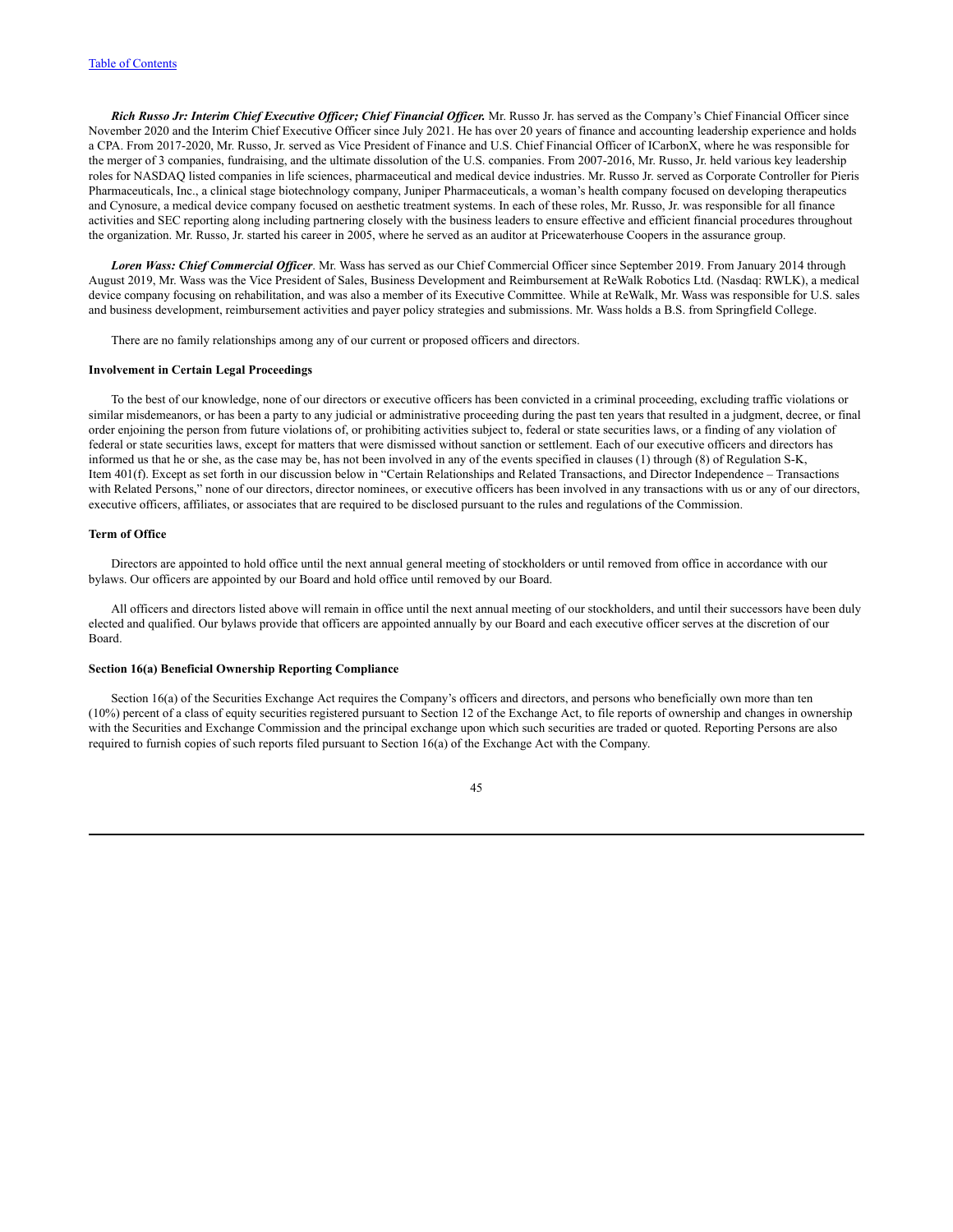***Rich Russo Jr: Interim Chief Executive Officer; Chief Financial Officer.*** Mr. Russo Jr. has served as the Company's Chief Financial Officer since November 2020 and the Interim Chief Executive Officer since July 2021. He has over 20 years of finance and accounting leadership experience and holds a CPA. From 2017-2020, Mr. Russo, Jr. served as Vice President of Finance and U.S. Chief Financial Officer of ICarbonX, where he was responsible for the merger of 3 companies, fundraising, and the ultimate dissolution of the U.S. companies. From 2007-2016, Mr. Russo, Jr. held various key leadership roles for NASDAQ listed companies in life sciences, pharmaceutical and medical device industries. Mr. Russo Jr. served as Corporate Controller for Pieris Pharmaceuticals, Inc., a clinical stage biotechnology company, Juniper Pharmaceuticals, a woman's health company focused on developing therapeutics and Cynosure, a medical device company focused on aesthetic treatment systems. In each of these roles, Mr. Russo, Jr. was responsible for all finance activities and SEC reporting along including partnering closely with the business leaders to ensure effective and efficient financial procedures throughout the organization. Mr. Russo, Jr. started his career in 2005, where he served as an auditor at Pricewaterhouse Coopers in the assurance group.

***Loren Wass: Chief Commercial Officer***. Mr. Wass has served as our Chief Commercial Officer since September 2019. From January 2014 through August 2019, Mr. Wass was the Vice President of Sales, Business Development and Reimbursement at ReWalk Robotics Ltd. (Nasdaq: RWLK), a medical device company focusing on rehabilitation, and was also a member of its Executive Committee. While at ReWalk, Mr. Wass was responsible for U.S. sales and business development, reimbursement activities and payer policy strategies and submissions. Mr. Wass holds a B.S. from Springfield College.

There are no family relationships among any of our current or proposed officers and directors.

**Involvement in Certain Legal Proceedings**

To the best of our knowledge, none of our directors or executive officers has been convicted in a criminal proceeding, excluding traffic violations or similar misdemeanors, or has been a party to any judicial or administrative proceeding during the past ten years that resulted in a judgment, decree, or final order enjoining the person from future violations of, or prohibiting activities subject to, federal or state securities laws, or a finding of any violation of federal or state securities laws, except for matters that were dismissed without sanction or settlement. Each of our executive officers and directors has informed us that he or she, as the case may be, has not been involved in any of the events specified in clauses (1) through (8) of Regulation S-K, Item 401(f). Except as set forth in our discussion below in "Certain Relationships and Related Transactions, and Director Independence – Transactions with Related Persons," none of our directors, director nominees, or executive officers has been involved in any transactions with us or any of our directors, executive officers, affiliates, or associates that are required to be disclosed pursuant to the rules and regulations of the Commission.

**Term of Office**

Directors are appointed to hold office until the next annual general meeting of stockholders or until removed from office in accordance with our bylaws. Our officers are appointed by our Board and hold office until removed by our Board.

All officers and directors listed above will remain in office until the next annual meeting of our stockholders, and until their successors have been duly elected and qualified. Our bylaws provide that officers are appointed annually by our Board and each executive officer serves at the discretion of our Board.

**Section 16(a) Beneficial Ownership Reporting Compliance**

Section 16(a) of the Securities Exchange Act requires the Company's officers and directors, and persons who beneficially own more than ten (10%) percent of a class of equity securities registered pursuant to Section 12 of the Exchange Act, to file reports of ownership and changes in ownership with the Securities and Exchange Commission and the principal exchange upon which such securities are traded or quoted. Reporting Persons are also required to furnish copies of such reports filed pursuant to Section 16(a) of the Exchange Act with the Company.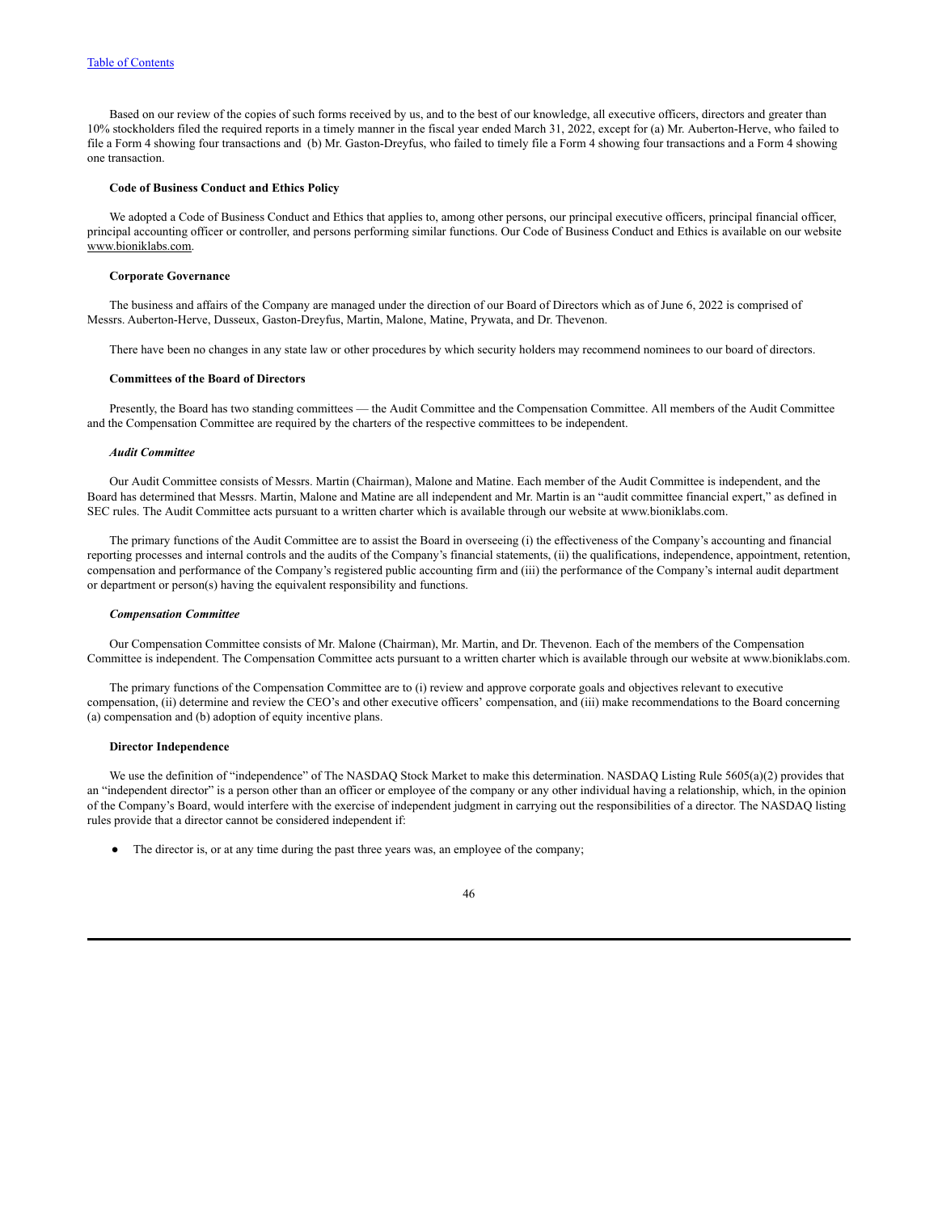Based on our review of the copies of such forms received by us, and to the best of our knowledge, all executive officers, directors and greater than 10% stockholders filed the required reports in a timely manner in the fiscal year ended March 31, 2022, except for (a) Mr. Auberton-Herve, who failed to file a Form 4 showing four transactions and (b) Mr. Gaston-Dreyfus, who failed to timely file a Form 4 showing four transactions and a Form 4 showing one transaction.

**Code of Business Conduct and Ethics Policy**

We adopted a Code of Business Conduct and Ethics that applies to, among other persons, our principal executive officers, principal financial officer, principal accounting officer or controller, and persons performing similar functions. Our Code of Business Conduct and Ethics is available on our website www.bioniklabs.com.

**Corporate Governance**

The business and affairs of the Company are managed under the direction of our Board of Directors which as of June 6, 2022 is comprised of Messrs. Auberton-Herve, Dusseux, Gaston-Dreyfus, Martin, Malone, Matine, Prywata, and Dr. Thevenon.

There have been no changes in any state law or other procedures by which security holders may recommend nominees to our board of directors.

**Committees of the Board of Directors**

Presently, the Board has two standing committees — the Audit Committee and the Compensation Committee. All members of the Audit Committee and the Compensation Committee are required by the charters of the respective committees to be independent.

***Audit Committee***

Our Audit Committee consists of Messrs. Martin (Chairman), Malone and Matine. Each member of the Audit Committee is independent, and the Board has determined that Messrs. Martin, Malone and Matine are all independent and Mr. Martin is an "audit committee financial expert," as defined in SEC rules. The Audit Committee acts pursuant to a written charter which is available through our website at www.bioniklabs.com.

The primary functions of the Audit Committee are to assist the Board in overseeing (i) the effectiveness of the Company's accounting and financial reporting processes and internal controls and the audits of the Company's financial statements, (ii) the qualifications, independence, appointment, retention, compensation and performance of the Company's registered public accounting firm and (iii) the performance of the Company's internal audit department or department or person(s) having the equivalent responsibility and functions.

***Compensation Committee***

Our Compensation Committee consists of Mr. Malone (Chairman), Mr. Martin, and Dr. Thevenon. Each of the members of the Compensation Committee is independent. The Compensation Committee acts pursuant to a written charter which is available through our website at www.bioniklabs.com.

The primary functions of the Compensation Committee are to (i) review and approve corporate goals and objectives relevant to executive compensation, (ii) determine and review the CEO's and other executive officers' compensation, and (iii) make recommendations to the Board concerning (a) compensation and (b) adoption of equity incentive plans.

**Director Independence**

We use the definition of "independence" of The NASDAQ Stock Market to make this determination. NASDAQ Listing Rule 5605(a)(2) provides that an "independent director" is a person other than an officer or employee of the company or any other individual having a relationship, which, in the opinion of the Company's Board, would interfere with the exercise of independent judgment in carrying out the responsibilities of a director. The NASDAQ listing rules provide that a director cannot be considered independent if:

- The director is, or at any time during the past three years was, an employee of the company;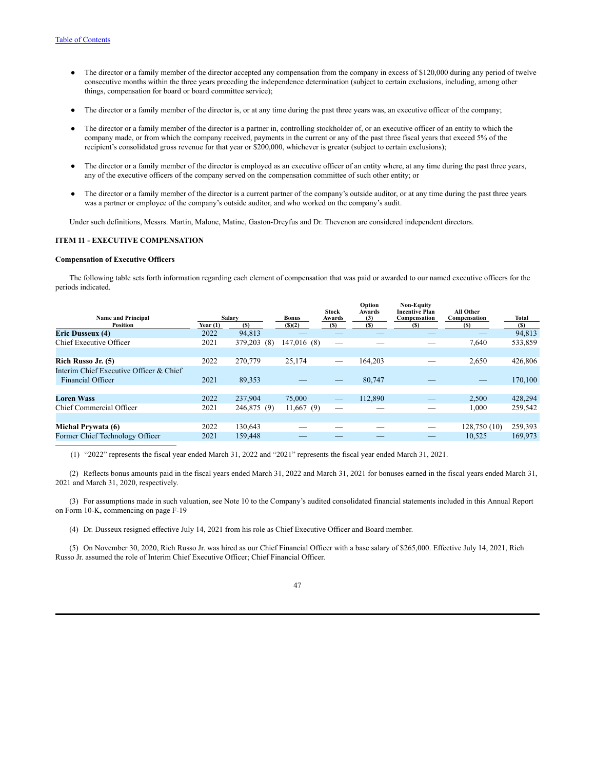[Table of Contents](#)

- The director or a family member of the director accepted any compensation from the company in excess of $120,000 during any period of twelve consecutive months within the three years preceding the independence determination (subject to certain exclusions, including, among other things, compensation for board or board committee service);
- The director or a family member of the director is, or at any time during the past three years was, an executive officer of the company;
- The director or a family member of the director is a partner in, controlling stockholder of, or an executive officer of an entity to which the company made, or from which the company received, payments in the current or any of the past three fiscal years that exceed 5% of the recipient's consolidated gross revenue for that year or $200,000, whichever is greater (subject to certain exclusions);
- The director or a family member of the director is employed as an executive officer of an entity where, at any time during the past three years, any of the executive officers of the company served on the compensation committee of such other entity; or
- The director or a family member of the director is a current partner of the company's outside auditor, or at any time during the past three years was a partner or employee of the company's outside auditor, and who worked on the company's audit.

Under such definitions, Messrs. Martin, Malone, Matine, Gaston-Dreyfus and Dr. Thevenon are considered independent directors.

**ITEM 11 - EXECUTIVE COMPENSATION**

**Compensation of Executive Officers**

The following table sets forth information regarding each element of compensation that was paid or awarded to our named executive officers for the periods indicated.

| Name and Principal Position | Year (1) | Salary ($) | Bonus ($)(2) | Stock Awards ($) | Option Awards (3) ($) | Non-Equity Incentive Plan Compensation ($) | All Other Compensation ($) | Total ($) |
|---|---|---|---|---|---|---|---|---|
| **Eric Dusseux (4)** | 2022 | 94,813 | — | — | — | — | — | 94,813 |
| Chief Executive Officer | 2021 | 379,203 (8) | 147,016 (8) | — | — | — | 7,640 | 533,859 |
| **Rich Russo Jr. (5)** | 2022 | 270,779 | 25,174 | — | 164,203 | — | 2,650 | 426,806 |
| Interim Chief Executive Officer & Chief Financial Officer | 2021 | 89,353 | — | — | 80,747 | — | — | 170,100 |
| **Loren Wass** | 2022 | 237,904 | 75,000 | — | 112,890 | — | 2,500 | 428,294 |
| Chief Commercial Officer | 2021 | 246,875 (9) | 11,667 (9) | — | — | — | 1,000 | 259,542 |
| **Michal Prywata (6)** | 2022 | 130,643 | — | — | — | — | 128,750 (10) | 259,393 |
| Former Chief Technology Officer | 2021 | 159,448 | — | — | — | — | 10,525 | 169,973 |

(1) "2022" represents the fiscal year ended March 31, 2022 and "2021" represents the fiscal year ended March 31, 2021.

(2) Reflects bonus amounts paid in the fiscal years ended March 31, 2022 and March 31, 2021 for bonuses earned in the fiscal years ended March 31, 2021 and March 31, 2020, respectively.

(3) For assumptions made in such valuation, see Note 10 to the Company's audited consolidated financial statements included in this Annual Report on Form 10-K, commencing on page F-19

(4) Dr. Dusseux resigned effective July 14, 2021 from his role as Chief Executive Officer and Board member.

(5) On November 30, 2020, Rich Russo Jr. was hired as our Chief Financial Officer with a base salary of $265,000. Effective July 14, 2021, Rich Russo Jr. assumed the role of Interim Chief Executive Officer; Chief Financial Officer.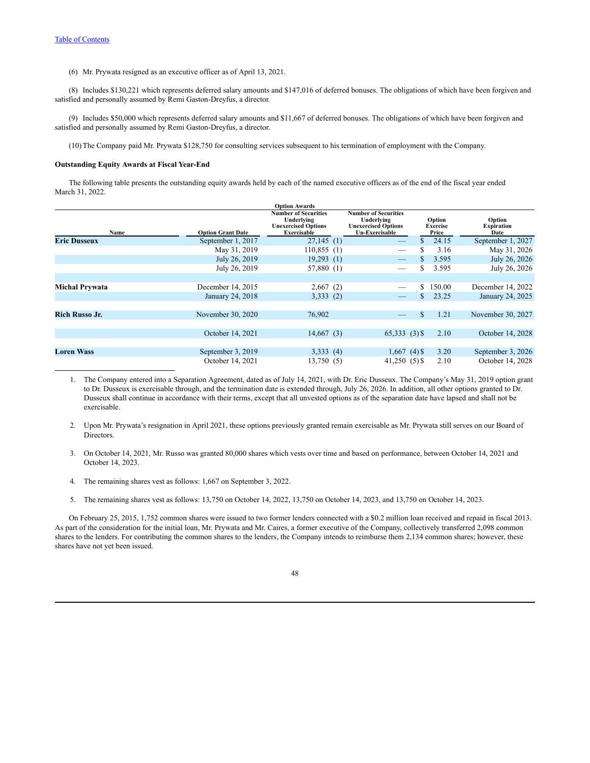[Table of Contents](#)

(6) Mr. Prywata resigned as an executive officer as of April 13, 2021.

(8) Includes $130,221 which represents deferred salary amounts and $147,016 of deferred bonuses. The obligations of which have been forgiven and satisfied and personally assumed by Remi Gaston-Dreyfus, a director.

(9) Includes $50,000 which represents deferred salary amounts and $11,667 of deferred bonuses. The obligations of which have been forgiven and satisfied and personally assumed by Remi Gaston-Dreyfus, a director.

(10) The Company paid Mr. Prywata $128,750 for consulting services subsequent to his termination of employment with the Company.

**Outstanding Equity Awards at Fiscal Year-End**

The following table presents the outstanding equity awards held by each of the named executive officers as of the end of the fiscal year ended March 31, 2022.

| | | Option Awards | | | |
|---|---|---|---|---|---|
| Name | Option Grant Date | Number of Securities Underlying Unexercised Options Exercisable | Number of Securities Underlying Unexercised Options Un-Exercisable | Option Exercise Price | Option Expiration Date |
| **Eric Dusseux** | September 1, 2017 | 27,145 (1) | — | $ 24.15 | September 1, 2027 |
| | May 31, 2019 | 110,855 (1) | — | $ 3.16 | May 31, 2026 |
| | July 26, 2019 | 19,293 (1) | — | $ 3.595 | July 26, 2026 |
| | July 26, 2019 | 57,880 (1) | — | $ 3.595 | July 26, 2026 |
| | | | | | |
| **Michal Prywata** | December 14, 2015 | 2,667 (2) | — | $ 150.00 | December 14, 2022 |
| | January 24, 2018 | 3,333 (2) | — | $ 23.25 | January 24, 2025 |
| | | | | | |
| **Rich Russo Jr.** | November 30, 2020 | 76,902 | — | $ 1.21 | November 30, 2027 |
| | | | | | |
| | October 14, 2021 | 14,667 (3) | 65,333 (3) | $ 2.10 | October 14, 2028 |
| | | | | | |
| **Loren Wass** | September 3, 2019 | 3,333 (4) | 1,667 (4) | $ 3.20 | September 3, 2026 |
| | October 14, 2021 | 13,750 (5) | 41,250 (5) | $ 2.10 | October 14, 2028 |

1. The Company entered into a Separation Agreement, dated as of July 14, 2021, with Dr. Eric Dusseux. The Company's May 31, 2019 option grant to Dr. Dusseux is exercisable through, and the termination date is extended through, July 26, 2026. In addition, all other options granted to Dr. Dusseux shall continue in accordance with their terms, except that all unvested options as of the separation date have lapsed and shall not be exercisable.

2. Upon Mr. Prywata's resignation in April 2021, these options previously granted remain exercisable as Mr. Prywata still serves on our Board of Directors.

3. On October 14, 2021, Mr. Russo was granted 80,000 shares which vests over time and based on performance, between October 14, 2021 and October 14, 2023.

4. The remaining shares vest as follows: 1,667 on September 3, 2022.

5. The remaining shares vest as follows: 13,750 on October 14, 2022, 13,750 on October 14, 2023, and 13,750 on October 14, 2023.

On February 25, 2015, 1,752 common shares were issued to two former lenders connected with a $0.2 million loan received and repaid in fiscal 2013. As part of the consideration for the initial loan, Mr. Prywata and Mr. Caires, a former executive of the Company, collectively transferred 2,098 common shares to the lenders. For contributing the common shares to the lenders, the Company intends to reimburse them 2,134 common shares; however, these shares have not yet been issued.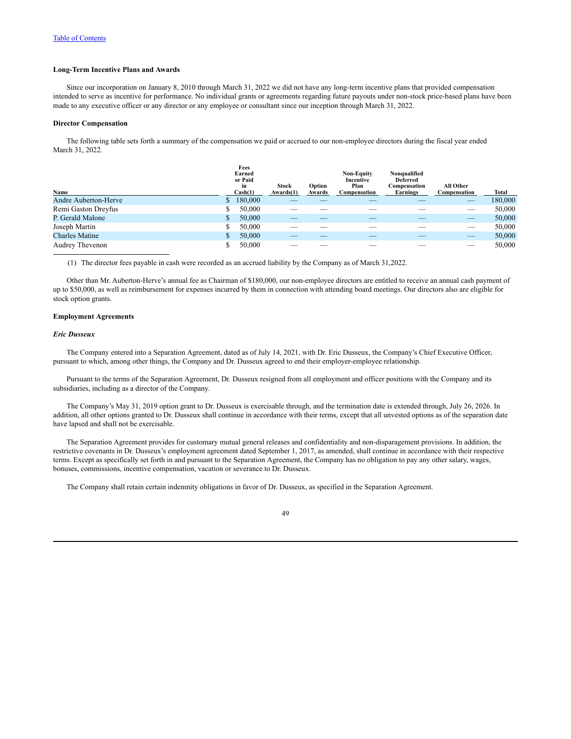[Table of Contents](#)

**Long-Term Incentive Plans and Awards**

Since our incorporation on January 8, 2010 through March 31, 2022 we did not have any long-term incentive plans that provided compensation intended to serve as incentive for performance. No individual grants or agreements regarding future payouts under non-stock price-based plans have been made to any executive officer or any director or any employee or consultant since our inception through March 31, 2022.

**Director Compensation**

The following table sets forth a summary of the compensation we paid or accrued to our non-employee directors during the fiscal year ended March 31, 2022.

| Name | Fees Earned or Paid in Cash(1) | Stock Awards(1) | Option Awards | Non-Equity Incentive Plan Compensation | Nonqualified Deferred Compensation Earnings | All Other Compensation | Total |
|---|---|---|---|---|---|---|---|
| Andre Auberton-Herve | $ 180,000 | — | — | — | — | — | 180,000 |
| Remi Gaston Dreyfus | $ 50,000 | — | — | — | — | — | 50,000 |
| P. Gerald Malone | $ 50,000 | — | — | — | — | — | 50,000 |
| Joseph Martin | $ 50,000 | — | — | — | — | — | 50,000 |
| Charles Matine | $ 50,000 | — | — | — | — | — | 50,000 |
| Audrey Thevenon | $ 50,000 | — | — | — | — | — | 50,000 |

(1) The director fees payable in cash were recorded as an accrued liability by the Company as of March 31,2022.

Other than Mr. Auberton-Herve's annual fee as Chairman of $180,000, our non-employee directors are entitled to receive an annual cash payment of up to $50,000, as well as reimbursement for expenses incurred by them in connection with attending board meetings. Our directors also are eligible for stock option grants.

**Employment Agreements**

***Eric Dusseux***

The Company entered into a Separation Agreement, dated as of July 14, 2021, with Dr. Eric Dusseux, the Company's Chief Executive Officer, pursuant to which, among other things, the Company and Dr. Dusseux agreed to end their employer-employee relationship.

Pursuant to the terms of the Separation Agreement, Dr. Dusseux resigned from all employment and officer positions with the Company and its subsidiaries, including as a director of the Company.

The Company's May 31, 2019 option grant to Dr. Dusseux is exercisable through, and the termination date is extended through, July 26, 2026. In addition, all other options granted to Dr. Dusseux shall continue in accordance with their terms, except that all unvested options as of the separation date have lapsed and shall not be exercisable.

The Separation Agreement provides for customary mutual general releases and confidentiality and non-disparagement provisions. In addition, the restrictive covenants in Dr. Dusseux's employment agreement dated September 1, 2017, as amended, shall continue in accordance with their respective terms. Except as specifically set forth in and pursuant to the Separation Agreement, the Company has no obligation to pay any other salary, wages, bonuses, commissions, incentive compensation, vacation or severance to Dr. Dusseux.

The Company shall retain certain indemnity obligations in favor of Dr. Dusseux, as specified in the Separation Agreement.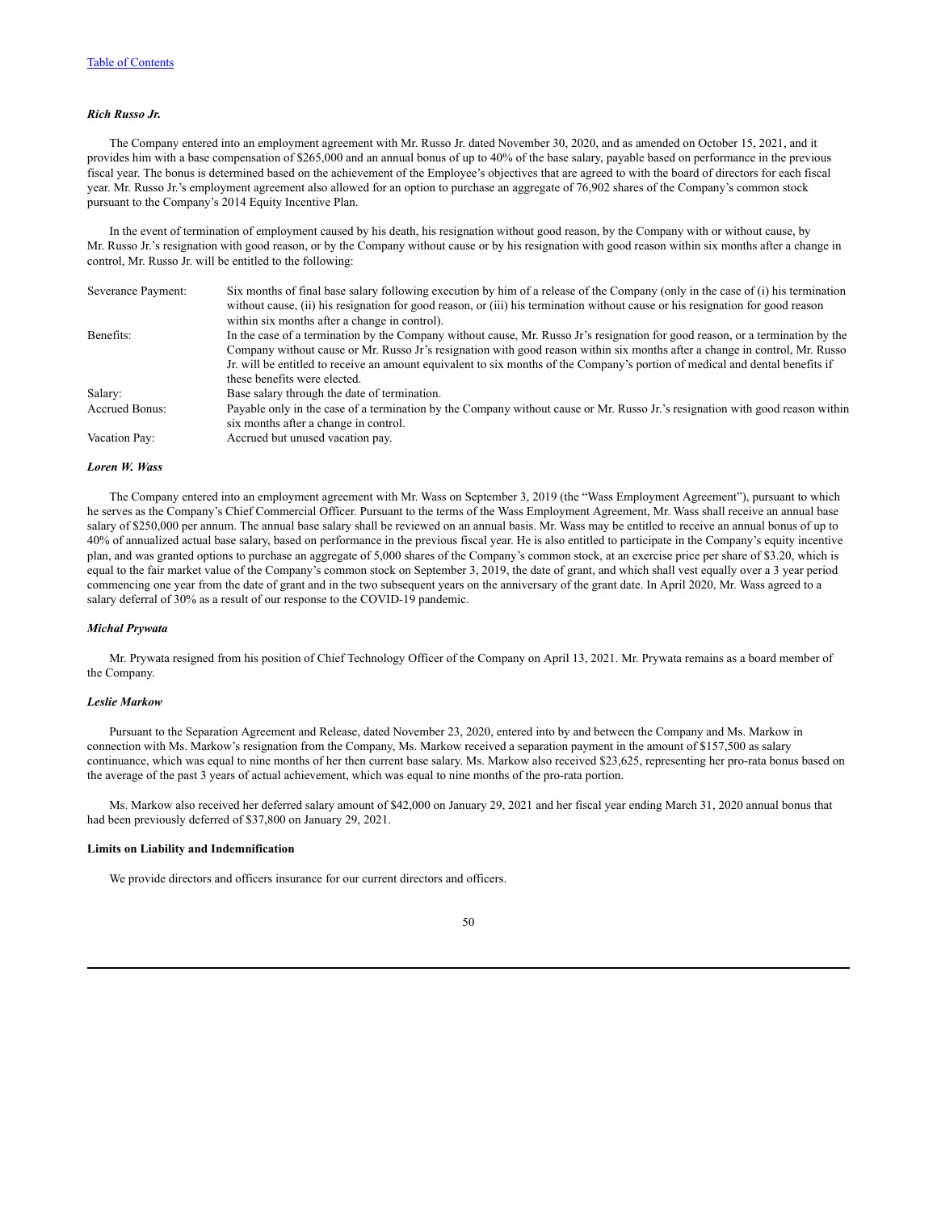***Rich Russo Jr.***

The Company entered into an employment agreement with Mr. Russo Jr. dated November 30, 2020, and as amended on October 15, 2021, and it provides him with a base compensation of $265,000 and an annual bonus of up to 40% of the base salary, payable based on performance in the previous fiscal year. The bonus is determined based on the achievement of the Employee's objectives that are agreed to with the board of directors for each fiscal year. Mr. Russo Jr.'s employment agreement also allowed for an option to purchase an aggregate of 76,902 shares of the Company's common stock pursuant to the Company's 2014 Equity Incentive Plan.

In the event of termination of employment caused by his death, his resignation without good reason, by the Company with or without cause, by Mr. Russo Jr.'s resignation with good reason, or by the Company without cause or by his resignation with good reason within six months after a change in control, Mr. Russo Jr. will be entitled to the following:

| | |
|---|---|
| Severance Payment: | Six months of final base salary following execution by him of a release of the Company (only in the case of (i) his termination without cause, (ii) his resignation for good reason, or (iii) his termination without cause or his resignation for good reason within six months after a change in control). |
| Benefits: | In the case of a termination by the Company without cause, Mr. Russo Jr's resignation for good reason, or a termination by the Company without cause or Mr. Russo Jr's resignation with good reason within six months after a change in control, Mr. Russo Jr. will be entitled to receive an amount equivalent to six months of the Company's portion of medical and dental benefits if these benefits were elected. |
| Salary: | Base salary through the date of termination. |
| Accrued Bonus: | Payable only in the case of a termination by the Company without cause or Mr. Russo Jr.'s resignation with good reason within six months after a change in control. |
| Vacation Pay: | Accrued but unused vacation pay. |

***Loren W. Wass***

The Company entered into an employment agreement with Mr. Wass on September 3, 2019 (the "Wass Employment Agreement"), pursuant to which he serves as the Company's Chief Commercial Officer. Pursuant to the terms of the Wass Employment Agreement, Mr. Wass shall receive an annual base salary of $250,000 per annum. The annual base salary shall be reviewed on an annual basis. Mr. Wass may be entitled to receive an annual bonus of up to 40% of annualized actual base salary, based on performance in the previous fiscal year. He is also entitled to participate in the Company's equity incentive plan, and was granted options to purchase an aggregate of 5,000 shares of the Company's common stock, at an exercise price per share of $3.20, which is equal to the fair market value of the Company's common stock on September 3, 2019, the date of grant, and which shall vest equally over a 3 year period commencing one year from the date of grant and in the two subsequent years on the anniversary of the grant date. In April 2020, Mr. Wass agreed to a salary deferral of 30% as a result of our response to the COVID-19 pandemic.

***Michal Prywata***

Mr. Prywata resigned from his position of Chief Technology Officer of the Company on April 13, 2021. Mr. Prywata remains as a board member of the Company.

***Leslie Markow***

Pursuant to the Separation Agreement and Release, dated November 23, 2020, entered into by and between the Company and Ms. Markow in connection with Ms. Markow's resignation from the Company, Ms. Markow received a separation payment in the amount of $157,500 as salary continuance, which was equal to nine months of her then current base salary. Ms. Markow also received $23,625, representing her pro-rata bonus based on the average of the past 3 years of actual achievement, which was equal to nine months of the pro-rata portion.

Ms. Markow also received her deferred salary amount of $42,000 on January 29, 2021 and her fiscal year ending March 31, 2020 annual bonus that had been previously deferred of $37,800 on January 29, 2021.

**Limits on Liability and Indemnification**

We provide directors and officers insurance for our current directors and officers.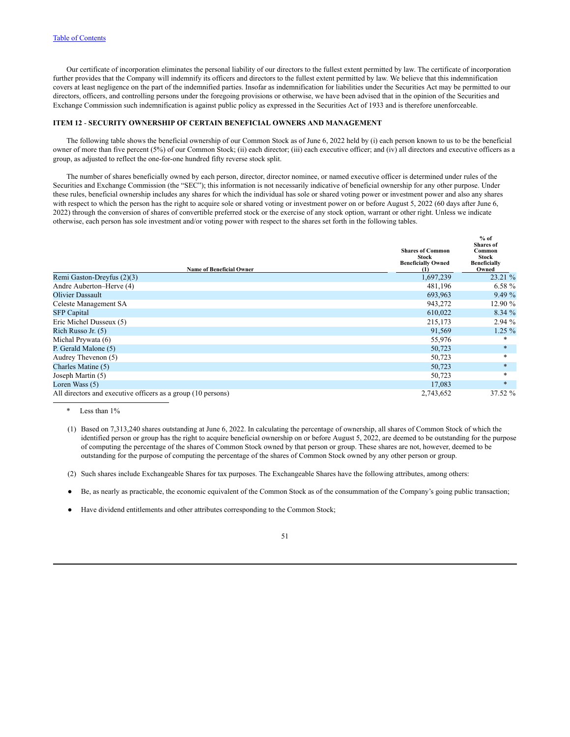Our certificate of incorporation eliminates the personal liability of our directors to the fullest extent permitted by law. The certificate of incorporation further provides that the Company will indemnify its officers and directors to the fullest extent permitted by law. We believe that this indemnification covers at least negligence on the part of the indemnified parties. Insofar as indemnification for liabilities under the Securities Act may be permitted to our directors, officers, and controlling persons under the foregoing provisions or otherwise, we have been advised that in the opinion of the Securities and Exchange Commission such indemnification is against public policy as expressed in the Securities Act of 1933 and is therefore unenforceable.

## ITEM 12 - SECURITY OWNERSHIP OF CERTAIN BENEFICIAL OWNERS AND MANAGEMENT

The following table shows the beneficial ownership of our Common Stock as of June 6, 2022 held by (i) each person known to us to be the beneficial owner of more than five percent (5%) of our Common Stock; (ii) each director; (iii) each executive officer; and (iv) all directors and executive officers as a group, as adjusted to reflect the one-for-one hundred fifty reverse stock split.

The number of shares beneficially owned by each person, director, director nominee, or named executive officer is determined under rules of the Securities and Exchange Commission (the "SEC"); this information is not necessarily indicative of beneficial ownership for any other purpose. Under these rules, beneficial ownership includes any shares for which the individual has sole or shared voting power or investment power and also any shares with respect to which the person has the right to acquire sole or shared voting or investment power on or before August 5, 2022 (60 days after June 6, 2022) through the conversion of shares of convertible preferred stock or the exercise of any stock option, warrant or other right. Unless we indicate otherwise, each person has sole investment and/or voting power with respect to the shares set forth in the following tables.

| Name of Beneficial Owner | Shares of Common Stock Beneficially Owned (1) | % of Shares of Common Stock Beneficially Owned |
|---|---|---|
| Remi Gaston-Dreyfus (2)(3) | 1,697,239 | 23.21 % |
| Andre Auberton–Herve (4) | 481,196 | 6.58 % |
| Olivier Dassault | 693,963 | 9.49 % |
| Celeste Management SA | 943,272 | 12.90 % |
| SFP Capital | 610,022 | 8.34 % |
| Eric Michel Dusseux (5) | 215,173 | 2.94 % |
| Rich Russo Jr. (5) | 91,569 | 1.25 % |
| Michal Prywata (6) | 55,976 | * |
| P. Gerald Malone (5) | 50,723 | * |
| Audrey Thevenon (5) | 50,723 | * |
| Charles Matine (5) | 50,723 | * |
| Joseph Martin (5) | 50,723 | * |
| Loren Wass (5) | 17,083 | * |
| All directors and executive officers as a group (10 persons) | 2,743,652 | 37.52 % |

\* Less than 1%

(1) Based on 7,313,240 shares outstanding at June 6, 2022. In calculating the percentage of ownership, all shares of Common Stock of which the identified person or group has the right to acquire beneficial ownership on or before August 5, 2022, are deemed to be outstanding for the purpose of computing the percentage of the shares of Common Stock owned by that person or group. These shares are not, however, deemed to be outstanding for the purpose of computing the percentage of the shares of Common Stock owned by any other person or group.

(2) Such shares include Exchangeable Shares for tax purposes. The Exchangeable Shares have the following attributes, among others:

- Be, as nearly as practicable, the economic equivalent of the Common Stock as of the consummation of the Company's going public transaction;
- Have dividend entitlements and other attributes corresponding to the Common Stock;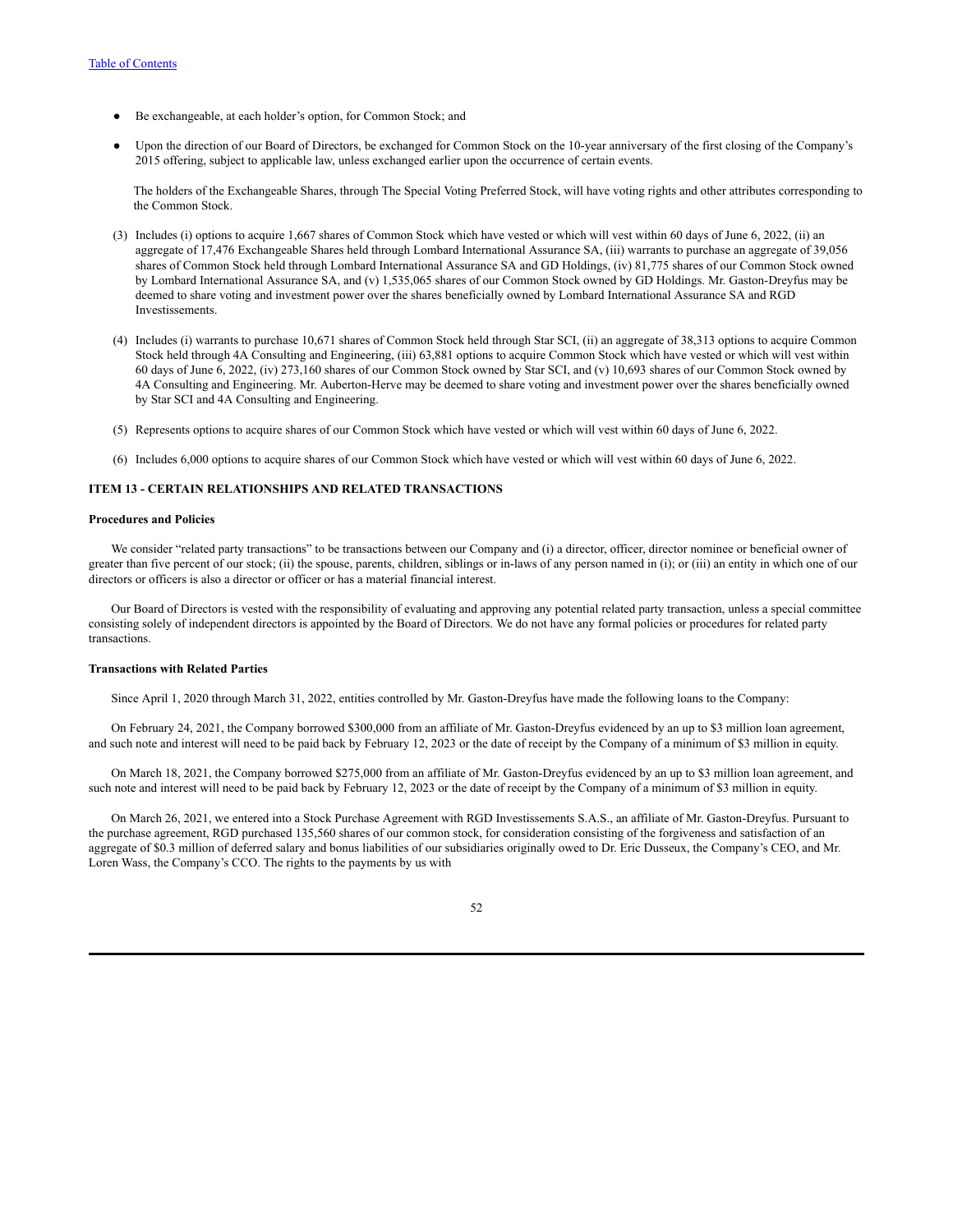- Be exchangeable, at each holder's option, for Common Stock; and
- Upon the direction of our Board of Directors, be exchanged for Common Stock on the 10-year anniversary of the first closing of the Company's 2015 offering, subject to applicable law, unless exchanged earlier upon the occurrence of certain events.

The holders of the Exchangeable Shares, through The Special Voting Preferred Stock, will have voting rights and other attributes corresponding to the Common Stock.

(3) Includes (i) options to acquire 1,667 shares of Common Stock which have vested or which will vest within 60 days of June 6, 2022, (ii) an aggregate of 17,476 Exchangeable Shares held through Lombard International Assurance SA, (iii) warrants to purchase an aggregate of 39,056 shares of Common Stock held through Lombard International Assurance SA and GD Holdings, (iv) 81,775 shares of our Common Stock owned by Lombard International Assurance SA, and (v) 1,535,065 shares of our Common Stock owned by GD Holdings. Mr. Gaston-Dreyfus may be deemed to share voting and investment power over the shares beneficially owned by Lombard International Assurance SA and RGD Investissements.

(4) Includes (i) warrants to purchase 10,671 shares of Common Stock held through Star SCI, (ii) an aggregate of 38,313 options to acquire Common Stock held through 4A Consulting and Engineering, (iii) 63,881 options to acquire Common Stock which have vested or which will vest within 60 days of June 6, 2022, (iv) 273,160 shares of our Common Stock owned by Star SCI, and (v) 10,693 shares of our Common Stock owned by 4A Consulting and Engineering. Mr. Auberton-Herve may be deemed to share voting and investment power over the shares beneficially owned by Star SCI and 4A Consulting and Engineering.

(5) Represents options to acquire shares of our Common Stock which have vested or which will vest within 60 days of June 6, 2022.

(6) Includes 6,000 options to acquire shares of our Common Stock which have vested or which will vest within 60 days of June 6, 2022.

## ITEM 13 - CERTAIN RELATIONSHIPS AND RELATED TRANSACTIONS

**Procedures and Policies**

We consider "related party transactions" to be transactions between our Company and (i) a director, officer, director nominee or beneficial owner of greater than five percent of our stock; (ii) the spouse, parents, children, siblings or in-laws of any person named in (i); or (iii) an entity in which one of our directors or officers is also a director or officer or has a material financial interest.

Our Board of Directors is vested with the responsibility of evaluating and approving any potential related party transaction, unless a special committee consisting solely of independent directors is appointed by the Board of Directors. We do not have any formal policies or procedures for related party transactions.

**Transactions with Related Parties**

Since April 1, 2020 through March 31, 2022, entities controlled by Mr. Gaston-Dreyfus have made the following loans to the Company:

On February 24, 2021, the Company borrowed $300,000 from an affiliate of Mr. Gaston-Dreyfus evidenced by an up to $3 million loan agreement, and such note and interest will need to be paid back by February 12, 2023 or the date of receipt by the Company of a minimum of $3 million in equity.

On March 18, 2021, the Company borrowed $275,000 from an affiliate of Mr. Gaston-Dreyfus evidenced by an up to $3 million loan agreement, and such note and interest will need to be paid back by February 12, 2023 or the date of receipt by the Company of a minimum of $3 million in equity.

On March 26, 2021, we entered into a Stock Purchase Agreement with RGD Investissements S.A.S., an affiliate of Mr. Gaston-Dreyfus. Pursuant to the purchase agreement, RGD purchased 135,560 shares of our common stock, for consideration consisting of the forgiveness and satisfaction of an aggregate of $0.3 million of deferred salary and bonus liabilities of our subsidiaries originally owed to Dr. Eric Dusseux, the Company's CEO, and Mr. Loren Wass, the Company's CCO. The rights to the payments by us with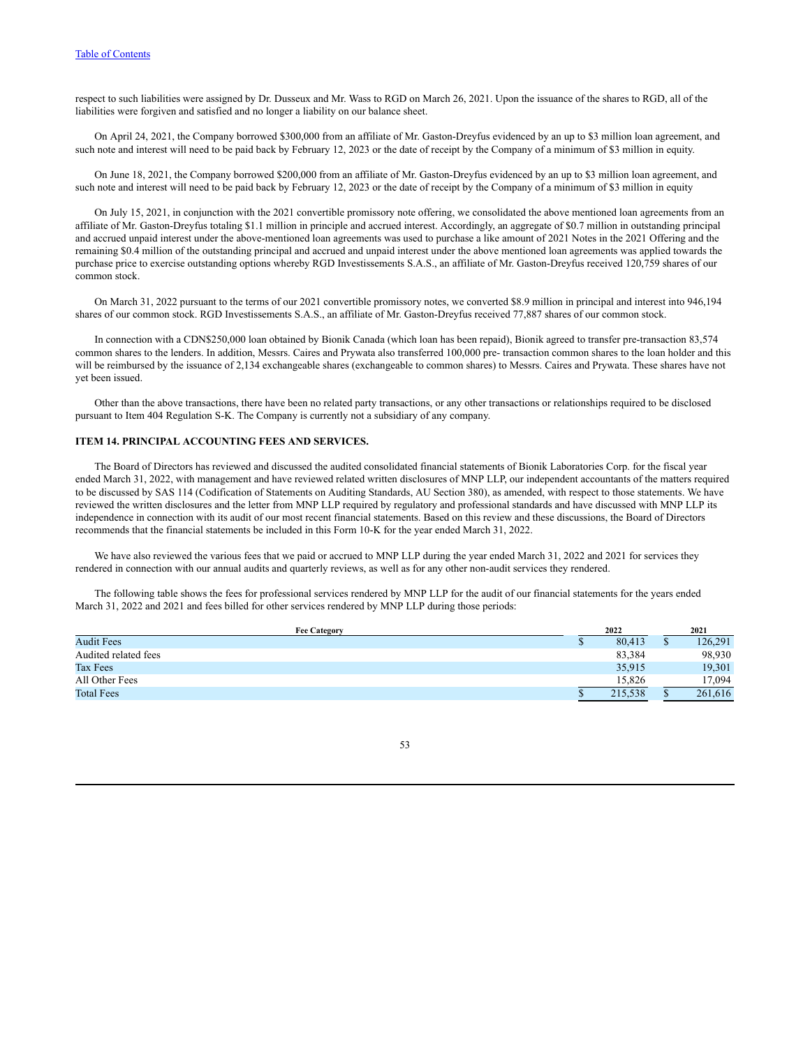respect to such liabilities were assigned by Dr. Dusseux and Mr. Wass to RGD on March 26, 2021. Upon the issuance of the shares to RGD, all of the liabilities were forgiven and satisfied and no longer a liability on our balance sheet.

On April 24, 2021, the Company borrowed $300,000 from an affiliate of Mr. Gaston-Dreyfus evidenced by an up to $3 million loan agreement, and such note and interest will need to be paid back by February 12, 2023 or the date of receipt by the Company of a minimum of $3 million in equity.

On June 18, 2021, the Company borrowed $200,000 from an affiliate of Mr. Gaston-Dreyfus evidenced by an up to $3 million loan agreement, and such note and interest will need to be paid back by February 12, 2023 or the date of receipt by the Company of a minimum of $3 million in equity

On July 15, 2021, in conjunction with the 2021 convertible promissory note offering, we consolidated the above mentioned loan agreements from an affiliate of Mr. Gaston-Dreyfus totaling $1.1 million in principle and accrued interest. Accordingly, an aggregate of $0.7 million in outstanding principal and accrued unpaid interest under the above-mentioned loan agreements was used to purchase a like amount of 2021 Notes in the 2021 Offering and the remaining $0.4 million of the outstanding principal and accrued and unpaid interest under the above mentioned loan agreements was applied towards the purchase price to exercise outstanding options whereby RGD Investissements S.A.S., an affiliate of Mr. Gaston-Dreyfus received 120,759 shares of our common stock.

On March 31, 2022 pursuant to the terms of our 2021 convertible promissory notes, we converted $8.9 million in principal and interest into 946,194 shares of our common stock. RGD Investissements S.A.S., an affiliate of Mr. Gaston-Dreyfus received 77,887 shares of our common stock.

In connection with a CDN$250,000 loan obtained by Bionik Canada (which loan has been repaid), Bionik agreed to transfer pre-transaction 83,574 common shares to the lenders. In addition, Messrs. Caires and Prywata also transferred 100,000 pre- transaction common shares to the loan holder and this will be reimbursed by the issuance of 2,134 exchangeable shares (exchangeable to common shares) to Messrs. Caires and Prywata. These shares have not yet been issued.

Other than the above transactions, there have been no related party transactions, or any other transactions or relationships required to be disclosed pursuant to Item 404 Regulation S-K. The Company is currently not a subsidiary of any company.

## ITEM 14. PRINCIPAL ACCOUNTING FEES AND SERVICES.

The Board of Directors has reviewed and discussed the audited consolidated financial statements of Bionik Laboratories Corp. for the fiscal year ended March 31, 2022, with management and have reviewed related written disclosures of MNP LLP, our independent accountants of the matters required to be discussed by SAS 114 (Codification of Statements on Auditing Standards, AU Section 380), as amended, with respect to those statements. We have reviewed the written disclosures and the letter from MNP LLP required by regulatory and professional standards and have discussed with MNP LLP its independence in connection with its audit of our most recent financial statements. Based on this review and these discussions, the Board of Directors recommends that the financial statements be included in this Form 10-K for the year ended March 31, 2022.

We have also reviewed the various fees that we paid or accrued to MNP LLP during the year ended March 31, 2022 and 2021 for services they rendered in connection with our annual audits and quarterly reviews, as well as for any other non-audit services they rendered.

The following table shows the fees for professional services rendered by MNP LLP for the audit of our financial statements for the years ended March 31, 2022 and 2021 and fees billed for other services rendered by MNP LLP during those periods:

| Fee Category | 2022 | 2021 |
|---|---|---|
| Audit Fees | $ 80,413 | $ 126,291 |
| Audited related fees | 83,384 | 98,930 |
| Tax Fees | 35,915 | 19,301 |
| All Other Fees | 15,826 | 17,094 |
| Total Fees | $ 215,538 | $ 261,616 |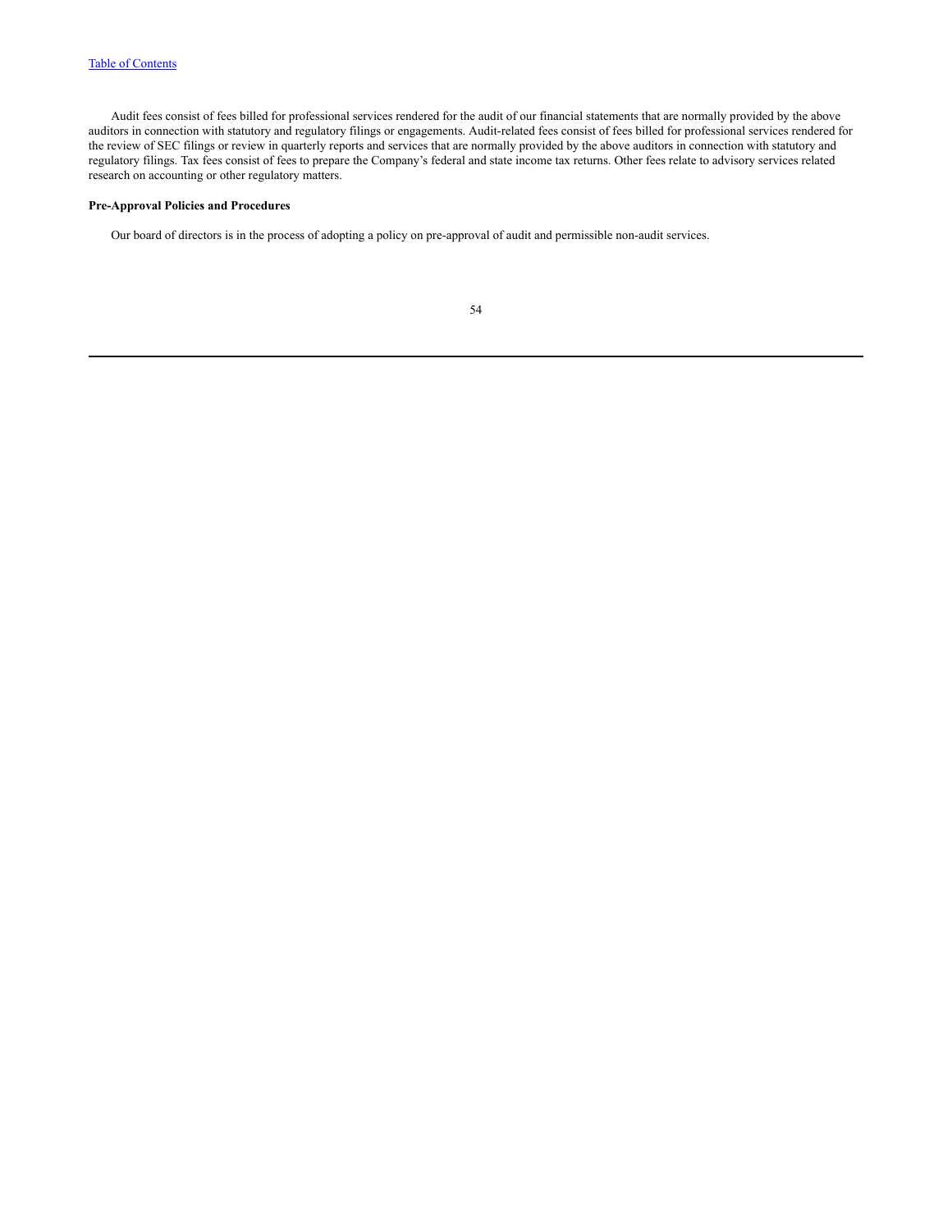Audit fees consist of fees billed for professional services rendered for the audit of our financial statements that are normally provided by the above auditors in connection with statutory and regulatory filings or engagements. Audit-related fees consist of fees billed for professional services rendered for the review of SEC filings or review in quarterly reports and services that are normally provided by the above auditors in connection with statutory and regulatory filings. Tax fees consist of fees to prepare the Company's federal and state income tax returns. Other fees relate to advisory services related research on accounting or other regulatory matters.

**Pre-Approval Policies and Procedures**

Our board of directors is in the process of adopting a policy on pre-approval of audit and permissible non-audit services.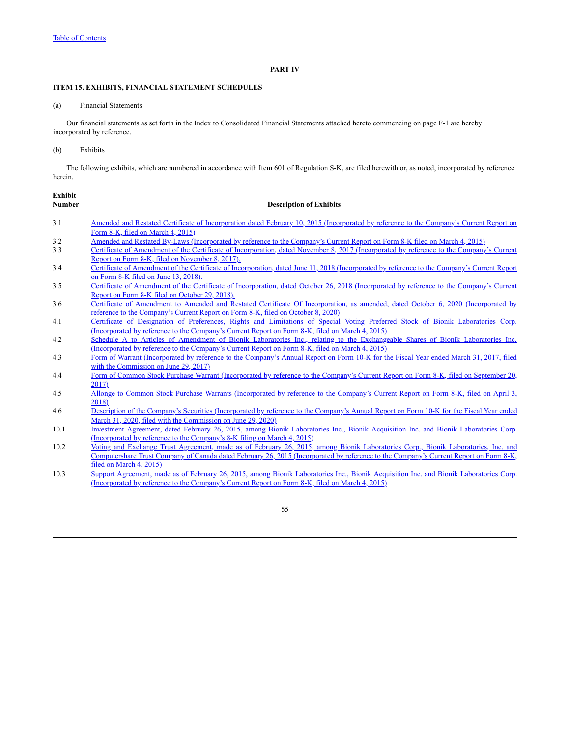# PART IV

## ITEM 15. EXHIBITS, FINANCIAL STATEMENT SCHEDULES

(a) Financial Statements

Our financial statements as set forth in the Index to Consolidated Financial Statements attached hereto commencing on page F-1 are hereby incorporated by reference.

(b) Exhibits

The following exhibits, which are numbered in accordance with Item 601 of Regulation S-K, are filed herewith or, as noted, incorporated by reference herein.

| Exhibit Number | Description of Exhibits |
|---|---|
| 3.1 | Amended and Restated Certificate of Incorporation dated February 10, 2015 (Incorporated by reference to the Company's Current Report on Form 8-K, filed on March 4, 2015) |
| 3.2 | Amended and Restated By-Laws (Incorporated by reference to the Company's Current Report on Form 8-K filed on March 4, 2015) |
| 3.3 | Certificate of Amendment of the Certificate of Incorporation, dated November 8, 2017 (Incorporated by reference to the Company's Current Report on Form 8-K, filed on November 8, 2017). |
| 3.4 | Certificate of Amendment of the Certificate of Incorporation, dated June 11, 2018 (Incorporated by reference to the Company's Current Report on Form 8-K filed on June 13, 2018). |
| 3.5 | Certificate of Amendment of the Certificate of Incorporation, dated October 26, 2018 (Incorporated by reference to the Company's Current Report on Form 8-K filed on October 29, 2018). |
| 3.6 | Certificate of Amendment to Amended and Restated Certificate Of Incorporation, as amended, dated October 6, 2020 (Incorporated by reference to the Company's Current Report on Form 8-K, filed on October 8, 2020) |
| 4.1 | Certificate of Designation of Preferences, Rights and Limitations of Special Voting Preferred Stock of Bionik Laboratories Corp. (Incorporated by reference to the Company's Current Report on Form 8-K, filed on March 4, 2015) |
| 4.2 | Schedule A to Articles of Amendment of Bionik Laboratories Inc., relating to the Exchangeable Shares of Bionik Laboratories Inc. (Incorporated by reference to the Company's Current Report on Form 8-K, filed on March 4, 2015) |
| 4.3 | Form of Warrant (Incorporated by reference to the Company's Annual Report on Form 10-K for the Fiscal Year ended March 31, 2017, filed with the Commission on June 29, 2017) |
| 4.4 | Form of Common Stock Purchase Warrant (Incorporated by reference to the Company's Current Report on Form 8-K, filed on September 20, 2017) |
| 4.5 | Allonge to Common Stock Purchase Warrants (Incorporated by reference to the Company's Current Report on Form 8-K, filed on April 3, 2018) |
| 4.6 | Description of the Company's Securities (Incorporated by reference to the Company's Annual Report on Form 10-K for the Fiscal Year ended March 31, 2020, filed with the Commission on June 29, 2020) |
| 10.1 | Investment Agreement, dated February 26, 2015, among Bionik Laboratories Inc., Bionik Acquisition Inc. and Bionik Laboratories Corp. (Incorporated by reference to the Company's 8-K filing on March 4, 2015) |
| 10.2 | Voting and Exchange Trust Agreement, made as of February 26, 2015, among Bionik Laboratories Corp., Bionik Laboratories, Inc. and Computershare Trust Company of Canada dated February 26, 2015 (Incorporated by reference to the Company's Current Report on Form 8-K, filed on March 4, 2015) |
| 10.3 | Support Agreement, made as of February 26, 2015, among Bionik Laboratories Inc., Bionik Acquisition Inc. and Bionik Laboratories Corp. (Incorporated by reference to the Company's Current Report on Form 8-K, filed on March 4, 2015) |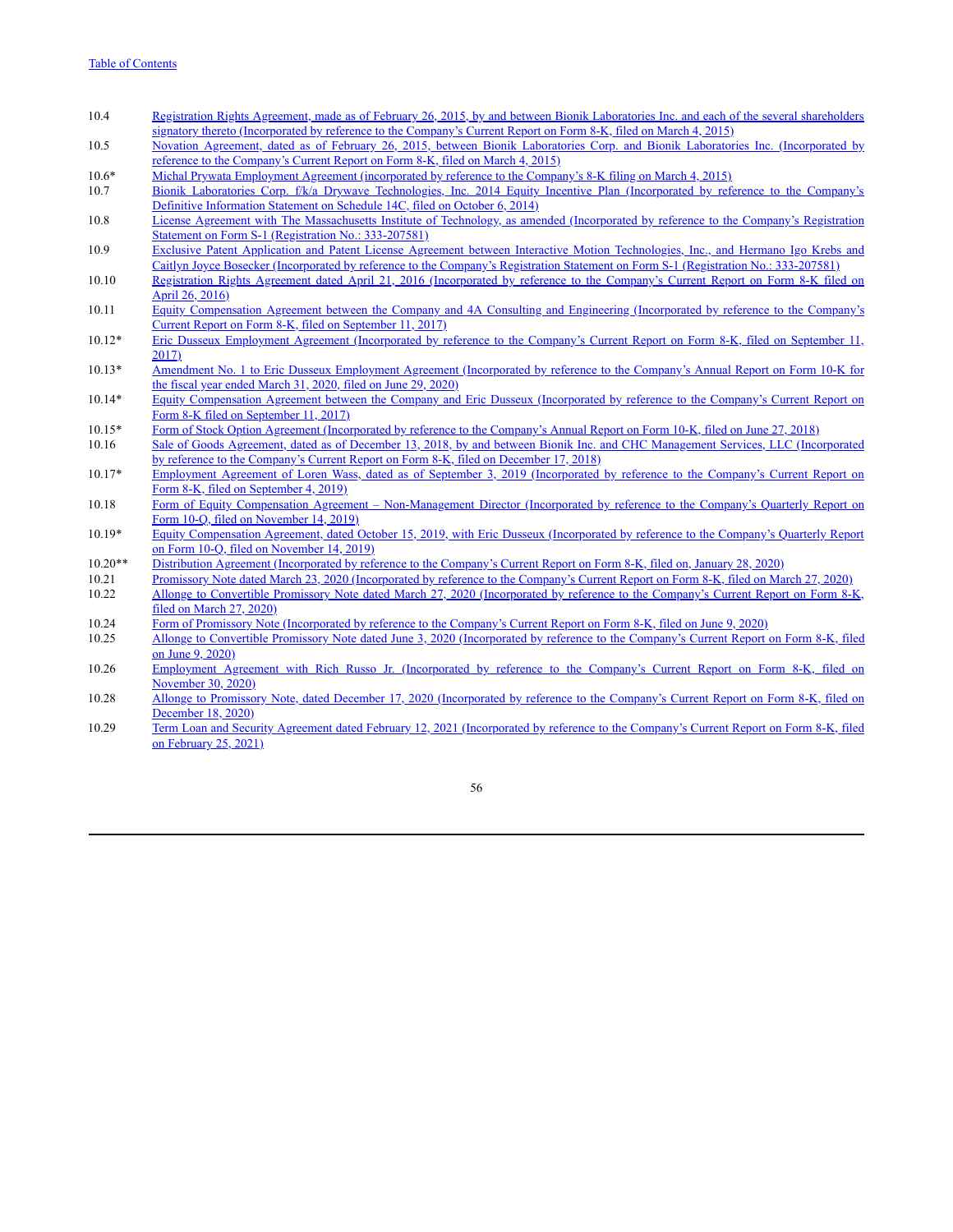| | |
|---|---|
| 10.4 | Registration Rights Agreement, made as of February 26, 2015, by and between Bionik Laboratories Inc. and each of the several shareholders signatory thereto (Incorporated by reference to the Company's Current Report on Form 8-K, filed on March 4, 2015) |
| 10.5 | Novation Agreement, dated as of February 26, 2015, between Bionik Laboratories Corp. and Bionik Laboratories Inc. (Incorporated by reference to the Company's Current Report on Form 8-K, filed on March 4, 2015) |
| 10.6* | Michal Prywata Employment Agreement (incorporated by reference to the Company's 8-K filing on March 4, 2015) |
| 10.7 | Bionik Laboratories Corp. f/k/a Drywave Technologies, Inc. 2014 Equity Incentive Plan (Incorporated by reference to the Company's Definitive Information Statement on Schedule 14C, filed on October 6, 2014) |
| 10.8 | License Agreement with The Massachusetts Institute of Technology, as amended (Incorporated by reference to the Company's Registration Statement on Form S-1 (Registration No.: 333-207581) |
| 10.9 | Exclusive Patent Application and Patent License Agreement between Interactive Motion Technologies, Inc., and Hermano Igo Krebs and Caitlyn Joyce Bosecker (Incorporated by reference to the Company's Registration Statement on Form S-1 (Registration No.: 333-207581) |
| 10.10 | Registration Rights Agreement dated April 21, 2016 (Incorporated by reference to the Company's Current Report on Form 8-K filed on April 26, 2016) |
| 10.11 | Equity Compensation Agreement between the Company and 4A Consulting and Engineering (Incorporated by reference to the Company's Current Report on Form 8-K, filed on September 11, 2017) |
| 10.12* | Eric Dusseux Employment Agreement (Incorporated by reference to the Company's Current Report on Form 8-K, filed on September 11, 2017) |
| 10.13* | Amendment No. 1 to Eric Dusseux Employment Agreement (Incorporated by reference to the Company's Annual Report on Form 10-K for the fiscal year ended March 31, 2020, filed on June 29, 2020) |
| 10.14* | Equity Compensation Agreement between the Company and Eric Dusseux (Incorporated by reference to the Company's Current Report on Form 8-K filed on September 11, 2017) |
| 10.15* | Form of Stock Option Agreement (Incorporated by reference to the Company's Annual Report on Form 10-K, filed on June 27, 2018) |
| 10.16 | Sale of Goods Agreement, dated as of December 13, 2018, by and between Bionik Inc. and CHC Management Services, LLC (Incorporated by reference to the Company's Current Report on Form 8-K, filed on December 17, 2018) |
| 10.17* | Employment Agreement of Loren Wass, dated as of September 3, 2019 (Incorporated by reference to the Company's Current Report on Form 8-K, filed on September 4, 2019) |
| 10.18 | Form of Equity Compensation Agreement – Non-Management Director (Incorporated by reference to the Company's Quarterly Report on Form 10-Q, filed on November 14, 2019) |
| 10.19* | Equity Compensation Agreement, dated October 15, 2019, with Eric Dusseux (Incorporated by reference to the Company's Quarterly Report on Form 10-Q, filed on November 14, 2019) |
| 10.20** | Distribution Agreement (Incorporated by reference to the Company's Current Report on Form 8-K, filed on, January 28, 2020) |
| 10.21 | Promissory Note dated March 23, 2020 (Incorporated by reference to the Company's Current Report on Form 8-K, filed on March 27, 2020) |
| 10.22 | Allonge to Convertible Promissory Note dated March 27, 2020 (Incorporated by reference to the Company's Current Report on Form 8-K, filed on March 27, 2020) |
| 10.24 | Form of Promissory Note (Incorporated by reference to the Company's Current Report on Form 8-K, filed on June 9, 2020) |
| 10.25 | Allonge to Convertible Promissory Note dated June 3, 2020 (Incorporated by reference to the Company's Current Report on Form 8-K, filed on June 9, 2020) |
| 10.26 | Employment Agreement with Rich Russo Jr. (Incorporated by reference to the Company's Current Report on Form 8-K, filed on November 30, 2020) |
| 10.28 | Allonge to Promissory Note, dated December 17, 2020 (Incorporated by reference to the Company's Current Report on Form 8-K, filed on December 18, 2020) |
| 10.29 | Term Loan and Security Agreement dated February 12, 2021 (Incorporated by reference to the Company's Current Report on Form 8-K, filed on February 25, 2021) |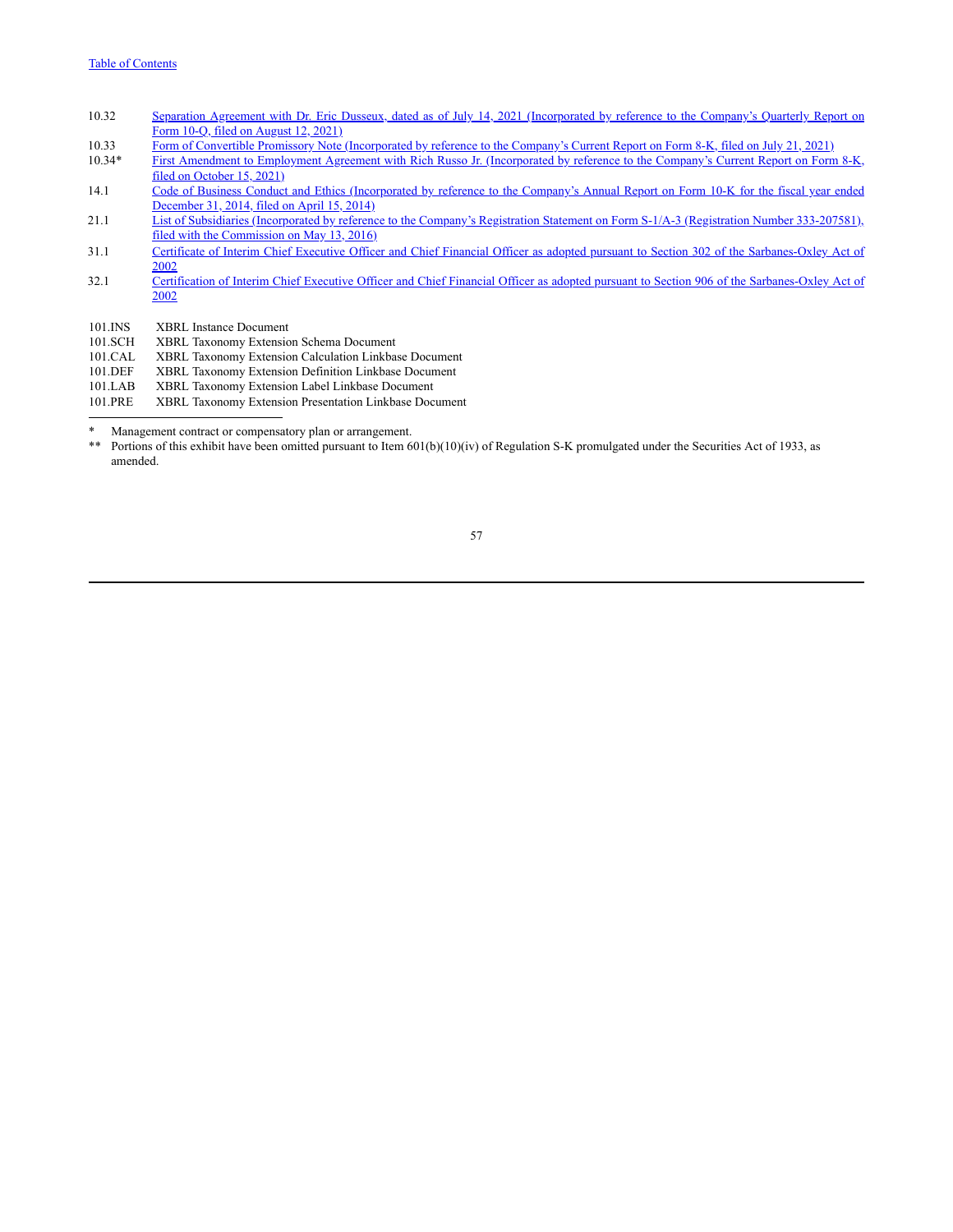| | |
|---|---|
| 10.32 | Separation Agreement with Dr. Eric Dusseux, dated as of July 14, 2021 (Incorporated by reference to the Company's Quarterly Report on Form 10-Q, filed on August 12, 2021) |
| 10.33 | Form of Convertible Promissory Note (Incorporated by reference to the Company's Current Report on Form 8-K, filed on July 21, 2021) |
| 10.34* | First Amendment to Employment Agreement with Rich Russo Jr. (Incorporated by reference to the Company's Current Report on Form 8-K, filed on October 15, 2021) |
| 14.1 | Code of Business Conduct and Ethics (Incorporated by reference to the Company's Annual Report on Form 10-K for the fiscal year ended December 31, 2014, filed on April 15, 2014) |
| 21.1 | List of Subsidiaries (Incorporated by reference to the Company's Registration Statement on Form S-1/A-3 (Registration Number 333-207581), filed with the Commission on May 13, 2016) |
| 31.1 | Certificate of Interim Chief Executive Officer and Chief Financial Officer as adopted pursuant to Section 302 of the Sarbanes-Oxley Act of 2002 |
| 32.1 | Certification of Interim Chief Executive Officer and Chief Financial Officer as adopted pursuant to Section 906 of the Sarbanes-Oxley Act of 2002 |
| 101.INS | XBRL Instance Document |
| 101.SCH | XBRL Taxonomy Extension Schema Document |
| 101.CAL | XBRL Taxonomy Extension Calculation Linkbase Document |
| 101.DEF | XBRL Taxonomy Extension Definition Linkbase Document |
| 101.LAB | XBRL Taxonomy Extension Label Linkbase Document |
| 101.PRE | XBRL Taxonomy Extension Presentation Linkbase Document |

\* Management contract or compensatory plan or arrangement.

\*\* Portions of this exhibit have been omitted pursuant to Item 601(b)(10)(iv) of Regulation S-K promulgated under the Securities Act of 1933, as amended.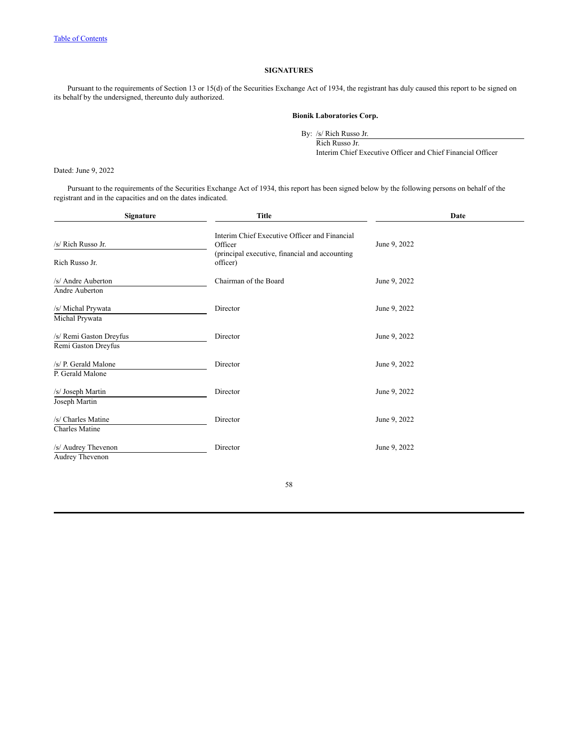[Table of Contents](#)

## SIGNATURES

Pursuant to the requirements of Section 13 or 15(d) of the Securities Exchange Act of 1934, the registrant has duly caused this report to be signed on its behalf by the undersigned, thereunto duly authorized.

**Bionik Laboratories Corp.**

By: /s/ Rich Russo Jr.
Rich Russo Jr.
Interim Chief Executive Officer and Chief Financial Officer

Dated: June 9, 2022

Pursuant to the requirements of the Securities Exchange Act of 1934, this report has been signed below by the following persons on behalf of the registrant and in the capacities and on the dates indicated.

| Signature | Title | Date |
|---|---|---|
| /s/ Rich Russo Jr.<br>Rich Russo Jr. | Interim Chief Executive Officer and Financial Officer<br>(principal executive, financial and accounting officer) | June 9, 2022 |
| /s/ Andre Auberton<br>Andre Auberton | Chairman of the Board | June 9, 2022 |
| /s/ Michal Prywata<br>Michal Prywata | Director | June 9, 2022 |
| /s/ Remi Gaston Dreyfus<br>Remi Gaston Dreyfus | Director | June 9, 2022 |
| /s/ P. Gerald Malone<br>P. Gerald Malone | Director | June 9, 2022 |
| /s/ Joseph Martin<br>Joseph Martin | Director | June 9, 2022 |
| /s/ Charles Matine<br>Charles Matine | Director | June 9, 2022 |
| /s/ Audrey Thevenon<br>Audrey Thevenon | Director | June 9, 2022 |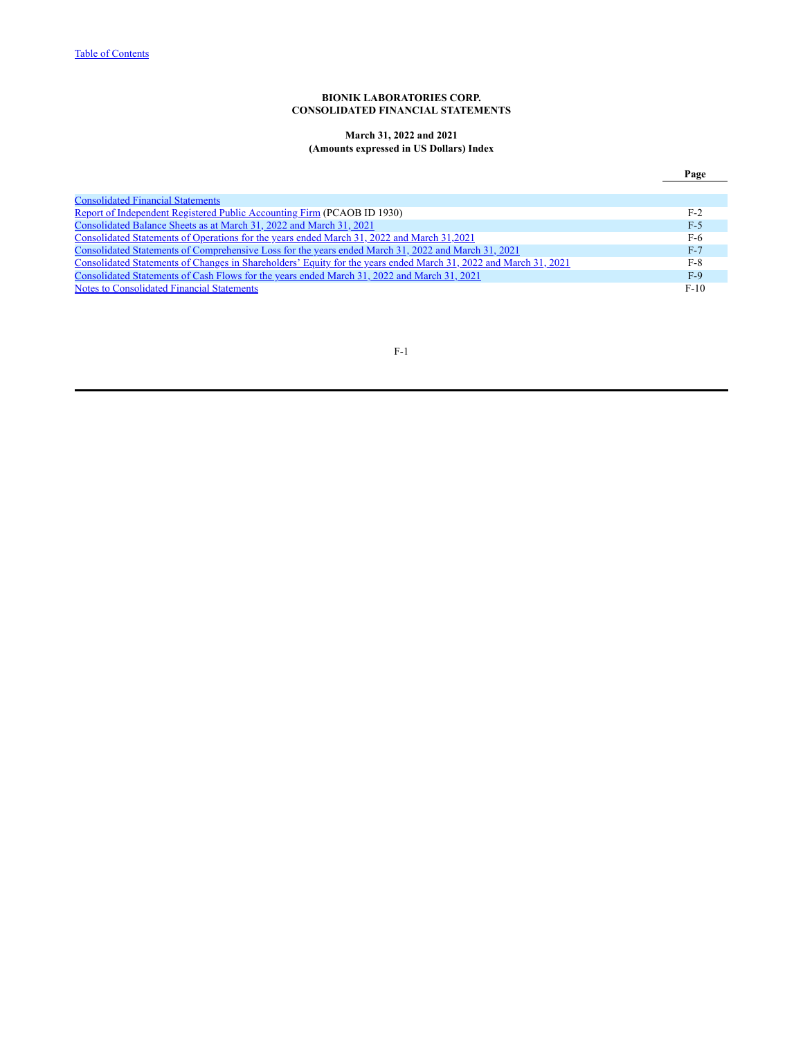**BIONIK LABORATORIES CORP.**
**CONSOLIDATED FINANCIAL STATEMENTS**

**March 31, 2022 and 2021**
**(Amounts expressed in US Dollars) Index**

| | **Page** |
|---|---|
| Consolidated Financial Statements | |
| Report of Independent Registered Public Accounting Firm (PCAOB ID 1930) | F-2 |
| Consolidated Balance Sheets as at March 31, 2022 and March 31, 2021 | F-5 |
| Consolidated Statements of Operations for the years ended March 31, 2022 and March 31,2021 | F-6 |
| Consolidated Statements of Comprehensive Loss for the years ended March 31, 2022 and March 31, 2021 | F-7 |
| Consolidated Statements of Changes in Shareholders' Equity for the years ended March 31, 2022 and March 31, 2021 | F-8 |
| Consolidated Statements of Cash Flows for the years ended March 31, 2022 and March 31, 2021 | F-9 |
| Notes to Consolidated Financial Statements | F-10 |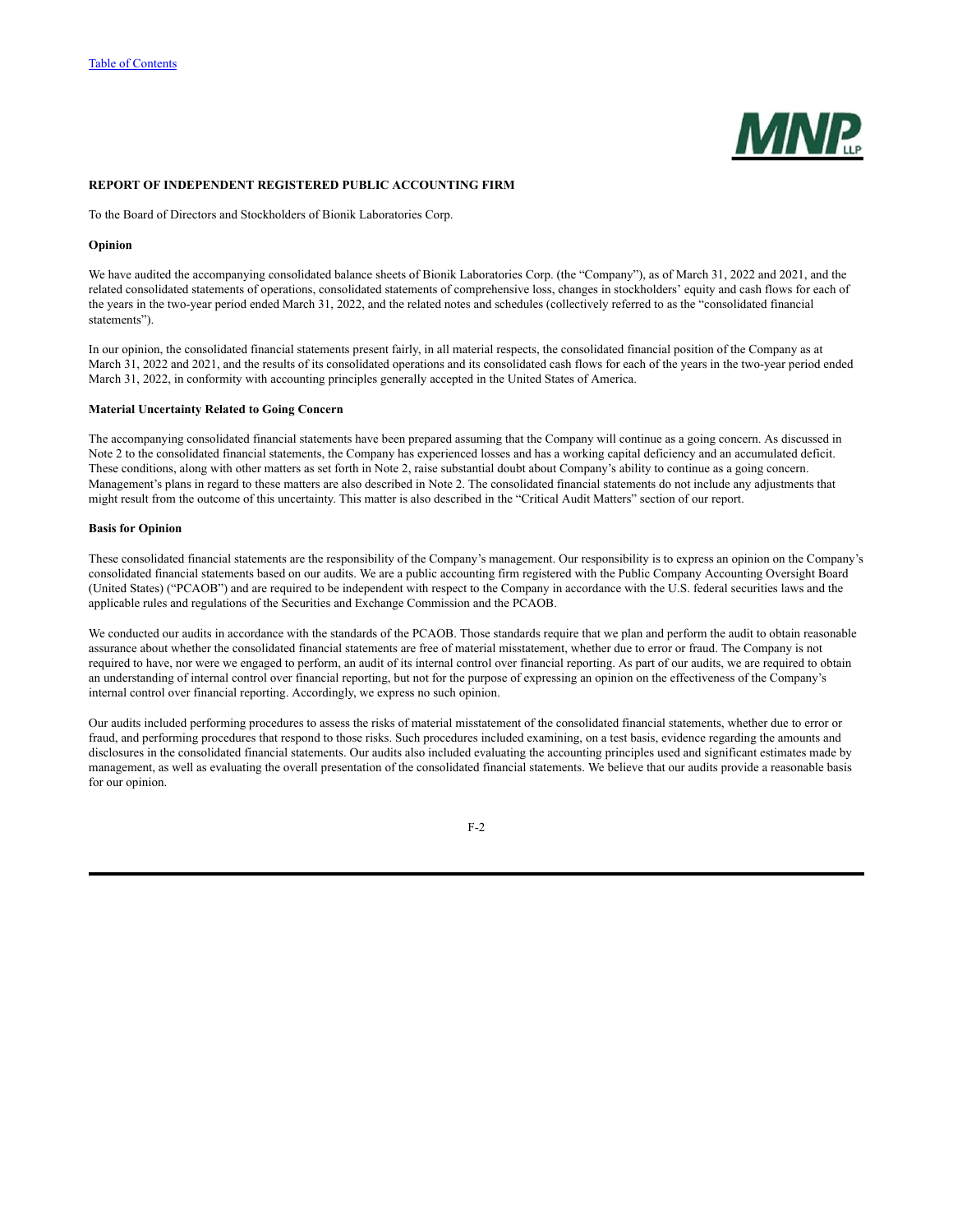**REPORT OF INDEPENDENT REGISTERED PUBLIC ACCOUNTING FIRM**

To the Board of Directors and Stockholders of Bionik Laboratories Corp.

**Opinion**

We have audited the accompanying consolidated balance sheets of Bionik Laboratories Corp. (the "Company"), as of March 31, 2022 and 2021, and the related consolidated statements of operations, consolidated statements of comprehensive loss, changes in stockholders' equity and cash flows for each of the years in the two-year period ended March 31, 2022, and the related notes and schedules (collectively referred to as the "consolidated financial statements").

In our opinion, the consolidated financial statements present fairly, in all material respects, the consolidated financial position of the Company as at March 31, 2022 and 2021, and the results of its consolidated operations and its consolidated cash flows for each of the years in the two-year period ended March 31, 2022, in conformity with accounting principles generally accepted in the United States of America.

**Material Uncertainty Related to Going Concern**

The accompanying consolidated financial statements have been prepared assuming that the Company will continue as a going concern. As discussed in Note 2 to the consolidated financial statements, the Company has experienced losses and has a working capital deficiency and an accumulated deficit. These conditions, along with other matters as set forth in Note 2, raise substantial doubt about Company's ability to continue as a going concern. Management's plans in regard to these matters are also described in Note 2. The consolidated financial statements do not include any adjustments that might result from the outcome of this uncertainty. This matter is also described in the "Critical Audit Matters" section of our report.

**Basis for Opinion**

These consolidated financial statements are the responsibility of the Company's management. Our responsibility is to express an opinion on the Company's consolidated financial statements based on our audits. We are a public accounting firm registered with the Public Company Accounting Oversight Board (United States) ("PCAOB") and are required to be independent with respect to the Company in accordance with the U.S. federal securities laws and the applicable rules and regulations of the Securities and Exchange Commission and the PCAOB.

We conducted our audits in accordance with the standards of the PCAOB. Those standards require that we plan and perform the audit to obtain reasonable assurance about whether the consolidated financial statements are free of material misstatement, whether due to error or fraud. The Company is not required to have, nor were we engaged to perform, an audit of its internal control over financial reporting. As part of our audits, we are required to obtain an understanding of internal control over financial reporting, but not for the purpose of expressing an opinion on the effectiveness of the Company's internal control over financial reporting. Accordingly, we express no such opinion.

Our audits included performing procedures to assess the risks of material misstatement of the consolidated financial statements, whether due to error or fraud, and performing procedures that respond to those risks. Such procedures included examining, on a test basis, evidence regarding the amounts and disclosures in the consolidated financial statements. Our audits also included evaluating the accounting principles used and significant estimates made by management, as well as evaluating the overall presentation of the consolidated financial statements. We believe that our audits provide a reasonable basis for our opinion.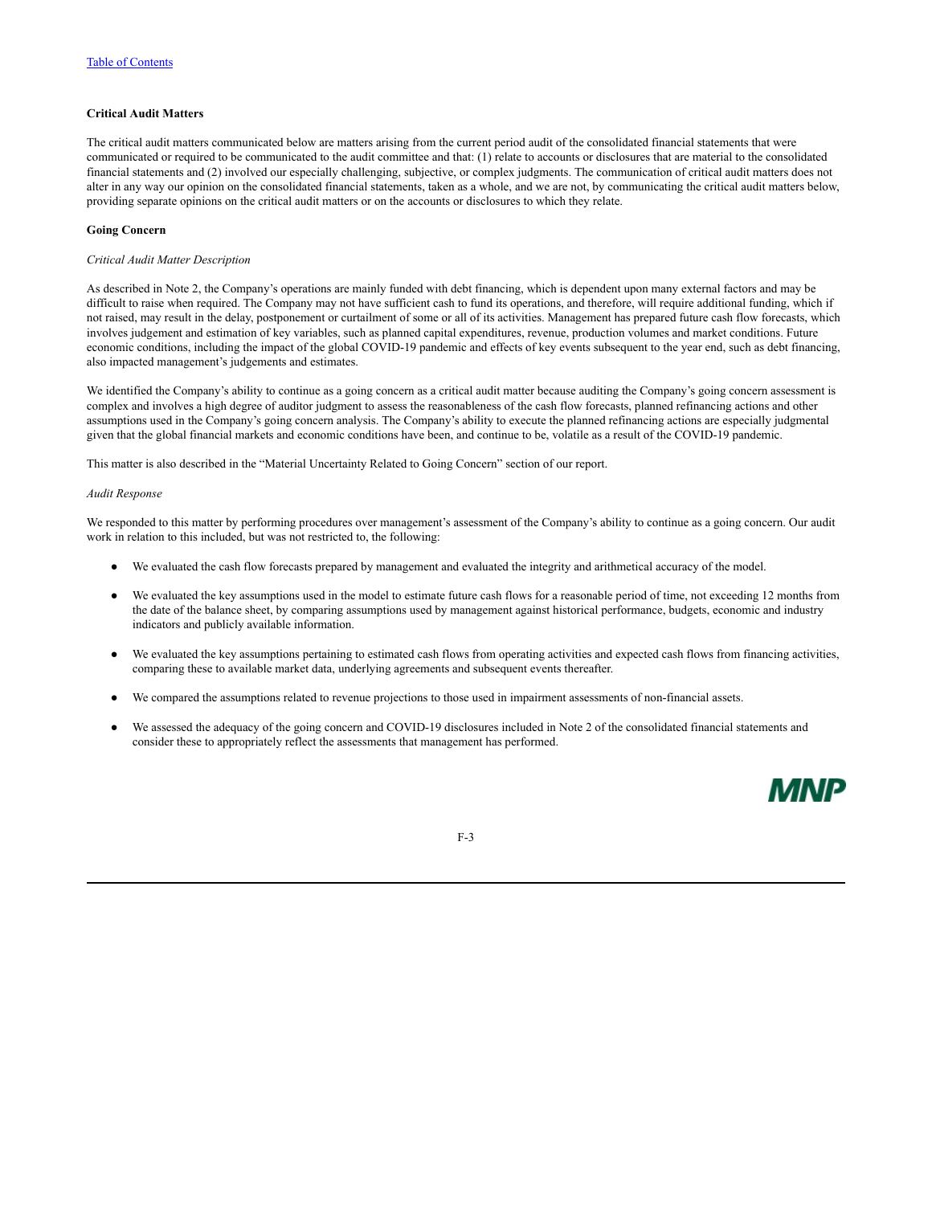**Critical Audit Matters**

The critical audit matters communicated below are matters arising from the current period audit of the consolidated financial statements that were communicated or required to be communicated to the audit committee and that: (1) relate to accounts or disclosures that are material to the consolidated financial statements and (2) involved our especially challenging, subjective, or complex judgments. The communication of critical audit matters does not alter in any way our opinion on the consolidated financial statements, taken as a whole, and we are not, by communicating the critical audit matters below, providing separate opinions on the critical audit matters or on the accounts or disclosures to which they relate.

**Going Concern**

*Critical Audit Matter Description*

As described in Note 2, the Company's operations are mainly funded with debt financing, which is dependent upon many external factors and may be difficult to raise when required. The Company may not have sufficient cash to fund its operations, and therefore, will require additional funding, which if not raised, may result in the delay, postponement or curtailment of some or all of its activities. Management has prepared future cash flow forecasts, which involves judgement and estimation of key variables, such as planned capital expenditures, revenue, production volumes and market conditions. Future economic conditions, including the impact of the global COVID-19 pandemic and effects of key events subsequent to the year end, such as debt financing, also impacted management's judgements and estimates.

We identified the Company's ability to continue as a going concern as a critical audit matter because auditing the Company's going concern assessment is complex and involves a high degree of auditor judgment to assess the reasonableness of the cash flow forecasts, planned refinancing actions and other assumptions used in the Company's going concern analysis. The Company's ability to execute the planned refinancing actions are especially judgmental given that the global financial markets and economic conditions have been, and continue to be, volatile as a result of the COVID-19 pandemic.

This matter is also described in the "Material Uncertainty Related to Going Concern" section of our report.

*Audit Response*

We responded to this matter by performing procedures over management's assessment of the Company's ability to continue as a going concern. Our audit work in relation to this included, but was not restricted to, the following:

- We evaluated the cash flow forecasts prepared by management and evaluated the integrity and arithmetical accuracy of the model.
- We evaluated the key assumptions used in the model to estimate future cash flows for a reasonable period of time, not exceeding 12 months from the date of the balance sheet, by comparing assumptions used by management against historical performance, budgets, economic and industry indicators and publicly available information.
- We evaluated the key assumptions pertaining to estimated cash flows from operating activities and expected cash flows from financing activities, comparing these to available market data, underlying agreements and subsequent events thereafter.
- We compared the assumptions related to revenue projections to those used in impairment assessments of non-financial assets.
- We assessed the adequacy of the going concern and COVID-19 disclosures included in Note 2 of the consolidated financial statements and consider these to appropriately reflect the assessments that management has performed.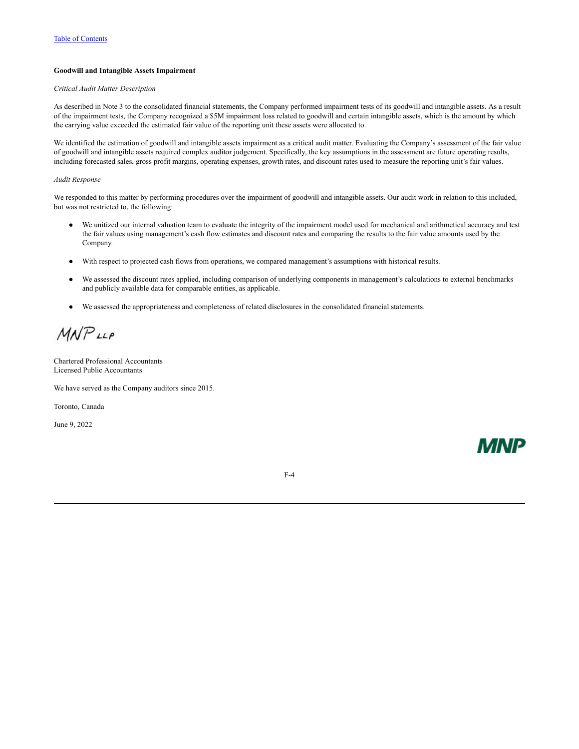**Goodwill and Intangible Assets Impairment**

*Critical Audit Matter Description*

As described in Note 3 to the consolidated financial statements, the Company performed impairment tests of its goodwill and intangible assets. As a result of the impairment tests, the Company recognized a $5M impairment loss related to goodwill and certain intangible assets, which is the amount by which the carrying value exceeded the estimated fair value of the reporting unit these assets were allocated to.

We identified the estimation of goodwill and intangible assets impairment as a critical audit matter. Evaluating the Company's assessment of the fair value of goodwill and intangible assets required complex auditor judgement. Specifically, the key assumptions in the assessment are future operating results, including forecasted sales, gross profit margins, operating expenses, growth rates, and discount rates used to measure the reporting unit's fair values.

*Audit Response*

We responded to this matter by performing procedures over the impairment of goodwill and intangible assets. Our audit work in relation to this included, but was not restricted to, the following:

- We unitized our internal valuation team to evaluate the integrity of the impairment model used for mechanical and arithmetical accuracy and test the fair values using management's cash flow estimates and discount rates and comparing the results to the fair value amounts used by the Company.
- With respect to projected cash flows from operations, we compared management's assumptions with historical results.
- We assessed the discount rates applied, including comparison of underlying components in management's calculations to external benchmarks and publicly available data for comparable entities, as applicable.
- We assessed the appropriateness and completeness of related disclosures in the consolidated financial statements.

MNP LLP

Chartered Professional Accountants
Licensed Public Accountants

We have served as the Company auditors since 2015.

Toronto, Canada

June 9, 2022

MNP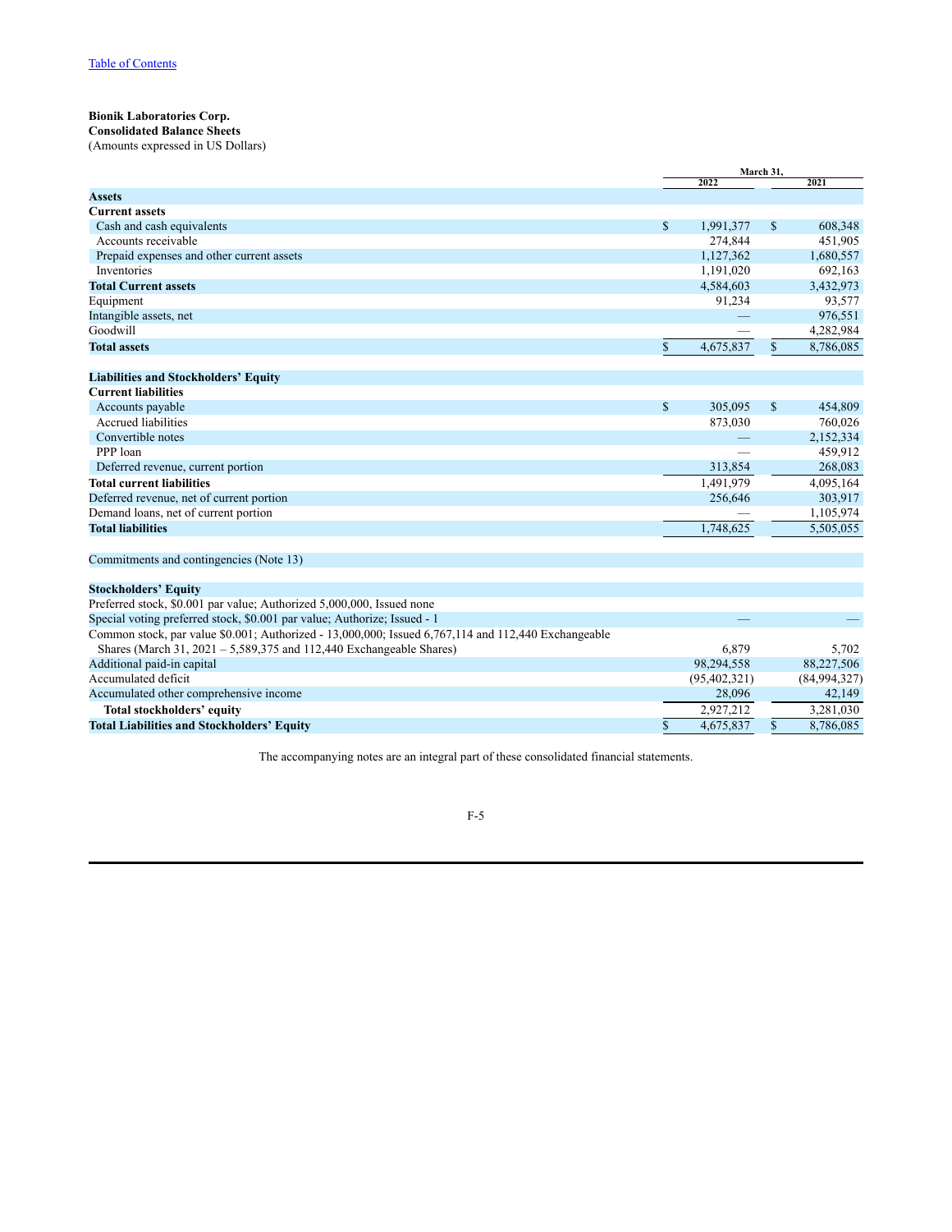[Table of Contents](#)

**Bionik Laboratories Corp.**
**Consolidated Balance Sheets**
(Amounts expressed in US Dollars)

| | March 31, 2022 | March 31, 2021 |
|---|---|---|
| **Assets** | | |
| **Current assets** | | |
| Cash and cash equivalents | $ 1,991,377 | $ 608,348 |
| Accounts receivable | 274,844 | 451,905 |
| Prepaid expenses and other current assets | 1,127,362 | 1,680,557 |
| Inventories | 1,191,020 | 692,163 |
| **Total Current assets** | 4,584,603 | 3,432,973 |
| Equipment | 91,234 | 93,577 |
| Intangible assets, net | — | 976,551 |
| Goodwill | — | 4,282,984 |
| **Total assets** | $ 4,675,837 | $ 8,786,085 |
| | | |
| **Liabilities and Stockholders' Equity** | | |
| **Current liabilities** | | |
| Accounts payable | $ 305,095 | $ 454,809 |
| Accrued liabilities | 873,030 | 760,026 |
| Convertible notes | — | 2,152,334 |
| PPP loan | — | 459,912 |
| Deferred revenue, current portion | 313,854 | 268,083 |
| **Total current liabilities** | 1,491,979 | 4,095,164 |
| Deferred revenue, net of current portion | 256,646 | 303,917 |
| Demand loans, net of current portion | — | 1,105,974 |
| **Total liabilities** | 1,748,625 | 5,505,055 |
| | | |
| Commitments and contingencies (Note 13) | | |
| | | |
| **Stockholders' Equity** | | |
| Preferred stock, $0.001 par value; Authorized 5,000,000, Issued none | | |
| Special voting preferred stock, $0.001 par value; Authorize; Issued - 1 | — | — |
| Common stock, par value $0.001; Authorized - 13,000,000; Issued 6,767,114 and 112,440 Exchangeable Shares (March 31, 2021 – 5,589,375 and 112,440 Exchangeable Shares) | 6,879 | 5,702 |
| Additional paid-in capital | 98,294,558 | 88,227,506 |
| Accumulated deficit | (95,402,321) | (84,994,327) |
| Accumulated other comprehensive income | 28,096 | 42,149 |
| **Total stockholders' equity** | 2,927,212 | 3,281,030 |
| **Total Liabilities and Stockholders' Equity** | $ 4,675,837 | $ 8,786,085 |

The accompanying notes are an integral part of these consolidated financial statements.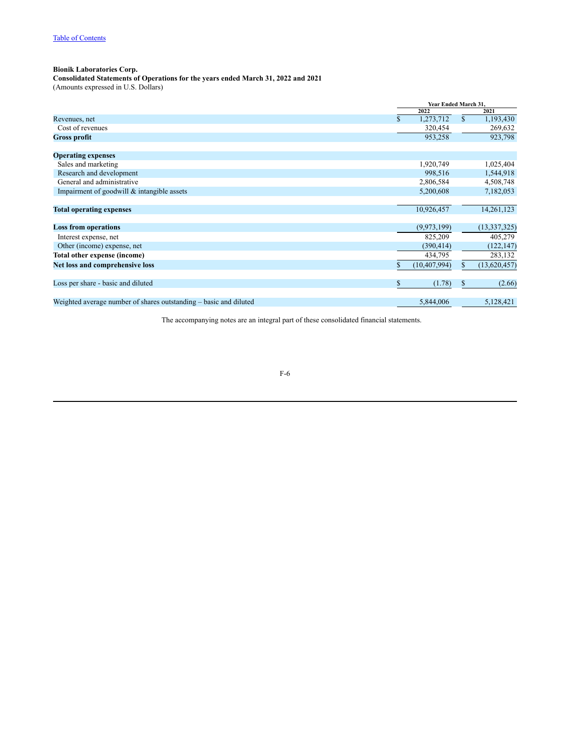Table of Contents

**Bionik Laboratories Corp.**
**Consolidated Statements of Operations for the years ended March 31, 2022 and 2021**
(Amounts expressed in U.S. Dollars)

| | Year Ended March 31, | |
|---|---|---|
| | 2022 | 2021 |
| Revenues, net | $ 1,273,712 | $ 1,193,430 |
| Cost of revenues | 320,454 | 269,632 |
| **Gross profit** | 953,258 | 923,798 |
| | | |
| **Operating expenses** | | |
| Sales and marketing | 1,920,749 | 1,025,404 |
| Research and development | 998,516 | 1,544,918 |
| General and administrative | 2,806,584 | 4,508,748 |
| Impairment of goodwill & intangible assets | 5,200,608 | 7,182,053 |
| | | |
| **Total operating expenses** | 10,926,457 | 14,261,123 |
| | | |
| **Loss from operations** | (9,973,199) | (13,337,325) |
| Interest expense, net | 825,209 | 405,279 |
| Other (income) expense, net | (390,414) | (122,147) |
| **Total other expense (income)** | 434,795 | 283,132 |
| **Net loss and comprehensive loss** | $ (10,407,994) | $ (13,620,457) |
| | | |
| Loss per share - basic and diluted | $ (1.78) | $ (2.66) |
| | | |
| Weighted average number of shares outstanding – basic and diluted | 5,844,006 | 5,128,421 |

The accompanying notes are an integral part of these consolidated financial statements.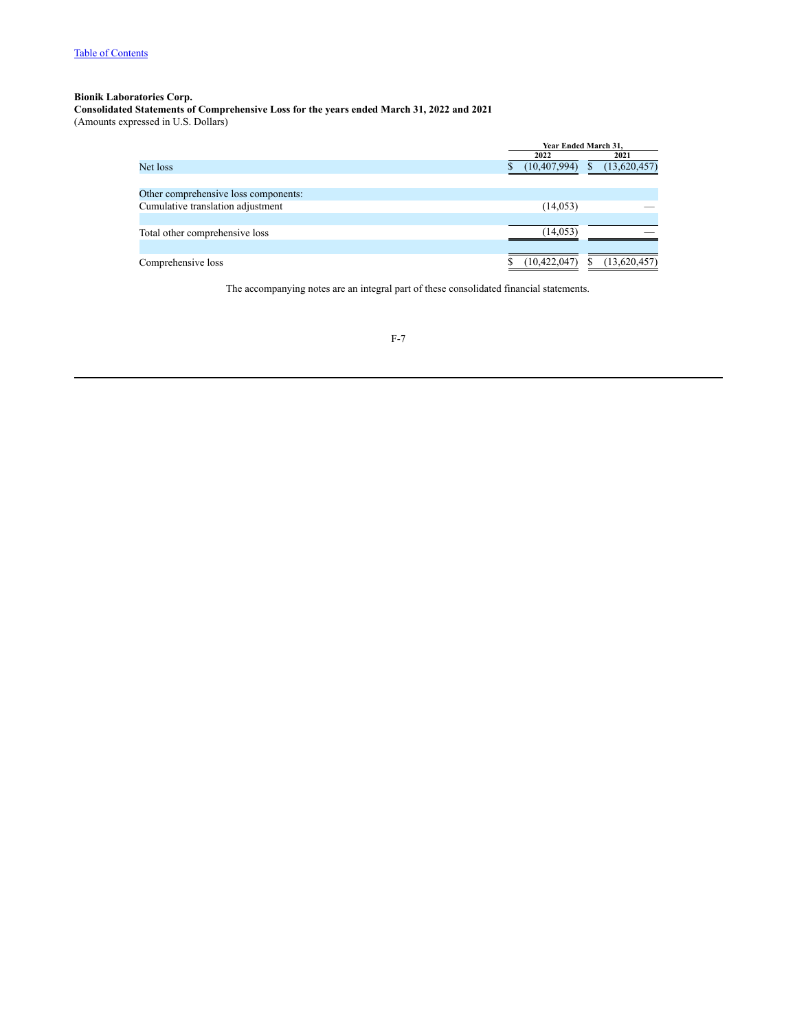[Table of Contents]

**Bionik Laboratories Corp.**
**Consolidated Statements of Comprehensive Loss for the years ended March 31, 2022 and 2021**
(Amounts expressed in U.S. Dollars)

| | Year Ended March 31, | |
|---|---|---|
| | 2022 | 2021 |
| Net loss | $ (10,407,994) | $ (13,620,457) |
| | | |
| Other comprehensive loss components: | | |
| Cumulative translation adjustment | (14,053) | — |
| | | |
| Total other comprehensive loss | (14,053) | — |
| | | |
| Comprehensive loss | $ (10,422,047) | $ (13,620,457) |

The accompanying notes are an integral part of these consolidated financial statements.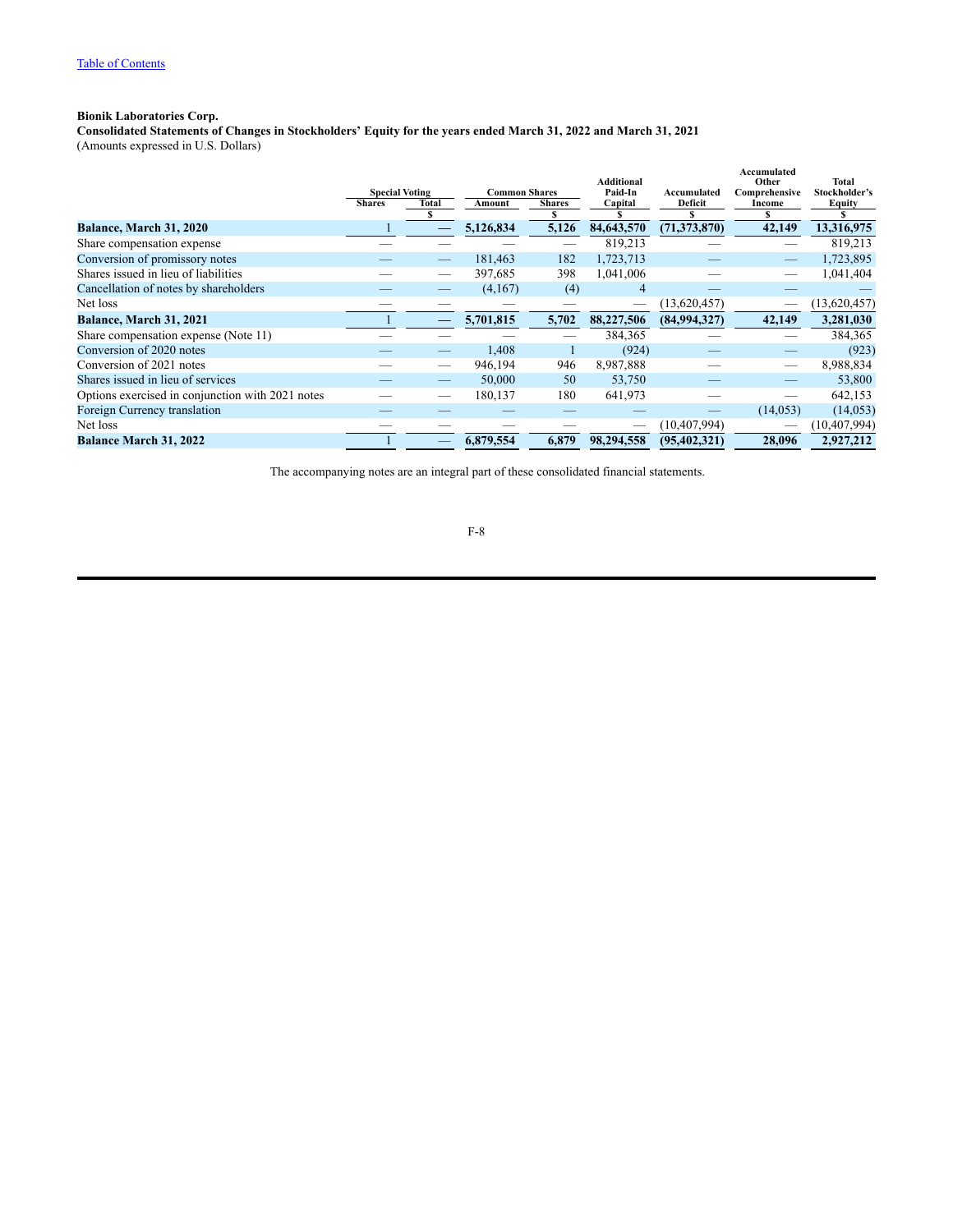Table of Contents

**Bionik Laboratories Corp.**

**Consolidated Statements of Changes in Stockholders' Equity for the years ended March 31, 2022 and March 31, 2021**

(Amounts expressed in U.S. Dollars)

| | Special Voting | | Common Shares | | Additional Paid-In Capital | Accumulated Deficit | Accumulated Other Comprehensive Income | Total Stockholder's Equity |
|---|---|---|---|---|---|---|---|---|
| | Shares | Total | Amount | Shares | | | | |
| | | $ | | $ | $ | $ | $ | $ |
| **Balance, March 31, 2020** | 1 | — | **5,126,834** | **5,126** | **84,643,570** | **(71,373,870)** | **42,149** | **13,316,975** |
| Share compensation expense | — | — | — | — | 819,213 | — | — | 819,213 |
| Conversion of promissory notes | — | — | 181,463 | 182 | 1,723,713 | — | — | 1,723,895 |
| Shares issued in lieu of liabilities | — | — | 397,685 | 398 | 1,041,006 | — | — | 1,041,404 |
| Cancellation of notes by shareholders | — | — | (4,167) | (4) | 4 | — | — | — |
| Net loss | — | — | — | — | — | (13,620,457) | — | (13,620,457) |
| **Balance, March 31, 2021** | 1 | — | **5,701,815** | **5,702** | **88,227,506** | **(84,994,327)** | **42,149** | **3,281,030** |
| Share compensation expense (Note 11) | — | — | — | — | 384,365 | — | — | 384,365 |
| Conversion of 2020 notes | — | — | 1,408 | 1 | (924) | — | — | (923) |
| Conversion of 2021 notes | — | — | 946,194 | 946 | 8,987,888 | — | — | 8,988,834 |
| Shares issued in lieu of services | — | — | 50,000 | 50 | 53,750 | — | — | 53,800 |
| Options exercised in conjunction with 2021 notes | — | — | 180,137 | 180 | 641,973 | — | — | 642,153 |
| Foreign Currency translation | — | — | — | — | — | — | (14,053) | (14,053) |
| Net loss | — | — | — | — | — | (10,407,994) | — | (10,407,994) |
| **Balance March 31, 2022** | 1 | — | **6,879,554** | **6,879** | **98,294,558** | **(95,402,321)** | **28,096** | **2,927,212** |

The accompanying notes are an integral part of these consolidated financial statements.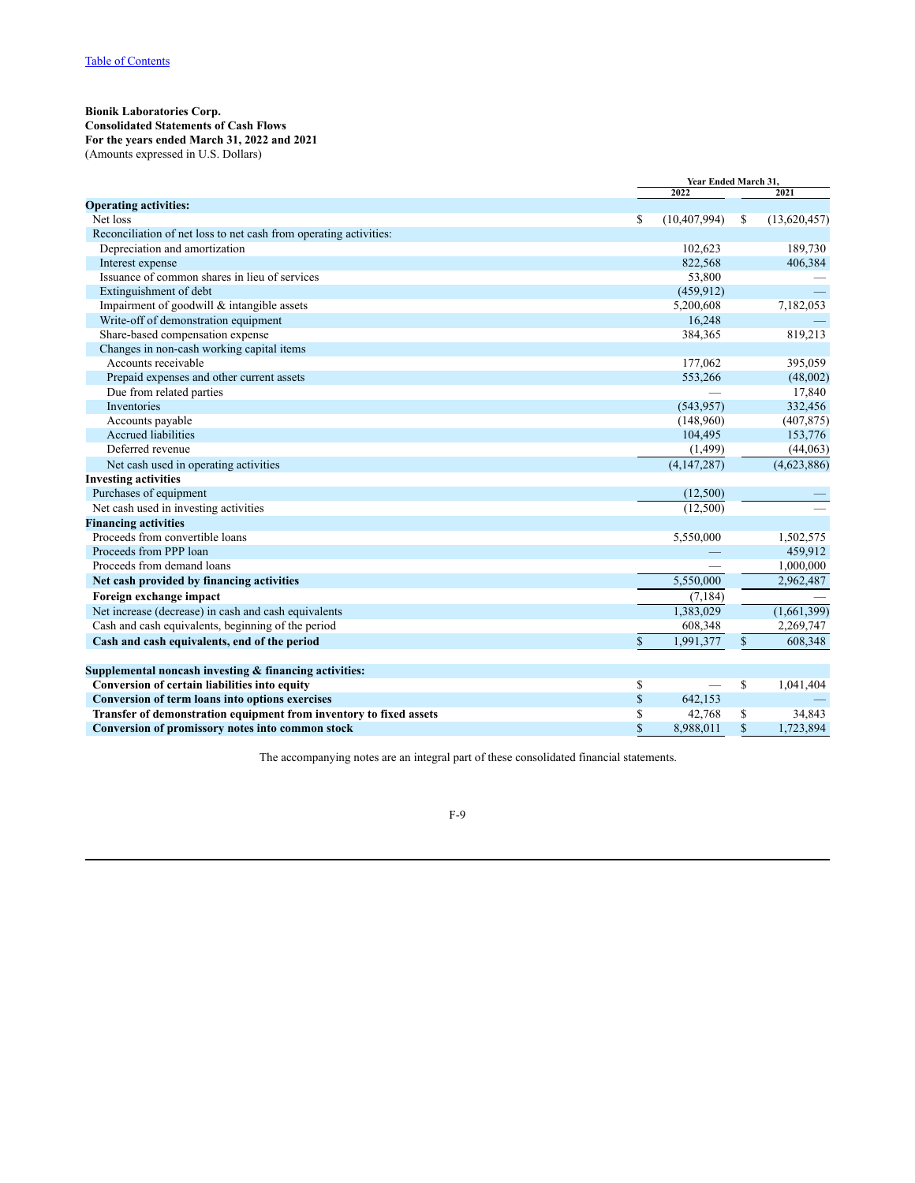Table of Contents

**Bionik Laboratories Corp.**
**Consolidated Statements of Cash Flows**
**For the years ended March 31, 2022 and 2021**
(Amounts expressed in U.S. Dollars)

| | Year Ended March 31, 2022 | Year Ended March 31, 2021 |
|---|---|---|
| **Operating activities:** | | |
| Net loss | $ (10,407,994) | $ (13,620,457) |
| Reconciliation of net loss to net cash from operating activities: | | |
| Depreciation and amortization | 102,623 | 189,730 |
| Interest expense | 822,568 | 406,384 |
| Issuance of common shares in lieu of services | 53,800 | — |
| Extinguishment of debt | (459,912) | — |
| Impairment of goodwill & intangible assets | 5,200,608 | 7,182,053 |
| Write-off of demonstration equipment | 16,248 | — |
| Share-based compensation expense | 384,365 | 819,213 |
| Changes in non-cash working capital items | | |
| Accounts receivable | 177,062 | 395,059 |
| Prepaid expenses and other current assets | 553,266 | (48,002) |
| Due from related parties | — | 17,840 |
| Inventories | (543,957) | 332,456 |
| Accounts payable | (148,960) | (407,875) |
| Accrued liabilities | 104,495 | 153,776 |
| Deferred revenue | (1,499) | (44,063) |
| Net cash used in operating activities | (4,147,287) | (4,623,886) |
| **Investing activities** | | |
| Purchases of equipment | (12,500) | — |
| Net cash used in investing activities | (12,500) | — |
| **Financing activities** | | |
| Proceeds from convertible loans | 5,550,000 | 1,502,575 |
| Proceeds from PPP loan | — | 459,912 |
| Proceeds from demand loans | — | 1,000,000 |
| **Net cash provided by financing activities** | 5,550,000 | 2,962,487 |
| **Foreign exchange impact** | (7,184) | — |
| Net increase (decrease) in cash and cash equivalents | 1,383,029 | (1,661,399) |
| Cash and cash equivalents, beginning of the period | 608,348 | 2,269,747 |
| **Cash and cash equivalents, end of the period** | $ 1,991,377 | $ 608,348 |
| | | |
| **Supplemental noncash investing & financing activities:** | | |
| **Conversion of certain liabilities into equity** | $ — | $ 1,041,404 |
| **Conversion of term loans into options exercises** | $ 642,153 | — |
| **Transfer of demonstration equipment from inventory to fixed assets** | $ 42,768 | $ 34,843 |
| **Conversion of promissory notes into common stock** | $ 8,988,011 | $ 1,723,894 |

The accompanying notes are an integral part of these consolidated financial statements.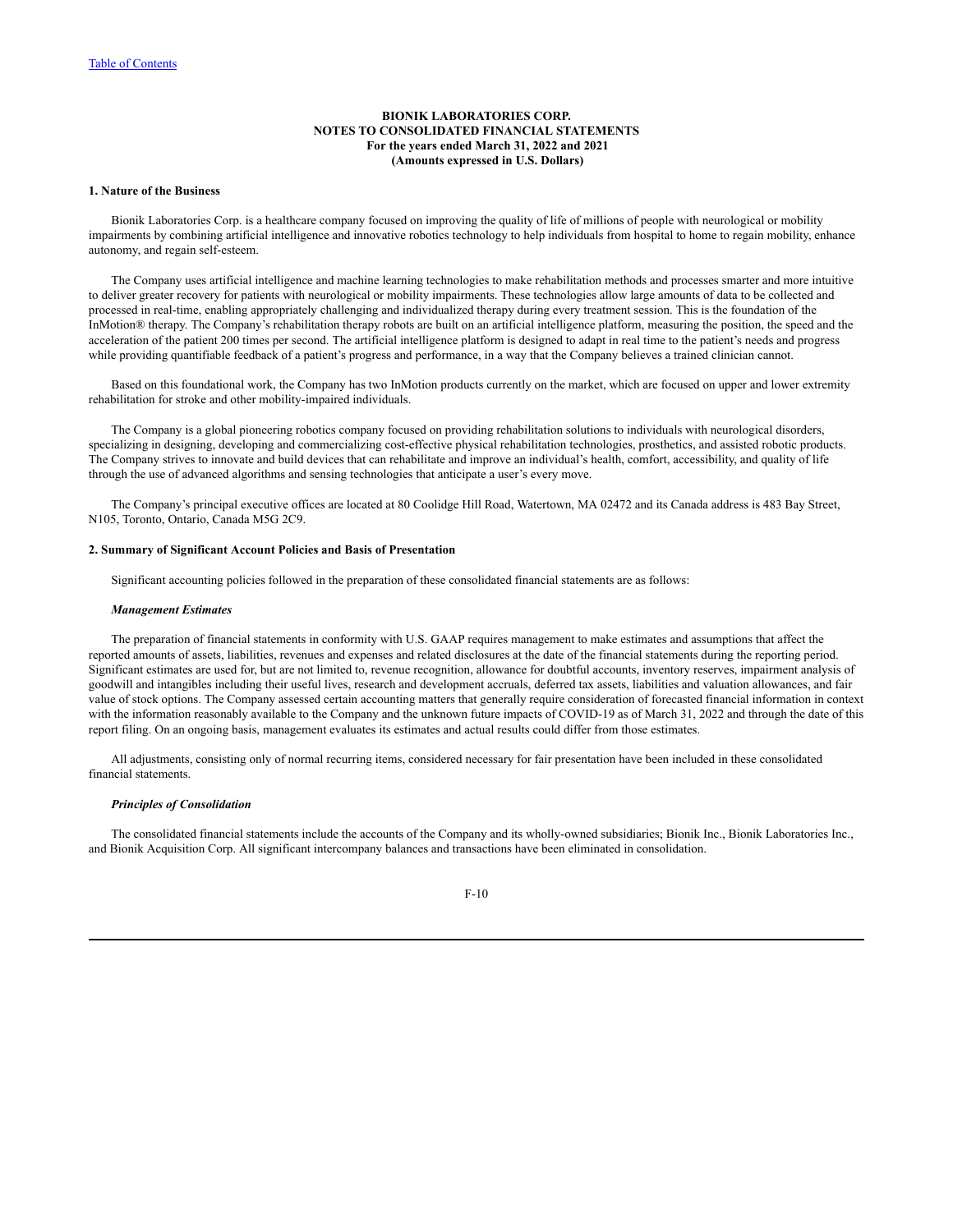**BIONIK LABORATORIES CORP.**
**NOTES TO CONSOLIDATED FINANCIAL STATEMENTS**
**For the years ended March 31, 2022 and 2021**
**(Amounts expressed in U.S. Dollars)**

**1. Nature of the Business**

Bionik Laboratories Corp. is a healthcare company focused on improving the quality of life of millions of people with neurological or mobility impairments by combining artificial intelligence and innovative robotics technology to help individuals from hospital to home to regain mobility, enhance autonomy, and regain self-esteem.

The Company uses artificial intelligence and machine learning technologies to make rehabilitation methods and processes smarter and more intuitive to deliver greater recovery for patients with neurological or mobility impairments. These technologies allow large amounts of data to be collected and processed in real-time, enabling appropriately challenging and individualized therapy during every treatment session. This is the foundation of the InMotion® therapy. The Company's rehabilitation therapy robots are built on an artificial intelligence platform, measuring the position, the speed and the acceleration of the patient 200 times per second. The artificial intelligence platform is designed to adapt in real time to the patient's needs and progress while providing quantifiable feedback of a patient's progress and performance, in a way that the Company believes a trained clinician cannot.

Based on this foundational work, the Company has two InMotion products currently on the market, which are focused on upper and lower extremity rehabilitation for stroke and other mobility-impaired individuals.

The Company is a global pioneering robotics company focused on providing rehabilitation solutions to individuals with neurological disorders, specializing in designing, developing and commercializing cost-effective physical rehabilitation technologies, prosthetics, and assisted robotic products. The Company strives to innovate and build devices that can rehabilitate and improve an individual's health, comfort, accessibility, and quality of life through the use of advanced algorithms and sensing technologies that anticipate a user's every move.

The Company's principal executive offices are located at 80 Coolidge Hill Road, Watertown, MA 02472 and its Canada address is 483 Bay Street, N105, Toronto, Ontario, Canada M5G 2C9.

**2. Summary of Significant Account Policies and Basis of Presentation**

Significant accounting policies followed in the preparation of these consolidated financial statements are as follows:

***Management Estimates***

The preparation of financial statements in conformity with U.S. GAAP requires management to make estimates and assumptions that affect the reported amounts of assets, liabilities, revenues and expenses and related disclosures at the date of the financial statements during the reporting period. Significant estimates are used for, but are not limited to, revenue recognition, allowance for doubtful accounts, inventory reserves, impairment analysis of goodwill and intangibles including their useful lives, research and development accruals, deferred tax assets, liabilities and valuation allowances, and fair value of stock options. The Company assessed certain accounting matters that generally require consideration of forecasted financial information in context with the information reasonably available to the Company and the unknown future impacts of COVID-19 as of March 31, 2022 and through the date of this report filing. On an ongoing basis, management evaluates its estimates and actual results could differ from those estimates.

All adjustments, consisting only of normal recurring items, considered necessary for fair presentation have been included in these consolidated financial statements.

***Principles of Consolidation***

The consolidated financial statements include the accounts of the Company and its wholly-owned subsidiaries; Bionik Inc., Bionik Laboratories Inc., and Bionik Acquisition Corp. All significant intercompany balances and transactions have been eliminated in consolidation.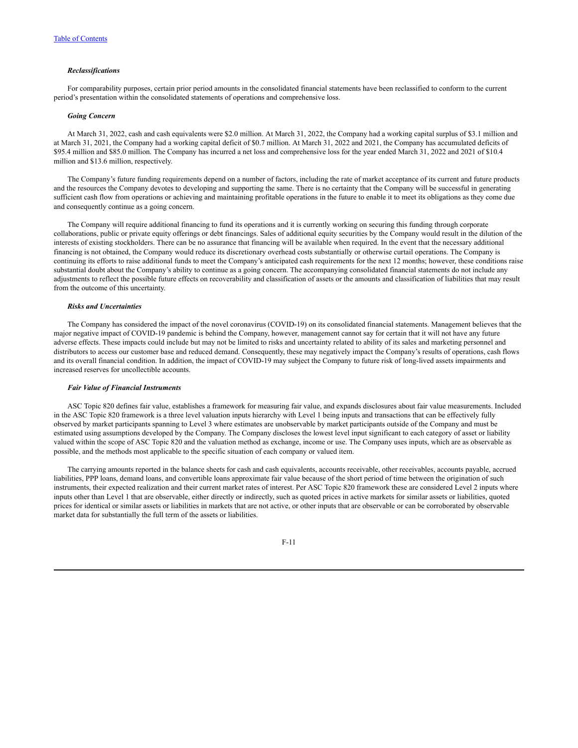### *Reclassifications*

For comparability purposes, certain prior period amounts in the consolidated financial statements have been reclassified to conform to the current period's presentation within the consolidated statements of operations and comprehensive loss.

### *Going Concern*

At March 31, 2022, cash and cash equivalents were $2.0 million. At March 31, 2022, the Company had a working capital surplus of $3.1 million and at March 31, 2021, the Company had a working capital deficit of $0.7 million. At March 31, 2022 and 2021, the Company has accumulated deficits of $95.4 million and $85.0 million. The Company has incurred a net loss and comprehensive loss for the year ended March 31, 2022 and 2021 of $10.4 million and $13.6 million, respectively.

The Company's future funding requirements depend on a number of factors, including the rate of market acceptance of its current and future products and the resources the Company devotes to developing and supporting the same. There is no certainty that the Company will be successful in generating sufficient cash flow from operations or achieving and maintaining profitable operations in the future to enable it to meet its obligations as they come due and consequently continue as a going concern.

The Company will require additional financing to fund its operations and it is currently working on securing this funding through corporate collaborations, public or private equity offerings or debt financings. Sales of additional equity securities by the Company would result in the dilution of the interests of existing stockholders. There can be no assurance that financing will be available when required. In the event that the necessary additional financing is not obtained, the Company would reduce its discretionary overhead costs substantially or otherwise curtail operations. The Company is continuing its efforts to raise additional funds to meet the Company's anticipated cash requirements for the next 12 months; however, these conditions raise substantial doubt about the Company's ability to continue as a going concern. The accompanying consolidated financial statements do not include any adjustments to reflect the possible future effects on recoverability and classification of assets or the amounts and classification of liabilities that may result from the outcome of this uncertainty.

### *Risks and Uncertainties*

The Company has considered the impact of the novel coronavirus (COVID-19) on its consolidated financial statements. Management believes that the major negative impact of COVID-19 pandemic is behind the Company, however, management cannot say for certain that it will not have any future adverse effects. These impacts could include but may not be limited to risks and uncertainty related to ability of its sales and marketing personnel and distributors to access our customer base and reduced demand. Consequently, these may negatively impact the Company's results of operations, cash flows and its overall financial condition. In addition, the impact of COVID-19 may subject the Company to future risk of long-lived assets impairments and increased reserves for uncollectible accounts.

### *Fair Value of Financial Instruments*

ASC Topic 820 defines fair value, establishes a framework for measuring fair value, and expands disclosures about fair value measurements. Included in the ASC Topic 820 framework is a three level valuation inputs hierarchy with Level 1 being inputs and transactions that can be effectively fully observed by market participants spanning to Level 3 where estimates are unobservable by market participants outside of the Company and must be estimated using assumptions developed by the Company. The Company discloses the lowest level input significant to each category of asset or liability valued within the scope of ASC Topic 820 and the valuation method as exchange, income or use. The Company uses inputs, which are as observable as possible, and the methods most applicable to the specific situation of each company or valued item.

The carrying amounts reported in the balance sheets for cash and cash equivalents, accounts receivable, other receivables, accounts payable, accrued liabilities, PPP loans, demand loans, and convertible loans approximate fair value because of the short period of time between the origination of such instruments, their expected realization and their current market rates of interest. Per ASC Topic 820 framework these are considered Level 2 inputs where inputs other than Level 1 that are observable, either directly or indirectly, such as quoted prices in active markets for similar assets or liabilities, quoted prices for identical or similar assets or liabilities in markets that are not active, or other inputs that are observable or can be corroborated by observable market data for substantially the full term of the assets or liabilities.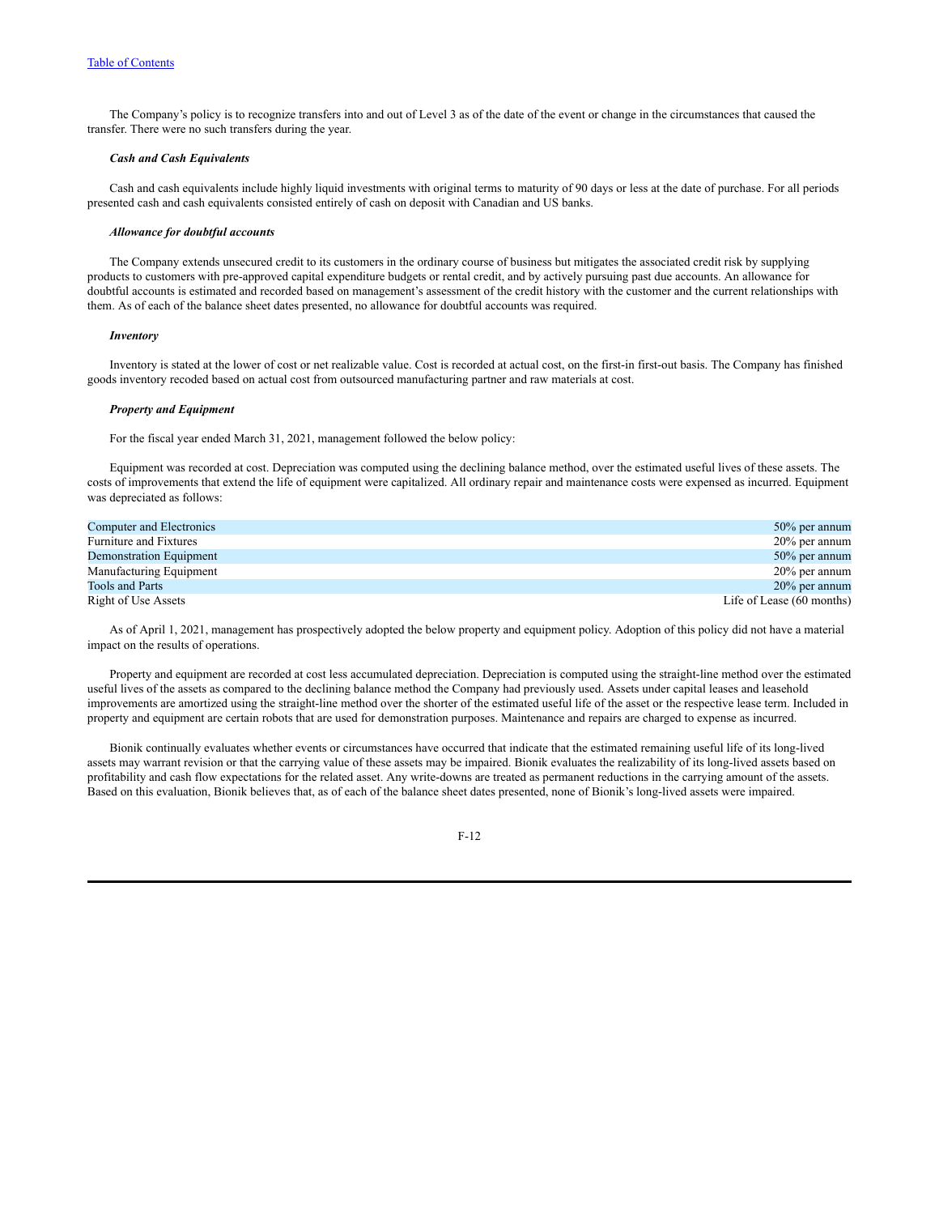The Company's policy is to recognize transfers into and out of Level 3 as of the date of the event or change in the circumstances that caused the transfer. There were no such transfers during the year.

***Cash and Cash Equivalents***

Cash and cash equivalents include highly liquid investments with original terms to maturity of 90 days or less at the date of purchase. For all periods presented cash and cash equivalents consisted entirely of cash on deposit with Canadian and US banks.

***Allowance for doubtful accounts***

The Company extends unsecured credit to its customers in the ordinary course of business but mitigates the associated credit risk by supplying products to customers with pre-approved capital expenditure budgets or rental credit, and by actively pursuing past due accounts. An allowance for doubtful accounts is estimated and recorded based on management's assessment of the credit history with the customer and the current relationships with them. As of each of the balance sheet dates presented, no allowance for doubtful accounts was required.

***Inventory***

Inventory is stated at the lower of cost or net realizable value. Cost is recorded at actual cost, on the first-in first-out basis. The Company has finished goods inventory recoded based on actual cost from outsourced manufacturing partner and raw materials at cost.

***Property and Equipment***

For the fiscal year ended March 31, 2021, management followed the below policy:

Equipment was recorded at cost. Depreciation was computed using the declining balance method, over the estimated useful lives of these assets. The costs of improvements that extend the life of equipment were capitalized. All ordinary repair and maintenance costs were expensed as incurred. Equipment was depreciated as follows:

| | |
|---|---|
| Computer and Electronics | 50% per annum |
| Furniture and Fixtures | 20% per annum |
| Demonstration Equipment | 50% per annum |
| Manufacturing Equipment | 20% per annum |
| Tools and Parts | 20% per annum |
| Right of Use Assets | Life of Lease (60 months) |

As of April 1, 2021, management has prospectively adopted the below property and equipment policy. Adoption of this policy did not have a material impact on the results of operations.

Property and equipment are recorded at cost less accumulated depreciation. Depreciation is computed using the straight-line method over the estimated useful lives of the assets as compared to the declining balance method the Company had previously used. Assets under capital leases and leasehold improvements are amortized using the straight-line method over the shorter of the estimated useful life of the asset or the respective lease term. Included in property and equipment are certain robots that are used for demonstration purposes. Maintenance and repairs are charged to expense as incurred.

Bionik continually evaluates whether events or circumstances have occurred that indicate that the estimated remaining useful life of its long-lived assets may warrant revision or that the carrying value of these assets may be impaired. Bionik evaluates the realizability of its long-lived assets based on profitability and cash flow expectations for the related asset. Any write-downs are treated as permanent reductions in the carrying amount of the assets. Based on this evaluation, Bionik believes that, as of each of the balance sheet dates presented, none of Bionik's long-lived assets were impaired.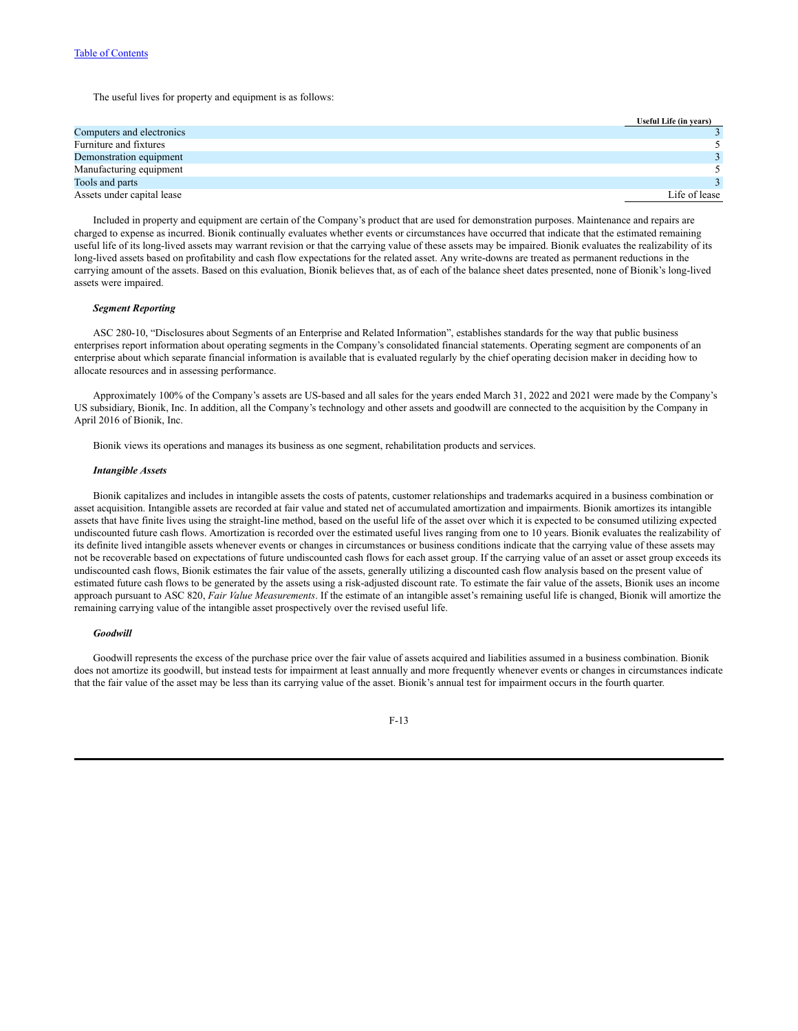The useful lives for property and equipment is as follows:

| | Useful Life (in years) |
|---|---|
| Computers and electronics | 3 |
| Furniture and fixtures | 5 |
| Demonstration equipment | 3 |
| Manufacturing equipment | 5 |
| Tools and parts | 3 |
| Assets under capital lease | Life of lease |

Included in property and equipment are certain of the Company's product that are used for demonstration purposes. Maintenance and repairs are charged to expense as incurred. Bionik continually evaluates whether events or circumstances have occurred that indicate that the estimated remaining useful life of its long-lived assets may warrant revision or that the carrying value of these assets may be impaired. Bionik evaluates the realizability of its long-lived assets based on profitability and cash flow expectations for the related asset. Any write-downs are treated as permanent reductions in the carrying amount of the assets. Based on this evaluation, Bionik believes that, as of each of the balance sheet dates presented, none of Bionik's long-lived assets were impaired.

***Segment Reporting***

ASC 280-10, "Disclosures about Segments of an Enterprise and Related Information", establishes standards for the way that public business enterprises report information about operating segments in the Company's consolidated financial statements. Operating segment are components of an enterprise about which separate financial information is available that is evaluated regularly by the chief operating decision maker in deciding how to allocate resources and in assessing performance.

Approximately 100% of the Company's assets are US-based and all sales for the years ended March 31, 2022 and 2021 were made by the Company's US subsidiary, Bionik, Inc. In addition, all the Company's technology and other assets and goodwill are connected to the acquisition by the Company in April 2016 of Bionik, Inc.

Bionik views its operations and manages its business as one segment, rehabilitation products and services.

***Intangible Assets***

Bionik capitalizes and includes in intangible assets the costs of patents, customer relationships and trademarks acquired in a business combination or asset acquisition. Intangible assets are recorded at fair value and stated net of accumulated amortization and impairments. Bionik amortizes its intangible assets that have finite lives using the straight-line method, based on the useful life of the asset over which it is expected to be consumed utilizing expected undiscounted future cash flows. Amortization is recorded over the estimated useful lives ranging from one to 10 years. Bionik evaluates the realizability of its definite lived intangible assets whenever events or changes in circumstances or business conditions indicate that the carrying value of these assets may not be recoverable based on expectations of future undiscounted cash flows for each asset group. If the carrying value of an asset or asset group exceeds its undiscounted cash flows, Bionik estimates the fair value of the assets, generally utilizing a discounted cash flow analysis based on the present value of estimated future cash flows to be generated by the assets using a risk-adjusted discount rate. To estimate the fair value of the assets, Bionik uses an income approach pursuant to ASC 820, *Fair Value Measurements*. If the estimate of an intangible asset's remaining useful life is changed, Bionik will amortize the remaining carrying value of the intangible asset prospectively over the revised useful life.

***Goodwill***

Goodwill represents the excess of the purchase price over the fair value of assets acquired and liabilities assumed in a business combination. Bionik does not amortize its goodwill, but instead tests for impairment at least annually and more frequently whenever events or changes in circumstances indicate that the fair value of the asset may be less than its carrying value of the asset. Bionik's annual test for impairment occurs in the fourth quarter.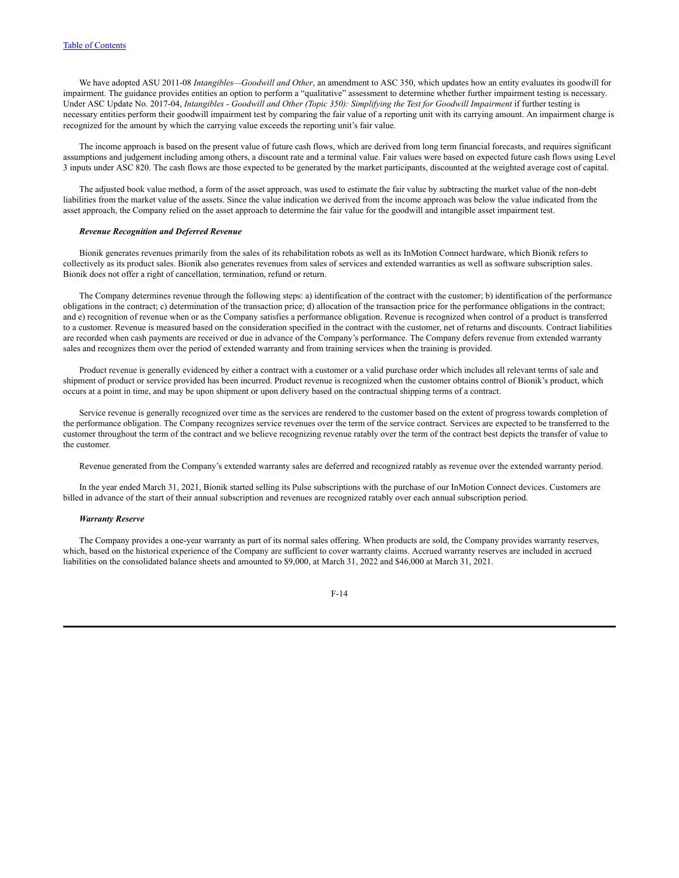We have adopted ASU 2011-08 *Intangibles—Goodwill and Other*, an amendment to ASC 350, which updates how an entity evaluates its goodwill for impairment. The guidance provides entities an option to perform a "qualitative" assessment to determine whether further impairment testing is necessary. Under ASC Update No. 2017-04, *Intangibles - Goodwill and Other (Topic 350): Simplifying the Test for Goodwill Impairment* if further testing is necessary entities perform their goodwill impairment test by comparing the fair value of a reporting unit with its carrying amount. An impairment charge is recognized for the amount by which the carrying value exceeds the reporting unit's fair value.

The income approach is based on the present value of future cash flows, which are derived from long term financial forecasts, and requires significant assumptions and judgement including among others, a discount rate and a terminal value. Fair values were based on expected future cash flows using Level 3 inputs under ASC 820. The cash flows are those expected to be generated by the market participants, discounted at the weighted average cost of capital.

The adjusted book value method, a form of the asset approach, was used to estimate the fair value by subtracting the market value of the non-debt liabilities from the market value of the assets. Since the value indication we derived from the income approach was below the value indicated from the asset approach, the Company relied on the asset approach to determine the fair value for the goodwill and intangible asset impairment test.

***Revenue Recognition and Deferred Revenue***

Bionik generates revenues primarily from the sales of its rehabilitation robots as well as its InMotion Connect hardware, which Bionik refers to collectively as its product sales. Bionik also generates revenues from sales of services and extended warranties as well as software subscription sales. Bionik does not offer a right of cancellation, termination, refund or return.

The Company determines revenue through the following steps: a) identification of the contract with the customer; b) identification of the performance obligations in the contract; c) determination of the transaction price; d) allocation of the transaction price for the performance obligations in the contract; and e) recognition of revenue when or as the Company satisfies a performance obligation. Revenue is recognized when control of a product is transferred to a customer. Revenue is measured based on the consideration specified in the contract with the customer, net of returns and discounts. Contract liabilities are recorded when cash payments are received or due in advance of the Company's performance. The Company defers revenue from extended warranty sales and recognizes them over the period of extended warranty and from training services when the training is provided.

Product revenue is generally evidenced by either a contract with a customer or a valid purchase order which includes all relevant terms of sale and shipment of product or service provided has been incurred. Product revenue is recognized when the customer obtains control of Bionik's product, which occurs at a point in time, and may be upon shipment or upon delivery based on the contractual shipping terms of a contract.

Service revenue is generally recognized over time as the services are rendered to the customer based on the extent of progress towards completion of the performance obligation. The Company recognizes service revenues over the term of the service contract. Services are expected to be transferred to the customer throughout the term of the contract and we believe recognizing revenue ratably over the term of the contract best depicts the transfer of value to the customer.

Revenue generated from the Company's extended warranty sales are deferred and recognized ratably as revenue over the extended warranty period.

In the year ended March 31, 2021, Bionik started selling its Pulse subscriptions with the purchase of our InMotion Connect devices. Customers are billed in advance of the start of their annual subscription and revenues are recognized ratably over each annual subscription period.

***Warranty Reserve***

The Company provides a one-year warranty as part of its normal sales offering. When products are sold, the Company provides warranty reserves, which, based on the historical experience of the Company are sufficient to cover warranty claims. Accrued warranty reserves are included in accrued liabilities on the consolidated balance sheets and amounted to $9,000, at March 31, 2022 and $46,000 at March 31, 2021.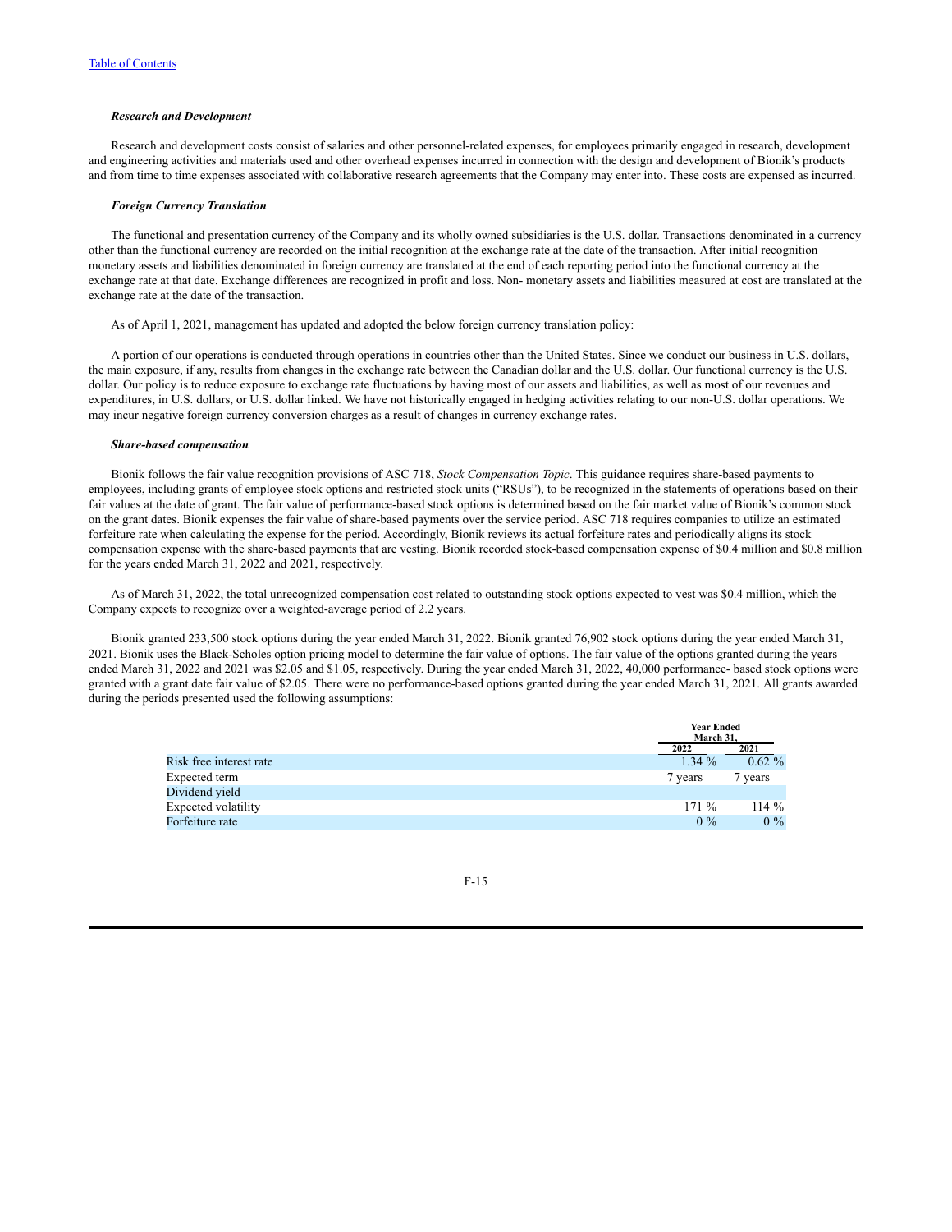[Table of Contents](#)

***Research and Development***

Research and development costs consist of salaries and other personnel-related expenses, for employees primarily engaged in research, development and engineering activities and materials used and other overhead expenses incurred in connection with the design and development of Bionik's products and from time to time expenses associated with collaborative research agreements that the Company may enter into. These costs are expensed as incurred.

***Foreign Currency Translation***

The functional and presentation currency of the Company and its wholly owned subsidiaries is the U.S. dollar. Transactions denominated in a currency other than the functional currency are recorded on the initial recognition at the exchange rate at the date of the transaction. After initial recognition monetary assets and liabilities denominated in foreign currency are translated at the end of each reporting period into the functional currency at the exchange rate at that date. Exchange differences are recognized in profit and loss. Non- monetary assets and liabilities measured at cost are translated at the exchange rate at the date of the transaction.

As of April 1, 2021, management has updated and adopted the below foreign currency translation policy:

A portion of our operations is conducted through operations in countries other than the United States. Since we conduct our business in U.S. dollars, the main exposure, if any, results from changes in the exchange rate between the Canadian dollar and the U.S. dollar. Our functional currency is the U.S. dollar. Our policy is to reduce exposure to exchange rate fluctuations by having most of our assets and liabilities, as well as most of our revenues and expenditures, in U.S. dollars, or U.S. dollar linked. We have not historically engaged in hedging activities relating to our non-U.S. dollar operations. We may incur negative foreign currency conversion charges as a result of changes in currency exchange rates.

***Share-based compensation***

Bionik follows the fair value recognition provisions of ASC 718, *Stock Compensation Topic*. This guidance requires share-based payments to employees, including grants of employee stock options and restricted stock units ("RSUs"), to be recognized in the statements of operations based on their fair values at the date of grant. The fair value of performance-based stock options is determined based on the fair market value of Bionik's common stock on the grant dates. Bionik expenses the fair value of share-based payments over the service period. ASC 718 requires companies to utilize an estimated forfeiture rate when calculating the expense for the period. Accordingly, Bionik reviews its actual forfeiture rates and periodically aligns its stock compensation expense with the share-based payments that are vesting. Bionik recorded stock-based compensation expense of $0.4 million and $0.8 million for the years ended March 31, 2022 and 2021, respectively.

As of March 31, 2022, the total unrecognized compensation cost related to outstanding stock options expected to vest was $0.4 million, which the Company expects to recognize over a weighted-average period of 2.2 years.

Bionik granted 233,500 stock options during the year ended March 31, 2022. Bionik granted 76,902 stock options during the year ended March 31, 2021. Bionik uses the Black-Scholes option pricing model to determine the fair value of options. The fair value of the options granted during the years ended March 31, 2022 and 2021 was $2.05 and $1.05, respectively. During the year ended March 31, 2022, 40,000 performance- based stock options were granted with a grant date fair value of $2.05. There were no performance-based options granted during the year ended March 31, 2021. All grants awarded during the periods presented used the following assumptions:

| | Year Ended March 31, | |
|---|---|---|
| | 2022 | 2021 |
| Risk free interest rate | 1.34 % | 0.62 % |
| Expected term | 7 years | 7 years |
| Dividend yield | — | — |
| Expected volatility | 171 % | 114 % |
| Forfeiture rate | 0 % | 0 % |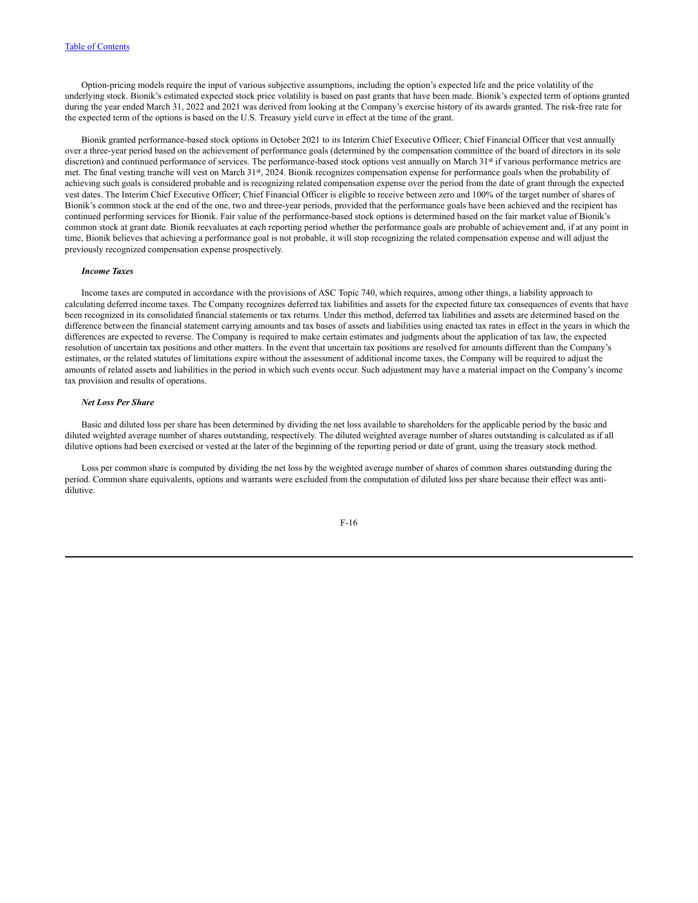Option-pricing models require the input of various subjective assumptions, including the option's expected life and the price volatility of the underlying stock. Bionik's estimated expected stock price volatility is based on past grants that have been made. Bionik's expected term of options granted during the year ended March 31, 2022 and 2021 was derived from looking at the Company's exercise history of its awards granted. The risk-free rate for the expected term of the options is based on the U.S. Treasury yield curve in effect at the time of the grant.

Bionik granted performance-based stock options in October 2021 to its Interim Chief Executive Officer; Chief Financial Officer that vest annually over a three-year period based on the achievement of performance goals (determined by the compensation committee of the board of directors in its sole discretion) and continued performance of services. The performance-based stock options vest annually on March 31st if various performance metrics are met. The final vesting tranche will vest on March 31st, 2024. Bionik recognizes compensation expense for performance goals when the probability of achieving such goals is considered probable and is recognizing related compensation expense over the period from the date of grant through the expected vest dates. The Interim Chief Executive Officer; Chief Financial Officer is eligible to receive between zero and 100% of the target number of shares of Bionik's common stock at the end of the one, two and three-year periods, provided that the performance goals have been achieved and the recipient has continued performing services for Bionik. Fair value of the performance-based stock options is determined based on the fair market value of Bionik's common stock at grant date. Bionik reevaluates at each reporting period whether the performance goals are probable of achievement and, if at any point in time, Bionik believes that achieving a performance goal is not probable, it will stop recognizing the related compensation expense and will adjust the previously recognized compensation expense prospectively.

***Income Taxes***

Income taxes are computed in accordance with the provisions of ASC Topic 740, which requires, among other things, a liability approach to calculating deferred income taxes. The Company recognizes deferred tax liabilities and assets for the expected future tax consequences of events that have been recognized in its consolidated financial statements or tax returns. Under this method, deferred tax liabilities and assets are determined based on the difference between the financial statement carrying amounts and tax bases of assets and liabilities using enacted tax rates in effect in the years in which the differences are expected to reverse. The Company is required to make certain estimates and judgments about the application of tax law, the expected resolution of uncertain tax positions and other matters. In the event that uncertain tax positions are resolved for amounts different than the Company's estimates, or the related statutes of limitations expire without the assessment of additional income taxes, the Company will be required to adjust the amounts of related assets and liabilities in the period in which such events occur. Such adjustment may have a material impact on the Company's income tax provision and results of operations.

***Net Loss Per Share***

Basic and diluted loss per share has been determined by dividing the net loss available to shareholders for the applicable period by the basic and diluted weighted average number of shares outstanding, respectively. The diluted weighted average number of shares outstanding is calculated as if all dilutive options had been exercised or vested at the later of the beginning of the reporting period or date of grant, using the treasury stock method.

Loss per common share is computed by dividing the net loss by the weighted average number of shares of common shares outstanding during the period. Common share equivalents, options and warrants were excluded from the computation of diluted loss per share because their effect was anti-dilutive.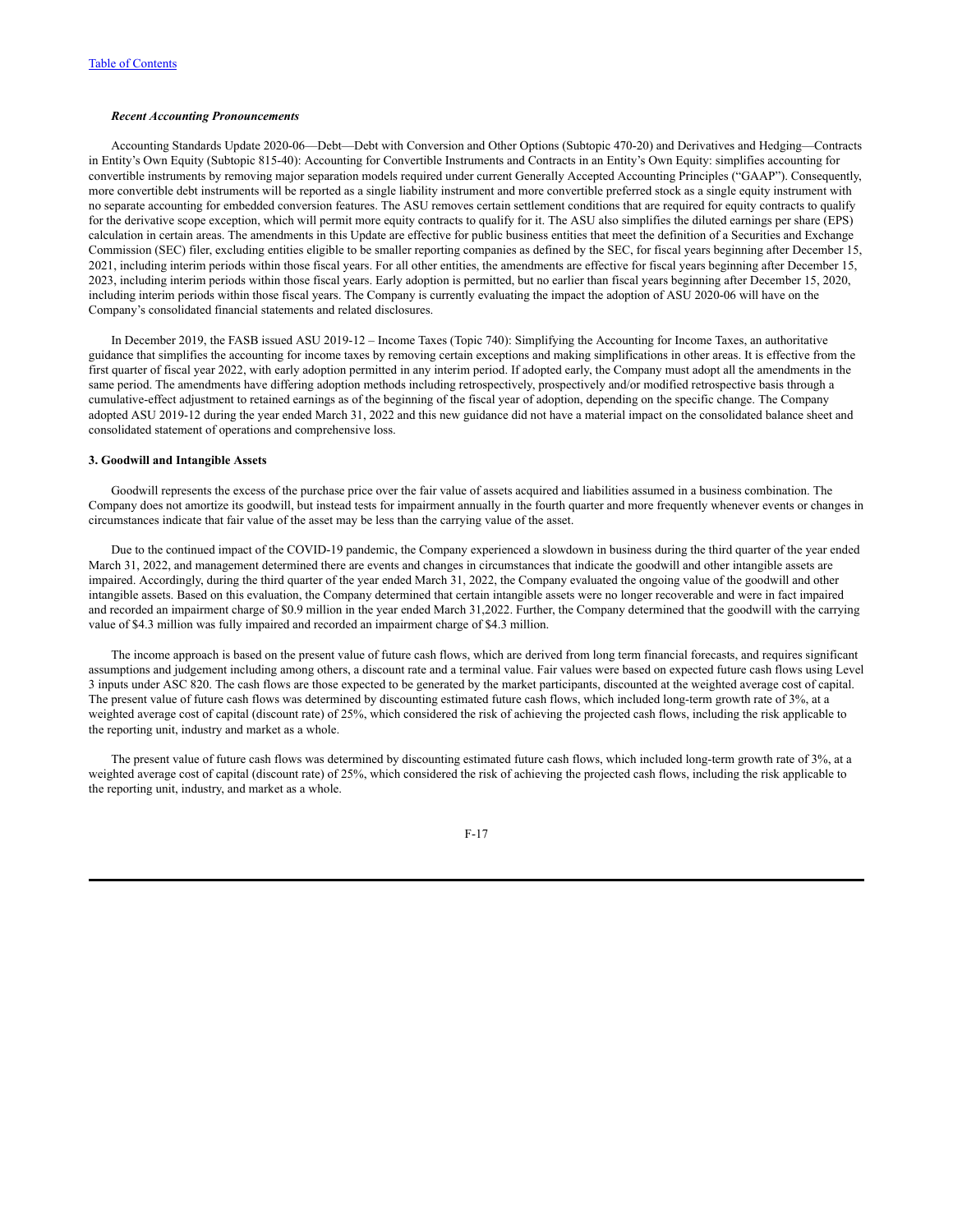***Recent Accounting Pronouncements***

Accounting Standards Update 2020-06—Debt—Debt with Conversion and Other Options (Subtopic 470-20) and Derivatives and Hedging—Contracts in Entity's Own Equity (Subtopic 815-40): Accounting for Convertible Instruments and Contracts in an Entity's Own Equity: simplifies accounting for convertible instruments by removing major separation models required under current Generally Accepted Accounting Principles ("GAAP"). Consequently, more convertible debt instruments will be reported as a single liability instrument and more convertible preferred stock as a single equity instrument with no separate accounting for embedded conversion features. The ASU removes certain settlement conditions that are required for equity contracts to qualify for the derivative scope exception, which will permit more equity contracts to qualify for it. The ASU also simplifies the diluted earnings per share (EPS) calculation in certain areas. The amendments in this Update are effective for public business entities that meet the definition of a Securities and Exchange Commission (SEC) filer, excluding entities eligible to be smaller reporting companies as defined by the SEC, for fiscal years beginning after December 15, 2021, including interim periods within those fiscal years. For all other entities, the amendments are effective for fiscal years beginning after December 15, 2023, including interim periods within those fiscal years. Early adoption is permitted, but no earlier than fiscal years beginning after December 15, 2020, including interim periods within those fiscal years. The Company is currently evaluating the impact the adoption of ASU 2020-06 will have on the Company's consolidated financial statements and related disclosures.

In December 2019, the FASB issued ASU 2019-12 – Income Taxes (Topic 740): Simplifying the Accounting for Income Taxes, an authoritative guidance that simplifies the accounting for income taxes by removing certain exceptions and making simplifications in other areas. It is effective from the first quarter of fiscal year 2022, with early adoption permitted in any interim period. If adopted early, the Company must adopt all the amendments in the same period. The amendments have differing adoption methods including retrospectively, prospectively and/or modified retrospective basis through a cumulative-effect adjustment to retained earnings as of the beginning of the fiscal year of adoption, depending on the specific change. The Company adopted ASU 2019-12 during the year ended March 31, 2022 and this new guidance did not have a material impact on the consolidated balance sheet and consolidated statement of operations and comprehensive loss.

**3. Goodwill and Intangible Assets**

Goodwill represents the excess of the purchase price over the fair value of assets acquired and liabilities assumed in a business combination. The Company does not amortize its goodwill, but instead tests for impairment annually in the fourth quarter and more frequently whenever events or changes in circumstances indicate that fair value of the asset may be less than the carrying value of the asset.

Due to the continued impact of the COVID-19 pandemic, the Company experienced a slowdown in business during the third quarter of the year ended March 31, 2022, and management determined there are events and changes in circumstances that indicate the goodwill and other intangible assets are impaired. Accordingly, during the third quarter of the year ended March 31, 2022, the Company evaluated the ongoing value of the goodwill and other intangible assets. Based on this evaluation, the Company determined that certain intangible assets were no longer recoverable and were in fact impaired and recorded an impairment charge of $0.9 million in the year ended March 31,2022. Further, the Company determined that the goodwill with the carrying value of $4.3 million was fully impaired and recorded an impairment charge of $4.3 million.

The income approach is based on the present value of future cash flows, which are derived from long term financial forecasts, and requires significant assumptions and judgement including among others, a discount rate and a terminal value. Fair values were based on expected future cash flows using Level 3 inputs under ASC 820. The cash flows are those expected to be generated by the market participants, discounted at the weighted average cost of capital. The present value of future cash flows was determined by discounting estimated future cash flows, which included long-term growth rate of 3%, at a weighted average cost of capital (discount rate) of 25%, which considered the risk of achieving the projected cash flows, including the risk applicable to the reporting unit, industry and market as a whole.

The present value of future cash flows was determined by discounting estimated future cash flows, which included long-term growth rate of 3%, at a weighted average cost of capital (discount rate) of 25%, which considered the risk of achieving the projected cash flows, including the risk applicable to the reporting unit, industry, and market as a whole.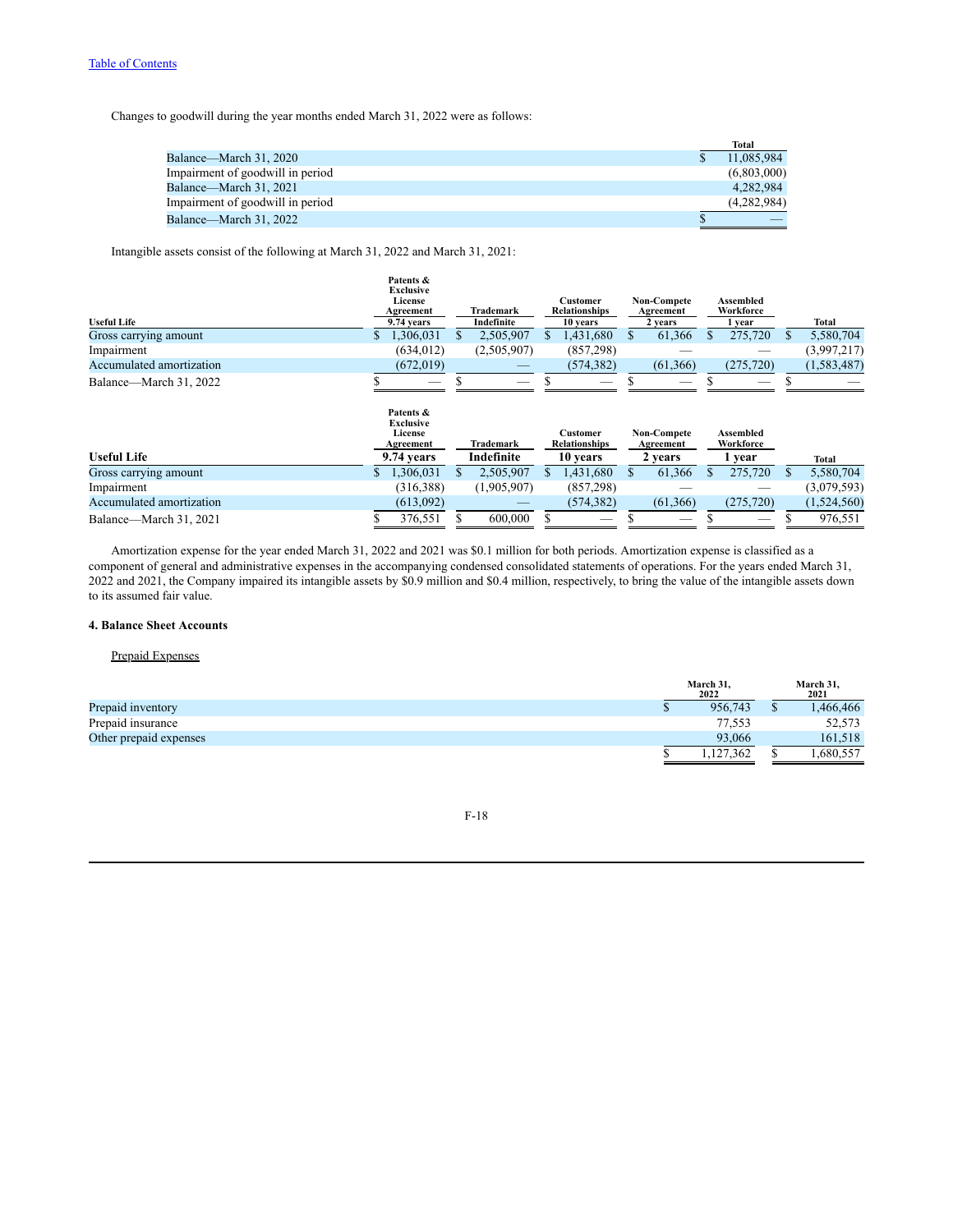[Table of Contents](#)

Changes to goodwill during the year months ended March 31, 2022 were as follows:

| | Total |
|---|---|
| Balance—March 31, 2020 | $ 11,085,984 |
| Impairment of goodwill in period | (6,803,000) |
| Balance—March 31, 2021 | 4,282,984 |
| Impairment of goodwill in period | (4,282,984) |
| Balance—March 31, 2022 | $ — |

Intangible assets consist of the following at March 31, 2022 and March 31, 2021:

| | Patents & Exclusive License Agreement | Trademark | Customer Relationships | Non-Compete Agreement | Assembled Workforce | Total |
|---|---|---|---|---|---|---|
| **Useful Life** | 9.74 years | Indefinite | 10 years | 2 years | 1 year | |
| Gross carrying amount | $ 1,306,031 | $ 2,505,907 | $ 1,431,680 | $ 61,366 | $ 275,720 | $ 5,580,704 |
| Impairment | (634,012) | (2,505,907) | (857,298) | — | — | (3,997,217) |
| Accumulated amortization | (672,019) | — | (574,382) | (61,366) | (275,720) | (1,583,487) |
| Balance—March 31, 2022 | $ — | $ — | $ — | $ — | $ — | $ — |

| | Patents & Exclusive License Agreement | Trademark | Customer Relationships | Non-Compete Agreement | Assembled Workforce | Total |
|---|---|---|---|---|---|---|
| **Useful Life** | **9.74 years** | **Indefinite** | **10 years** | **2 years** | **1 year** | |
| Gross carrying amount | $ 1,306,031 | $ 2,505,907 | $ 1,431,680 | $ 61,366 | $ 275,720 | $ 5,580,704 |
| Impairment | (316,388) | (1,905,907) | (857,298) | — | — | (3,079,593) |
| Accumulated amortization | (613,092) | — | (574,382) | (61,366) | (275,720) | (1,524,560) |
| Balance—March 31, 2021 | $ 376,551 | $ 600,000 | $ — | $ — | $ — | $ 976,551 |

Amortization expense for the year ended March 31, 2022 and 2021 was $0.1 million for both periods. Amortization expense is classified as a component of general and administrative expenses in the accompanying condensed consolidated statements of operations. For the years ended March 31, 2022 and 2021, the Company impaired its intangible assets by $0.9 million and $0.4 million, respectively, to bring the value of the intangible assets down to its assumed fair value.

#### 4. Balance Sheet Accounts

Prepaid Expenses

| | March 31, 2022 | March 31, 2021 |
|---|---|---|
| Prepaid inventory | $ 956,743 | $ 1,466,466 |
| Prepaid insurance | 77,553 | 52,573 |
| Other prepaid expenses | 93,066 | 161,518 |
| | $ 1,127,362 | $ 1,680,557 |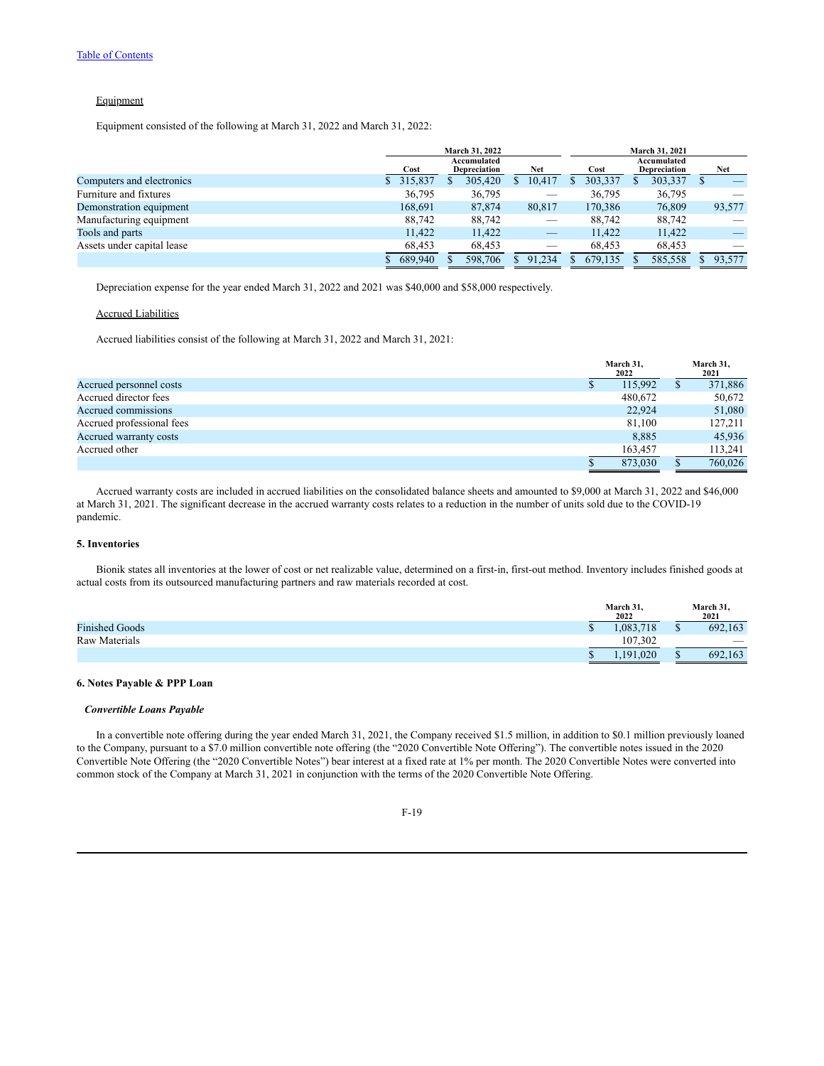Equipment

Equipment consisted of the following at March 31, 2022 and March 31, 2022:

| | March 31, 2022 | | | March 31, 2021 | | |
|---|---|---|---|---|---|---|
| | Cost | Accumulated Depreciation | Net | Cost | Accumulated Depreciation | Net |
| Computers and electronics | $ 315,837 | $ 305,420 | $ 10,417 | $ 303,337 | $ 303,337 | $ — |
| Furniture and fixtures | 36,795 | 36,795 | — | 36,795 | 36,795 | — |
| Demonstration equipment | 168,691 | 87,874 | 80,817 | 170,386 | 76,809 | 93,577 |
| Manufacturing equipment | 88,742 | 88,742 | — | 88,742 | 88,742 | — |
| Tools and parts | 11,422 | 11,422 | — | 11,422 | 11,422 | — |
| Assets under capital lease | 68,453 | 68,453 | — | 68,453 | 68,453 | — |
| | $ 689,940 | $ 598,706 | $ 91,234 | $ 679,135 | $ 585,558 | $ 93,577 |

Depreciation expense for the year ended March 31, 2022 and 2021 was $40,000 and $58,000 respectively.

Accrued Liabilities

Accrued liabilities consist of the following at March 31, 2022 and March 31, 2021:

| | March 31, 2022 | March 31, 2021 |
|---|---|---|
| Accrued personnel costs | $ 115,992 | $ 371,886 |
| Accrued director fees | 480,672 | 50,672 |
| Accrued commissions | 22,924 | 51,080 |
| Accrued professional fees | 81,100 | 127,211 |
| Accrued warranty costs | 8,885 | 45,936 |
| Accrued other | 163,457 | 113,241 |
| | $ 873,030 | $ 760,026 |

Accrued warranty costs are included in accrued liabilities on the consolidated balance sheets and amounted to $9,000 at March 31, 2022 and $46,000 at March 31, 2021. The significant decrease in the accrued warranty costs relates to a reduction in the number of units sold due to the COVID-19 pandemic.

### 5. Inventories

Bionik states all inventories at the lower of cost or net realizable value, determined on a first-in, first-out method. Inventory includes finished goods at actual costs from its outsourced manufacturing partners and raw materials recorded at cost.

| | March 31, 2022 | March 31, 2021 |
|---|---|---|
| Finished Goods | $ 1,083,718 | $ 692,163 |
| Raw Materials | 107,302 | — |
| | $ 1,191,020 | $ 692,163 |

### 6. Notes Payable & PPP Loan

***Convertible Loans Payable***

In a convertible note offering during the year ended March 31, 2021, the Company received $1.5 million, in addition to $0.1 million previously loaned to the Company, pursuant to a $7.0 million convertible note offering (the "2020 Convertible Note Offering"). The convertible notes issued in the 2020 Convertible Note Offering (the "2020 Convertible Notes") bear interest at a fixed rate at 1% per month. The 2020 Convertible Notes were converted into common stock of the Company at March 31, 2021 in conjunction with the terms of the 2020 Convertible Note Offering.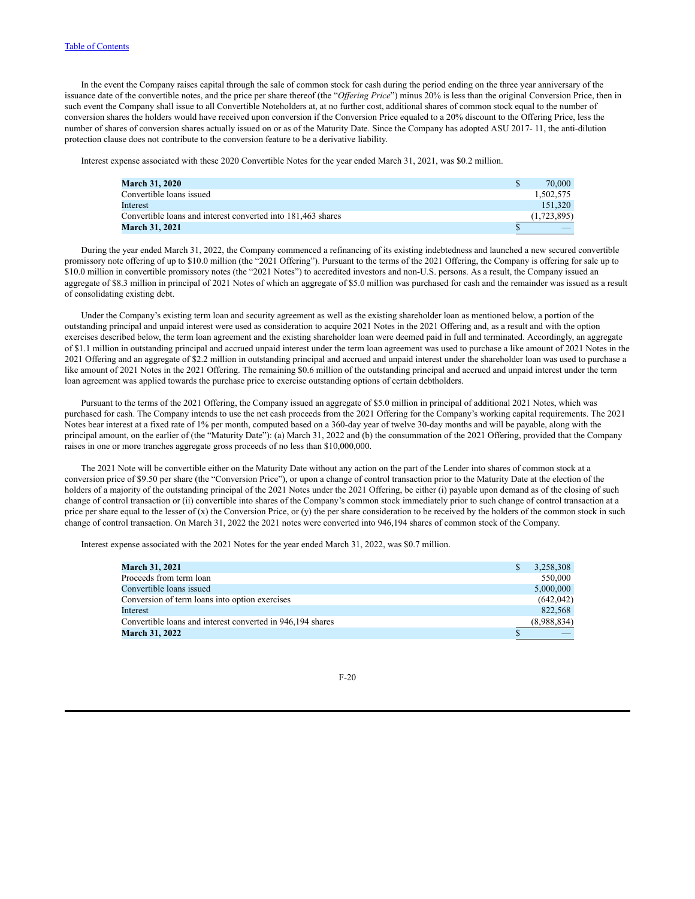In the event the Company raises capital through the sale of common stock for cash during the period ending on the three year anniversary of the issuance date of the convertible notes, and the price per share thereof (the "*Offering Price*") minus 20% is less than the original Conversion Price, then in such event the Company shall issue to all Convertible Noteholders at, at no further cost, additional shares of common stock equal to the number of conversion shares the holders would have received upon conversion if the Conversion Price equaled to a 20% discount to the Offering Price, less the number of shares of conversion shares actually issued on or as of the Maturity Date. Since the Company has adopted ASU 2017- 11, the anti-dilution protection clause does not contribute to the conversion feature to be a derivative liability.

Interest expense associated with these 2020 Convertible Notes for the year ended March 31, 2021, was $0.2 million.

| | |
|---|---|
| **March 31, 2020** | $ 70,000 |
| Convertible loans issued | 1,502,575 |
| Interest | 151,320 |
| Convertible loans and interest converted into 181,463 shares | (1,723,895) |
| **March 31, 2021** | $ — |

During the year ended March 31, 2022, the Company commenced a refinancing of its existing indebtedness and launched a new secured convertible promissory note offering of up to $10.0 million (the "2021 Offering"). Pursuant to the terms of the 2021 Offering, the Company is offering for sale up to $10.0 million in convertible promissory notes (the "2021 Notes") to accredited investors and non-U.S. persons. As a result, the Company issued an aggregate of $8.3 million in principal of 2021 Notes of which an aggregate of $5.0 million was purchased for cash and the remainder was issued as a result of consolidating existing debt.

Under the Company's existing term loan and security agreement as well as the existing shareholder loan as mentioned below, a portion of the outstanding principal and unpaid interest were used as consideration to acquire 2021 Notes in the 2021 Offering and, as a result and with the option exercises described below, the term loan agreement and the existing shareholder loan were deemed paid in full and terminated. Accordingly, an aggregate of $1.1 million in outstanding principal and accrued unpaid interest under the term loan agreement was used to purchase a like amount of 2021 Notes in the 2021 Offering and an aggregate of $2.2 million in outstanding principal and accrued and unpaid interest under the shareholder loan was used to purchase a like amount of 2021 Notes in the 2021 Offering. The remaining $0.6 million of the outstanding principal and accrued and unpaid interest under the term loan agreement was applied towards the purchase price to exercise outstanding options of certain debtholders.

Pursuant to the terms of the 2021 Offering, the Company issued an aggregate of $5.0 million in principal of additional 2021 Notes, which was purchased for cash. The Company intends to use the net cash proceeds from the 2021 Offering for the Company's working capital requirements. The 2021 Notes bear interest at a fixed rate of 1% per month, computed based on a 360-day year of twelve 30-day months and will be payable, along with the principal amount, on the earlier of (the "Maturity Date"): (a) March 31, 2022 and (b) the consummation of the 2021 Offering, provided that the Company raises in one or more tranches aggregate gross proceeds of no less than $10,000,000.

The 2021 Note will be convertible either on the Maturity Date without any action on the part of the Lender into shares of common stock at a conversion price of $9.50 per share (the "Conversion Price"), or upon a change of control transaction prior to the Maturity Date at the election of the holders of a majority of the outstanding principal of the 2021 Notes under the 2021 Offering, be either (i) payable upon demand as of the closing of such change of control transaction or (ii) convertible into shares of the Company's common stock immediately prior to such change of control transaction at a price per share equal to the lesser of (x) the Conversion Price, or (y) the per share consideration to be received by the holders of the common stock in such change of control transaction. On March 31, 2022 the 2021 notes were converted into 946,194 shares of common stock of the Company.

Interest expense associated with the 2021 Notes for the year ended March 31, 2022, was $0.7 million.

| | |
|---|---|
| **March 31, 2021** | $ 3,258,308 |
| Proceeds from term loan | 550,000 |
| Convertible loans issued | 5,000,000 |
| Conversion of term loans into option exercises | (642,042) |
| Interest | 822,568 |
| Convertible loans and interest converted in 946,194 shares | (8,988,834) |
| **March 31, 2022** | $ — |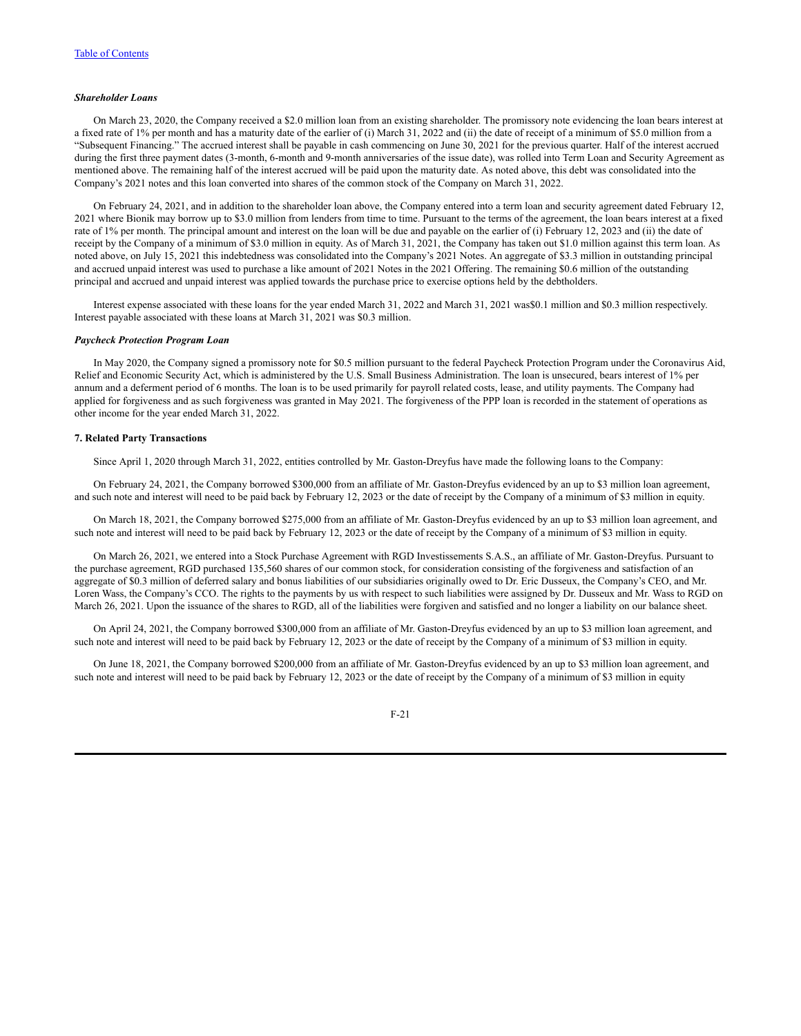***Shareholder Loans***

On March 23, 2020, the Company received a $2.0 million loan from an existing shareholder. The promissory note evidencing the loan bears interest at a fixed rate of 1% per month and has a maturity date of the earlier of (i) March 31, 2022 and (ii) the date of receipt of a minimum of $5.0 million from a "Subsequent Financing." The accrued interest shall be payable in cash commencing on June 30, 2021 for the previous quarter. Half of the interest accrued during the first three payment dates (3-month, 6-month and 9-month anniversaries of the issue date), was rolled into Term Loan and Security Agreement as mentioned above. The remaining half of the interest accrued will be paid upon the maturity date. As noted above, this debt was consolidated into the Company's 2021 notes and this loan converted into shares of the common stock of the Company on March 31, 2022.

On February 24, 2021, and in addition to the shareholder loan above, the Company entered into a term loan and security agreement dated February 12, 2021 where Bionik may borrow up to $3.0 million from lenders from time to time. Pursuant to the terms of the agreement, the loan bears interest at a fixed rate of 1% per month. The principal amount and interest on the loan will be due and payable on the earlier of (i) February 12, 2023 and (ii) the date of receipt by the Company of a minimum of $3.0 million in equity. As of March 31, 2021, the Company has taken out $1.0 million against this term loan. As noted above, on July 15, 2021 this indebtedness was consolidated into the Company's 2021 Notes. An aggregate of $3.3 million in outstanding principal and accrued unpaid interest was used to purchase a like amount of 2021 Notes in the 2021 Offering. The remaining $0.6 million of the outstanding principal and accrued and unpaid interest was applied towards the purchase price to exercise options held by the debtholders.

Interest expense associated with these loans for the year ended March 31, 2022 and March 31, 2021 was$0.1 million and $0.3 million respectively. Interest payable associated with these loans at March 31, 2021 was $0.3 million.

***Paycheck Protection Program Loan***

In May 2020, the Company signed a promissory note for $0.5 million pursuant to the federal Paycheck Protection Program under the Coronavirus Aid, Relief and Economic Security Act, which is administered by the U.S. Small Business Administration. The loan is unsecured, bears interest of 1% per annum and a deferment period of 6 months. The loan is to be used primarily for payroll related costs, lease, and utility payments. The Company had applied for forgiveness and as such forgiveness was granted in May 2021. The forgiveness of the PPP loan is recorded in the statement of operations as other income for the year ended March 31, 2022.

**7. Related Party Transactions**

Since April 1, 2020 through March 31, 2022, entities controlled by Mr. Gaston-Dreyfus have made the following loans to the Company:

On February 24, 2021, the Company borrowed $300,000 from an affiliate of Mr. Gaston-Dreyfus evidenced by an up to $3 million loan agreement, and such note and interest will need to be paid back by February 12, 2023 or the date of receipt by the Company of a minimum of $3 million in equity.

On March 18, 2021, the Company borrowed $275,000 from an affiliate of Mr. Gaston-Dreyfus evidenced by an up to $3 million loan agreement, and such note and interest will need to be paid back by February 12, 2023 or the date of receipt by the Company of a minimum of $3 million in equity.

On March 26, 2021, we entered into a Stock Purchase Agreement with RGD Investissements S.A.S., an affiliate of Mr. Gaston-Dreyfus. Pursuant to the purchase agreement, RGD purchased 135,560 shares of our common stock, for consideration consisting of the forgiveness and satisfaction of an aggregate of $0.3 million of deferred salary and bonus liabilities of our subsidiaries originally owed to Dr. Eric Dusseux, the Company's CEO, and Mr. Loren Wass, the Company's CCO. The rights to the payments by us with respect to such liabilities were assigned by Dr. Dusseux and Mr. Wass to RGD on March 26, 2021. Upon the issuance of the shares to RGD, all of the liabilities were forgiven and satisfied and no longer a liability on our balance sheet.

On April 24, 2021, the Company borrowed $300,000 from an affiliate of Mr. Gaston-Dreyfus evidenced by an up to $3 million loan agreement, and such note and interest will need to be paid back by February 12, 2023 or the date of receipt by the Company of a minimum of $3 million in equity.

On June 18, 2021, the Company borrowed $200,000 from an affiliate of Mr. Gaston-Dreyfus evidenced by an up to $3 million loan agreement, and such note and interest will need to be paid back by February 12, 2023 or the date of receipt by the Company of a minimum of $3 million in equity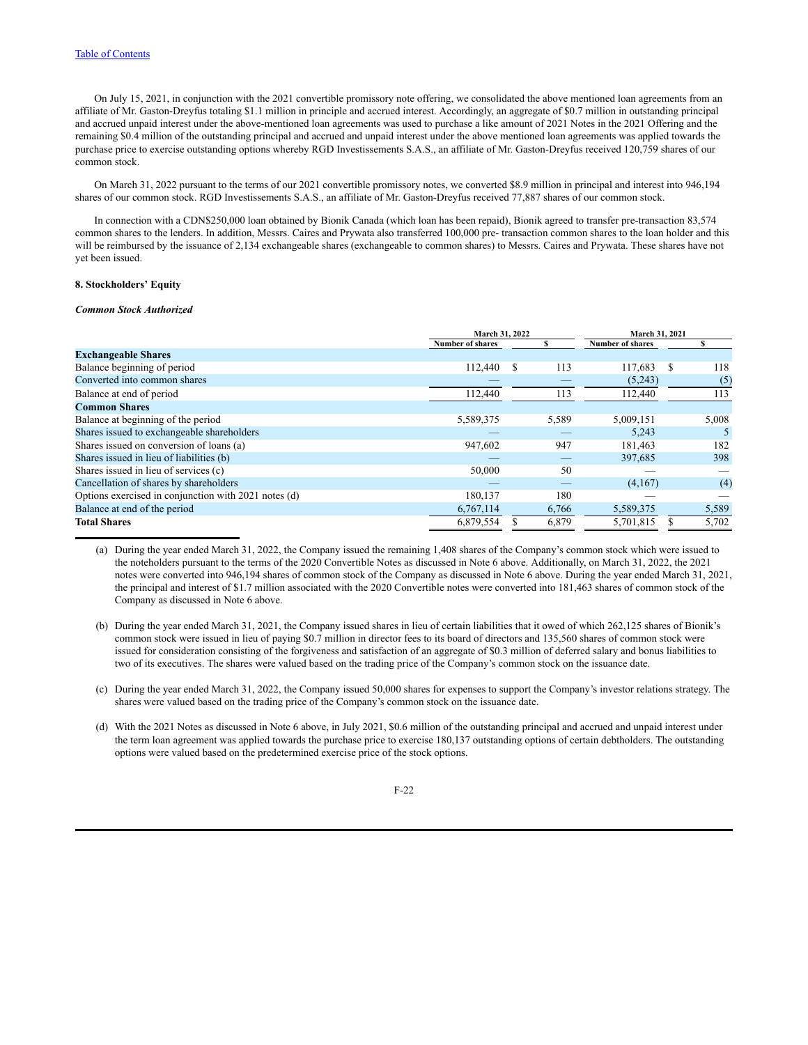On July 15, 2021, in conjunction with the 2021 convertible promissory note offering, we consolidated the above mentioned loan agreements from an affiliate of Mr. Gaston-Dreyfus totaling $1.1 million in principle and accrued interest. Accordingly, an aggregate of $0.7 million in outstanding principal and accrued unpaid interest under the above-mentioned loan agreements was used to purchase a like amount of 2021 Notes in the 2021 Offering and the remaining $0.4 million of the outstanding principal and accrued and unpaid interest under the above mentioned loan agreements was applied towards the purchase price to exercise outstanding options whereby RGD Investissements S.A.S., an affiliate of Mr. Gaston-Dreyfus received 120,759 shares of our common stock.

On March 31, 2022 pursuant to the terms of our 2021 convertible promissory notes, we converted $8.9 million in principal and interest into 946,194 shares of our common stock. RGD Investissements S.A.S., an affiliate of Mr. Gaston-Dreyfus received 77,887 shares of our common stock.

In connection with a CDN$250,000 loan obtained by Bionik Canada (which loan has been repaid), Bionik agreed to transfer pre-transaction 83,574 common shares to the lenders. In addition, Messrs. Caires and Prywata also transferred 100,000 pre- transaction common shares to the loan holder and this will be reimbursed by the issuance of 2,134 exchangeable shares (exchangeable to common shares) to Messrs. Caires and Prywata. These shares have not yet been issued.

**8. Stockholders' Equity**

***Common Stock Authorized***

| | March 31, 2022 | | March 31, 2021 | |
|---|---|---|---|---|
| | Number of shares | $ | Number of shares | $ |
| **Exchangeable Shares** | | | | |
| Balance beginning of period | 112,440 | $ 113 | 117,683 | $ 118 |
| Converted into common shares | — | — | (5,243) | (5) |
| Balance at end of period | 112,440 | 113 | 112,440 | 113 |
| **Common Shares** | | | | |
| Balance at beginning of the period | 5,589,375 | 5,589 | 5,009,151 | 5,008 |
| Shares issued to exchangeable shareholders | — | — | 5,243 | 5 |
| Shares issued on conversion of loans (a) | 947,602 | 947 | 181,463 | 182 |
| Shares issued in lieu of liabilities (b) | — | — | 397,685 | 398 |
| Shares issued in lieu of services (c) | 50,000 | 50 | — | — |
| Cancellation of shares by shareholders | — | — | (4,167) | (4) |
| Options exercised in conjunction with 2021 notes (d) | 180,137 | 180 | — | — |
| Balance at end of the period | 6,767,114 | 6,766 | 5,589,375 | 5,589 |
| **Total Shares** | 6,879,554 | $ 6,879 | 5,701,815 | $ 5,702 |

(a) During the year ended March 31, 2022, the Company issued the remaining 1,408 shares of the Company's common stock which were issued to the noteholders pursuant to the terms of the 2020 Convertible Notes as discussed in Note 6 above. Additionally, on March 31, 2022, the 2021 notes were converted into 946,194 shares of common stock of the Company as discussed in Note 6 above. During the year ended March 31, 2021, the principal and interest of $1.7 million associated with the 2020 Convertible notes were converted into 181,463 shares of common stock of the Company as discussed in Note 6 above.

(b) During the year ended March 31, 2021, the Company issued shares in lieu of certain liabilities that it owed of which 262,125 shares of Bionik's common stock were issued in lieu of paying $0.7 million in director fees to its board of directors and 135,560 shares of common stock were issued for consideration consisting of the forgiveness and satisfaction of an aggregate of $0.3 million of deferred salary and bonus liabilities to two of its executives. The shares were valued based on the trading price of the Company's common stock on the issuance date.

(c) During the year ended March 31, 2022, the Company issued 50,000 shares for expenses to support the Company's investor relations strategy. The shares were valued based on the trading price of the Company's common stock on the issuance date.

(d) With the 2021 Notes as discussed in Note 6 above, in July 2021, $0.6 million of the outstanding principal and accrued and unpaid interest under the term loan agreement was applied towards the purchase price to exercise 180,137 outstanding options of certain debtholders. The outstanding options were valued based on the predetermined exercise price of the stock options.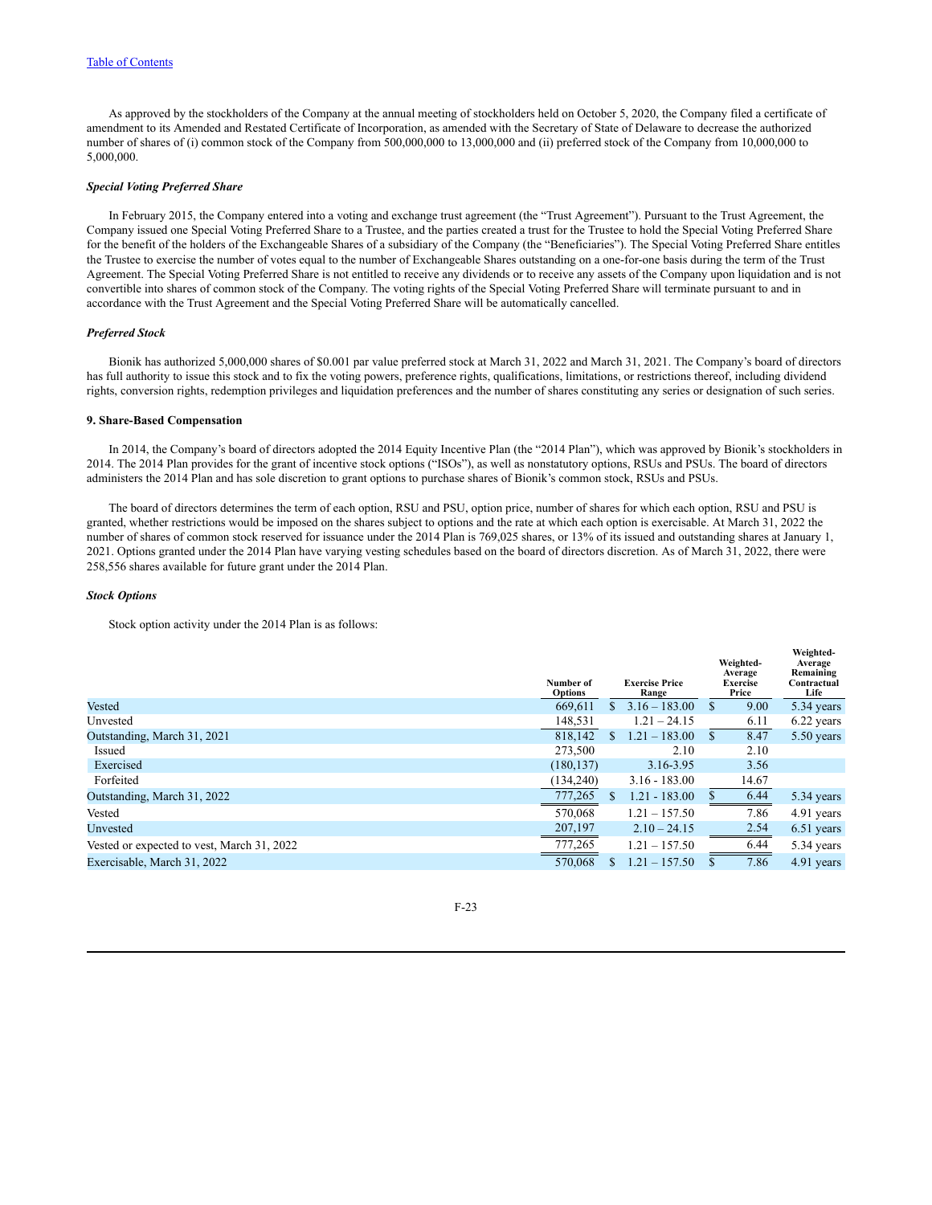As approved by the stockholders of the Company at the annual meeting of stockholders held on October 5, 2020, the Company filed a certificate of amendment to its Amended and Restated Certificate of Incorporation, as amended with the Secretary of State of Delaware to decrease the authorized number of shares of (i) common stock of the Company from 500,000,000 to 13,000,000 and (ii) preferred stock of the Company from 10,000,000 to 5,000,000.

***Special Voting Preferred Share***

In February 2015, the Company entered into a voting and exchange trust agreement (the "Trust Agreement"). Pursuant to the Trust Agreement, the Company issued one Special Voting Preferred Share to a Trustee, and the parties created a trust for the Trustee to hold the Special Voting Preferred Share for the benefit of the holders of the Exchangeable Shares of a subsidiary of the Company (the "Beneficiaries"). The Special Voting Preferred Share entitles the Trustee to exercise the number of votes equal to the number of Exchangeable Shares outstanding on a one-for-one basis during the term of the Trust Agreement. The Special Voting Preferred Share is not entitled to receive any dividends or to receive any assets of the Company upon liquidation and is not convertible into shares of common stock of the Company. The voting rights of the Special Voting Preferred Share will terminate pursuant to and in accordance with the Trust Agreement and the Special Voting Preferred Share will be automatically cancelled.

***Preferred Stock***

Bionik has authorized 5,000,000 shares of $0.001 par value preferred stock at March 31, 2022 and March 31, 2021. The Company's board of directors has full authority to issue this stock and to fix the voting powers, preference rights, qualifications, limitations, or restrictions thereof, including dividend rights, conversion rights, redemption privileges and liquidation preferences and the number of shares constituting any series or designation of such series.

**9. Share-Based Compensation**

In 2014, the Company's board of directors adopted the 2014 Equity Incentive Plan (the "2014 Plan"), which was approved by Bionik's stockholders in 2014. The 2014 Plan provides for the grant of incentive stock options ("ISOs"), as well as nonstatutory options, RSUs and PSUs. The board of directors administers the 2014 Plan and has sole discretion to grant options to purchase shares of Bionik's common stock, RSUs and PSUs.

The board of directors determines the term of each option, RSU and PSU, option price, number of shares for which each option, RSU and PSU is granted, whether restrictions would be imposed on the shares subject to options and the rate at which each option is exercisable. At March 31, 2022 the number of shares of common stock reserved for issuance under the 2014 Plan is 769,025 shares, or 13% of its issued and outstanding shares at January 1, 2021. Options granted under the 2014 Plan have varying vesting schedules based on the board of directors discretion. As of March 31, 2022, there were 258,556 shares available for future grant under the 2014 Plan.

***Stock Options***

Stock option activity under the 2014 Plan is as follows:

| | Number of Options | Exercise Price Range | Weighted-Average Exercise Price | Weighted-Average Remaining Contractual Life |
|---|---|---|---|---|
| Vested | 669,611 | $ 3.16 – 183.00 | $ 9.00 | 5.34 years |
| Unvested | 148,531 | 1.21 – 24.15 | 6.11 | 6.22 years |
| Outstanding, March 31, 2021 | 818,142 | $ 1.21 – 183.00 | $ 8.47 | 5.50 years |
| Issued | 273,500 | 2.10 | 2.10 | |
| Exercised | (180,137) | 3.16-3.95 | 3.56 | |
| Forfeited | (134,240) | 3.16 - 183.00 | 14.67 | |
| Outstanding, March 31, 2022 | 777,265 | $ 1.21 - 183.00 | $ 6.44 | 5.34 years |
| Vested | 570,068 | 1.21 – 157.50 | 7.86 | 4.91 years |
| Unvested | 207,197 | 2.10 – 24.15 | 2.54 | 6.51 years |
| Vested or expected to vest, March 31, 2022 | 777,265 | 1.21 – 157.50 | 6.44 | 5.34 years |
| Exercisable, March 31, 2022 | 570,068 | $ 1.21 – 157.50 | $ 7.86 | 4.91 years |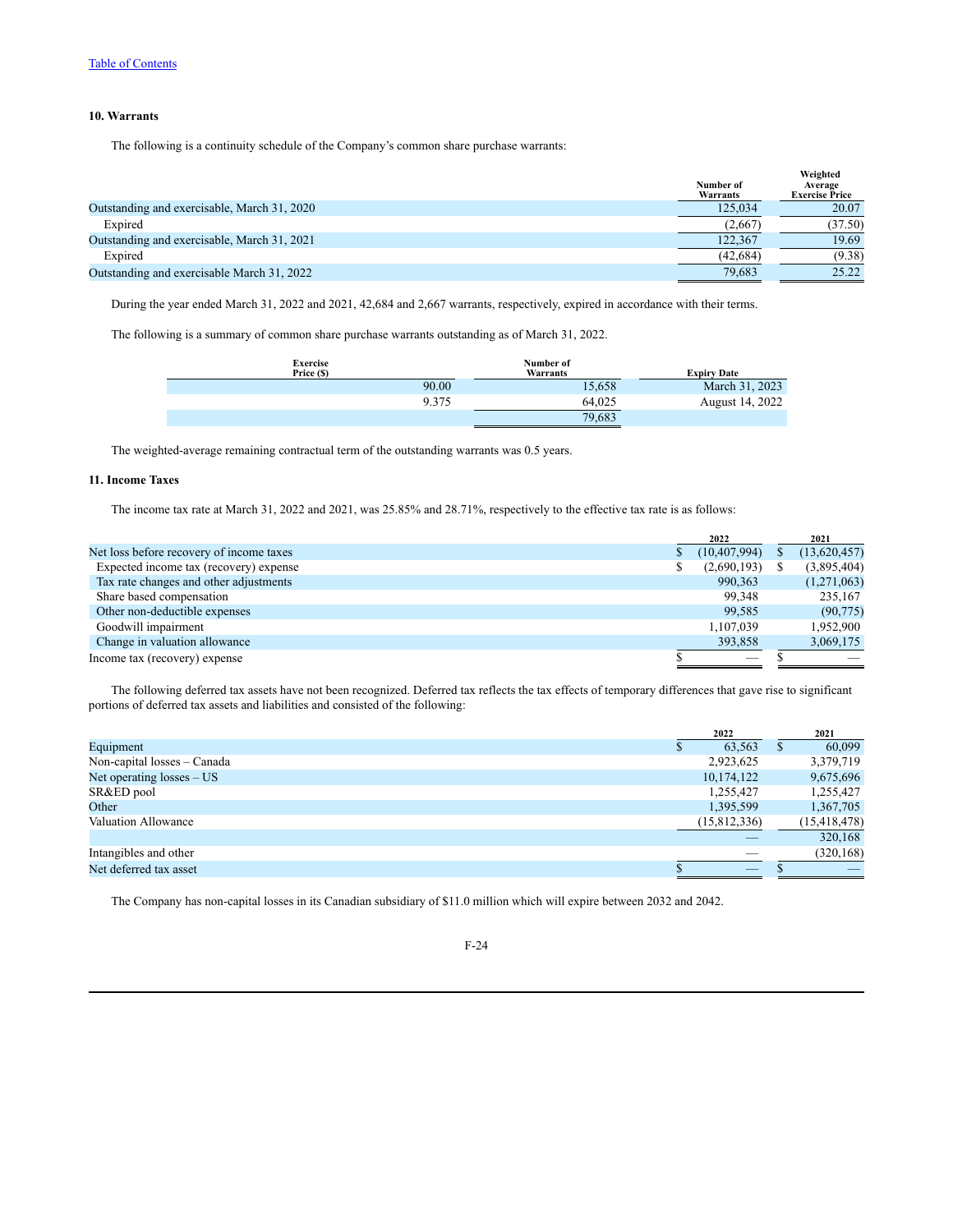## 10. Warrants

The following is a continuity schedule of the Company's common share purchase warrants:

| | Number of Warrants | Weighted Average Exercise Price |
|---|---|---|
| Outstanding and exercisable, March 31, 2020 | 125,034 | 20.07 |
| Expired | (2,667) | (37.50) |
| Outstanding and exercisable, March 31, 2021 | 122,367 | 19.69 |
| Expired | (42,684) | (9.38) |
| Outstanding and exercisable March 31, 2022 | 79,683 | 25.22 |

During the year ended March 31, 2022 and 2021, 42,684 and 2,667 warrants, respectively, expired in accordance with their terms.

The following is a summary of common share purchase warrants outstanding as of March 31, 2022.

| Exercise Price ($) | Number of Warrants | Expiry Date |
|---|---|---|
| 90.00 | 15,658 | March 31, 2023 |
| 9.375 | 64,025 | August 14, 2022 |
| | 79,683 | |

The weighted-average remaining contractual term of the outstanding warrants was 0.5 years.

## 11. Income Taxes

The income tax rate at March 31, 2022 and 2021, was 25.85% and 28.71%, respectively to the effective tax rate is as follows:

| | 2022 | 2021 |
|---|---|---|
| Net loss before recovery of income taxes | $ (10,407,994) | $ (13,620,457) |
| Expected income tax (recovery) expense | $ (2,690,193) | $ (3,895,404) |
| Tax rate changes and other adjustments | 990,363 | (1,271,063) |
| Share based compensation | 99,348 | 235,167 |
| Other non-deductible expenses | 99,585 | (90,775) |
| Goodwill impairment | 1,107,039 | 1,952,900 |
| Change in valuation allowance | 393,858 | 3,069,175 |
| Income tax (recovery) expense | $ — | $ — |

The following deferred tax assets have not been recognized. Deferred tax reflects the tax effects of temporary differences that gave rise to significant portions of deferred tax assets and liabilities and consisted of the following:

| | 2022 | 2021 |
|---|---|---|
| Equipment | $ 63,563 | $ 60,099 |
| Non-capital losses – Canada | 2,923,625 | 3,379,719 |
| Net operating losses – US | 10,174,122 | 9,675,696 |
| SR&ED pool | 1,255,427 | 1,255,427 |
| Other | 1,395,599 | 1,367,705 |
| Valuation Allowance | (15,812,336) | (15,418,478) |
| | — | 320,168 |
| Intangibles and other | — | (320,168) |
| Net deferred tax asset | $ — | $ — |

The Company has non-capital losses in its Canadian subsidiary of $11.0 million which will expire between 2032 and 2042.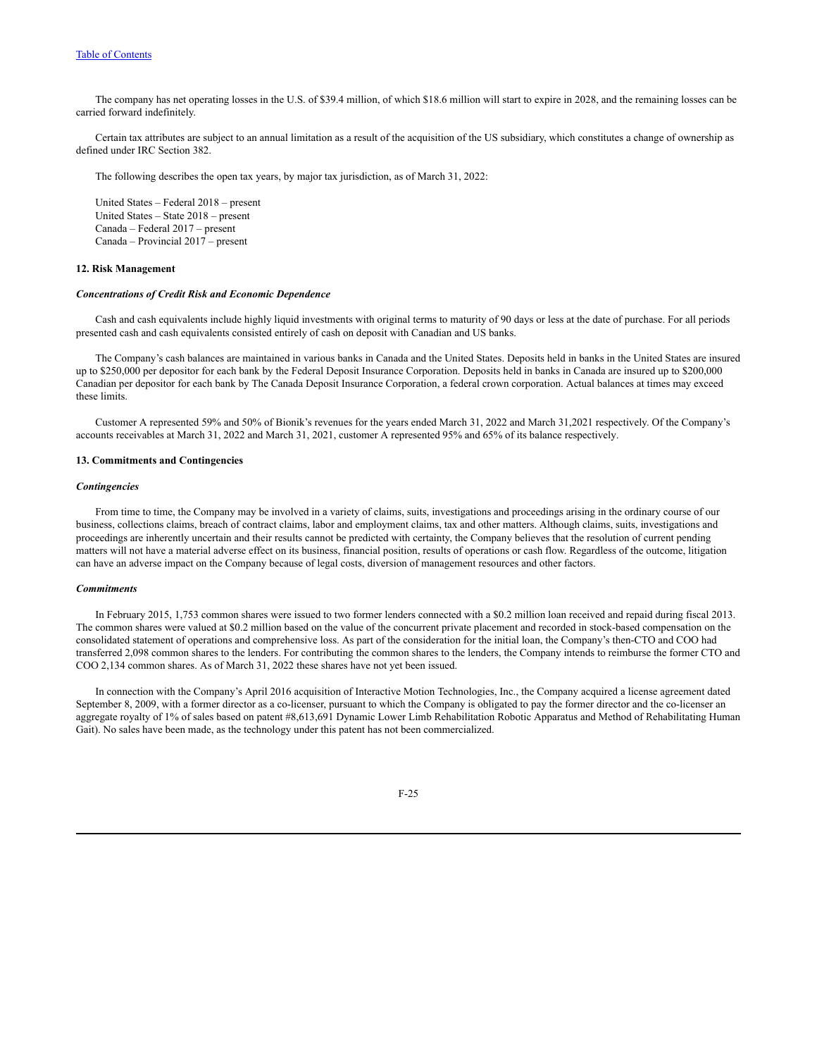The company has net operating losses in the U.S. of $39.4 million, of which $18.6 million will start to expire in 2028, and the remaining losses can be carried forward indefinitely.

Certain tax attributes are subject to an annual limitation as a result of the acquisition of the US subsidiary, which constitutes a change of ownership as defined under IRC Section 382.

The following describes the open tax years, by major tax jurisdiction, as of March 31, 2022:

United States – Federal 2018 – present
United States – State 2018 – present
Canada – Federal 2017 – present
Canada – Provincial 2017 – present

**12. Risk Management**

***Concentrations of Credit Risk and Economic Dependence***

Cash and cash equivalents include highly liquid investments with original terms to maturity of 90 days or less at the date of purchase. For all periods presented cash and cash equivalents consisted entirely of cash on deposit with Canadian and US banks.

The Company's cash balances are maintained in various banks in Canada and the United States. Deposits held in banks in the United States are insured up to $250,000 per depositor for each bank by the Federal Deposit Insurance Corporation. Deposits held in banks in Canada are insured up to $200,000 Canadian per depositor for each bank by The Canada Deposit Insurance Corporation, a federal crown corporation. Actual balances at times may exceed these limits.

Customer A represented 59% and 50% of Bionik's revenues for the years ended March 31, 2022 and March 31,2021 respectively. Of the Company's accounts receivables at March 31, 2022 and March 31, 2021, customer A represented 95% and 65% of its balance respectively.

**13. Commitments and Contingencies**

***Contingencies***

From time to time, the Company may be involved in a variety of claims, suits, investigations and proceedings arising in the ordinary course of our business, collections claims, breach of contract claims, labor and employment claims, tax and other matters. Although claims, suits, investigations and proceedings are inherently uncertain and their results cannot be predicted with certainty, the Company believes that the resolution of current pending matters will not have a material adverse effect on its business, financial position, results of operations or cash flow. Regardless of the outcome, litigation can have an adverse impact on the Company because of legal costs, diversion of management resources and other factors.

***Commitments***

In February 2015, 1,753 common shares were issued to two former lenders connected with a $0.2 million loan received and repaid during fiscal 2013. The common shares were valued at $0.2 million based on the value of the concurrent private placement and recorded in stock-based compensation on the consolidated statement of operations and comprehensive loss. As part of the consideration for the initial loan, the Company's then-CTO and COO had transferred 2,098 common shares to the lenders. For contributing the common shares to the lenders, the Company intends to reimburse the former CTO and COO 2,134 common shares. As of March 31, 2022 these shares have not yet been issued.

In connection with the Company's April 2016 acquisition of Interactive Motion Technologies, Inc., the Company acquired a license agreement dated September 8, 2009, with a former director as a co-licenser, pursuant to which the Company is obligated to pay the former director and the co-licenser an aggregate royalty of 1% of sales based on patent #8,613,691 Dynamic Lower Limb Rehabilitation Robotic Apparatus and Method of Rehabilitating Human Gait). No sales have been made, as the technology under this patent has not been commercialized.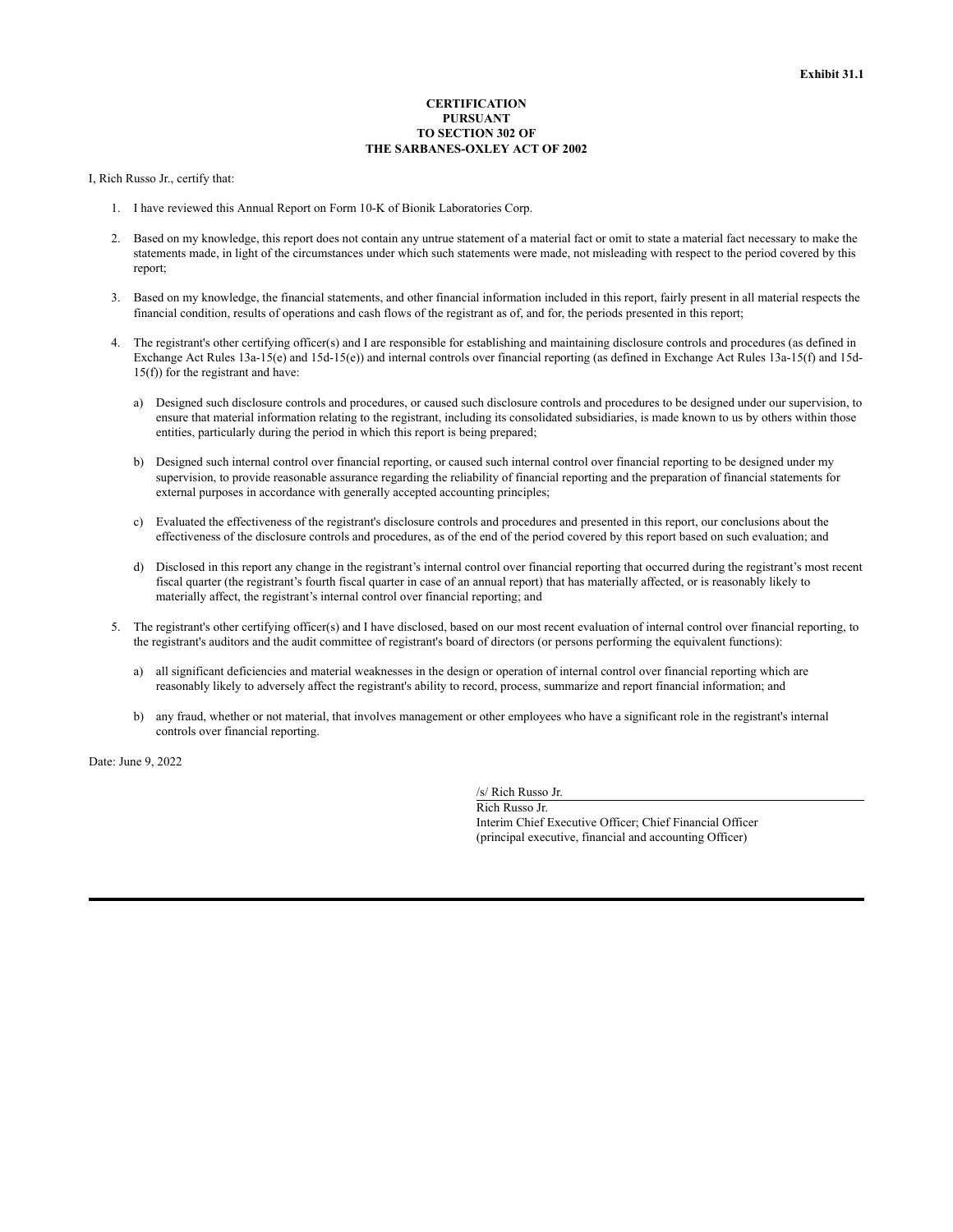**Exhibit 31.1**

**CERTIFICATION PURSUANT TO SECTION 302 OF THE SARBANES-OXLEY ACT OF 2002**

I, Rich Russo Jr., certify that:

1. I have reviewed this Annual Report on Form 10-K of Bionik Laboratories Corp.

2. Based on my knowledge, this report does not contain any untrue statement of a material fact or omit to state a material fact necessary to make the statements made, in light of the circumstances under which such statements were made, not misleading with respect to the period covered by this report;

3. Based on my knowledge, the financial statements, and other financial information included in this report, fairly present in all material respects the financial condition, results of operations and cash flows of the registrant as of, and for, the periods presented in this report;

4. The registrant's other certifying officer(s) and I are responsible for establishing and maintaining disclosure controls and procedures (as defined in Exchange Act Rules 13a-15(e) and 15d-15(e)) and internal controls over financial reporting (as defined in Exchange Act Rules 13a-15(f) and 15d-15(f)) for the registrant and have:

   a) Designed such disclosure controls and procedures, or caused such disclosure controls and procedures to be designed under our supervision, to ensure that material information relating to the registrant, including its consolidated subsidiaries, is made known to us by others within those entities, particularly during the period in which this report is being prepared;

   b) Designed such internal control over financial reporting, or caused such internal control over financial reporting to be designed under my supervision, to provide reasonable assurance regarding the reliability of financial reporting and the preparation of financial statements for external purposes in accordance with generally accepted accounting principles;

   c) Evaluated the effectiveness of the registrant's disclosure controls and procedures and presented in this report, our conclusions about the effectiveness of the disclosure controls and procedures, as of the end of the period covered by this report based on such evaluation; and

   d) Disclosed in this report any change in the registrant's internal control over financial reporting that occurred during the registrant's most recent fiscal quarter (the registrant's fourth fiscal quarter in case of an annual report) that has materially affected, or is reasonably likely to materially affect, the registrant's internal control over financial reporting; and

5. The registrant's other certifying officer(s) and I have disclosed, based on our most recent evaluation of internal control over financial reporting, to the registrant's auditors and the audit committee of registrant's board of directors (or persons performing the equivalent functions):

   a) all significant deficiencies and material weaknesses in the design or operation of internal control over financial reporting which are reasonably likely to adversely affect the registrant's ability to record, process, summarize and report financial information; and

   b) any fraud, whether or not material, that involves management or other employees who have a significant role in the registrant's internal controls over financial reporting.

Date: June 9, 2022

/s/ Rich Russo Jr.
Rich Russo Jr.
Interim Chief Executive Officer; Chief Financial Officer
(principal executive, financial and accounting Officer)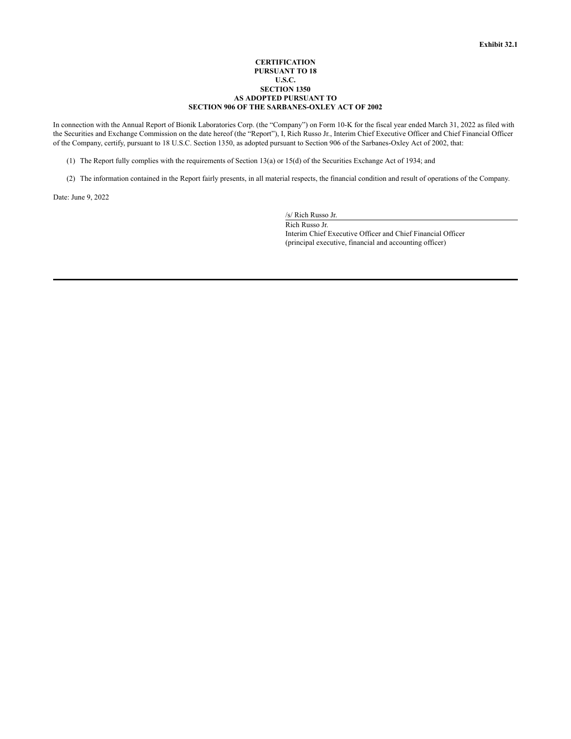**Exhibit 32.1**

**CERTIFICATION**
**PURSUANT TO 18**
**U.S.C.**
**SECTION 1350**
**AS ADOPTED PURSUANT TO**
**SECTION 906 OF THE SARBANES-OXLEY ACT OF 2002**

In connection with the Annual Report of Bionik Laboratories Corp. (the "Company") on Form 10-K for the fiscal year ended March 31, 2022 as filed with the Securities and Exchange Commission on the date hereof (the "Report"), I, Rich Russo Jr., Interim Chief Executive Officer and Chief Financial Officer of the Company, certify, pursuant to 18 U.S.C. Section 1350, as adopted pursuant to Section 906 of the Sarbanes-Oxley Act of 2002, that:

(1) The Report fully complies with the requirements of Section 13(a) or 15(d) of the Securities Exchange Act of 1934; and

(2) The information contained in the Report fairly presents, in all material respects, the financial condition and result of operations of the Company.

Date: June 9, 2022

/s/ Rich Russo Jr.
Rich Russo Jr.
Interim Chief Executive Officer and Chief Financial Officer
(principal executive, financial and accounting officer)